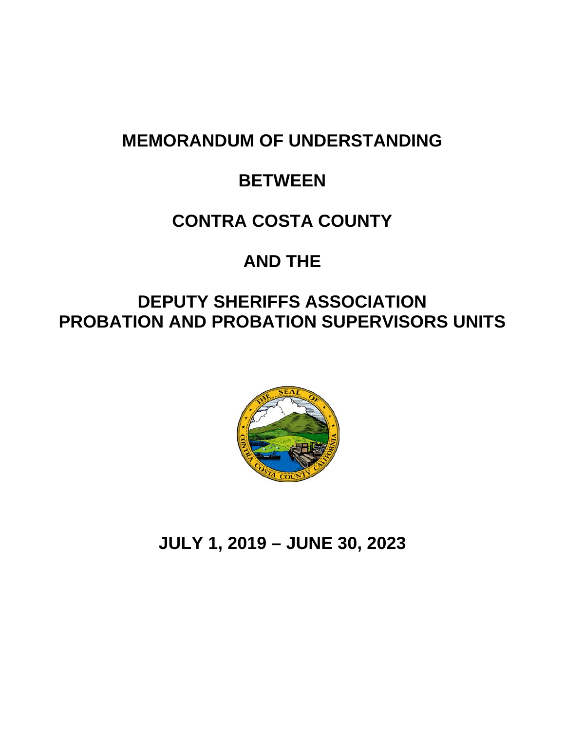# MEMORANDUM OF UNDERSTANDING

# BETWEEN

# CONTRA COSTA COUNTY

# AND THE

# DEPUTY SHERIFFS ASSOCIATION PROBATION AND PROBATION SUPERVISORS UNITS

# JULY 1, 2019 – JUNE 30, 2023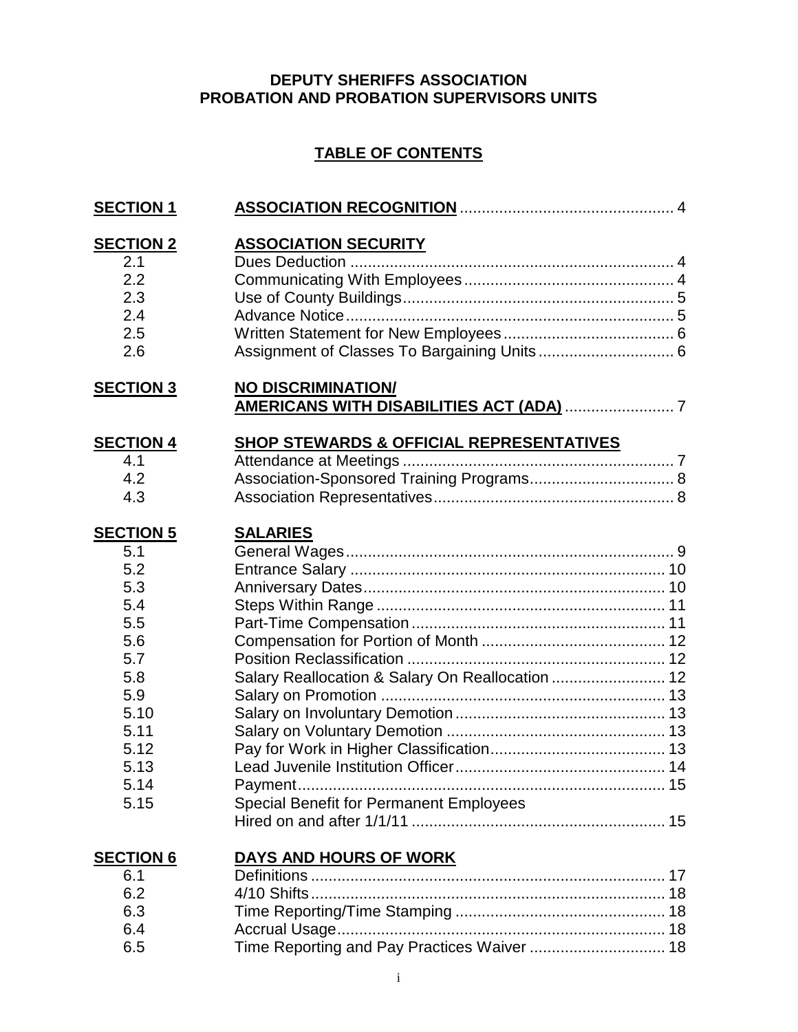**DEPUTY SHERIFFS ASSOCIATION**
**PROBATION AND PROBATION SUPERVISORS UNITS**

## TABLE OF CONTENTS

| | | |
|---|---|---|
| **SECTION 1** | **ASSOCIATION RECOGNITION** | 4 |
| **SECTION 2** | **ASSOCIATION SECURITY** | |
| 2.1 | Dues Deduction | 4 |
| 2.2 | Communicating With Employees | 4 |
| 2.3 | Use of County Buildings | 5 |
| 2.4 | Advance Notice | 5 |
| 2.5 | Written Statement for New Employees | 6 |
| 2.6 | Assignment of Classes To Bargaining Units | 6 |
| **SECTION 3** | **NO DISCRIMINATION/ AMERICANS WITH DISABILITIES ACT (ADA)** | 7 |
| **SECTION 4** | **SHOP STEWARDS & OFFICIAL REPRESENTATIVES** | |
| 4.1 | Attendance at Meetings | 7 |
| 4.2 | Association-Sponsored Training Programs | 8 |
| 4.3 | Association Representatives | 8 |
| **SECTION 5** | **SALARIES** | |
| 5.1 | General Wages | 9 |
| 5.2 | Entrance Salary | 10 |
| 5.3 | Anniversary Dates | 10 |
| 5.4 | Steps Within Range | 11 |
| 5.5 | Part-Time Compensation | 11 |
| 5.6 | Compensation for Portion of Month | 12 |
| 5.7 | Position Reclassification | 12 |
| 5.8 | Salary Reallocation & Salary On Reallocation | 12 |
| 5.9 | Salary on Promotion | 13 |
| 5.10 | Salary on Involuntary Demotion | 13 |
| 5.11 | Salary on Voluntary Demotion | 13 |
| 5.12 | Pay for Work in Higher Classification | 13 |
| 5.13 | Lead Juvenile Institution Officer | 14 |
| 5.14 | Payment | 15 |
| 5.15 | Special Benefit for Permanent Employees Hired on and after 1/1/11 | 15 |
| **SECTION 6** | **DAYS AND HOURS OF WORK** | |
| 6.1 | Definitions | 17 |
| 6.2 | 4/10 Shifts | 18 |
| 6.3 | Time Reporting/Time Stamping | 18 |
| 6.4 | Accrual Usage | 18 |
| 6.5 | Time Reporting and Pay Practices Waiver | 18 |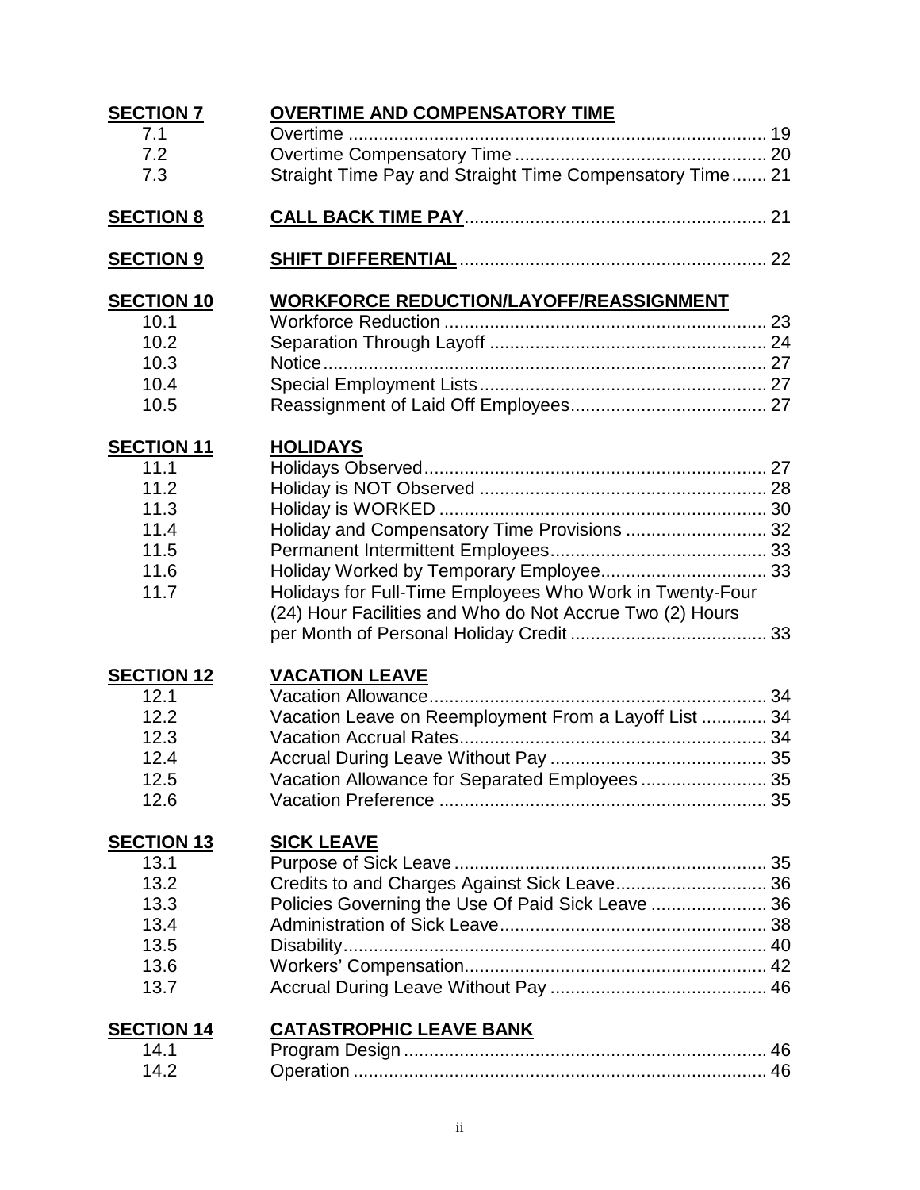| | | |
|---|---|---|
| **SECTION 7** | **OVERTIME AND COMPENSATORY TIME** | |
| 7.1 | Overtime | 19 |
| 7.2 | Overtime Compensatory Time | 20 |
| 7.3 | Straight Time Pay and Straight Time Compensatory Time | 21 |
| **SECTION 8** | **CALL BACK TIME PAY** | 21 |
| **SECTION 9** | **SHIFT DIFFERENTIAL** | 22 |
| **SECTION 10** | **WORKFORCE REDUCTION/LAYOFF/REASSIGNMENT** | |
| 10.1 | Workforce Reduction | 23 |
| 10.2 | Separation Through Layoff | 24 |
| 10.3 | Notice | 27 |
| 10.4 | Special Employment Lists | 27 |
| 10.5 | Reassignment of Laid Off Employees | 27 |
| **SECTION 11** | **HOLIDAYS** | |
| 11.1 | Holidays Observed | 27 |
| 11.2 | Holiday is NOT Observed | 28 |
| 11.3 | Holiday is WORKED | 30 |
| 11.4 | Holiday and Compensatory Time Provisions | 32 |
| 11.5 | Permanent Intermittent Employees | 33 |
| 11.6 | Holiday Worked by Temporary Employee | 33 |
| 11.7 | Holidays for Full-Time Employees Who Work in Twenty-Four (24) Hour Facilities and Who do Not Accrue Two (2) Hours per Month of Personal Holiday Credit | 33 |
| **SECTION 12** | **VACATION LEAVE** | |
| 12.1 | Vacation Allowance | 34 |
| 12.2 | Vacation Leave on Reemployment From a Layoff List | 34 |
| 12.3 | Vacation Accrual Rates | 34 |
| 12.4 | Accrual During Leave Without Pay | 35 |
| 12.5 | Vacation Allowance for Separated Employees | 35 |
| 12.6 | Vacation Preference | 35 |
| **SECTION 13** | **SICK LEAVE** | |
| 13.1 | Purpose of Sick Leave | 35 |
| 13.2 | Credits to and Charges Against Sick Leave | 36 |
| 13.3 | Policies Governing the Use Of Paid Sick Leave | 36 |
| 13.4 | Administration of Sick Leave | 38 |
| 13.5 | Disability | 40 |
| 13.6 | Workers' Compensation | 42 |
| 13.7 | Accrual During Leave Without Pay | 46 |
| **SECTION 14** | **CATASTROPHIC LEAVE BANK** | |
| 14.1 | Program Design | 46 |
| 14.2 | Operation | 46 |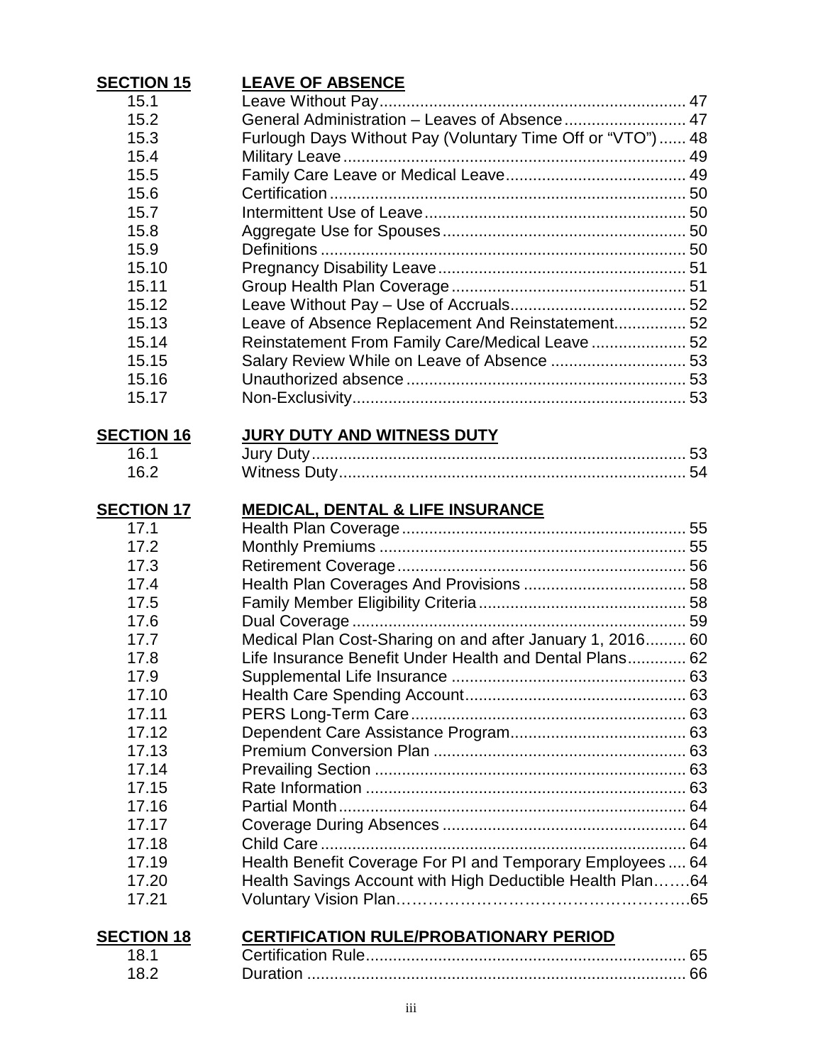| | | |
|---|---|---|
| **SECTION 15** | **LEAVE OF ABSENCE** | |
| 15.1 | Leave Without Pay | 47 |
| 15.2 | General Administration – Leaves of Absence | 47 |
| 15.3 | Furlough Days Without Pay (Voluntary Time Off or "VTO") | 48 |
| 15.4 | Military Leave | 49 |
| 15.5 | Family Care Leave or Medical Leave | 49 |
| 15.6 | Certification | 50 |
| 15.7 | Intermittent Use of Leave | 50 |
| 15.8 | Aggregate Use for Spouses | 50 |
| 15.9 | Definitions | 50 |
| 15.10 | Pregnancy Disability Leave | 51 |
| 15.11 | Group Health Plan Coverage | 51 |
| 15.12 | Leave Without Pay – Use of Accruals | 52 |
| 15.13 | Leave of Absence Replacement And Reinstatement | 52 |
| 15.14 | Reinstatement From Family Care/Medical Leave | 52 |
| 15.15 | Salary Review While on Leave of Absence | 53 |
| 15.16 | Unauthorized absence | 53 |
| 15.17 | Non-Exclusivity | 53 |
| **SECTION 16** | **JURY DUTY AND WITNESS DUTY** | |
| 16.1 | Jury Duty | 53 |
| 16.2 | Witness Duty | 54 |
| **SECTION 17** | **MEDICAL, DENTAL & LIFE INSURANCE** | |
| 17.1 | Health Plan Coverage | 55 |
| 17.2 | Monthly Premiums | 55 |
| 17.3 | Retirement Coverage | 56 |
| 17.4 | Health Plan Coverages And Provisions | 58 |
| 17.5 | Family Member Eligibility Criteria | 58 |
| 17.6 | Dual Coverage | 59 |
| 17.7 | Medical Plan Cost-Sharing on and after January 1, 2016 | 60 |
| 17.8 | Life Insurance Benefit Under Health and Dental Plans | 62 |
| 17.9 | Supplemental Life Insurance | 63 |
| 17.10 | Health Care Spending Account | 63 |
| 17.11 | PERS Long-Term Care | 63 |
| 17.12 | Dependent Care Assistance Program | 63 |
| 17.13 | Premium Conversion Plan | 63 |
| 17.14 | Prevailing Section | 63 |
| 17.15 | Rate Information | 63 |
| 17.16 | Partial Month | 64 |
| 17.17 | Coverage During Absences | 64 |
| 17.18 | Child Care | 64 |
| 17.19 | Health Benefit Coverage For PI and Temporary Employees | 64 |
| 17.20 | Health Savings Account with High Deductible Health Plan | 64 |
| 17.21 | Voluntary Vision Plan | 65 |
| **SECTION 18** | **CERTIFICATION RULE/PROBATIONARY PERIOD** | |
| 18.1 | Certification Rule | 65 |
| 18.2 | Duration | 66 |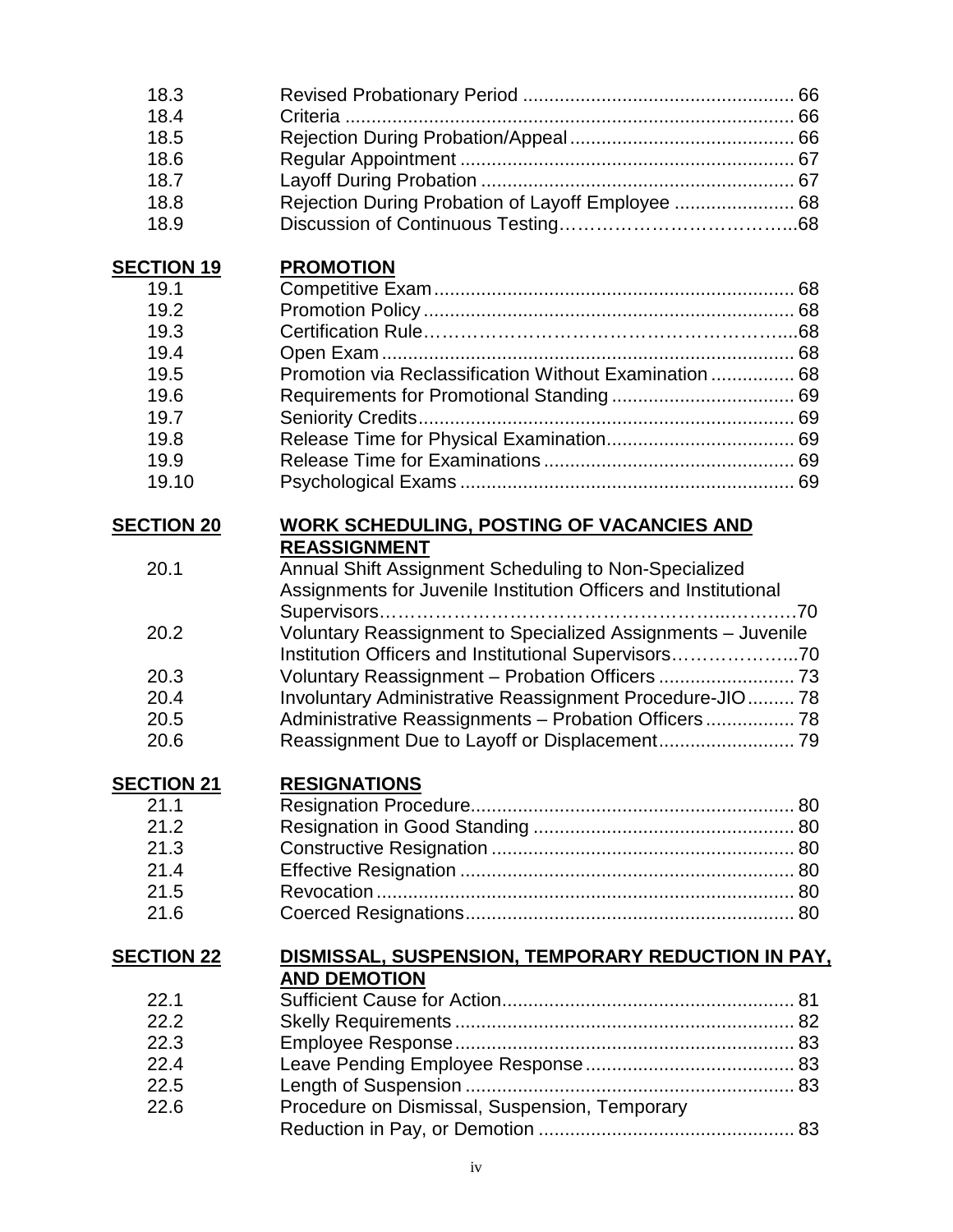| | | |
|---|---|---|
| 18.3 | Revised Probationary Period | 66 |
| 18.4 | Criteria | 66 |
| 18.5 | Rejection During Probation/Appeal | 66 |
| 18.6 | Regular Appointment | 67 |
| 18.7 | Layoff During Probation | 67 |
| 18.8 | Rejection During Probation of Layoff Employee | 68 |
| 18.9 | Discussion of Continuous Testing | 68 |
| **SECTION 19** | **PROMOTION** | |
| 19.1 | Competitive Exam | 68 |
| 19.2 | Promotion Policy | 68 |
| 19.3 | Certification Rule | 68 |
| 19.4 | Open Exam | 68 |
| 19.5 | Promotion via Reclassification Without Examination | 68 |
| 19.6 | Requirements for Promotional Standing | 69 |
| 19.7 | Seniority Credits | 69 |
| 19.8 | Release Time for Physical Examination | 69 |
| 19.9 | Release Time for Examinations | 69 |
| 19.10 | Psychological Exams | 69 |
| **SECTION 20** | **WORK SCHEDULING, POSTING OF VACANCIES AND REASSIGNMENT** | |
| 20.1 | Annual Shift Assignment Scheduling to Non-Specialized Assignments for Juvenile Institution Officers and Institutional Supervisors | 70 |
| 20.2 | Voluntary Reassignment to Specialized Assignments – Juvenile Institution Officers and Institutional Supervisors | 70 |
| 20.3 | Voluntary Reassignment – Probation Officers | 73 |
| 20.4 | Involuntary Administrative Reassignment Procedure-JIO | 78 |
| 20.5 | Administrative Reassignments – Probation Officers | 78 |
| 20.6 | Reassignment Due to Layoff or Displacement | 79 |
| **SECTION 21** | **RESIGNATIONS** | |
| 21.1 | Resignation Procedure | 80 |
| 21.2 | Resignation in Good Standing | 80 |
| 21.3 | Constructive Resignation | 80 |
| 21.4 | Effective Resignation | 80 |
| 21.5 | Revocation | 80 |
| 21.6 | Coerced Resignations | 80 |
| **SECTION 22** | **DISMISSAL, SUSPENSION, TEMPORARY REDUCTION IN PAY, AND DEMOTION** | |
| 22.1 | Sufficient Cause for Action | 81 |
| 22.2 | Skelly Requirements | 82 |
| 22.3 | Employee Response | 83 |
| 22.4 | Leave Pending Employee Response | 83 |
| 22.5 | Length of Suspension | 83 |
| 22.6 | Procedure on Dismissal, Suspension, Temporary Reduction in Pay, or Demotion | 83 |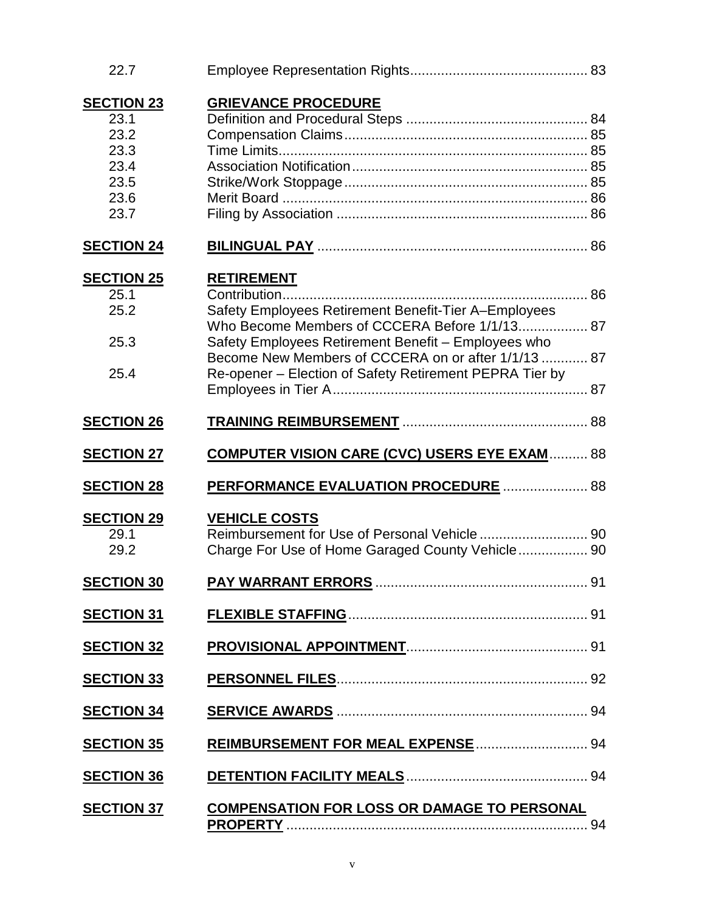| | | |
|---|---|---|
| 22.7 | Employee Representation Rights | 83 |
| **SECTION 23** | **GRIEVANCE PROCEDURE** | |
| 23.1 | Definition and Procedural Steps | 84 |
| 23.2 | Compensation Claims | 85 |
| 23.3 | Time Limits | 85 |
| 23.4 | Association Notification | 85 |
| 23.5 | Strike/Work Stoppage | 85 |
| 23.6 | Merit Board | 86 |
| 23.7 | Filing by Association | 86 |
| **SECTION 24** | **BILINGUAL PAY** | 86 |
| **SECTION 25** | **RETIREMENT** | |
| 25.1 | Contribution | 86 |
| 25.2 | Safety Employees Retirement Benefit-Tier A–Employees Who Become Members of CCCERA Before 1/1/13 | 87 |
| 25.3 | Safety Employees Retirement Benefit – Employees who Become New Members of CCCERA on or after 1/1/13 | 87 |
| 25.4 | Re-opener – Election of Safety Retirement PEPRA Tier by Employees in Tier A | 87 |
| **SECTION 26** | **TRAINING REIMBURSEMENT** | 88 |
| **SECTION 27** | **COMPUTER VISION CARE (CVC) USERS EYE EXAM** | 88 |
| **SECTION 28** | **PERFORMANCE EVALUATION PROCEDURE** | 88 |
| **SECTION 29** | **VEHICLE COSTS** | |
| 29.1 | Reimbursement for Use of Personal Vehicle | 90 |
| 29.2 | Charge For Use of Home Garaged County Vehicle | 90 |
| **SECTION 30** | **PAY WARRANT ERRORS** | 91 |
| **SECTION 31** | **FLEXIBLE STAFFING** | 91 |
| **SECTION 32** | **PROVISIONAL APPOINTMENT** | 91 |
| **SECTION 33** | **PERSONNEL FILES** | 92 |
| **SECTION 34** | **SERVICE AWARDS** | 94 |
| **SECTION 35** | **REIMBURSEMENT FOR MEAL EXPENSE** | 94 |
| **SECTION 36** | **DETENTION FACILITY MEALS** | 94 |
| **SECTION 37** | **COMPENSATION FOR LOSS OR DAMAGE TO PERSONAL PROPERTY** | 94 |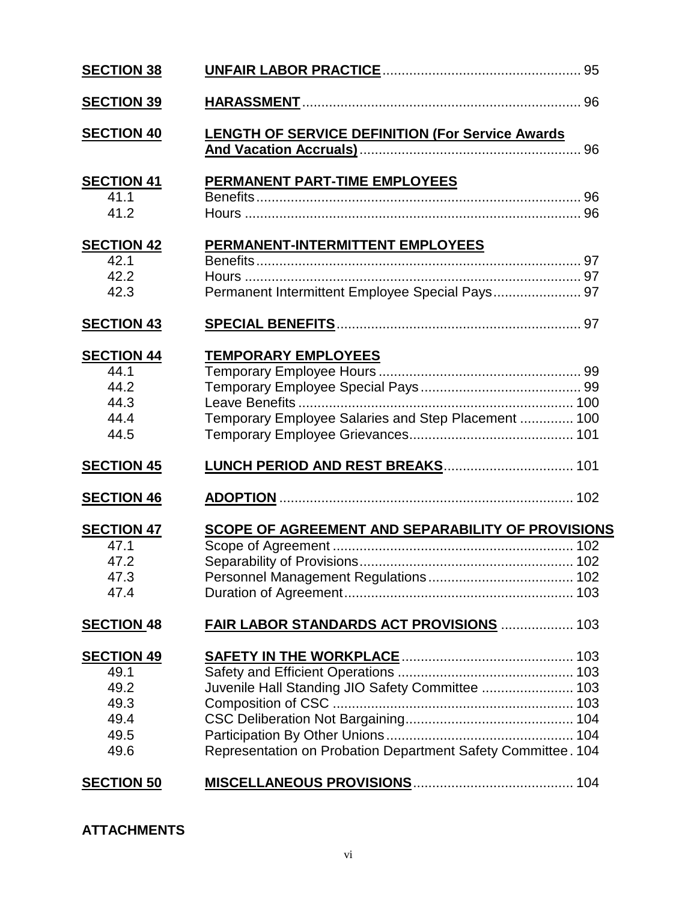| | | |
|---|---|---|
| **SECTION 38** | **UNFAIR LABOR PRACTICE** | 95 |
| **SECTION 39** | **HARASSMENT** | 96 |
| **SECTION 40** | **LENGTH OF SERVICE DEFINITION (For Service Awards And Vacation Accruals)** | 96 |
| **SECTION 41** | **PERMANENT PART-TIME EMPLOYEES** | |
| 41.1 | Benefits | 96 |
| 41.2 | Hours | 96 |
| **SECTION 42** | **PERMANENT-INTERMITTENT EMPLOYEES** | |
| 42.1 | Benefits | 97 |
| 42.2 | Hours | 97 |
| 42.3 | Permanent Intermittent Employee Special Pays | 97 |
| **SECTION 43** | **SPECIAL BENEFITS** | 97 |
| **SECTION 44** | **TEMPORARY EMPLOYEES** | |
| 44.1 | Temporary Employee Hours | 99 |
| 44.2 | Temporary Employee Special Pays | 99 |
| 44.3 | Leave Benefits | 100 |
| 44.4 | Temporary Employee Salaries and Step Placement | 100 |
| 44.5 | Temporary Employee Grievances | 101 |
| **SECTION 45** | **LUNCH PERIOD AND REST BREAKS** | 101 |
| **SECTION 46** | **ADOPTION** | 102 |
| **SECTION 47** | **SCOPE OF AGREEMENT AND SEPARABILITY OF PROVISIONS** | |
| 47.1 | Scope of Agreement | 102 |
| 47.2 | Separability of Provisions | 102 |
| 47.3 | Personnel Management Regulations | 102 |
| 47.4 | Duration of Agreement | 103 |
| **SECTION 48** | **FAIR LABOR STANDARDS ACT PROVISIONS** | 103 |
| **SECTION 49** | **SAFETY IN THE WORKPLACE** | 103 |
| 49.1 | Safety and Efficient Operations | 103 |
| 49.2 | Juvenile Hall Standing JIO Safety Committee | 103 |
| 49.3 | Composition of CSC | 103 |
| 49.4 | CSC Deliberation Not Bargaining | 104 |
| 49.5 | Participation By Other Unions | 104 |
| 49.6 | Representation on Probation Department Safety Committee | 104 |
| **SECTION 50** | **MISCELLANEOUS PROVISIONS** | 104 |

**ATTACHMENTS**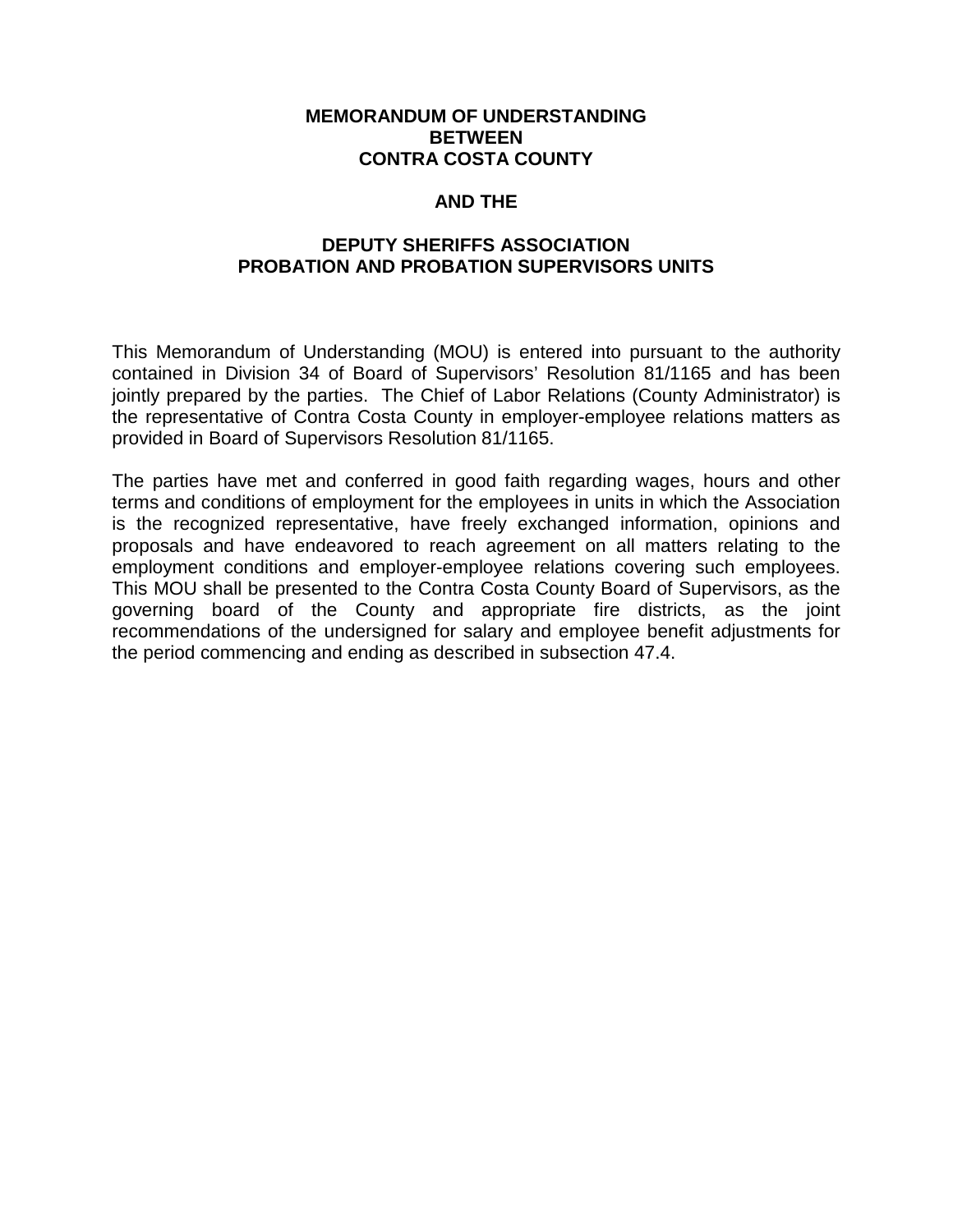# MEMORANDUM OF UNDERSTANDING BETWEEN CONTRA COSTA COUNTY

## AND THE

## DEPUTY SHERIFFS ASSOCIATION PROBATION AND PROBATION SUPERVISORS UNITS

This Memorandum of Understanding (MOU) is entered into pursuant to the authority contained in Division 34 of Board of Supervisors' Resolution 81/1165 and has been jointly prepared by the parties. The Chief of Labor Relations (County Administrator) is the representative of Contra Costa County in employer-employee relations matters as provided in Board of Supervisors Resolution 81/1165.

The parties have met and conferred in good faith regarding wages, hours and other terms and conditions of employment for the employees in units in which the Association is the recognized representative, have freely exchanged information, opinions and proposals and have endeavored to reach agreement on all matters relating to the employment conditions and employer-employee relations covering such employees. This MOU shall be presented to the Contra Costa County Board of Supervisors, as the governing board of the County and appropriate fire districts, as the joint recommendations of the undersigned for salary and employee benefit adjustments for the period commencing and ending as described in subsection 47.4.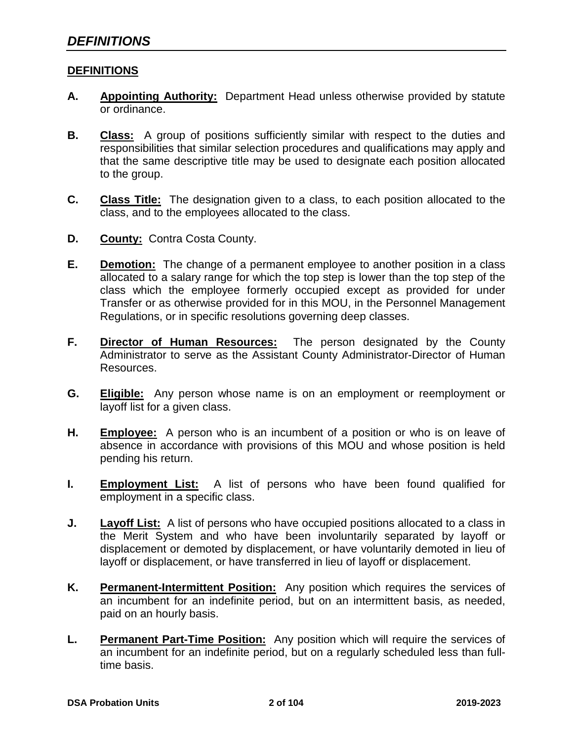## *DEFINITIONS*

### DEFINITIONS

**A. Appointing Authority:** Department Head unless otherwise provided by statute or ordinance.

**B. Class:** A group of positions sufficiently similar with respect to the duties and responsibilities that similar selection procedures and qualifications may apply and that the same descriptive title may be used to designate each position allocated to the group.

**C. Class Title:** The designation given to a class, to each position allocated to the class, and to the employees allocated to the class.

**D. County:** Contra Costa County.

**E. Demotion:** The change of a permanent employee to another position in a class allocated to a salary range for which the top step is lower than the top step of the class which the employee formerly occupied except as provided for under Transfer or as otherwise provided for in this MOU, in the Personnel Management Regulations, or in specific resolutions governing deep classes.

**F. Director of Human Resources:** The person designated by the County Administrator to serve as the Assistant County Administrator-Director of Human Resources.

**G. Eligible:** Any person whose name is on an employment or reemployment or layoff list for a given class.

**H. Employee:** A person who is an incumbent of a position or who is on leave of absence in accordance with provisions of this MOU and whose position is held pending his return.

**I. Employment List:** A list of persons who have been found qualified for employment in a specific class.

**J. Layoff List:** A list of persons who have occupied positions allocated to a class in the Merit System and who have been involuntarily separated by layoff or displacement or demoted by displacement, or have voluntarily demoted in lieu of layoff or displacement, or have transferred in lieu of layoff or displacement.

**K. Permanent-Intermittent Position:** Any position which requires the services of an incumbent for an indefinite period, but on an intermittent basis, as needed, paid on an hourly basis.

**L. Permanent Part-Time Position:** Any position which will require the services of an incumbent for an indefinite period, but on a regularly scheduled less than full-time basis.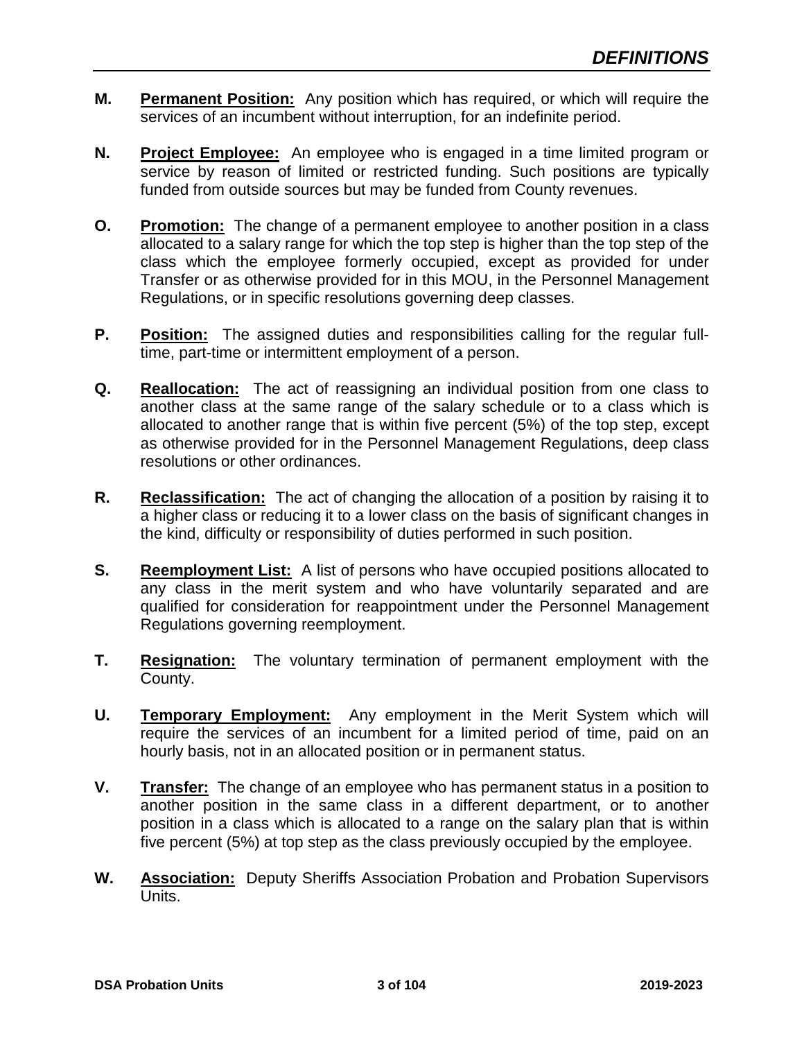## DEFINITIONS

**M. Permanent Position:** Any position which has required, or which will require the services of an incumbent without interruption, for an indefinite period.

**N. Project Employee:** An employee who is engaged in a time limited program or service by reason of limited or restricted funding. Such positions are typically funded from outside sources but may be funded from County revenues.

**O. Promotion:** The change of a permanent employee to another position in a class allocated to a salary range for which the top step is higher than the top step of the class which the employee formerly occupied, except as provided for under Transfer or as otherwise provided for in this MOU, in the Personnel Management Regulations, or in specific resolutions governing deep classes.

**P. Position:** The assigned duties and responsibilities calling for the regular full-time, part-time or intermittent employment of a person.

**Q. Reallocation:** The act of reassigning an individual position from one class to another class at the same range of the salary schedule or to a class which is allocated to another range that is within five percent (5%) of the top step, except as otherwise provided for in the Personnel Management Regulations, deep class resolutions or other ordinances.

**R. Reclassification:** The act of changing the allocation of a position by raising it to a higher class or reducing it to a lower class on the basis of significant changes in the kind, difficulty or responsibility of duties performed in such position.

**S. Reemployment List:** A list of persons who have occupied positions allocated to any class in the merit system and who have voluntarily separated and are qualified for consideration for reappointment under the Personnel Management Regulations governing reemployment.

**T. Resignation:** The voluntary termination of permanent employment with the County.

**U. Temporary Employment:** Any employment in the Merit System which will require the services of an incumbent for a limited period of time, paid on an hourly basis, not in an allocated position or in permanent status.

**V. Transfer:** The change of an employee who has permanent status in a position to another position in the same class in a different department, or to another position in a class which is allocated to a range on the salary plan that is within five percent (5%) at top step as the class previously occupied by the employee.

**W. Association:** Deputy Sheriffs Association Probation and Probation Supervisors Units.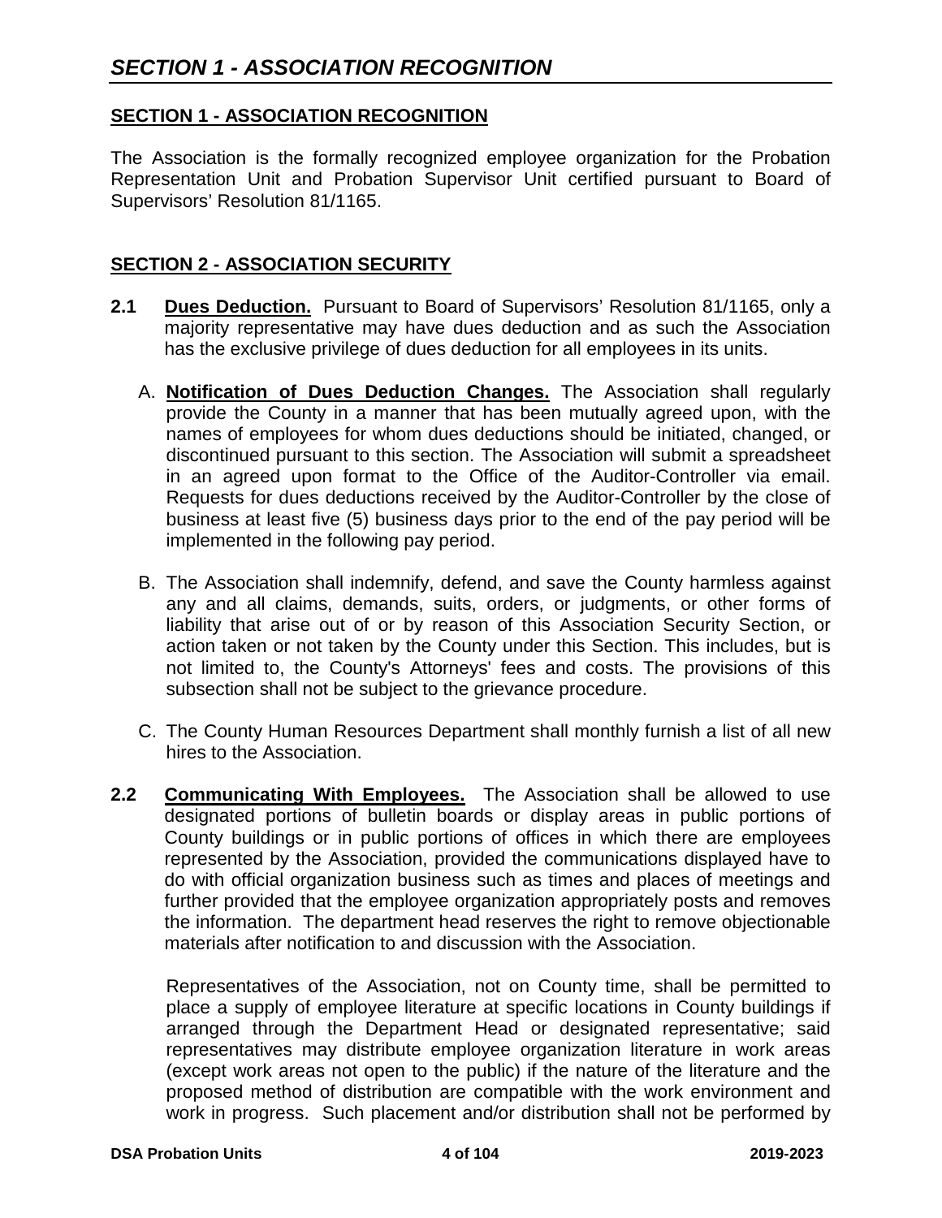# SECTION 1 - ASSOCIATION RECOGNITION

## SECTION 1 - ASSOCIATION RECOGNITION

The Association is the formally recognized employee organization for the Probation Representation Unit and Probation Supervisor Unit certified pursuant to Board of Supervisors' Resolution 81/1165.

## SECTION 2 - ASSOCIATION SECURITY

**2.1 Dues Deduction.** Pursuant to Board of Supervisors' Resolution 81/1165, only a majority representative may have dues deduction and as such the Association has the exclusive privilege of dues deduction for all employees in its units.

A. **Notification of Dues Deduction Changes.** The Association shall regularly provide the County in a manner that has been mutually agreed upon, with the names of employees for whom dues deductions should be initiated, changed, or discontinued pursuant to this section. The Association will submit a spreadsheet in an agreed upon format to the Office of the Auditor-Controller via email. Requests for dues deductions received by the Auditor-Controller by the close of business at least five (5) business days prior to the end of the pay period will be implemented in the following pay period.

B. The Association shall indemnify, defend, and save the County harmless against any and all claims, demands, suits, orders, or judgments, or other forms of liability that arise out of or by reason of this Association Security Section, or action taken or not taken by the County under this Section. This includes, but is not limited to, the County's Attorneys' fees and costs. The provisions of this subsection shall not be subject to the grievance procedure.

C. The County Human Resources Department shall monthly furnish a list of all new hires to the Association.

**2.2 Communicating With Employees.** The Association shall be allowed to use designated portions of bulletin boards or display areas in public portions of County buildings or in public portions of offices in which there are employees represented by the Association, provided the communications displayed have to do with official organization business such as times and places of meetings and further provided that the employee organization appropriately posts and removes the information. The department head reserves the right to remove objectionable materials after notification to and discussion with the Association.

Representatives of the Association, not on County time, shall be permitted to place a supply of employee literature at specific locations in County buildings if arranged through the Department Head or designated representative; said representatives may distribute employee organization literature in work areas (except work areas not open to the public) if the nature of the literature and the proposed method of distribution are compatible with the work environment and work in progress. Such placement and/or distribution shall not be performed by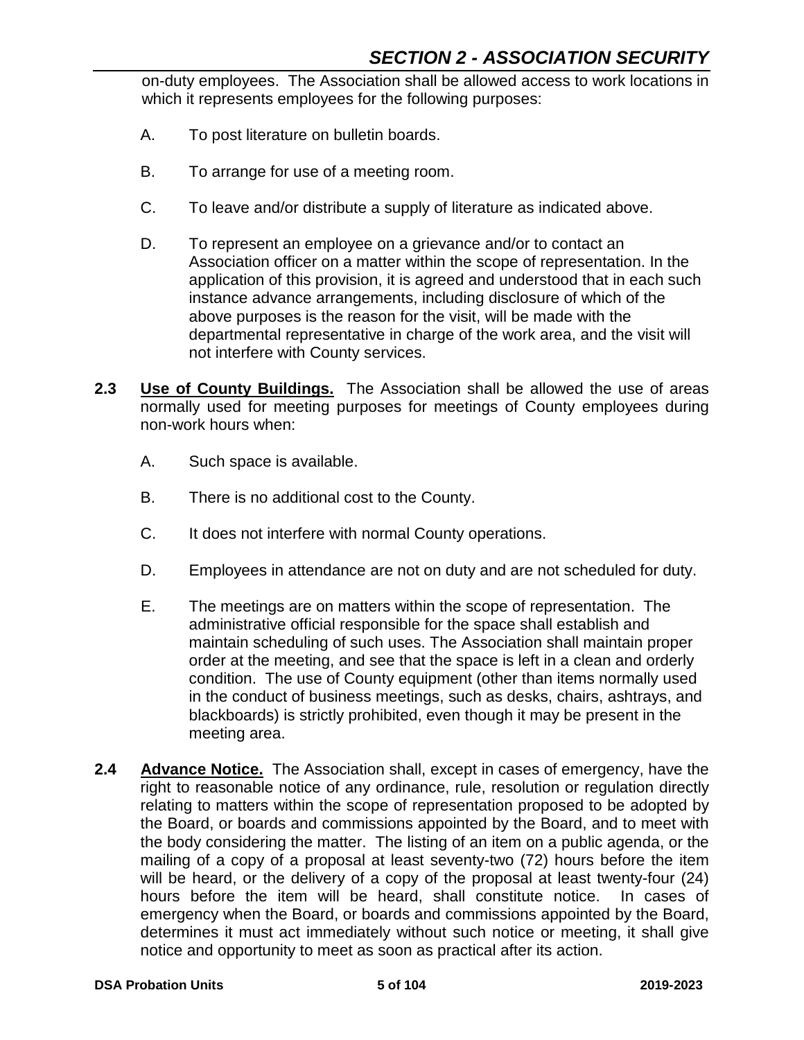on-duty employees. The Association shall be allowed access to work locations in which it represents employees for the following purposes:

A. To post literature on bulletin boards.

B. To arrange for use of a meeting room.

C. To leave and/or distribute a supply of literature as indicated above.

D. To represent an employee on a grievance and/or to contact an Association officer on a matter within the scope of representation. In the application of this provision, it is agreed and understood that in each such instance advance arrangements, including disclosure of which of the above purposes is the reason for the visit, will be made with the departmental representative in charge of the work area, and the visit will not interfere with County services.

**2.3 <u>Use of County Buildings.</u>** The Association shall be allowed the use of areas normally used for meeting purposes for meetings of County employees during non-work hours when:

A. Such space is available.

B. There is no additional cost to the County.

C. It does not interfere with normal County operations.

D. Employees in attendance are not on duty and are not scheduled for duty.

E. The meetings are on matters within the scope of representation. The administrative official responsible for the space shall establish and maintain scheduling of such uses. The Association shall maintain proper order at the meeting, and see that the space is left in a clean and orderly condition. The use of County equipment (other than items normally used in the conduct of business meetings, such as desks, chairs, ashtrays, and blackboards) is strictly prohibited, even though it may be present in the meeting area.

**2.4 <u>Advance Notice.</u>** The Association shall, except in cases of emergency, have the right to reasonable notice of any ordinance, rule, resolution or regulation directly relating to matters within the scope of representation proposed to be adopted by the Board, or boards and commissions appointed by the Board, and to meet with the body considering the matter. The listing of an item on a public agenda, or the mailing of a copy of a proposal at least seventy-two (72) hours before the item will be heard, or the delivery of a copy of the proposal at least twenty-four (24) hours before the item will be heard, shall constitute notice. In cases of emergency when the Board, or boards and commissions appointed by the Board, determines it must act immediately without such notice or meeting, it shall give notice and opportunity to meet as soon as practical after its action.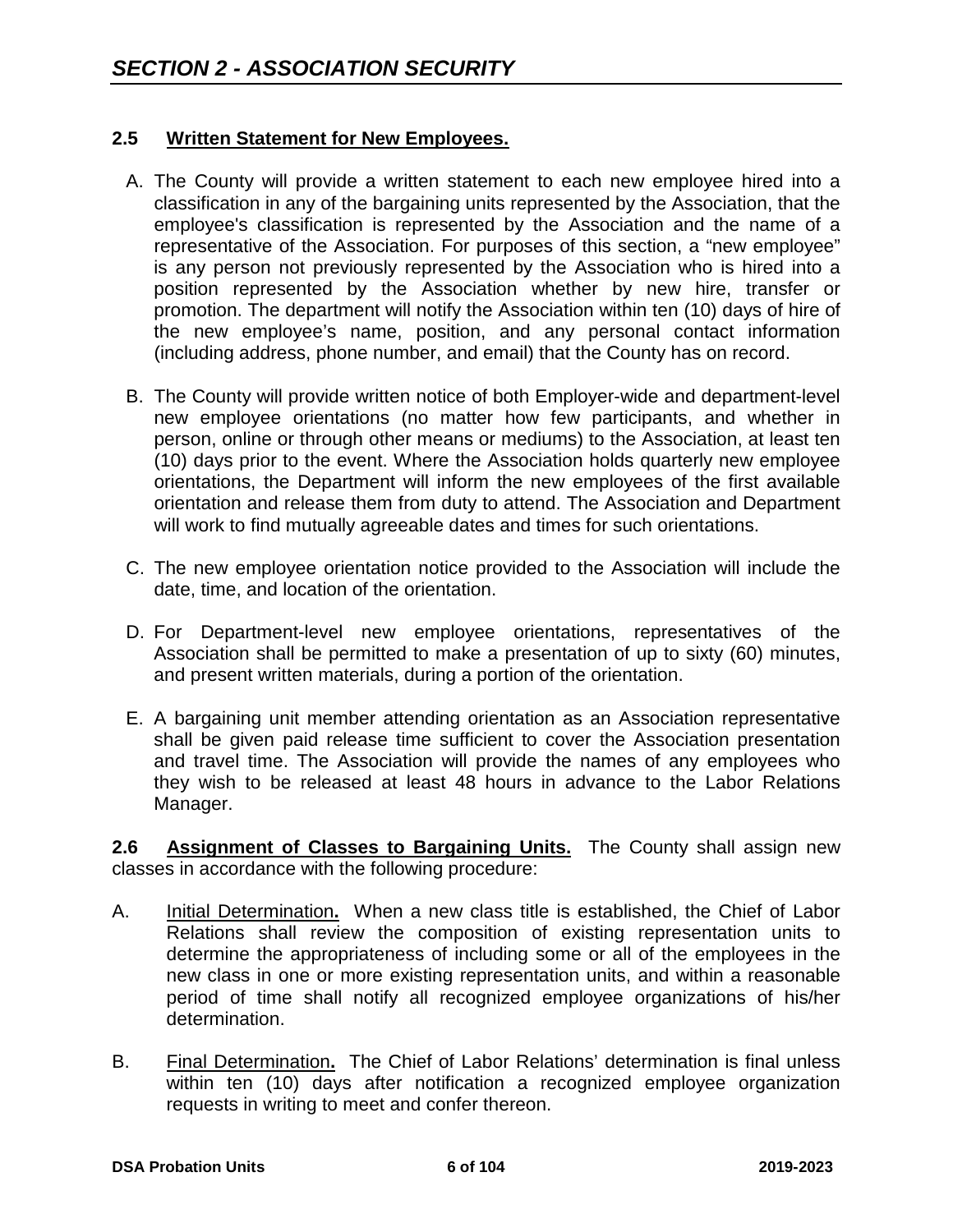## SECTION 2 - ASSOCIATION SECURITY

### 2.5 Written Statement for New Employees.

A. The County will provide a written statement to each new employee hired into a classification in any of the bargaining units represented by the Association, that the employee's classification is represented by the Association and the name of a representative of the Association. For purposes of this section, a "new employee" is any person not previously represented by the Association who is hired into a position represented by the Association whether by new hire, transfer or promotion. The department will notify the Association within ten (10) days of hire of the new employee's name, position, and any personal contact information (including address, phone number, and email) that the County has on record.

B. The County will provide written notice of both Employer-wide and department-level new employee orientations (no matter how few participants, and whether in person, online or through other means or mediums) to the Association, at least ten (10) days prior to the event. Where the Association holds quarterly new employee orientations, the Department will inform the new employees of the first available orientation and release them from duty to attend. The Association and Department will work to find mutually agreeable dates and times for such orientations.

C. The new employee orientation notice provided to the Association will include the date, time, and location of the orientation.

D. For Department-level new employee orientations, representatives of the Association shall be permitted to make a presentation of up to sixty (60) minutes, and present written materials, during a portion of the orientation.

E. A bargaining unit member attending orientation as an Association representative shall be given paid release time sufficient to cover the Association presentation and travel time. The Association will provide the names of any employees who they wish to be released at least 48 hours in advance to the Labor Relations Manager.

**2.6 Assignment of Classes to Bargaining Units.** The County shall assign new classes in accordance with the following procedure:

A. Initial Determination**.** When a new class title is established, the Chief of Labor Relations shall review the composition of existing representation units to determine the appropriateness of including some or all of the employees in the new class in one or more existing representation units, and within a reasonable period of time shall notify all recognized employee organizations of his/her determination.

B. Final Determination**.** The Chief of Labor Relations' determination is final unless within ten (10) days after notification a recognized employee organization requests in writing to meet and confer thereon.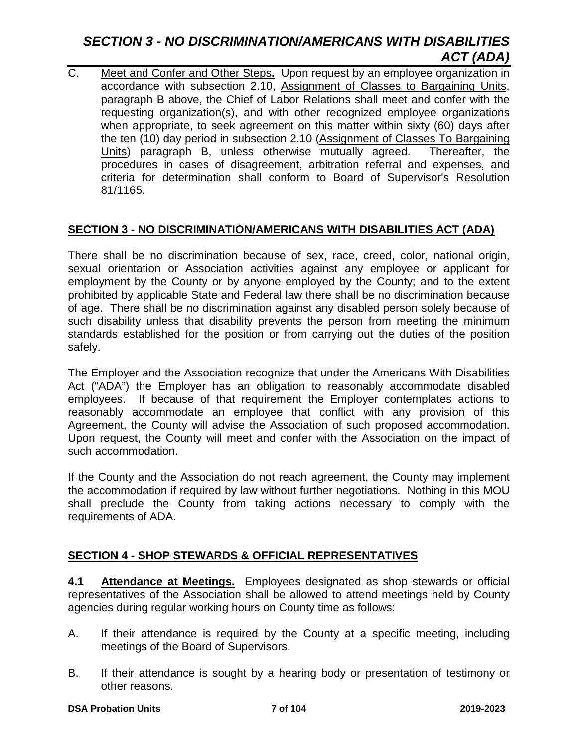C. Meet and Confer and Other Steps**.** Upon request by an employee organization in accordance with subsection 2.10, Assignment of Classes to Bargaining Units, paragraph B above, the Chief of Labor Relations shall meet and confer with the requesting organization(s), and with other recognized employee organizations when appropriate, to seek agreement on this matter within sixty (60) days after the ten (10) day period in subsection 2.10 (Assignment of Classes To Bargaining Units) paragraph B, unless otherwise mutually agreed. Thereafter, the procedures in cases of disagreement, arbitration referral and expenses, and criteria for determination shall conform to Board of Supervisor's Resolution 81/1165.

## SECTION 3 - NO DISCRIMINATION/AMERICANS WITH DISABILITIES ACT (ADA)

There shall be no discrimination because of sex, race, creed, color, national origin, sexual orientation or Association activities against any employee or applicant for employment by the County or by anyone employed by the County; and to the extent prohibited by applicable State and Federal law there shall be no discrimination because of age. There shall be no discrimination against any disabled person solely because of such disability unless that disability prevents the person from meeting the minimum standards established for the position or from carrying out the duties of the position safely.

The Employer and the Association recognize that under the Americans With Disabilities Act ("ADA") the Employer has an obligation to reasonably accommodate disabled employees. If because of that requirement the Employer contemplates actions to reasonably accommodate an employee that conflict with any provision of this Agreement, the County will advise the Association of such proposed accommodation. Upon request, the County will meet and confer with the Association on the impact of such accommodation.

If the County and the Association do not reach agreement, the County may implement the accommodation if required by law without further negotiations. Nothing in this MOU shall preclude the County from taking actions necessary to comply with the requirements of ADA.

## SECTION 4 - SHOP STEWARDS & OFFICIAL REPRESENTATIVES

**4.1 Attendance at Meetings.** Employees designated as shop stewards or official representatives of the Association shall be allowed to attend meetings held by County agencies during regular working hours on County time as follows:

A. If their attendance is required by the County at a specific meeting, including meetings of the Board of Supervisors.

B. If their attendance is sought by a hearing body or presentation of testimony or other reasons.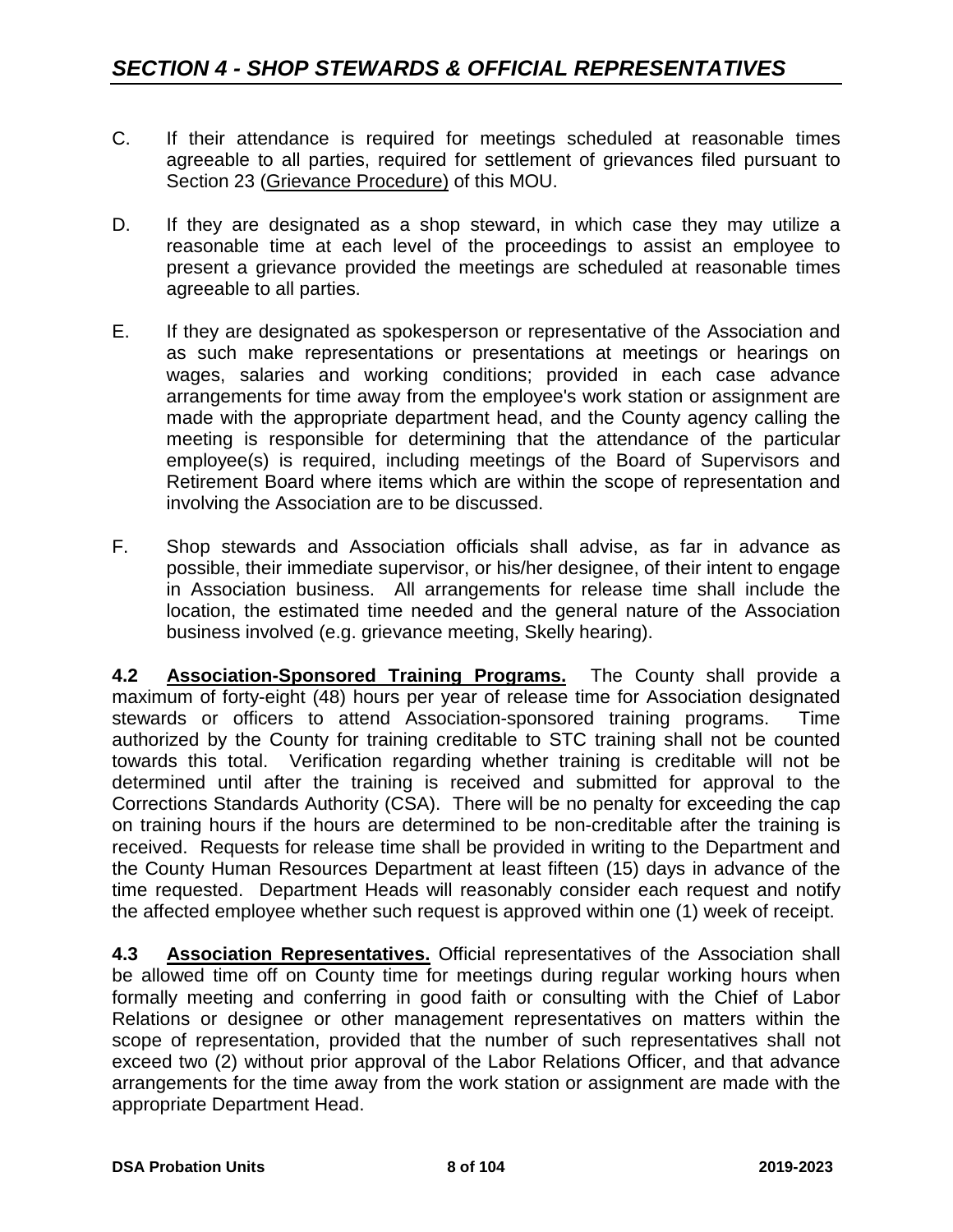C. If their attendance is required for meetings scheduled at reasonable times agreeable to all parties, required for settlement of grievances filed pursuant to Section 23 (Grievance Procedure) of this MOU.

D. If they are designated as a shop steward, in which case they may utilize a reasonable time at each level of the proceedings to assist an employee to present a grievance provided the meetings are scheduled at reasonable times agreeable to all parties.

E. If they are designated as spokesperson or representative of the Association and as such make representations or presentations at meetings or hearings on wages, salaries and working conditions; provided in each case advance arrangements for time away from the employee's work station or assignment are made with the appropriate department head, and the County agency calling the meeting is responsible for determining that the attendance of the particular employee(s) is required, including meetings of the Board of Supervisors and Retirement Board where items which are within the scope of representation and involving the Association are to be discussed.

F. Shop stewards and Association officials shall advise, as far in advance as possible, their immediate supervisor, or his/her designee, of their intent to engage in Association business. All arrangements for release time shall include the location, the estimated time needed and the general nature of the Association business involved (e.g. grievance meeting, Skelly hearing).

**4.2 Association-Sponsored Training Programs.** The County shall provide a maximum of forty-eight (48) hours per year of release time for Association designated stewards or officers to attend Association-sponsored training programs. Time authorized by the County for training creditable to STC training shall not be counted towards this total. Verification regarding whether training is creditable will not be determined until after the training is received and submitted for approval to the Corrections Standards Authority (CSA). There will be no penalty for exceeding the cap on training hours if the hours are determined to be non-creditable after the training is received. Requests for release time shall be provided in writing to the Department and the County Human Resources Department at least fifteen (15) days in advance of the time requested. Department Heads will reasonably consider each request and notify the affected employee whether such request is approved within one (1) week of receipt.

**4.3 Association Representatives.** Official representatives of the Association shall be allowed time off on County time for meetings during regular working hours when formally meeting and conferring in good faith or consulting with the Chief of Labor Relations or designee or other management representatives on matters within the scope of representation, provided that the number of such representatives shall not exceed two (2) without prior approval of the Labor Relations Officer, and that advance arrangements for the time away from the work station or assignment are made with the appropriate Department Head.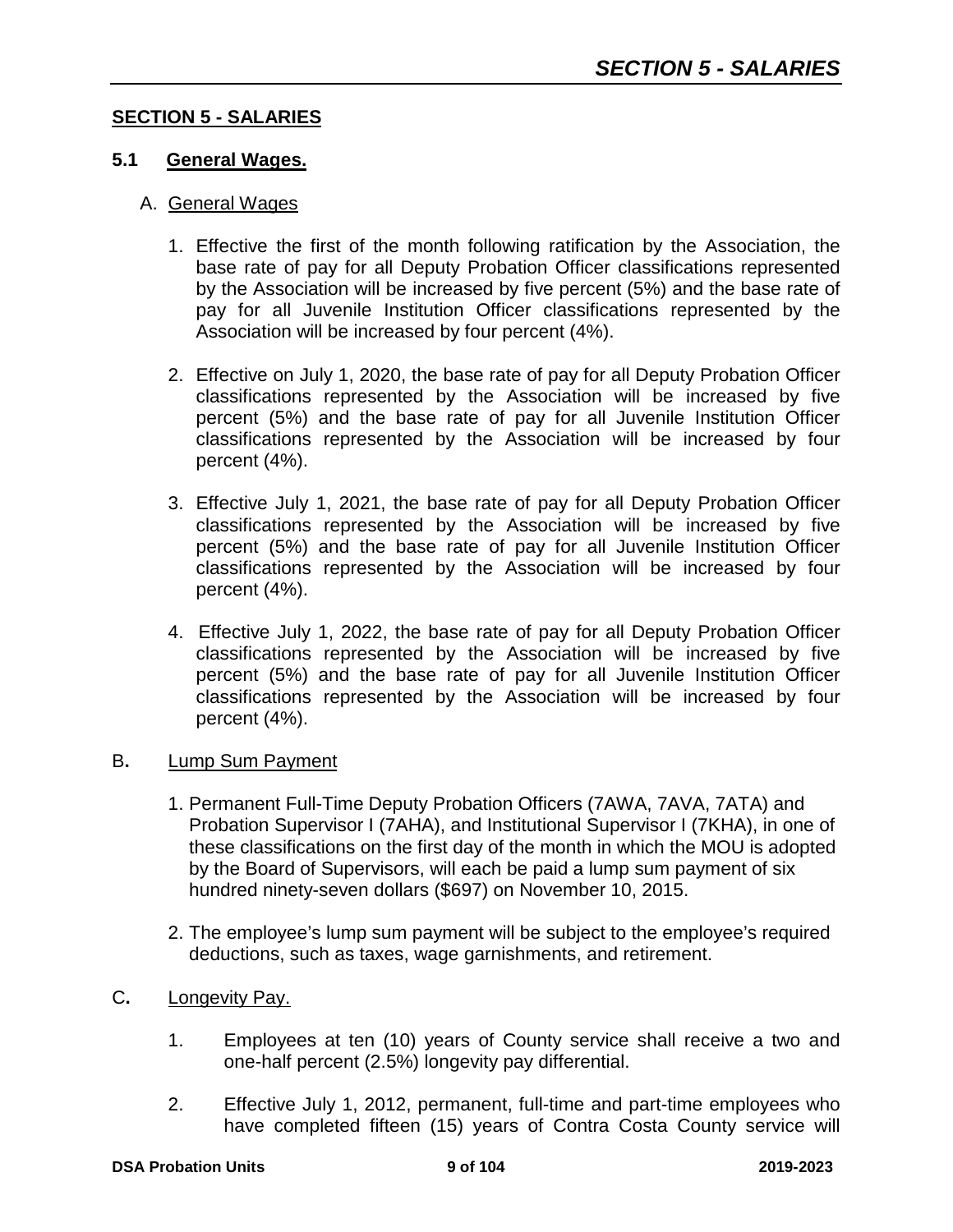## SECTION 5 - SALARIES

### 5.1 General Wages.

A. General Wages

1. Effective the first of the month following ratification by the Association, the base rate of pay for all Deputy Probation Officer classifications represented by the Association will be increased by five percent (5%) and the base rate of pay for all Juvenile Institution Officer classifications represented by the Association will be increased by four percent (4%).

2. Effective on July 1, 2020, the base rate of pay for all Deputy Probation Officer classifications represented by the Association will be increased by five percent (5%) and the base rate of pay for all Juvenile Institution Officer classifications represented by the Association will be increased by four percent (4%).

3. Effective July 1, 2021, the base rate of pay for all Deputy Probation Officer classifications represented by the Association will be increased by five percent (5%) and the base rate of pay for all Juvenile Institution Officer classifications represented by the Association will be increased by four percent (4%).

4. Effective July 1, 2022, the base rate of pay for all Deputy Probation Officer classifications represented by the Association will be increased by five percent (5%) and the base rate of pay for all Juvenile Institution Officer classifications represented by the Association will be increased by four percent (4%).

B. Lump Sum Payment

1. Permanent Full-Time Deputy Probation Officers (7AWA, 7AVA, 7ATA) and Probation Supervisor I (7AHA), and Institutional Supervisor I (7KHA), in one of these classifications on the first day of the month in which the MOU is adopted by the Board of Supervisors, will each be paid a lump sum payment of six hundred ninety-seven dollars ($697) on November 10, 2015.

2. The employee's lump sum payment will be subject to the employee's required deductions, such as taxes, wage garnishments, and retirement.

C. Longevity Pay.

1. Employees at ten (10) years of County service shall receive a two and one-half percent (2.5%) longevity pay differential.

2. Effective July 1, 2012, permanent, full-time and part-time employees who have completed fifteen (15) years of Contra Costa County service will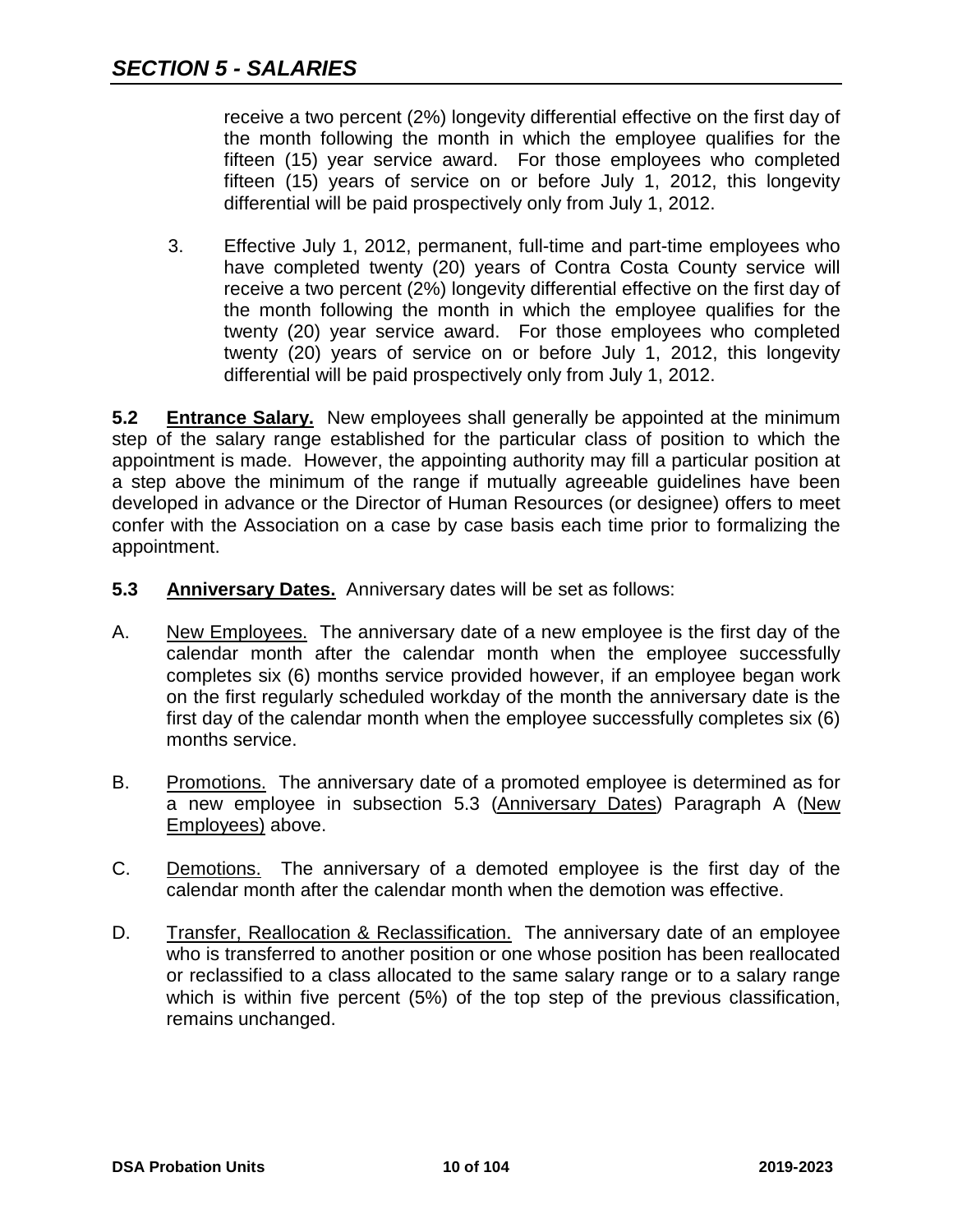receive a two percent (2%) longevity differential effective on the first day of the month following the month in which the employee qualifies for the fifteen (15) year service award. For those employees who completed fifteen (15) years of service on or before July 1, 2012, this longevity differential will be paid prospectively only from July 1, 2012.

3. Effective July 1, 2012, permanent, full-time and part-time employees who have completed twenty (20) years of Contra Costa County service will receive a two percent (2%) longevity differential effective on the first day of the month following the month in which the employee qualifies for the twenty (20) year service award. For those employees who completed twenty (20) years of service on or before July 1, 2012, this longevity differential will be paid prospectively only from July 1, 2012.

**5.2 Entrance Salary.** New employees shall generally be appointed at the minimum step of the salary range established for the particular class of position to which the appointment is made. However, the appointing authority may fill a particular position at a step above the minimum of the range if mutually agreeable guidelines have been developed in advance or the Director of Human Resources (or designee) offers to meet confer with the Association on a case by case basis each time prior to formalizing the appointment.

**5.3 Anniversary Dates.** Anniversary dates will be set as follows:

A. New Employees. The anniversary date of a new employee is the first day of the calendar month after the calendar month when the employee successfully completes six (6) months service provided however, if an employee began work on the first regularly scheduled workday of the month the anniversary date is the first day of the calendar month when the employee successfully completes six (6) months service.

B. Promotions. The anniversary date of a promoted employee is determined as for a new employee in subsection 5.3 (Anniversary Dates) Paragraph A (New Employees) above.

C. Demotions. The anniversary of a demoted employee is the first day of the calendar month after the calendar month when the demotion was effective.

D. Transfer, Reallocation & Reclassification. The anniversary date of an employee who is transferred to another position or one whose position has been reallocated or reclassified to a class allocated to the same salary range or to a salary range which is within five percent (5%) of the top step of the previous classification, remains unchanged.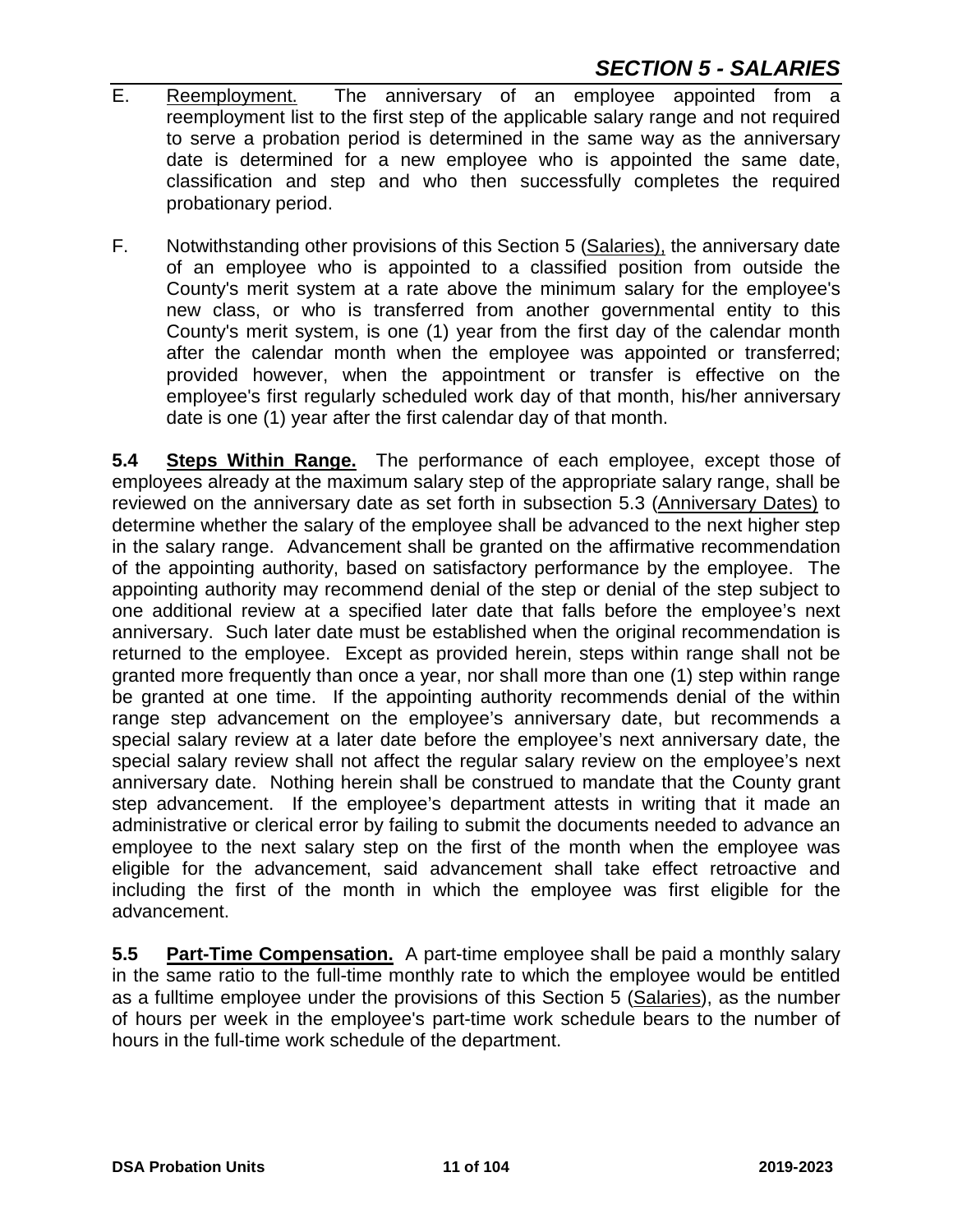E. Reemployment. The anniversary of an employee appointed from a reemployment list to the first step of the applicable salary range and not required to serve a probation period is determined in the same way as the anniversary date is determined for a new employee who is appointed the same date, classification and step and who then successfully completes the required probationary period.

F. Notwithstanding other provisions of this Section 5 (Salaries), the anniversary date of an employee who is appointed to a classified position from outside the County's merit system at a rate above the minimum salary for the employee's new class, or who is transferred from another governmental entity to this County's merit system, is one (1) year from the first day of the calendar month after the calendar month when the employee was appointed or transferred; provided however, when the appointment or transfer is effective on the employee's first regularly scheduled work day of that month, his/her anniversary date is one (1) year after the first calendar day of that month.

**5.4 Steps Within Range.** The performance of each employee, except those of employees already at the maximum salary step of the appropriate salary range, shall be reviewed on the anniversary date as set forth in subsection 5.3 (Anniversary Dates) to determine whether the salary of the employee shall be advanced to the next higher step in the salary range. Advancement shall be granted on the affirmative recommendation of the appointing authority, based on satisfactory performance by the employee. The appointing authority may recommend denial of the step or denial of the step subject to one additional review at a specified later date that falls before the employee's next anniversary. Such later date must be established when the original recommendation is returned to the employee. Except as provided herein, steps within range shall not be granted more frequently than once a year, nor shall more than one (1) step within range be granted at one time. If the appointing authority recommends denial of the within range step advancement on the employee's anniversary date, but recommends a special salary review at a later date before the employee's next anniversary date, the special salary review shall not affect the regular salary review on the employee's next anniversary date. Nothing herein shall be construed to mandate that the County grant step advancement. If the employee's department attests in writing that it made an administrative or clerical error by failing to submit the documents needed to advance an employee to the next salary step on the first of the month when the employee was eligible for the advancement, said advancement shall take effect retroactive and including the first of the month in which the employee was first eligible for the advancement.

**5.5 Part-Time Compensation.** A part-time employee shall be paid a monthly salary in the same ratio to the full-time monthly rate to which the employee would be entitled as a fulltime employee under the provisions of this Section 5 (Salaries), as the number of hours per week in the employee's part-time work schedule bears to the number of hours in the full-time work schedule of the department.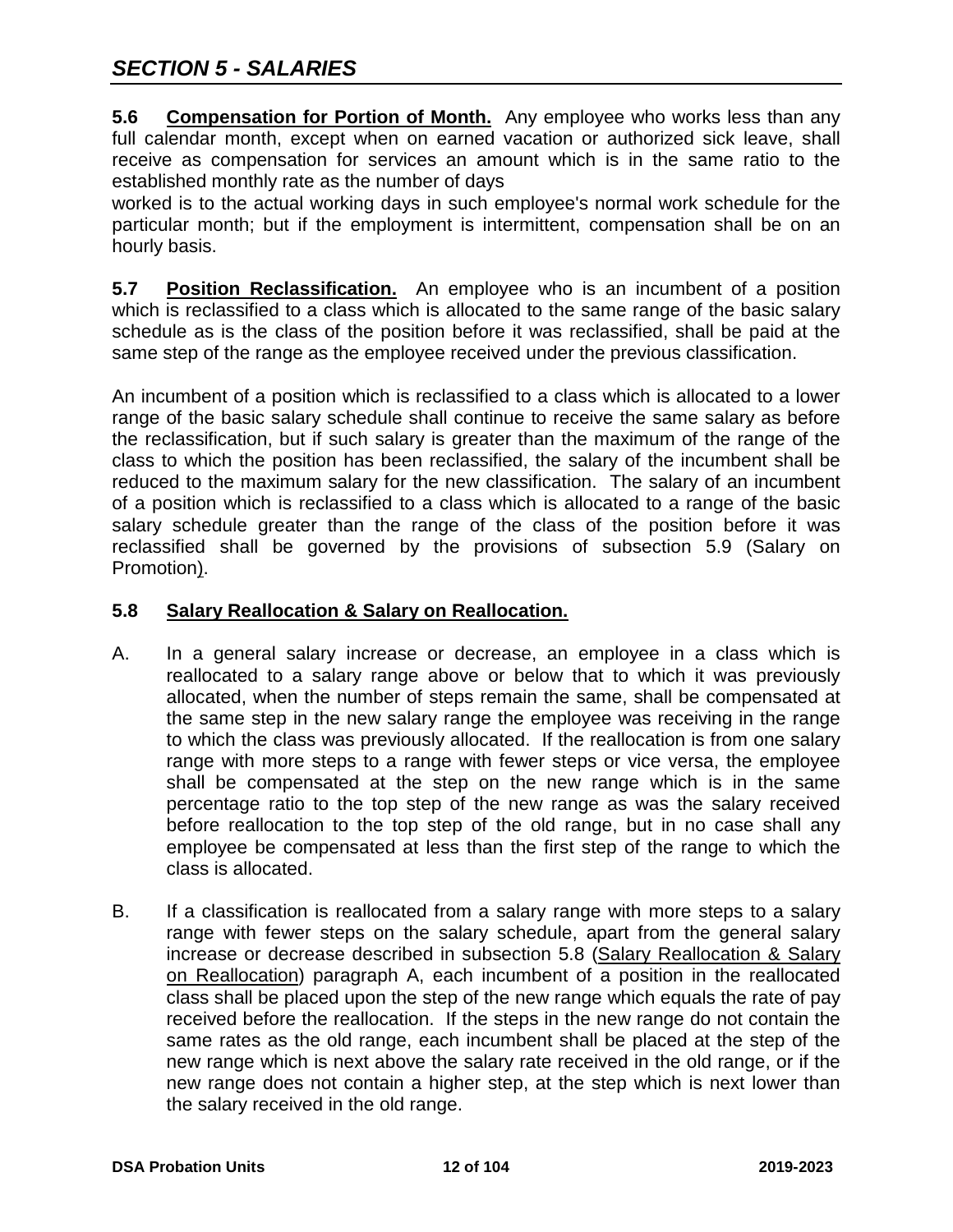## *SECTION 5 - SALARIES*

**5.6 Compensation for Portion of Month.** Any employee who works less than any full calendar month, except when on earned vacation or authorized sick leave, shall receive as compensation for services an amount which is in the same ratio to the established monthly rate as the number of days worked is to the actual working days in such employee's normal work schedule for the particular month; but if the employment is intermittent, compensation shall be on an hourly basis.

**5.7 Position Reclassification.** An employee who is an incumbent of a position which is reclassified to a class which is allocated to the same range of the basic salary schedule as is the class of the position before it was reclassified, shall be paid at the same step of the range as the employee received under the previous classification.

An incumbent of a position which is reclassified to a class which is allocated to a lower range of the basic salary schedule shall continue to receive the same salary as before the reclassification, but if such salary is greater than the maximum of the range of the class to which the position has been reclassified, the salary of the incumbent shall be reduced to the maximum salary for the new classification. The salary of an incumbent of a position which is reclassified to a class which is allocated to a range of the basic salary schedule greater than the range of the class of the position before it was reclassified shall be governed by the provisions of subsection 5.9 (Salary on Promotion).

**5.8 Salary Reallocation & Salary on Reallocation.**

A. In a general salary increase or decrease, an employee in a class which is reallocated to a salary range above or below that to which it was previously allocated, when the number of steps remain the same, shall be compensated at the same step in the new salary range the employee was receiving in the range to which the class was previously allocated. If the reallocation is from one salary range with more steps to a range with fewer steps or vice versa, the employee shall be compensated at the step on the new range which is in the same percentage ratio to the top step of the new range as was the salary received before reallocation to the top step of the old range, but in no case shall any employee be compensated at less than the first step of the range to which the class is allocated.

B. If a classification is reallocated from a salary range with more steps to a salary range with fewer steps on the salary schedule, apart from the general salary increase or decrease described in subsection 5.8 (Salary Reallocation & Salary on Reallocation) paragraph A, each incumbent of a position in the reallocated class shall be placed upon the step of the new range which equals the rate of pay received before the reallocation. If the steps in the new range do not contain the same rates as the old range, each incumbent shall be placed at the step of the new range which is next above the salary rate received in the old range, or if the new range does not contain a higher step, at the step which is next lower than the salary received in the old range.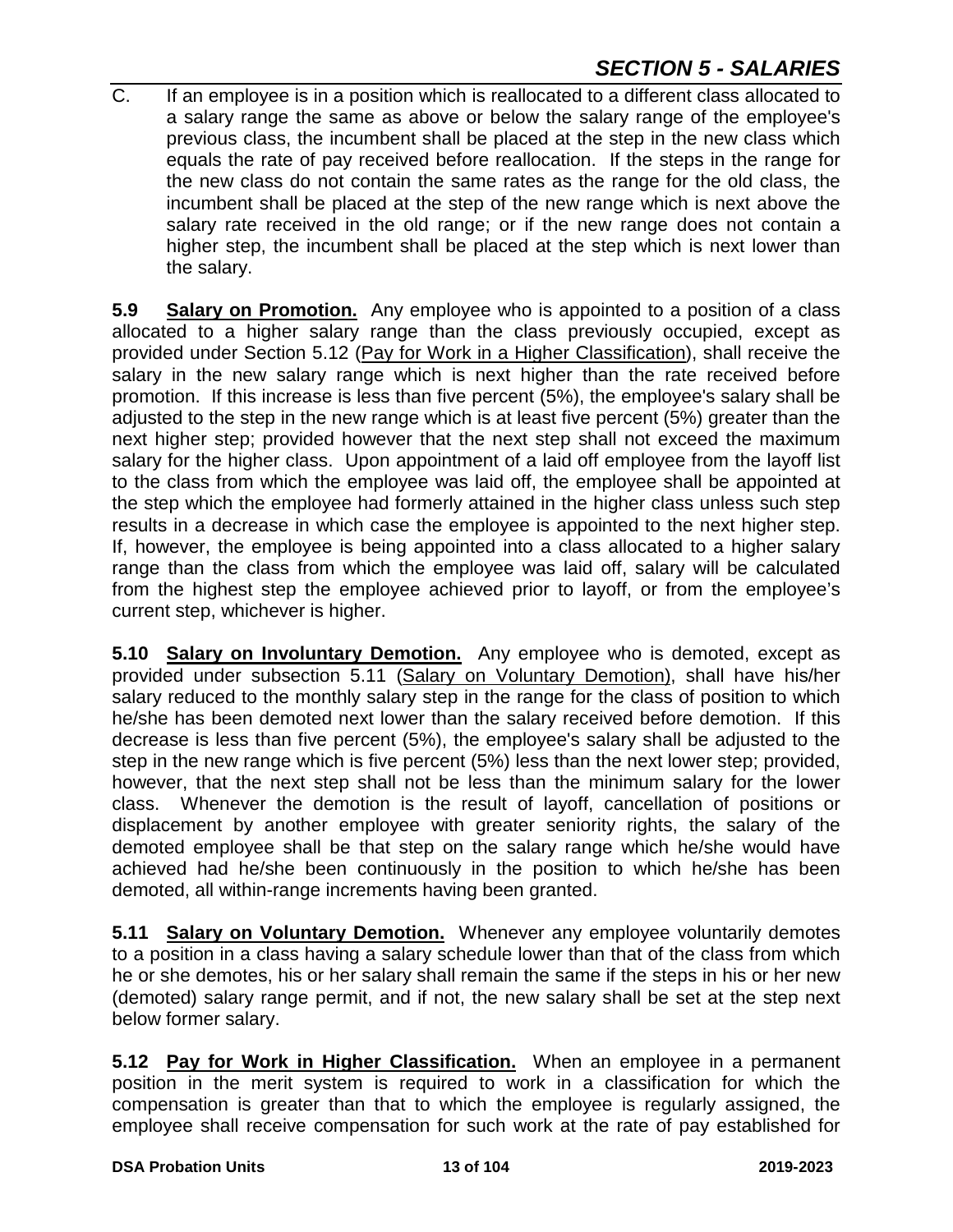C. If an employee is in a position which is reallocated to a different class allocated to a salary range the same as above or below the salary range of the employee's previous class, the incumbent shall be placed at the step in the new class which equals the rate of pay received before reallocation. If the steps in the range for the new class do not contain the same rates as the range for the old class, the incumbent shall be placed at the step of the new range which is next above the salary rate received in the old range; or if the new range does not contain a higher step, the incumbent shall be placed at the step which is next lower than the salary.

**5.9 Salary on Promotion.** Any employee who is appointed to a position of a class allocated to a higher salary range than the class previously occupied, except as provided under Section 5.12 (Pay for Work in a Higher Classification), shall receive the salary in the new salary range which is next higher than the rate received before promotion. If this increase is less than five percent (5%), the employee's salary shall be adjusted to the step in the new range which is at least five percent (5%) greater than the next higher step; provided however that the next step shall not exceed the maximum salary for the higher class. Upon appointment of a laid off employee from the layoff list to the class from which the employee was laid off, the employee shall be appointed at the step which the employee had formerly attained in the higher class unless such step results in a decrease in which case the employee is appointed to the next higher step. If, however, the employee is being appointed into a class allocated to a higher salary range than the class from which the employee was laid off, salary will be calculated from the highest step the employee achieved prior to layoff, or from the employee's current step, whichever is higher.

**5.10 Salary on Involuntary Demotion.** Any employee who is demoted, except as provided under subsection 5.11 (Salary on Voluntary Demotion), shall have his/her salary reduced to the monthly salary step in the range for the class of position to which he/she has been demoted next lower than the salary received before demotion. If this decrease is less than five percent (5%), the employee's salary shall be adjusted to the step in the new range which is five percent (5%) less than the next lower step; provided, however, that the next step shall not be less than the minimum salary for the lower class. Whenever the demotion is the result of layoff, cancellation of positions or displacement by another employee with greater seniority rights, the salary of the demoted employee shall be that step on the salary range which he/she would have achieved had he/she been continuously in the position to which he/she has been demoted, all within-range increments having been granted.

**5.11 Salary on Voluntary Demotion.** Whenever any employee voluntarily demotes to a position in a class having a salary schedule lower than that of the class from which he or she demotes, his or her salary shall remain the same if the steps in his or her new (demoted) salary range permit, and if not, the new salary shall be set at the step next below former salary.

**5.12 Pay for Work in Higher Classification.** When an employee in a permanent position in the merit system is required to work in a classification for which the compensation is greater than that to which the employee is regularly assigned, the employee shall receive compensation for such work at the rate of pay established for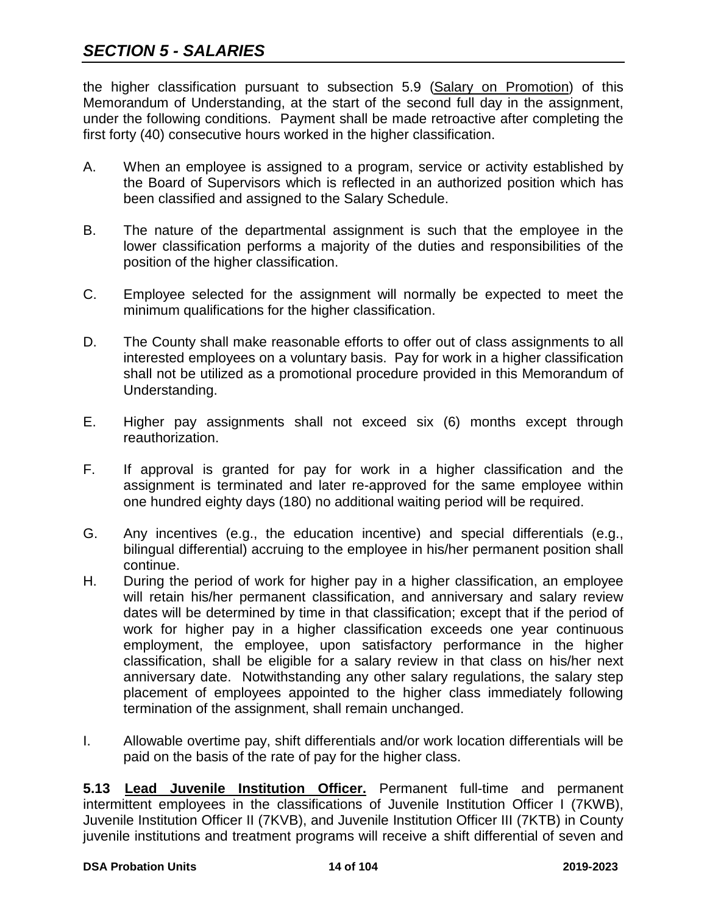the higher classification pursuant to subsection 5.9 (Salary on Promotion) of this Memorandum of Understanding, at the start of the second full day in the assignment, under the following conditions. Payment shall be made retroactive after completing the first forty (40) consecutive hours worked in the higher classification.

A. When an employee is assigned to a program, service or activity established by the Board of Supervisors which is reflected in an authorized position which has been classified and assigned to the Salary Schedule.

B. The nature of the departmental assignment is such that the employee in the lower classification performs a majority of the duties and responsibilities of the position of the higher classification.

C. Employee selected for the assignment will normally be expected to meet the minimum qualifications for the higher classification.

D. The County shall make reasonable efforts to offer out of class assignments to all interested employees on a voluntary basis. Pay for work in a higher classification shall not be utilized as a promotional procedure provided in this Memorandum of Understanding.

E. Higher pay assignments shall not exceed six (6) months except through reauthorization.

F. If approval is granted for pay for work in a higher classification and the assignment is terminated and later re-approved for the same employee within one hundred eighty days (180) no additional waiting period will be required.

G. Any incentives (e.g., the education incentive) and special differentials (e.g., bilingual differential) accruing to the employee in his/her permanent position shall continue.

H. During the period of work for higher pay in a higher classification, an employee will retain his/her permanent classification, and anniversary and salary review dates will be determined by time in that classification; except that if the period of work for higher pay in a higher classification exceeds one year continuous employment, the employee, upon satisfactory performance in the higher classification, shall be eligible for a salary review in that class on his/her next anniversary date. Notwithstanding any other salary regulations, the salary step placement of employees appointed to the higher class immediately following termination of the assignment, shall remain unchanged.

I. Allowable overtime pay, shift differentials and/or work location differentials will be paid on the basis of the rate of pay for the higher class.

**5.13 Lead Juvenile Institution Officer.** Permanent full-time and permanent intermittent employees in the classifications of Juvenile Institution Officer I (7KWB), Juvenile Institution Officer II (7KVB), and Juvenile Institution Officer III (7KTB) in County juvenile institutions and treatment programs will receive a shift differential of seven and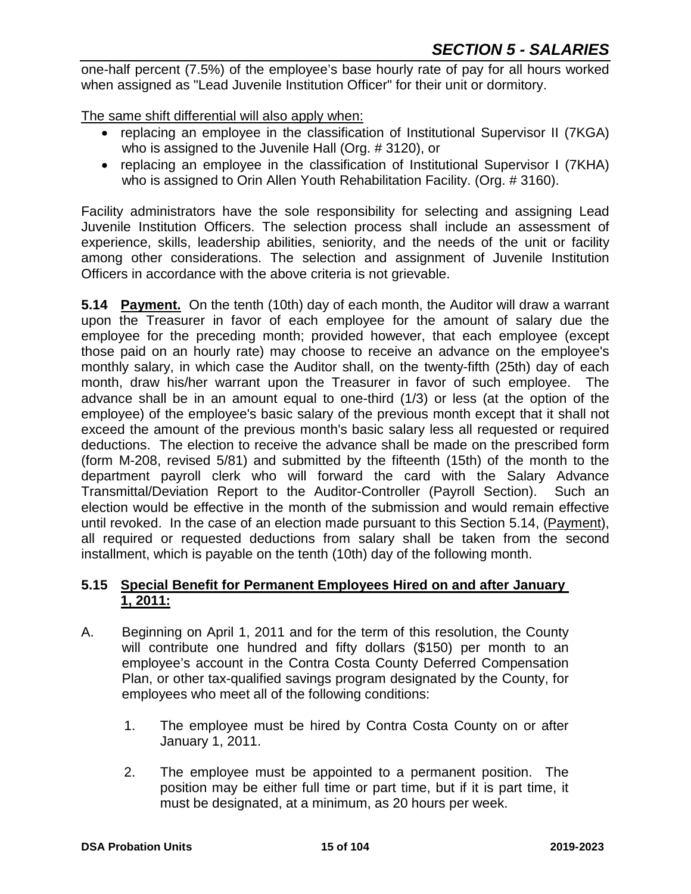one-half percent (7.5%) of the employee's base hourly rate of pay for all hours worked when assigned as "Lead Juvenile Institution Officer" for their unit or dormitory.

The same shift differential will also apply when:

- replacing an employee in the classification of Institutional Supervisor II (7KGA) who is assigned to the Juvenile Hall (Org. # 3120), or
- replacing an employee in the classification of Institutional Supervisor I (7KHA) who is assigned to Orin Allen Youth Rehabilitation Facility. (Org. # 3160).

Facility administrators have the sole responsibility for selecting and assigning Lead Juvenile Institution Officers. The selection process shall include an assessment of experience, skills, leadership abilities, seniority, and the needs of the unit or facility among other considerations. The selection and assignment of Juvenile Institution Officers in accordance with the above criteria is not grievable.

**5.14 Payment.** On the tenth (10th) day of each month, the Auditor will draw a warrant upon the Treasurer in favor of each employee for the amount of salary due the employee for the preceding month; provided however, that each employee (except those paid on an hourly rate) may choose to receive an advance on the employee's monthly salary, in which case the Auditor shall, on the twenty-fifth (25th) day of each month, draw his/her warrant upon the Treasurer in favor of such employee. The advance shall be in an amount equal to one-third (1/3) or less (at the option of the employee) of the employee's basic salary of the previous month except that it shall not exceed the amount of the previous month's basic salary less all requested or required deductions. The election to receive the advance shall be made on the prescribed form (form M-208, revised 5/81) and submitted by the fifteenth (15th) of the month to the department payroll clerk who will forward the card with the Salary Advance Transmittal/Deviation Report to the Auditor-Controller (Payroll Section). Such an election would be effective in the month of the submission and would remain effective until revoked. In the case of an election made pursuant to this Section 5.14, (Payment), all required or requested deductions from salary shall be taken from the second installment, which is payable on the tenth (10th) day of the following month.

### 5.15 Special Benefit for Permanent Employees Hired on and after January 1, 2011:

A. Beginning on April 1, 2011 and for the term of this resolution, the County will contribute one hundred and fifty dollars ($150) per month to an employee's account in the Contra Costa County Deferred Compensation Plan, or other tax-qualified savings program designated by the County, for employees who meet all of the following conditions:

1. The employee must be hired by Contra Costa County on or after January 1, 2011.

2. The employee must be appointed to a permanent position. The position may be either full time or part time, but if it is part time, it must be designated, at a minimum, as 20 hours per week.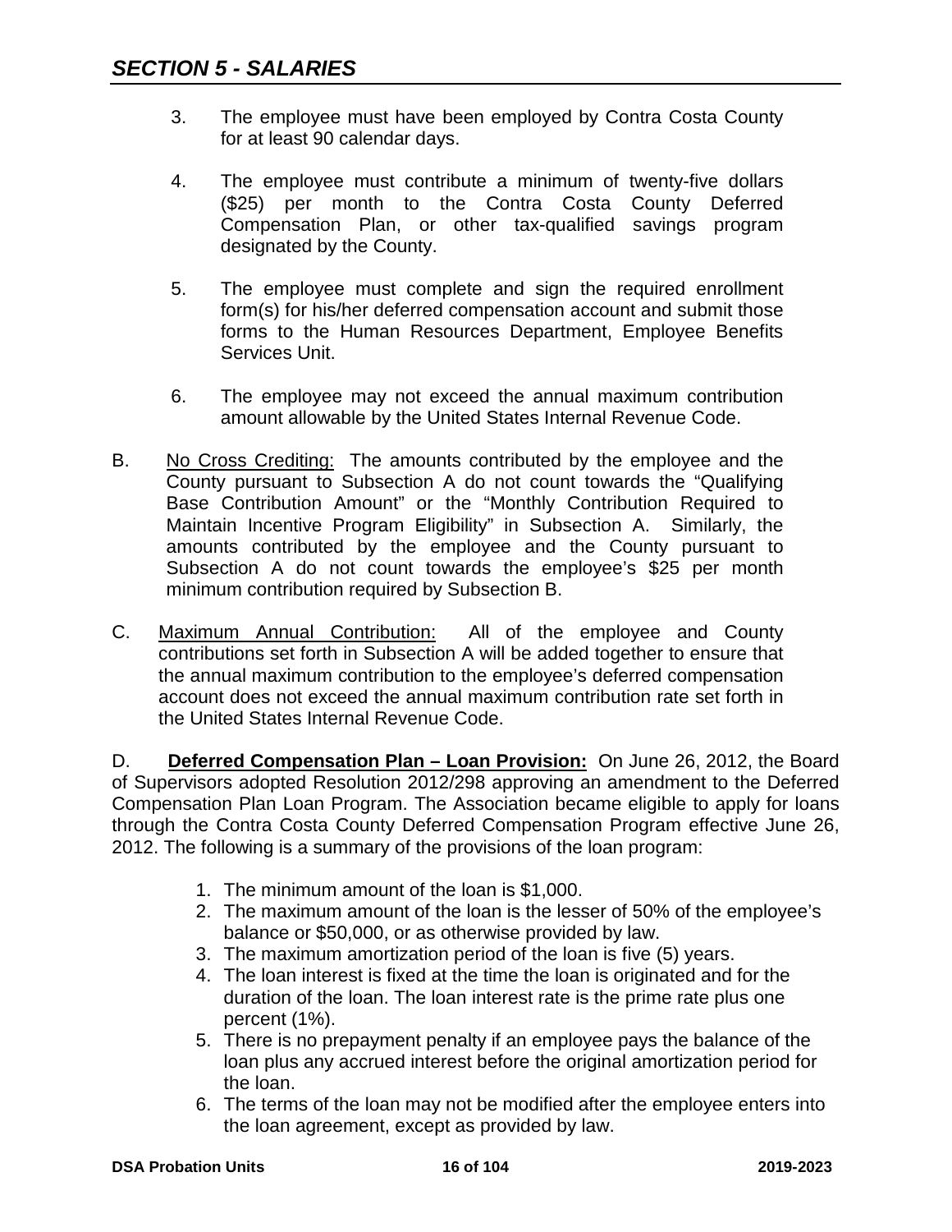3. The employee must have been employed by Contra Costa County for at least 90 calendar days.

4. The employee must contribute a minimum of twenty-five dollars ($25) per month to the Contra Costa County Deferred Compensation Plan, or other tax-qualified savings program designated by the County.

5. The employee must complete and sign the required enrollment form(s) for his/her deferred compensation account and submit those forms to the Human Resources Department, Employee Benefits Services Unit.

6. The employee may not exceed the annual maximum contribution amount allowable by the United States Internal Revenue Code.

B. No Cross Crediting: The amounts contributed by the employee and the County pursuant to Subsection A do not count towards the "Qualifying Base Contribution Amount" or the "Monthly Contribution Required to Maintain Incentive Program Eligibility" in Subsection A. Similarly, the amounts contributed by the employee and the County pursuant to Subsection A do not count towards the employee's $25 per month minimum contribution required by Subsection B.

C. Maximum Annual Contribution: All of the employee and County contributions set forth in Subsection A will be added together to ensure that the annual maximum contribution to the employee's deferred compensation account does not exceed the annual maximum contribution rate set forth in the United States Internal Revenue Code.

D. **Deferred Compensation Plan – Loan Provision:** On June 26, 2012, the Board of Supervisors adopted Resolution 2012/298 approving an amendment to the Deferred Compensation Plan Loan Program. The Association became eligible to apply for loans through the Contra Costa County Deferred Compensation Program effective June 26, 2012. The following is a summary of the provisions of the loan program:

1. The minimum amount of the loan is $1,000.
2. The maximum amount of the loan is the lesser of 50% of the employee's balance or $50,000, or as otherwise provided by law.
3. The maximum amortization period of the loan is five (5) years.
4. The loan interest is fixed at the time the loan is originated and for the duration of the loan. The loan interest rate is the prime rate plus one percent (1%).
5. There is no prepayment penalty if an employee pays the balance of the loan plus any accrued interest before the original amortization period for the loan.
6. The terms of the loan may not be modified after the employee enters into the loan agreement, except as provided by law.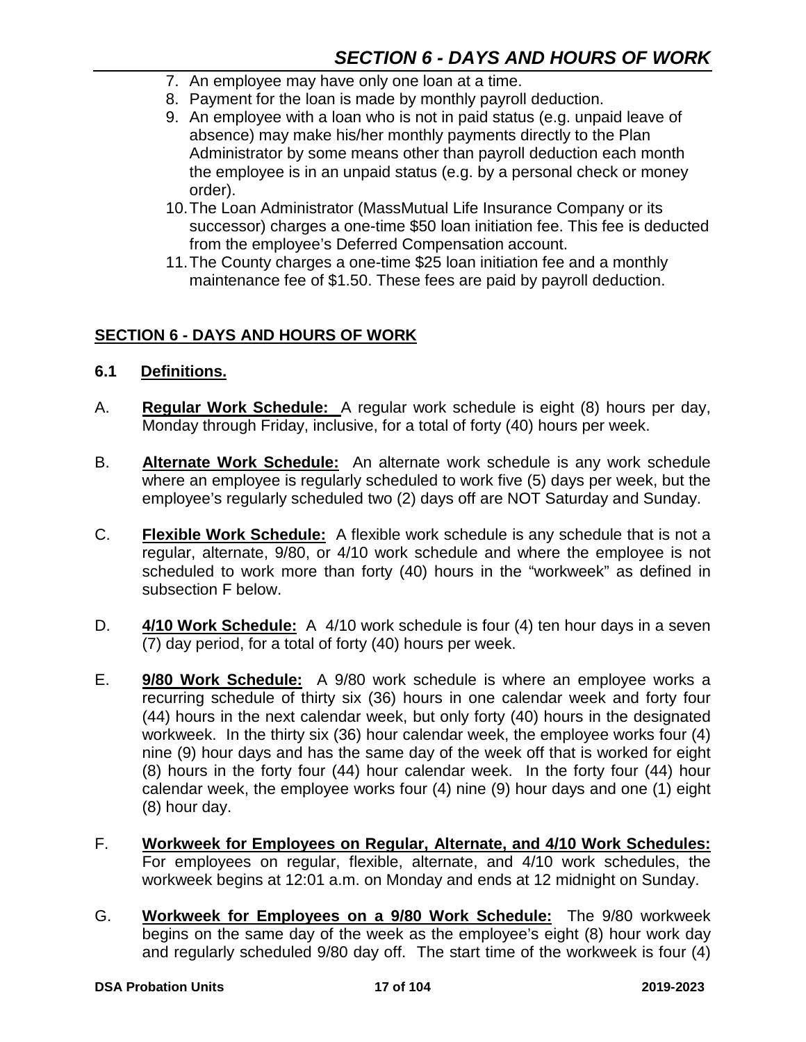7. An employee may have only one loan at a time.
8. Payment for the loan is made by monthly payroll deduction.
9. An employee with a loan who is not in paid status (e.g. unpaid leave of absence) may make his/her monthly payments directly to the Plan Administrator by some means other than payroll deduction each month the employee is in an unpaid status (e.g. by a personal check or money order).
10. The Loan Administrator (MassMutual Life Insurance Company or its successor) charges a one-time $50 loan initiation fee. This fee is deducted from the employee's Deferred Compensation account.
11. The County charges a one-time $25 loan initiation fee and a monthly maintenance fee of $1.50. These fees are paid by payroll deduction.

## SECTION 6 - DAYS AND HOURS OF WORK

### 6.1 Definitions.

A. **Regular Work Schedule:** A regular work schedule is eight (8) hours per day, Monday through Friday, inclusive, for a total of forty (40) hours per week.

B. **Alternate Work Schedule:** An alternate work schedule is any work schedule where an employee is regularly scheduled to work five (5) days per week, but the employee's regularly scheduled two (2) days off are NOT Saturday and Sunday.

C. **Flexible Work Schedule:** A flexible work schedule is any schedule that is not a regular, alternate, 9/80, or 4/10 work schedule and where the employee is not scheduled to work more than forty (40) hours in the "workweek" as defined in subsection F below.

D. **4/10 Work Schedule:** A 4/10 work schedule is four (4) ten hour days in a seven (7) day period, for a total of forty (40) hours per week.

E. **9/80 Work Schedule:** A 9/80 work schedule is where an employee works a recurring schedule of thirty six (36) hours in one calendar week and forty four (44) hours in the next calendar week, but only forty (40) hours in the designated workweek. In the thirty six (36) hour calendar week, the employee works four (4) nine (9) hour days and has the same day of the week off that is worked for eight (8) hours in the forty four (44) hour calendar week. In the forty four (44) hour calendar week, the employee works four (4) nine (9) hour days and one (1) eight (8) hour day.

F. **Workweek for Employees on Regular, Alternate, and 4/10 Work Schedules:** For employees on regular, flexible, alternate, and 4/10 work schedules, the workweek begins at 12:01 a.m. on Monday and ends at 12 midnight on Sunday.

G. **Workweek for Employees on a 9/80 Work Schedule:** The 9/80 workweek begins on the same day of the week as the employee's eight (8) hour work day and regularly scheduled 9/80 day off. The start time of the workweek is four (4)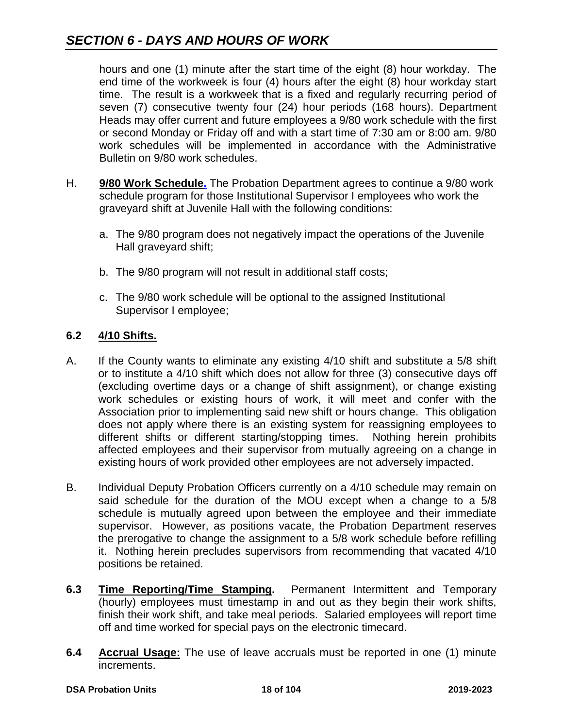hours and one (1) minute after the start time of the eight (8) hour workday. The end time of the workweek is four (4) hours after the eight (8) hour workday start time. The result is a workweek that is a fixed and regularly recurring period of seven (7) consecutive twenty four (24) hour periods (168 hours). Department Heads may offer current and future employees a 9/80 work schedule with the first or second Monday or Friday off and with a start time of 7:30 am or 8:00 am. 9/80 work schedules will be implemented in accordance with the Administrative Bulletin on 9/80 work schedules.

H. **9/80 Work Schedule.** The Probation Department agrees to continue a 9/80 work schedule program for those Institutional Supervisor I employees who work the graveyard shift at Juvenile Hall with the following conditions:

   a. The 9/80 program does not negatively impact the operations of the Juvenile Hall graveyard shift;

   b. The 9/80 program will not result in additional staff costs;

   c. The 9/80 work schedule will be optional to the assigned Institutional Supervisor I employee;

## 6.2 4/10 Shifts.

A. If the County wants to eliminate any existing 4/10 shift and substitute a 5/8 shift or to institute a 4/10 shift which does not allow for three (3) consecutive days off (excluding overtime days or a change of shift assignment), or change existing work schedules or existing hours of work, it will meet and confer with the Association prior to implementing said new shift or hours change. This obligation does not apply where there is an existing system for reassigning employees to different shifts or different starting/stopping times. Nothing herein prohibits affected employees and their supervisor from mutually agreeing on a change in existing hours of work provided other employees are not adversely impacted.

B. Individual Deputy Probation Officers currently on a 4/10 schedule may remain on said schedule for the duration of the MOU except when a change to a 5/8 schedule is mutually agreed upon between the employee and their immediate supervisor. However, as positions vacate, the Probation Department reserves the prerogative to change the assignment to a 5/8 work schedule before refilling it. Nothing herein precludes supervisors from recommending that vacated 4/10 positions be retained.

**6.3 Time Reporting/Time Stamping.** Permanent Intermittent and Temporary (hourly) employees must timestamp in and out as they begin their work shifts, finish their work shift, and take meal periods. Salaried employees will report time off and time worked for special pays on the electronic timecard.

**6.4 Accrual Usage:** The use of leave accruals must be reported in one (1) minute increments.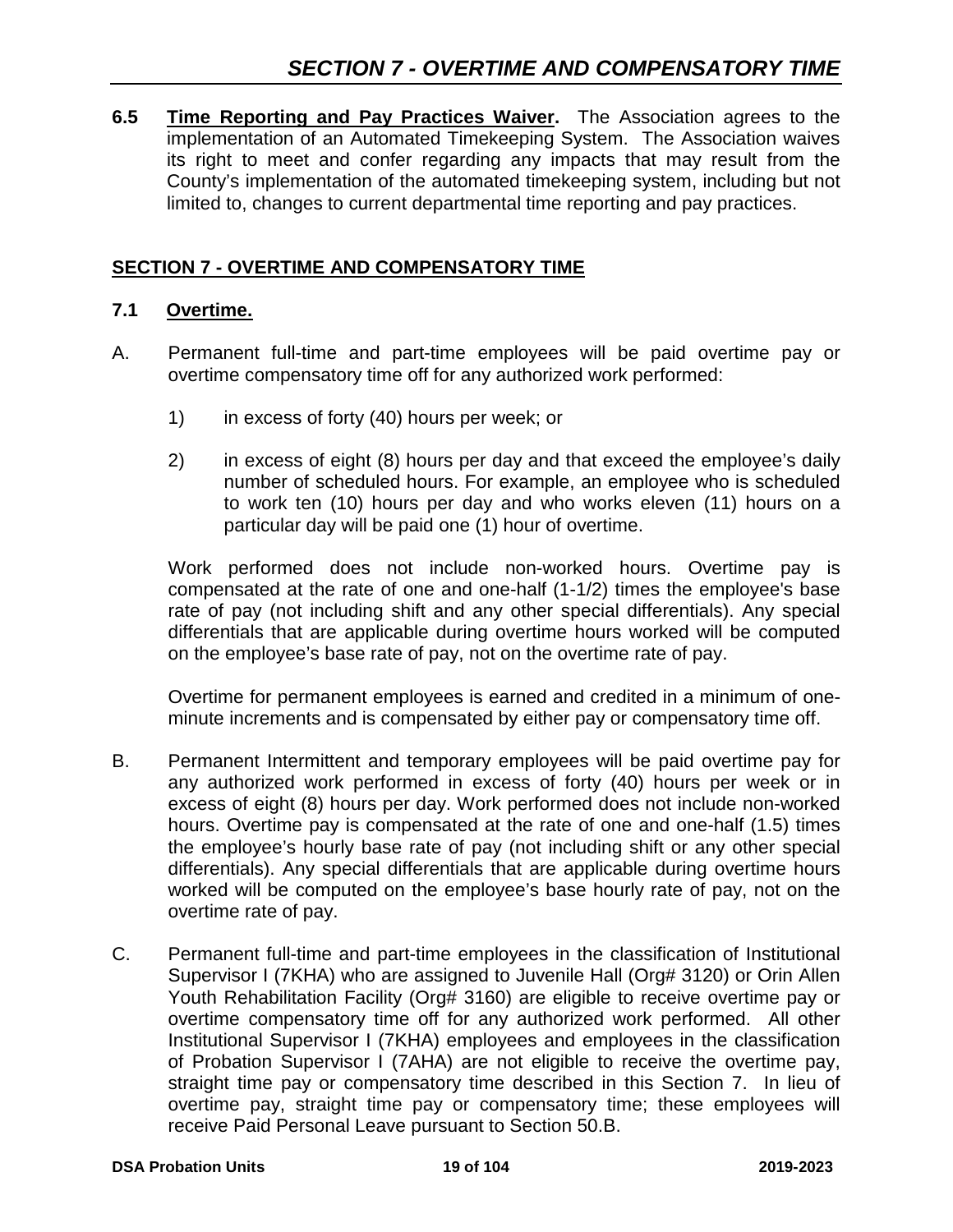**6.5 Time Reporting and Pay Practices Waiver.** The Association agrees to the implementation of an Automated Timekeeping System. The Association waives its right to meet and confer regarding any impacts that may result from the County's implementation of the automated timekeeping system, including but not limited to, changes to current departmental time reporting and pay practices.

## SECTION 7 - OVERTIME AND COMPENSATORY TIME

### 7.1 Overtime.

A. Permanent full-time and part-time employees will be paid overtime pay or overtime compensatory time off for any authorized work performed:

1) in excess of forty (40) hours per week; or

2) in excess of eight (8) hours per day and that exceed the employee's daily number of scheduled hours. For example, an employee who is scheduled to work ten (10) hours per day and who works eleven (11) hours on a particular day will be paid one (1) hour of overtime.

Work performed does not include non-worked hours. Overtime pay is compensated at the rate of one and one-half (1-1/2) times the employee's base rate of pay (not including shift and any other special differentials). Any special differentials that are applicable during overtime hours worked will be computed on the employee's base rate of pay, not on the overtime rate of pay.

Overtime for permanent employees is earned and credited in a minimum of one-minute increments and is compensated by either pay or compensatory time off.

B. Permanent Intermittent and temporary employees will be paid overtime pay for any authorized work performed in excess of forty (40) hours per week or in excess of eight (8) hours per day. Work performed does not include non-worked hours. Overtime pay is compensated at the rate of one and one-half (1.5) times the employee's hourly base rate of pay (not including shift or any other special differentials). Any special differentials that are applicable during overtime hours worked will be computed on the employee's base hourly rate of pay, not on the overtime rate of pay.

C. Permanent full-time and part-time employees in the classification of Institutional Supervisor I (7KHA) who are assigned to Juvenile Hall (Org# 3120) or Orin Allen Youth Rehabilitation Facility (Org# 3160) are eligible to receive overtime pay or overtime compensatory time off for any authorized work performed. All other Institutional Supervisor I (7KHA) employees and employees in the classification of Probation Supervisor I (7AHA) are not eligible to receive the overtime pay, straight time pay or compensatory time described in this Section 7. In lieu of overtime pay, straight time pay or compensatory time; these employees will receive Paid Personal Leave pursuant to Section 50.B.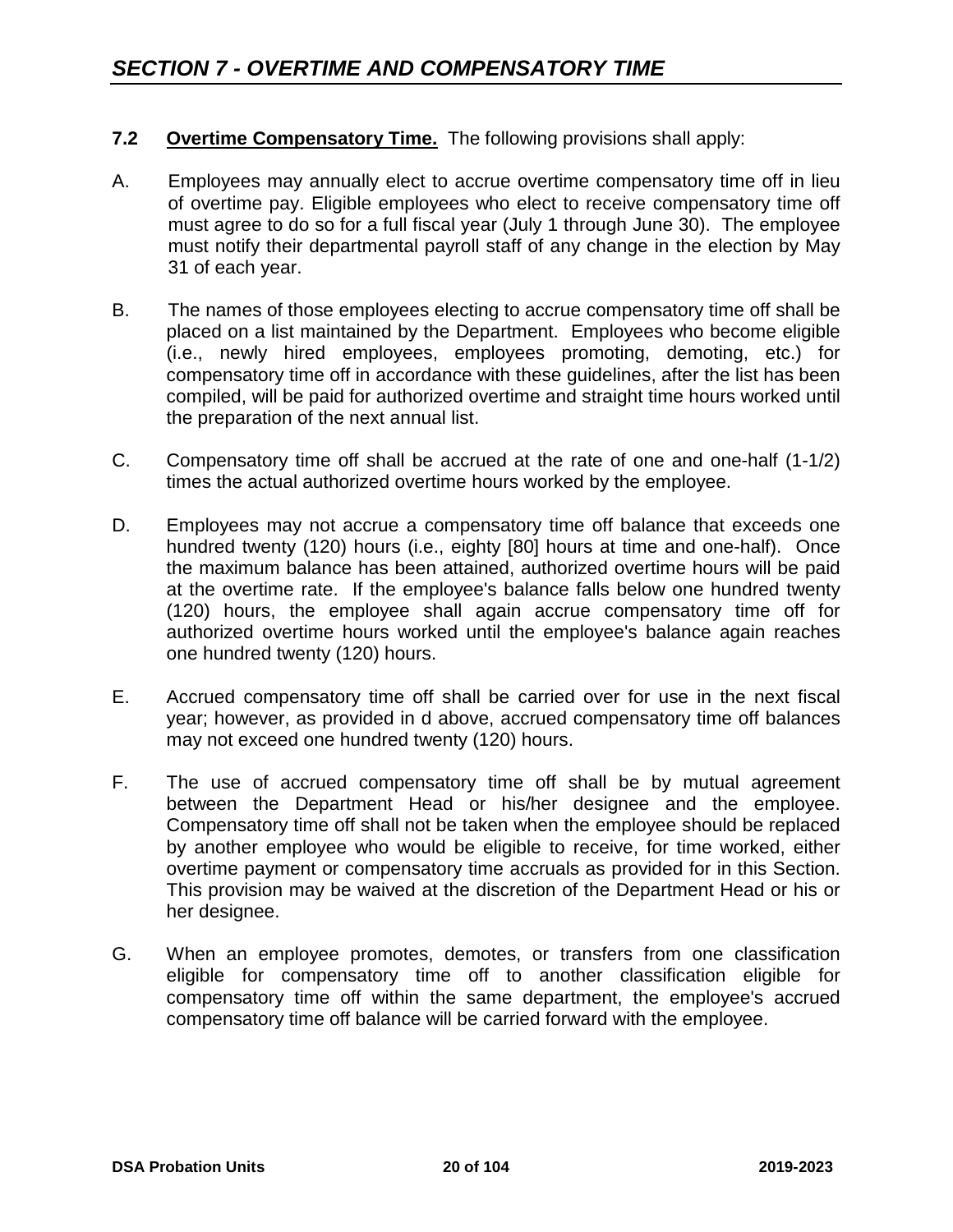# *SECTION 7 - OVERTIME AND COMPENSATORY TIME*

**7.2 Overtime Compensatory Time.** The following provisions shall apply:

A. Employees may annually elect to accrue overtime compensatory time off in lieu of overtime pay. Eligible employees who elect to receive compensatory time off must agree to do so for a full fiscal year (July 1 through June 30). The employee must notify their departmental payroll staff of any change in the election by May 31 of each year.

B. The names of those employees electing to accrue compensatory time off shall be placed on a list maintained by the Department. Employees who become eligible (i.e., newly hired employees, employees promoting, demoting, etc.) for compensatory time off in accordance with these guidelines, after the list has been compiled, will be paid for authorized overtime and straight time hours worked until the preparation of the next annual list.

C. Compensatory time off shall be accrued at the rate of one and one-half (1-1/2) times the actual authorized overtime hours worked by the employee.

D. Employees may not accrue a compensatory time off balance that exceeds one hundred twenty (120) hours (i.e., eighty [80] hours at time and one-half). Once the maximum balance has been attained, authorized overtime hours will be paid at the overtime rate. If the employee's balance falls below one hundred twenty (120) hours, the employee shall again accrue compensatory time off for authorized overtime hours worked until the employee's balance again reaches one hundred twenty (120) hours.

E. Accrued compensatory time off shall be carried over for use in the next fiscal year; however, as provided in d above, accrued compensatory time off balances may not exceed one hundred twenty (120) hours.

F. The use of accrued compensatory time off shall be by mutual agreement between the Department Head or his/her designee and the employee. Compensatory time off shall not be taken when the employee should be replaced by another employee who would be eligible to receive, for time worked, either overtime payment or compensatory time accruals as provided for in this Section. This provision may be waived at the discretion of the Department Head or his or her designee.

G. When an employee promotes, demotes, or transfers from one classification eligible for compensatory time off to another classification eligible for compensatory time off within the same department, the employee's accrued compensatory time off balance will be carried forward with the employee.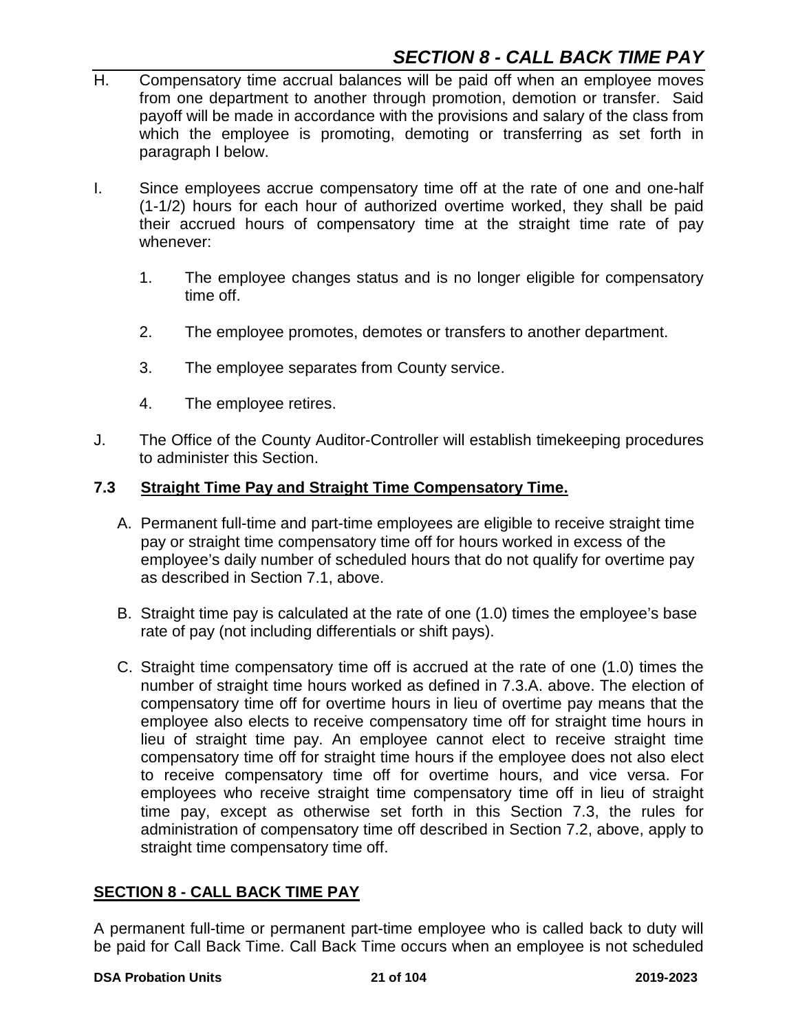H. Compensatory time accrual balances will be paid off when an employee moves from one department to another through promotion, demotion or transfer. Said payoff will be made in accordance with the provisions and salary of the class from which the employee is promoting, demoting or transferring as set forth in paragraph I below.

I. Since employees accrue compensatory time off at the rate of one and one-half (1-1/2) hours for each hour of authorized overtime worked, they shall be paid their accrued hours of compensatory time at the straight time rate of pay whenever:

   1. The employee changes status and is no longer eligible for compensatory time off.

   2. The employee promotes, demotes or transfers to another department.

   3. The employee separates from County service.

   4. The employee retires.

J. The Office of the County Auditor-Controller will establish timekeeping procedures to administer this Section.

### 7.3 Straight Time Pay and Straight Time Compensatory Time.

A. Permanent full-time and part-time employees are eligible to receive straight time pay or straight time compensatory time off for hours worked in excess of the employee's daily number of scheduled hours that do not qualify for overtime pay as described in Section 7.1, above.

B. Straight time pay is calculated at the rate of one (1.0) times the employee's base rate of pay (not including differentials or shift pays).

C. Straight time compensatory time off is accrued at the rate of one (1.0) times the number of straight time hours worked as defined in 7.3.A. above. The election of compensatory time off for overtime hours in lieu of overtime pay means that the employee also elects to receive compensatory time off for straight time hours in lieu of straight time pay. An employee cannot elect to receive straight time compensatory time off for straight time hours if the employee does not also elect to receive compensatory time off for overtime hours, and vice versa. For employees who receive straight time compensatory time off in lieu of straight time pay, except as otherwise set forth in this Section 7.3, the rules for administration of compensatory time off described in Section 7.2, above, apply to straight time compensatory time off.

## SECTION 8 - CALL BACK TIME PAY

A permanent full-time or permanent part-time employee who is called back to duty will be paid for Call Back Time. Call Back Time occurs when an employee is not scheduled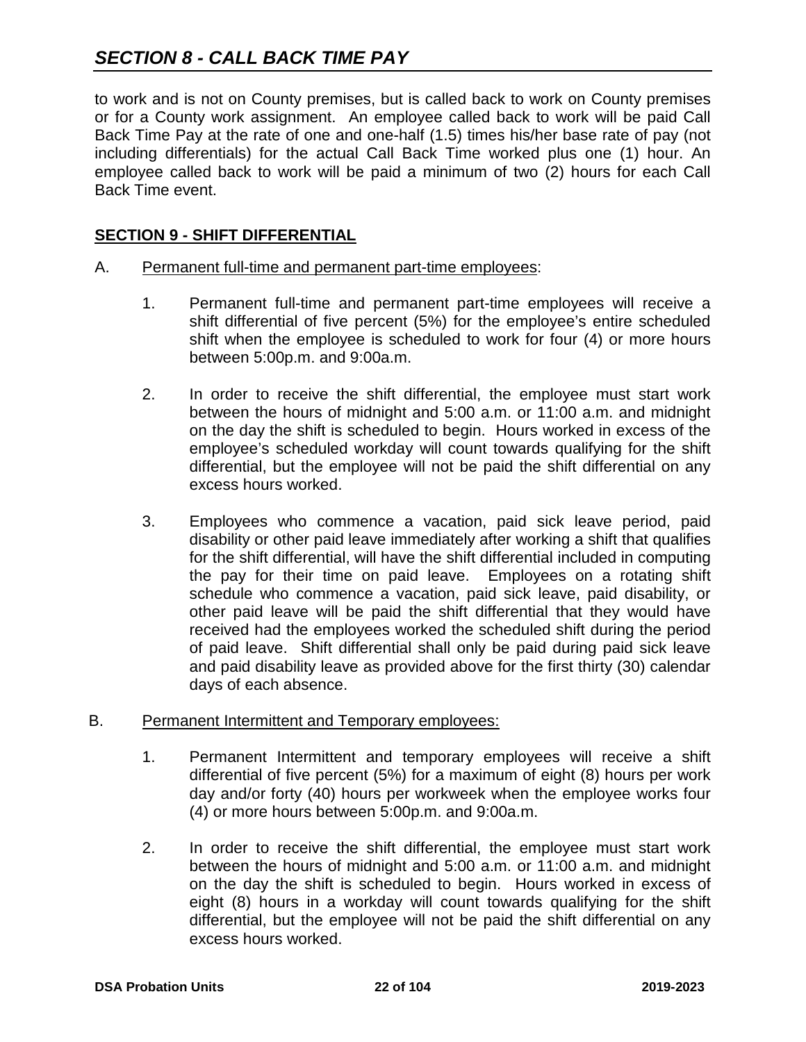to work and is not on County premises, but is called back to work on County premises or for a County work assignment. An employee called back to work will be paid Call Back Time Pay at the rate of one and one-half (1.5) times his/her base rate of pay (not including differentials) for the actual Call Back Time worked plus one (1) hour. An employee called back to work will be paid a minimum of two (2) hours for each Call Back Time event.

## SECTION 9 - SHIFT DIFFERENTIAL

A. Permanent full-time and permanent part-time employees:

1. Permanent full-time and permanent part-time employees will receive a shift differential of five percent (5%) for the employee's entire scheduled shift when the employee is scheduled to work for four (4) or more hours between 5:00p.m. and 9:00a.m.

2. In order to receive the shift differential, the employee must start work between the hours of midnight and 5:00 a.m. or 11:00 a.m. and midnight on the day the shift is scheduled to begin. Hours worked in excess of the employee's scheduled workday will count towards qualifying for the shift differential, but the employee will not be paid the shift differential on any excess hours worked.

3. Employees who commence a vacation, paid sick leave period, paid disability or other paid leave immediately after working a shift that qualifies for the shift differential, will have the shift differential included in computing the pay for their time on paid leave. Employees on a rotating shift schedule who commence a vacation, paid sick leave, paid disability, or other paid leave will be paid the shift differential that they would have received had the employees worked the scheduled shift during the period of paid leave. Shift differential shall only be paid during paid sick leave and paid disability leave as provided above for the first thirty (30) calendar days of each absence.

B. Permanent Intermittent and Temporary employees:

1. Permanent Intermittent and temporary employees will receive a shift differential of five percent (5%) for a maximum of eight (8) hours per work day and/or forty (40) hours per workweek when the employee works four (4) or more hours between 5:00p.m. and 9:00a.m.

2. In order to receive the shift differential, the employee must start work between the hours of midnight and 5:00 a.m. or 11:00 a.m. and midnight on the day the shift is scheduled to begin. Hours worked in excess of eight (8) hours in a workday will count towards qualifying for the shift differential, but the employee will not be paid the shift differential on any excess hours worked.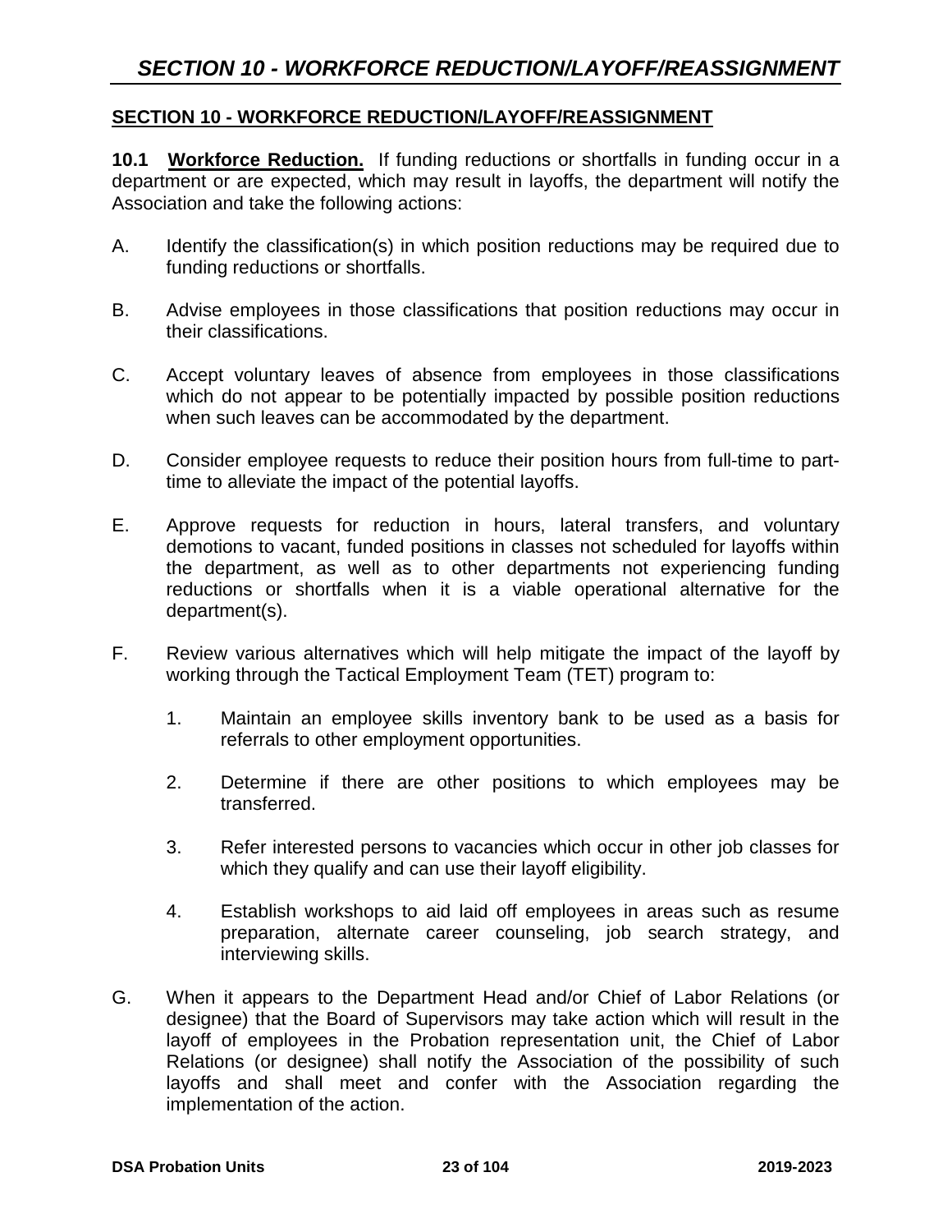## SECTION 10 - WORKFORCE REDUCTION/LAYOFF/REASSIGNMENT

**10.1 Workforce Reduction.** If funding reductions or shortfalls in funding occur in a department or are expected, which may result in layoffs, the department will notify the Association and take the following actions:

A. Identify the classification(s) in which position reductions may be required due to funding reductions or shortfalls.

B. Advise employees in those classifications that position reductions may occur in their classifications.

C. Accept voluntary leaves of absence from employees in those classifications which do not appear to be potentially impacted by possible position reductions when such leaves can be accommodated by the department.

D. Consider employee requests to reduce their position hours from full-time to part-time to alleviate the impact of the potential layoffs.

E. Approve requests for reduction in hours, lateral transfers, and voluntary demotions to vacant, funded positions in classes not scheduled for layoffs within the department, as well as to other departments not experiencing funding reductions or shortfalls when it is a viable operational alternative for the department(s).

F. Review various alternatives which will help mitigate the impact of the layoff by working through the Tactical Employment Team (TET) program to:

   1. Maintain an employee skills inventory bank to be used as a basis for referrals to other employment opportunities.

   2. Determine if there are other positions to which employees may be transferred.

   3. Refer interested persons to vacancies which occur in other job classes for which they qualify and can use their layoff eligibility.

   4. Establish workshops to aid laid off employees in areas such as resume preparation, alternate career counseling, job search strategy, and interviewing skills.

G. When it appears to the Department Head and/or Chief of Labor Relations (or designee) that the Board of Supervisors may take action which will result in the layoff of employees in the Probation representation unit, the Chief of Labor Relations (or designee) shall notify the Association of the possibility of such layoffs and shall meet and confer with the Association regarding the implementation of the action.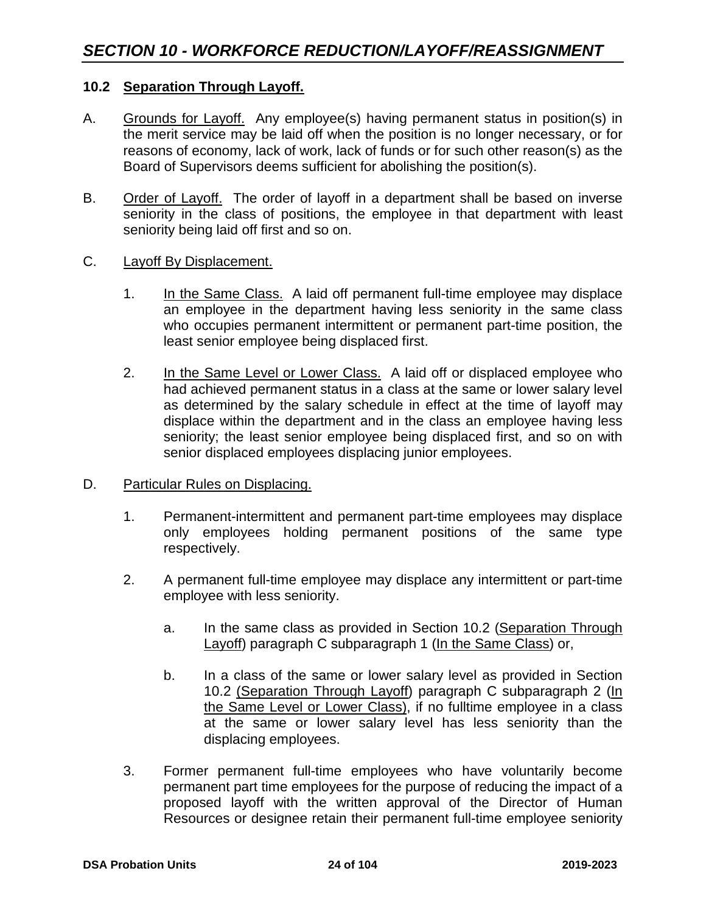## *SECTION 10 - WORKFORCE REDUCTION/LAYOFF/REASSIGNMENT*

### 10.2 Separation Through Layoff.

A. Grounds for Layoff. Any employee(s) having permanent status in position(s) in the merit service may be laid off when the position is no longer necessary, or for reasons of economy, lack of work, lack of funds or for such other reason(s) as the Board of Supervisors deems sufficient for abolishing the position(s).

B. Order of Layoff. The order of layoff in a department shall be based on inverse seniority in the class of positions, the employee in that department with least seniority being laid off first and so on.

C. Layoff By Displacement.

1. In the Same Class. A laid off permanent full-time employee may displace an employee in the department having less seniority in the same class who occupies permanent intermittent or permanent part-time position, the least senior employee being displaced first.

2. In the Same Level or Lower Class. A laid off or displaced employee who had achieved permanent status in a class at the same or lower salary level as determined by the salary schedule in effect at the time of layoff may displace within the department and in the class an employee having less seniority; the least senior employee being displaced first, and so on with senior displaced employees displacing junior employees.

D. Particular Rules on Displacing.

1. Permanent-intermittent and permanent part-time employees may displace only employees holding permanent positions of the same type respectively.

2. A permanent full-time employee may displace any intermittent or part-time employee with less seniority.

   a. In the same class as provided in Section 10.2 (Separation Through Layoff) paragraph C subparagraph 1 (In the Same Class) or,

   b. In a class of the same or lower salary level as provided in Section 10.2 (Separation Through Layoff) paragraph C subparagraph 2 (In the Same Level or Lower Class), if no fulltime employee in a class at the same or lower salary level has less seniority than the displacing employees.

3. Former permanent full-time employees who have voluntarily become permanent part time employees for the purpose of reducing the impact of a proposed layoff with the written approval of the Director of Human Resources or designee retain their permanent full-time employee seniority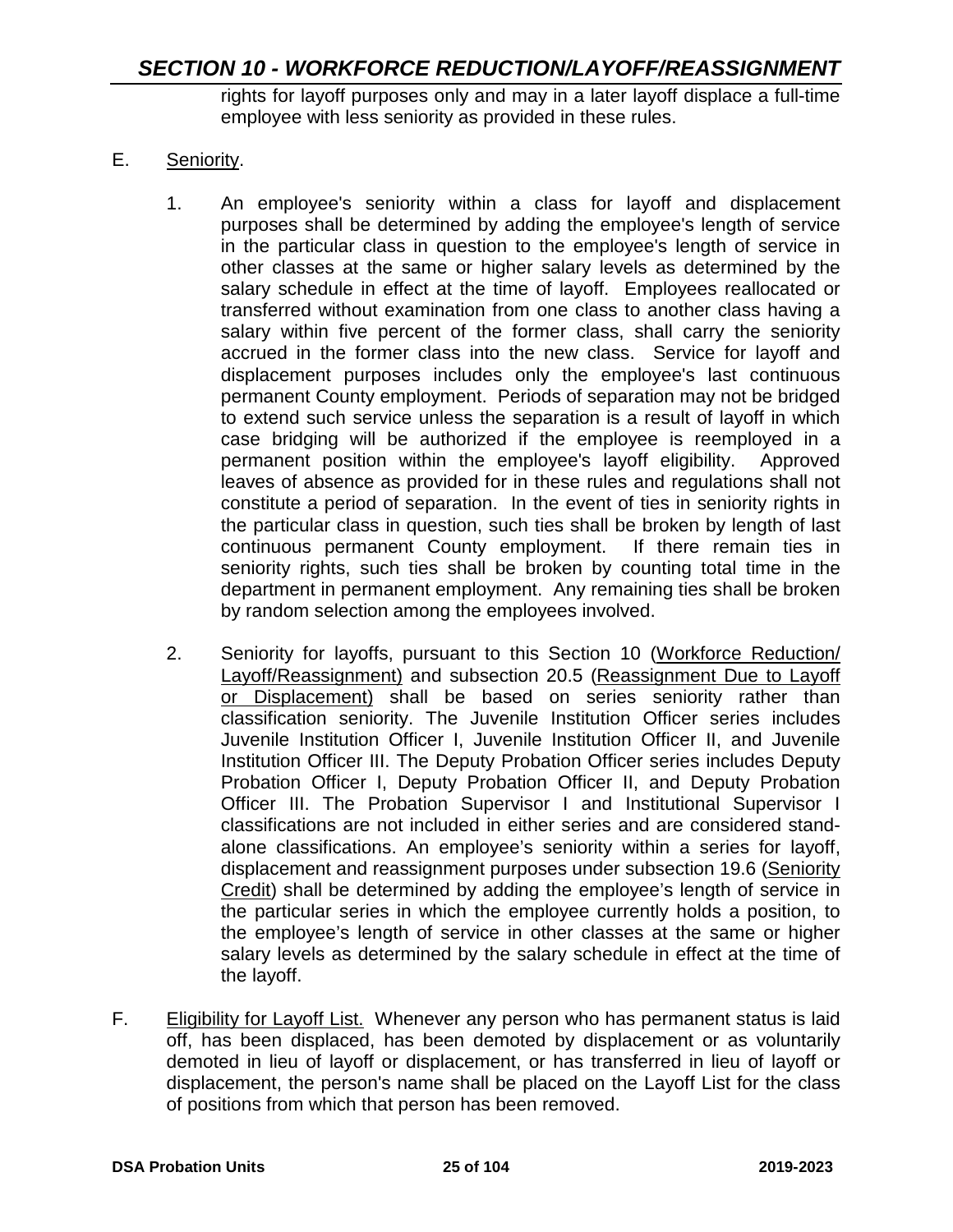rights for layoff purposes only and may in a later layoff displace a full-time employee with less seniority as provided in these rules.

E. Seniority.

1. An employee's seniority within a class for layoff and displacement purposes shall be determined by adding the employee's length of service in the particular class in question to the employee's length of service in other classes at the same or higher salary levels as determined by the salary schedule in effect at the time of layoff. Employees reallocated or transferred without examination from one class to another class having a salary within five percent of the former class, shall carry the seniority accrued in the former class into the new class. Service for layoff and displacement purposes includes only the employee's last continuous permanent County employment. Periods of separation may not be bridged to extend such service unless the separation is a result of layoff in which case bridging will be authorized if the employee is reemployed in a permanent position within the employee's layoff eligibility. Approved leaves of absence as provided for in these rules and regulations shall not constitute a period of separation. In the event of ties in seniority rights in the particular class in question, such ties shall be broken by length of last continuous permanent County employment. If there remain ties in seniority rights, such ties shall be broken by counting total time in the department in permanent employment. Any remaining ties shall be broken by random selection among the employees involved.

2. Seniority for layoffs, pursuant to this Section 10 (Workforce Reduction/ Layoff/Reassignment) and subsection 20.5 (Reassignment Due to Layoff or Displacement) shall be based on series seniority rather than classification seniority. The Juvenile Institution Officer series includes Juvenile Institution Officer I, Juvenile Institution Officer II, and Juvenile Institution Officer III. The Deputy Probation Officer series includes Deputy Probation Officer I, Deputy Probation Officer II, and Deputy Probation Officer III. The Probation Supervisor I and Institutional Supervisor I classifications are not included in either series and are considered stand-alone classifications. An employee's seniority within a series for layoff, displacement and reassignment purposes under subsection 19.6 (Seniority Credit) shall be determined by adding the employee's length of service in the particular series in which the employee currently holds a position, to the employee's length of service in other classes at the same or higher salary levels as determined by the salary schedule in effect at the time of the layoff.

F. Eligibility for Layoff List. Whenever any person who has permanent status is laid off, has been displaced, has been demoted by displacement or as voluntarily demoted in lieu of layoff or displacement, or has transferred in lieu of layoff or displacement, the person's name shall be placed on the Layoff List for the class of positions from which that person has been removed.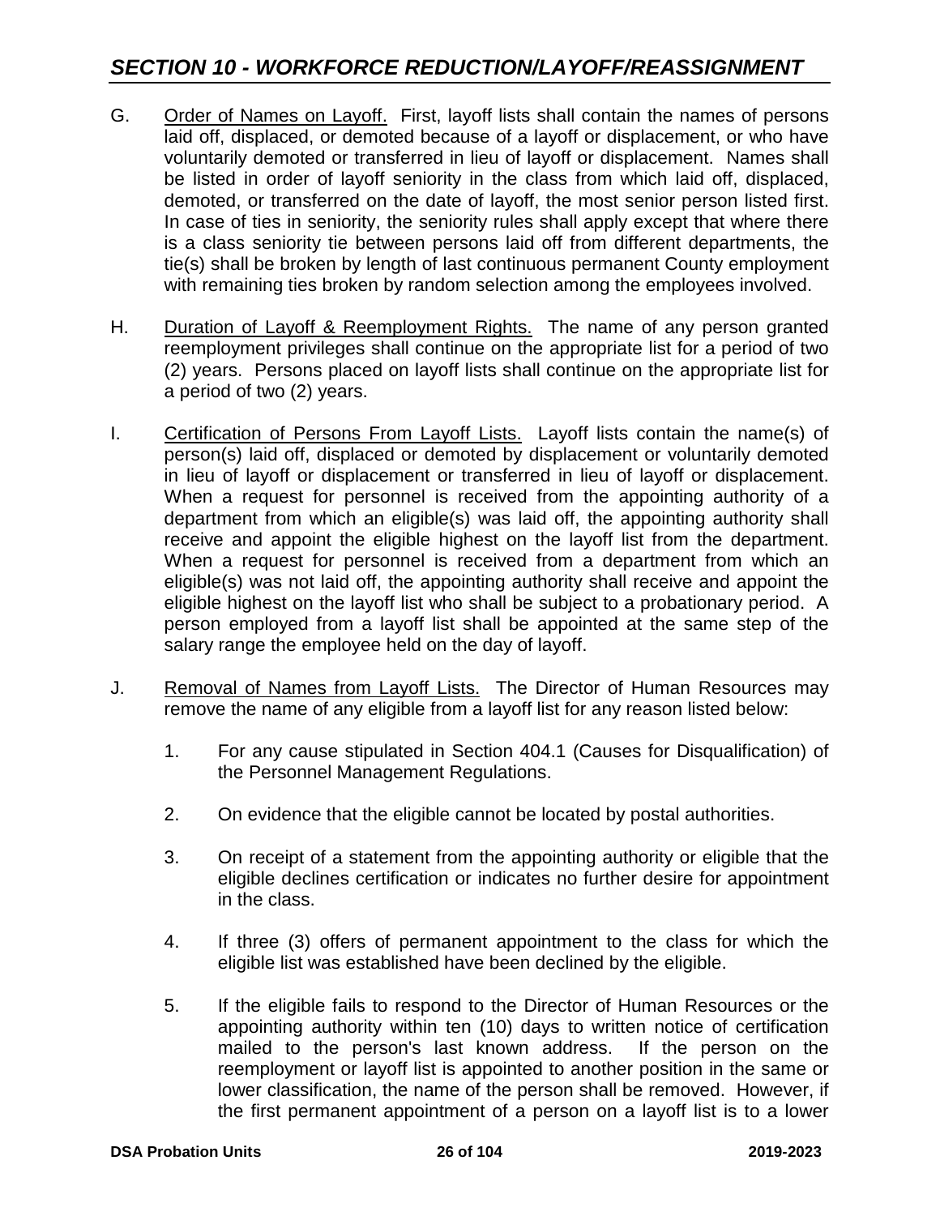## *SECTION 10 - WORKFORCE REDUCTION/LAYOFF/REASSIGNMENT*

G. Order of Names on Layoff. First, layoff lists shall contain the names of persons laid off, displaced, or demoted because of a layoff or displacement, or who have voluntarily demoted or transferred in lieu of layoff or displacement. Names shall be listed in order of layoff seniority in the class from which laid off, displaced, demoted, or transferred on the date of layoff, the most senior person listed first. In case of ties in seniority, the seniority rules shall apply except that where there is a class seniority tie between persons laid off from different departments, the tie(s) shall be broken by length of last continuous permanent County employment with remaining ties broken by random selection among the employees involved.

H. Duration of Layoff & Reemployment Rights. The name of any person granted reemployment privileges shall continue on the appropriate list for a period of two (2) years. Persons placed on layoff lists shall continue on the appropriate list for a period of two (2) years.

I. Certification of Persons From Layoff Lists. Layoff lists contain the name(s) of person(s) laid off, displaced or demoted by displacement or voluntarily demoted in lieu of layoff or displacement or transferred in lieu of layoff or displacement. When a request for personnel is received from the appointing authority of a department from which an eligible(s) was laid off, the appointing authority shall receive and appoint the eligible highest on the layoff list from the department. When a request for personnel is received from a department from which an eligible(s) was not laid off, the appointing authority shall receive and appoint the eligible highest on the layoff list who shall be subject to a probationary period. A person employed from a layoff list shall be appointed at the same step of the salary range the employee held on the day of layoff.

J. Removal of Names from Layoff Lists. The Director of Human Resources may remove the name of any eligible from a layoff list for any reason listed below:

1. For any cause stipulated in Section 404.1 (Causes for Disqualification) of the Personnel Management Regulations.

2. On evidence that the eligible cannot be located by postal authorities.

3. On receipt of a statement from the appointing authority or eligible that the eligible declines certification or indicates no further desire for appointment in the class.

4. If three (3) offers of permanent appointment to the class for which the eligible list was established have been declined by the eligible.

5. If the eligible fails to respond to the Director of Human Resources or the appointing authority within ten (10) days to written notice of certification mailed to the person's last known address. If the person on the reemployment or layoff list is appointed to another position in the same or lower classification, the name of the person shall be removed. However, if the first permanent appointment of a person on a layoff list is to a lower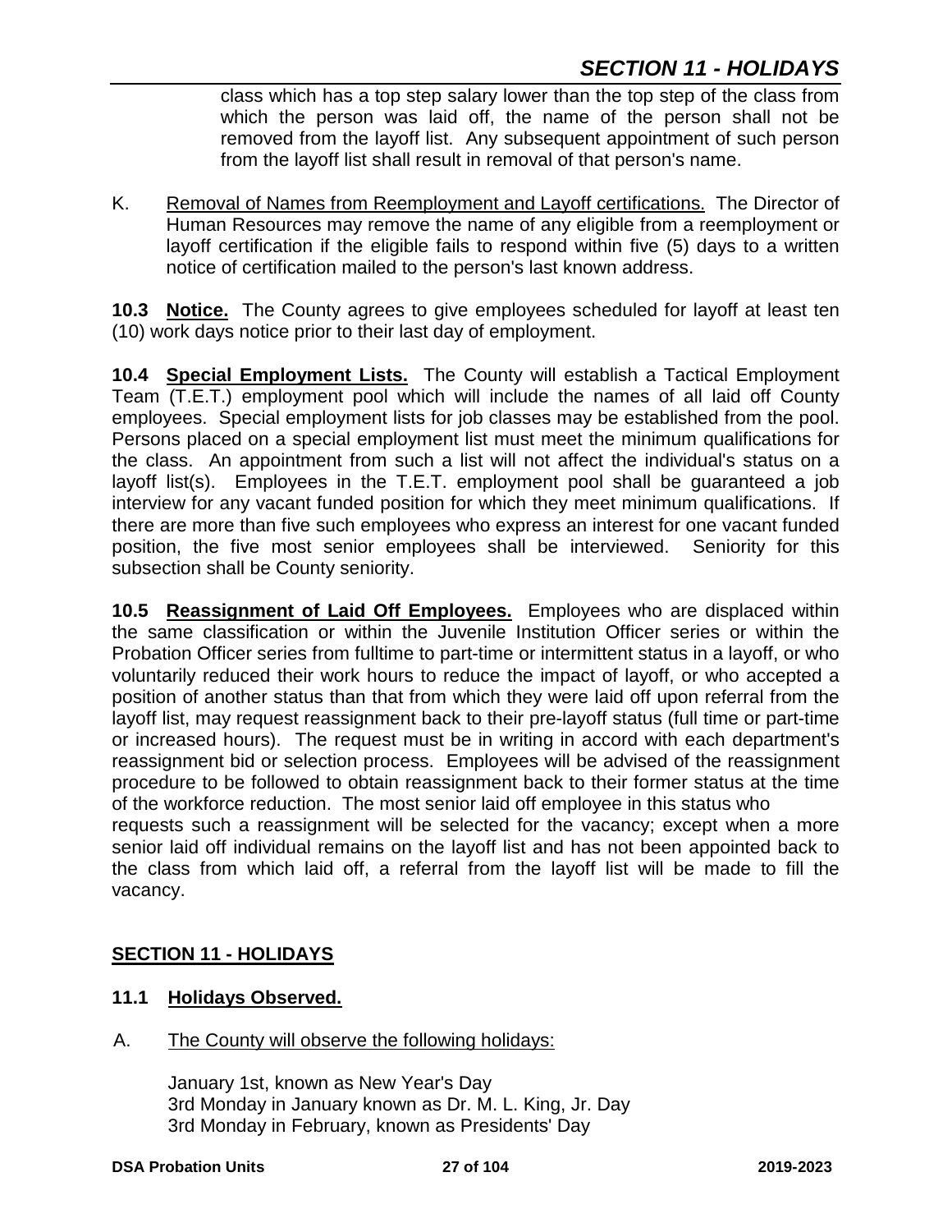class which has a top step salary lower than the top step of the class from which the person was laid off, the name of the person shall not be removed from the layoff list. Any subsequent appointment of such person from the layoff list shall result in removal of that person's name.

K. Removal of Names from Reemployment and Layoff certifications. The Director of Human Resources may remove the name of any eligible from a reemployment or layoff certification if the eligible fails to respond within five (5) days to a written notice of certification mailed to the person's last known address.

**10.3 Notice.** The County agrees to give employees scheduled for layoff at least ten (10) work days notice prior to their last day of employment.

**10.4 Special Employment Lists.** The County will establish a Tactical Employment Team (T.E.T.) employment pool which will include the names of all laid off County employees. Special employment lists for job classes may be established from the pool. Persons placed on a special employment list must meet the minimum qualifications for the class. An appointment from such a list will not affect the individual's status on a layoff list(s). Employees in the T.E.T. employment pool shall be guaranteed a job interview for any vacant funded position for which they meet minimum qualifications. If there are more than five such employees who express an interest for one vacant funded position, the five most senior employees shall be interviewed. Seniority for this subsection shall be County seniority.

**10.5 Reassignment of Laid Off Employees.** Employees who are displaced within the same classification or within the Juvenile Institution Officer series or within the Probation Officer series from fulltime to part-time or intermittent status in a layoff, or who voluntarily reduced their work hours to reduce the impact of layoff, or who accepted a position of another status than that from which they were laid off upon referral from the layoff list, may request reassignment back to their pre-layoff status (full time or part-time or increased hours). The request must be in writing in accord with each department's reassignment bid or selection process. Employees will be advised of the reassignment procedure to be followed to obtain reassignment back to their former status at the time of the workforce reduction. The most senior laid off employee in this status who requests such a reassignment will be selected for the vacancy; except when a more senior laid off individual remains on the layoff list and has not been appointed back to the class from which laid off, a referral from the layoff list will be made to fill the vacancy.

## SECTION 11 - HOLIDAYS

### 11.1 Holidays Observed.

A. The County will observe the following holidays:

January 1st, known as New Year's Day
3rd Monday in January known as Dr. M. L. King, Jr. Day
3rd Monday in February, known as Presidents' Day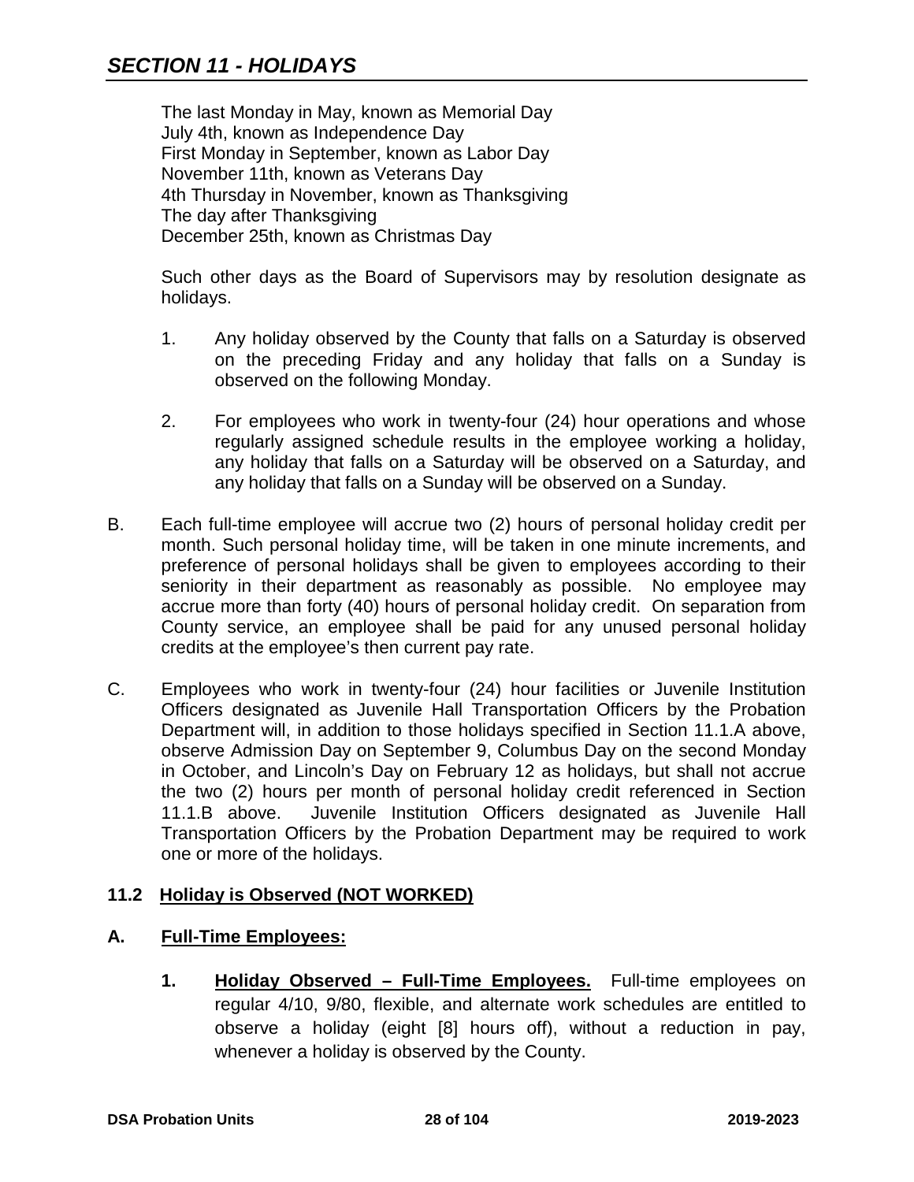## SECTION 11 - HOLIDAYS

The last Monday in May, known as Memorial Day
July 4th, known as Independence Day
First Monday in September, known as Labor Day
November 11th, known as Veterans Day
4th Thursday in November, known as Thanksgiving
The day after Thanksgiving
December 25th, known as Christmas Day

Such other days as the Board of Supervisors may by resolution designate as holidays.

1. Any holiday observed by the County that falls on a Saturday is observed on the preceding Friday and any holiday that falls on a Sunday is observed on the following Monday.

2. For employees who work in twenty-four (24) hour operations and whose regularly assigned schedule results in the employee working a holiday, any holiday that falls on a Saturday will be observed on a Saturday, and any holiday that falls on a Sunday will be observed on a Sunday.

B. Each full-time employee will accrue two (2) hours of personal holiday credit per month. Such personal holiday time, will be taken in one minute increments, and preference of personal holidays shall be given to employees according to their seniority in their department as reasonably as possible. No employee may accrue more than forty (40) hours of personal holiday credit. On separation from County service, an employee shall be paid for any unused personal holiday credits at the employee's then current pay rate.

C. Employees who work in twenty-four (24) hour facilities or Juvenile Institution Officers designated as Juvenile Hall Transportation Officers by the Probation Department will, in addition to those holidays specified in Section 11.1.A above, observe Admission Day on September 9, Columbus Day on the second Monday in October, and Lincoln's Day on February 12 as holidays, but shall not accrue the two (2) hours per month of personal holiday credit referenced in Section 11.1.B above. Juvenile Institution Officers designated as Juvenile Hall Transportation Officers by the Probation Department may be required to work one or more of the holidays.

### 11.2 Holiday is Observed (NOT WORKED)

#### A. Full-Time Employees:

1. **Holiday Observed – Full-Time Employees.** Full-time employees on regular 4/10, 9/80, flexible, and alternate work schedules are entitled to observe a holiday (eight [8] hours off), without a reduction in pay, whenever a holiday is observed by the County.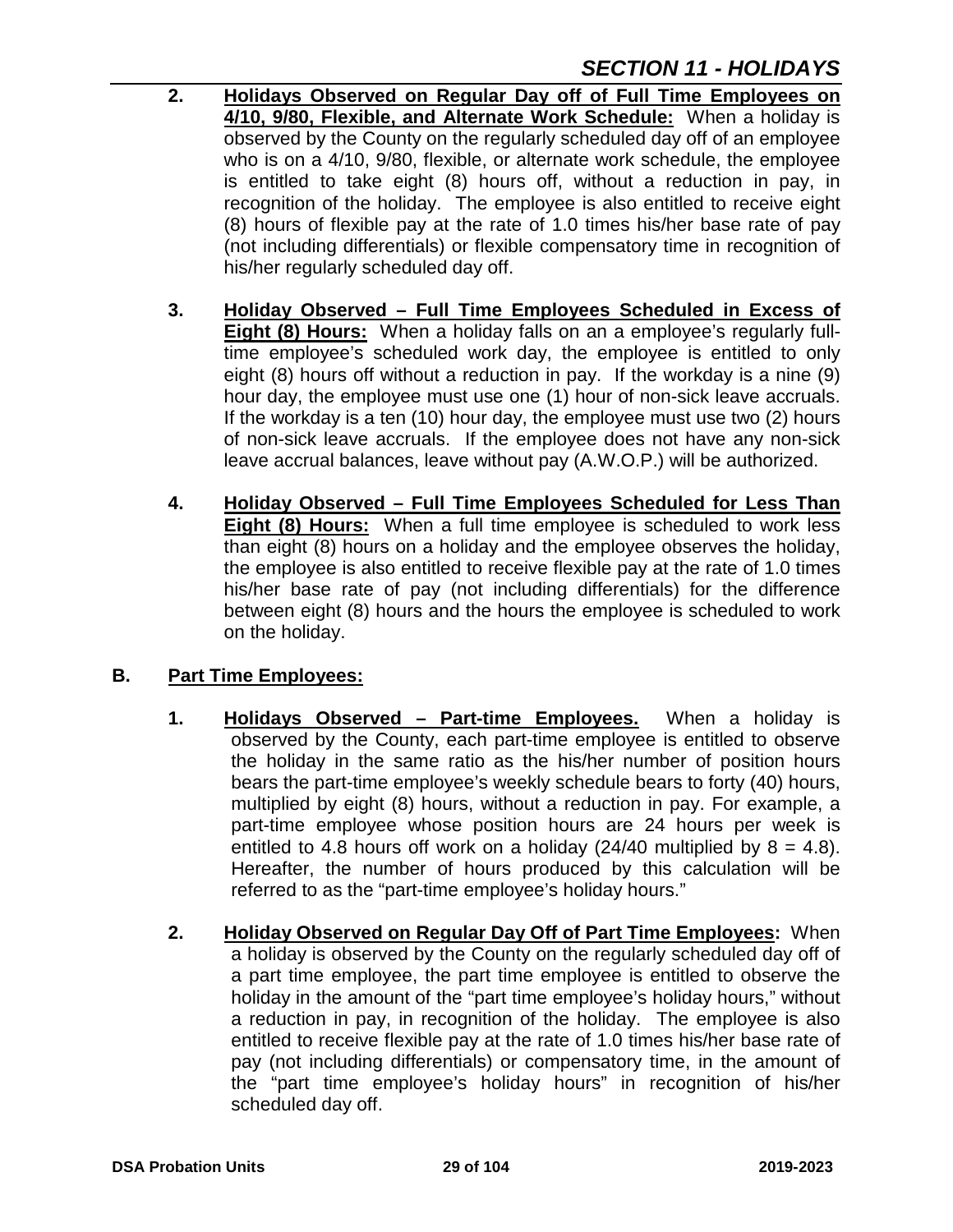2. **Holidays Observed on Regular Day off of Full Time Employees on 4/10, 9/80, Flexible, and Alternate Work Schedule:** When a holiday is observed by the County on the regularly scheduled day off of an employee who is on a 4/10, 9/80, flexible, or alternate work schedule, the employee is entitled to take eight (8) hours off, without a reduction in pay, in recognition of the holiday. The employee is also entitled to receive eight (8) hours of flexible pay at the rate of 1.0 times his/her base rate of pay (not including differentials) or flexible compensatory time in recognition of his/her regularly scheduled day off.

3. **Holiday Observed – Full Time Employees Scheduled in Excess of Eight (8) Hours:** When a holiday falls on an a employee's regularly full-time employee's scheduled work day, the employee is entitled to only eight (8) hours off without a reduction in pay. If the workday is a nine (9) hour day, the employee must use one (1) hour of non-sick leave accruals. If the workday is a ten (10) hour day, the employee must use two (2) hours of non-sick leave accruals. If the employee does not have any non-sick leave accrual balances, leave without pay (A.W.O.P.) will be authorized.

4. **Holiday Observed – Full Time Employees Scheduled for Less Than Eight (8) Hours:** When a full time employee is scheduled to work less than eight (8) hours on a holiday and the employee observes the holiday, the employee is also entitled to receive flexible pay at the rate of 1.0 times his/her base rate of pay (not including differentials) for the difference between eight (8) hours and the hours the employee is scheduled to work on the holiday.

## B. Part Time Employees:

1. **Holidays Observed – Part-time Employees.** When a holiday is observed by the County, each part-time employee is entitled to observe the holiday in the same ratio as the his/her number of position hours bears the part-time employee's weekly schedule bears to forty (40) hours, multiplied by eight (8) hours, without a reduction in pay. For example, a part-time employee whose position hours are 24 hours per week is entitled to 4.8 hours off work on a holiday (24/40 multiplied by 8 = 4.8). Hereafter, the number of hours produced by this calculation will be referred to as the "part-time employee's holiday hours."

2. **Holiday Observed on Regular Day Off of Part Time Employees:** When a holiday is observed by the County on the regularly scheduled day off of a part time employee, the part time employee is entitled to observe the holiday in the amount of the "part time employee's holiday hours," without a reduction in pay, in recognition of the holiday. The employee is also entitled to receive flexible pay at the rate of 1.0 times his/her base rate of pay (not including differentials) or compensatory time, in the amount of the "part time employee's holiday hours" in recognition of his/her scheduled day off.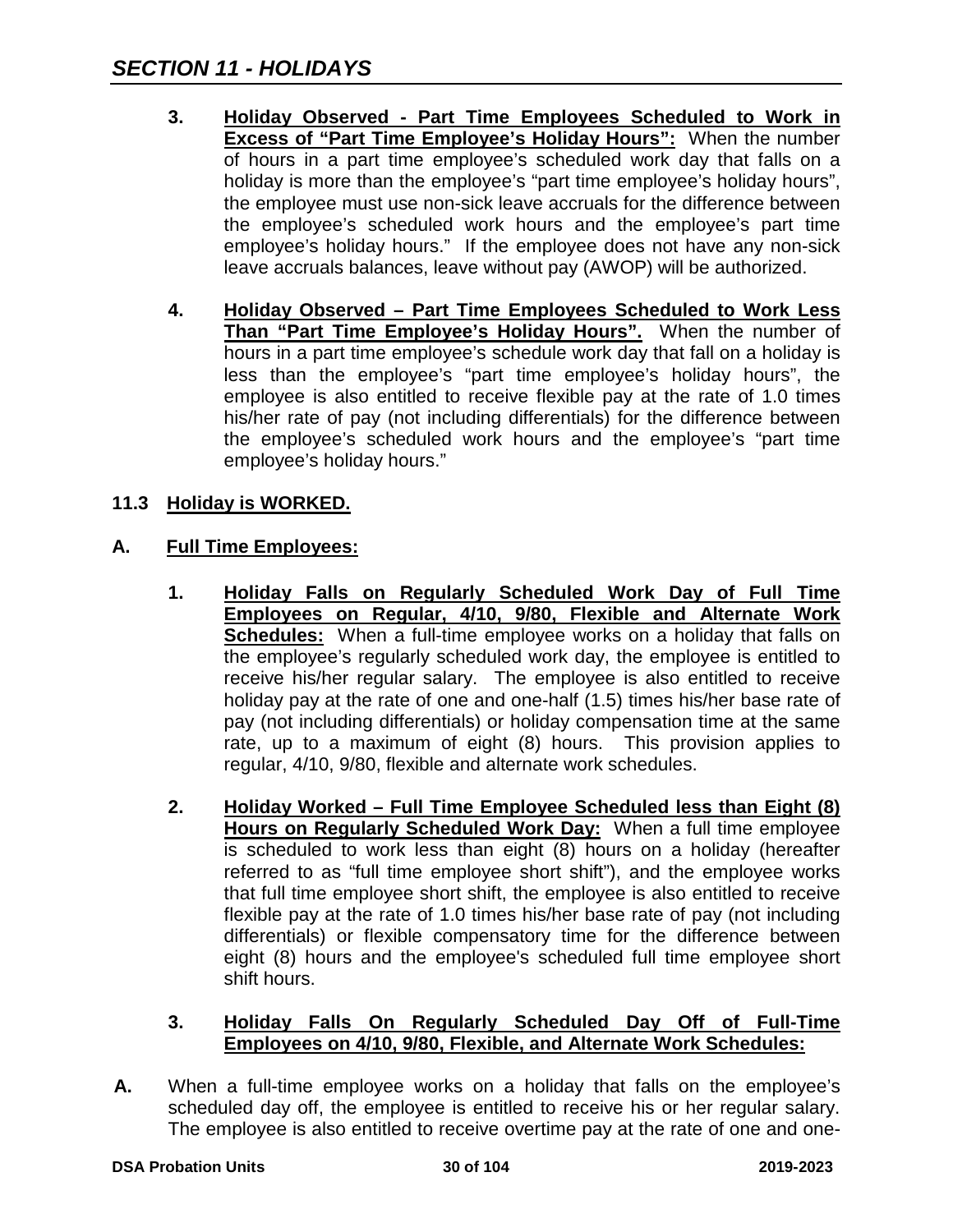## SECTION 11 - HOLIDAYS

3. **Holiday Observed - Part Time Employees Scheduled to Work in Excess of "Part Time Employee's Holiday Hours":** When the number of hours in a part time employee's scheduled work day that falls on a holiday is more than the employee's "part time employee's holiday hours", the employee must use non-sick leave accruals for the difference between the employee's scheduled work hours and the employee's part time employee's holiday hours." If the employee does not have any non-sick leave accruals balances, leave without pay (AWOP) will be authorized.

4. **Holiday Observed – Part Time Employees Scheduled to Work Less Than "Part Time Employee's Holiday Hours".** When the number of hours in a part time employee's schedule work day that fall on a holiday is less than the employee's "part time employee's holiday hours", the employee is also entitled to receive flexible pay at the rate of 1.0 times his/her rate of pay (not including differentials) for the difference between the employee's scheduled work hours and the employee's "part time employee's holiday hours."

### 11.3 Holiday is WORKED.

### A. Full Time Employees:

1. **Holiday Falls on Regularly Scheduled Work Day of Full Time Employees on Regular, 4/10, 9/80, Flexible and Alternate Work Schedules:** When a full-time employee works on a holiday that falls on the employee's regularly scheduled work day, the employee is entitled to receive his/her regular salary. The employee is also entitled to receive holiday pay at the rate of one and one-half (1.5) times his/her base rate of pay (not including differentials) or holiday compensation time at the same rate, up to a maximum of eight (8) hours. This provision applies to regular, 4/10, 9/80, flexible and alternate work schedules.

2. **Holiday Worked – Full Time Employee Scheduled less than Eight (8) Hours on Regularly Scheduled Work Day:** When a full time employee is scheduled to work less than eight (8) hours on a holiday (hereafter referred to as "full time employee short shift"), and the employee works that full time employee short shift, the employee is also entitled to receive flexible pay at the rate of 1.0 times his/her base rate of pay (not including differentials) or flexible compensatory time for the difference between eight (8) hours and the employee's scheduled full time employee short shift hours.

3. **Holiday Falls On Regularly Scheduled Day Off of Full-Time Employees on 4/10, 9/80, Flexible, and Alternate Work Schedules:**

**A.** When a full-time employee works on a holiday that falls on the employee's scheduled day off, the employee is entitled to receive his or her regular salary. The employee is also entitled to receive overtime pay at the rate of one and one-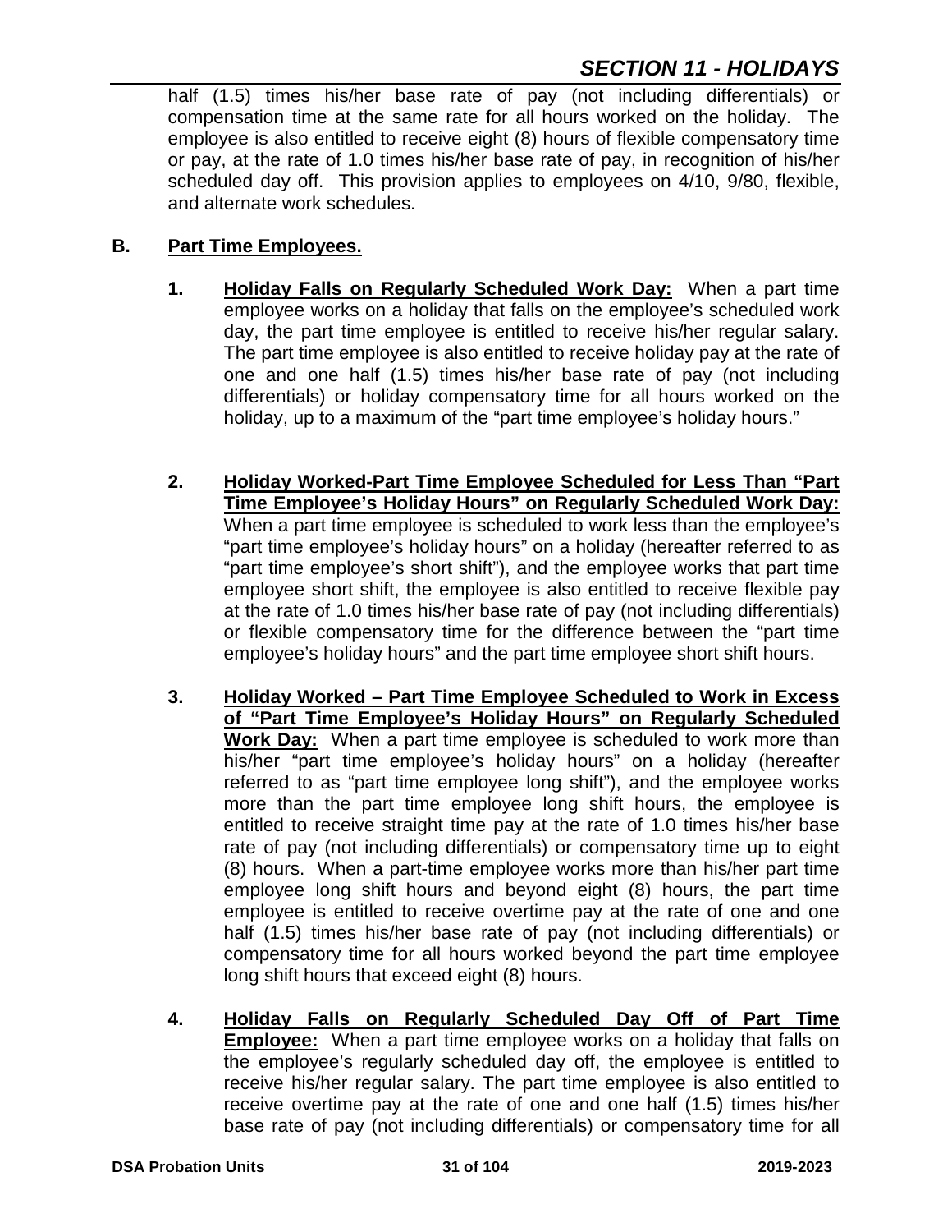half (1.5) times his/her base rate of pay (not including differentials) or compensation time at the same rate for all hours worked on the holiday. The employee is also entitled to receive eight (8) hours of flexible compensatory time or pay, at the rate of 1.0 times his/her base rate of pay, in recognition of his/her scheduled day off. This provision applies to employees on 4/10, 9/80, flexible, and alternate work schedules.

## B. Part Time Employees.

1. **Holiday Falls on Regularly Scheduled Work Day:** When a part time employee works on a holiday that falls on the employee's scheduled work day, the part time employee is entitled to receive his/her regular salary. The part time employee is also entitled to receive holiday pay at the rate of one and one half (1.5) times his/her base rate of pay (not including differentials) or holiday compensatory time for all hours worked on the holiday, up to a maximum of the "part time employee's holiday hours."

2. **Holiday Worked-Part Time Employee Scheduled for Less Than "Part Time Employee's Holiday Hours" on Regularly Scheduled Work Day:** When a part time employee is scheduled to work less than the employee's "part time employee's holiday hours" on a holiday (hereafter referred to as "part time employee's short shift"), and the employee works that part time employee short shift, the employee is also entitled to receive flexible pay at the rate of 1.0 times his/her base rate of pay (not including differentials) or flexible compensatory time for the difference between the "part time employee's holiday hours" and the part time employee short shift hours.

3. **Holiday Worked – Part Time Employee Scheduled to Work in Excess of "Part Time Employee's Holiday Hours" on Regularly Scheduled Work Day:** When a part time employee is scheduled to work more than his/her "part time employee's holiday hours" on a holiday (hereafter referred to as "part time employee long shift"), and the employee works more than the part time employee long shift hours, the employee is entitled to receive straight time pay at the rate of 1.0 times his/her base rate of pay (not including differentials) or compensatory time up to eight (8) hours. When a part-time employee works more than his/her part time employee long shift hours and beyond eight (8) hours, the part time employee is entitled to receive overtime pay at the rate of one and one half (1.5) times his/her base rate of pay (not including differentials) or compensatory time for all hours worked beyond the part time employee long shift hours that exceed eight (8) hours.

4. **Holiday Falls on Regularly Scheduled Day Off of Part Time Employee:** When a part time employee works on a holiday that falls on the employee's regularly scheduled day off, the employee is entitled to receive his/her regular salary. The part time employee is also entitled to receive overtime pay at the rate of one and one half (1.5) times his/her base rate of pay (not including differentials) or compensatory time for all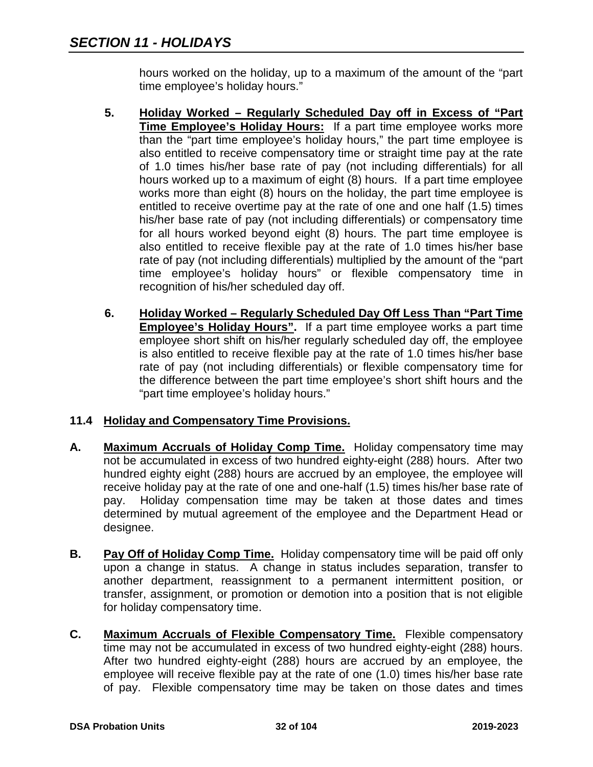hours worked on the holiday, up to a maximum of the amount of the "part time employee's holiday hours."

5. **Holiday Worked – Regularly Scheduled Day off in Excess of "Part Time Employee's Holiday Hours:** If a part time employee works more than the "part time employee's holiday hours," the part time employee is also entitled to receive compensatory time or straight time pay at the rate of 1.0 times his/her base rate of pay (not including differentials) for all hours worked up to a maximum of eight (8) hours. If a part time employee works more than eight (8) hours on the holiday, the part time employee is entitled to receive overtime pay at the rate of one and one half (1.5) times his/her base rate of pay (not including differentials) or compensatory time for all hours worked beyond eight (8) hours. The part time employee is also entitled to receive flexible pay at the rate of 1.0 times his/her base rate of pay (not including differentials) multiplied by the amount of the "part time employee's holiday hours" or flexible compensatory time in recognition of his/her scheduled day off.

6. **Holiday Worked – Regularly Scheduled Day Off Less Than "Part Time Employee's Holiday Hours".** If a part time employee works a part time employee short shift on his/her regularly scheduled day off, the employee is also entitled to receive flexible pay at the rate of 1.0 times his/her base rate of pay (not including differentials) or flexible compensatory time for the difference between the part time employee's short shift hours and the "part time employee's holiday hours."

### 11.4 Holiday and Compensatory Time Provisions.

**A. Maximum Accruals of Holiday Comp Time.** Holiday compensatory time may not be accumulated in excess of two hundred eighty-eight (288) hours. After two hundred eighty eight (288) hours are accrued by an employee, the employee will receive holiday pay at the rate of one and one-half (1.5) times his/her base rate of pay. Holiday compensation time may be taken at those dates and times determined by mutual agreement of the employee and the Department Head or designee.

**B. Pay Off of Holiday Comp Time.** Holiday compensatory time will be paid off only upon a change in status. A change in status includes separation, transfer to another department, reassignment to a permanent intermittent position, or transfer, assignment, or promotion or demotion into a position that is not eligible for holiday compensatory time.

**C. Maximum Accruals of Flexible Compensatory Time.** Flexible compensatory time may not be accumulated in excess of two hundred eighty-eight (288) hours. After two hundred eighty-eight (288) hours are accrued by an employee, the employee will receive flexible pay at the rate of one (1.0) times his/her base rate of pay. Flexible compensatory time may be taken on those dates and times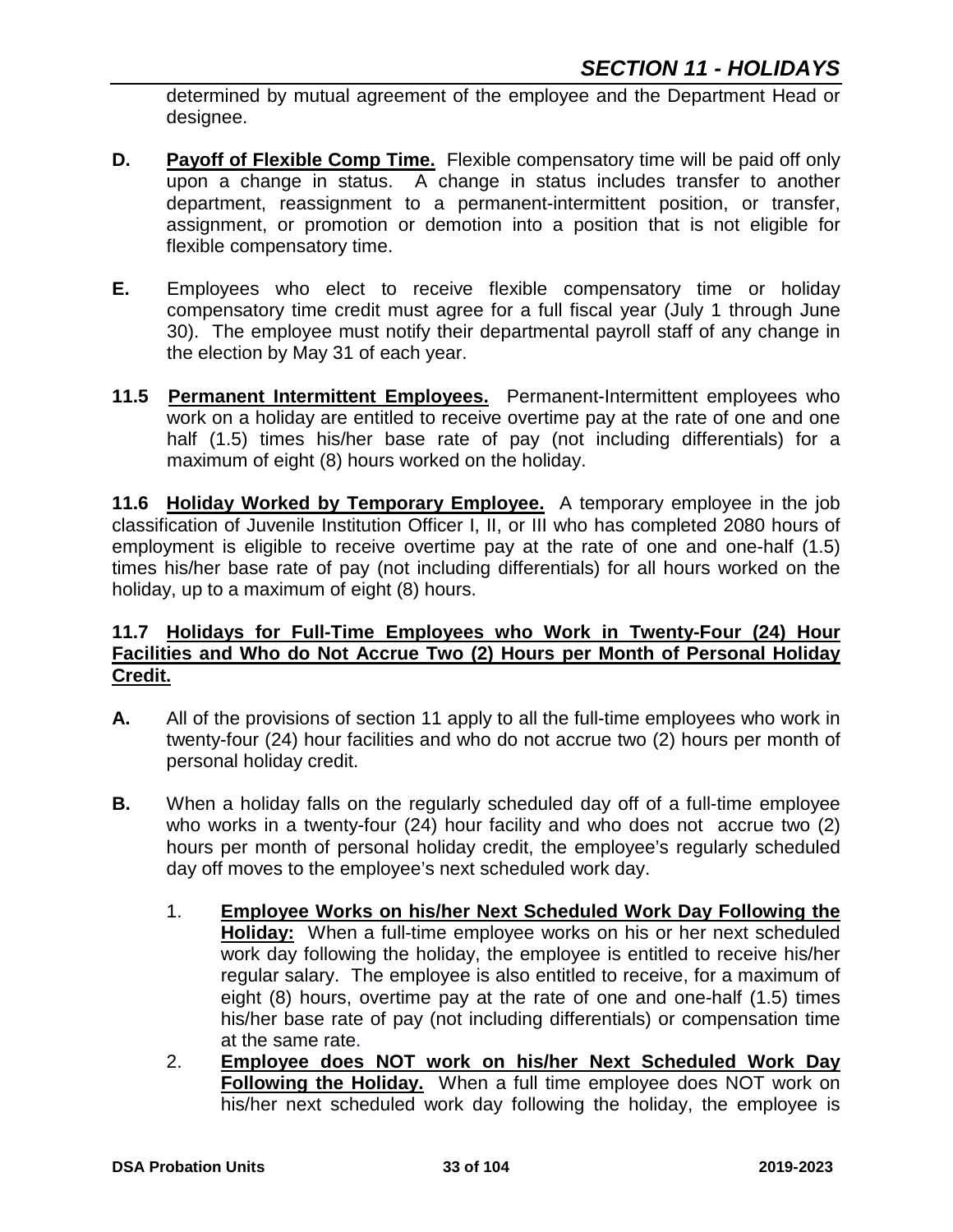determined by mutual agreement of the employee and the Department Head or designee.

**D.** **Payoff of Flexible Comp Time.** Flexible compensatory time will be paid off only upon a change in status. A change in status includes transfer to another department, reassignment to a permanent-intermittent position, or transfer, assignment, or promotion or demotion into a position that is not eligible for flexible compensatory time.

**E.** Employees who elect to receive flexible compensatory time or holiday compensatory time credit must agree for a full fiscal year (July 1 through June 30). The employee must notify their departmental payroll staff of any change in the election by May 31 of each year.

**11.5** **Permanent Intermittent Employees.** Permanent-Intermittent employees who work on a holiday are entitled to receive overtime pay at the rate of one and one half (1.5) times his/her base rate of pay (not including differentials) for a maximum of eight (8) hours worked on the holiday.

**11.6** **Holiday Worked by Temporary Employee.** A temporary employee in the job classification of Juvenile Institution Officer I, II, or III who has completed 2080 hours of employment is eligible to receive overtime pay at the rate of one and one-half (1.5) times his/her base rate of pay (not including differentials) for all hours worked on the holiday, up to a maximum of eight (8) hours.

**11.7** **Holidays for Full-Time Employees who Work in Twenty-Four (24) Hour Facilities and Who do Not Accrue Two (2) Hours per Month of Personal Holiday Credit.**

**A.** All of the provisions of section 11 apply to all the full-time employees who work in twenty-four (24) hour facilities and who do not accrue two (2) hours per month of personal holiday credit.

**B.** When a holiday falls on the regularly scheduled day off of a full-time employee who works in a twenty-four (24) hour facility and who does not accrue two (2) hours per month of personal holiday credit, the employee's regularly scheduled day off moves to the employee's next scheduled work day.

1. **Employee Works on his/her Next Scheduled Work Day Following the Holiday:** When a full-time employee works on his or her next scheduled work day following the holiday, the employee is entitled to receive his/her regular salary. The employee is also entitled to receive, for a maximum of eight (8) hours, overtime pay at the rate of one and one-half (1.5) times his/her base rate of pay (not including differentials) or compensation time at the same rate.
2. **Employee does NOT work on his/her Next Scheduled Work Day Following the Holiday.** When a full time employee does NOT work on his/her next scheduled work day following the holiday, the employee is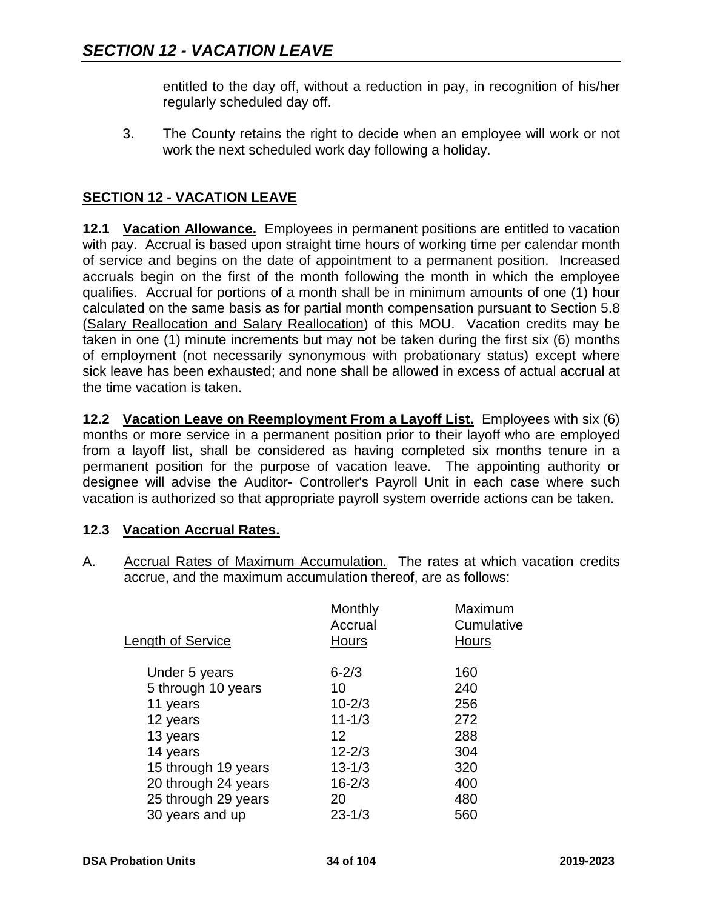entitled to the day off, without a reduction in pay, in recognition of his/her regularly scheduled day off.

3. The County retains the right to decide when an employee will work or not work the next scheduled work day following a holiday.

## SECTION 12 - VACATION LEAVE

**12.1 Vacation Allowance.** Employees in permanent positions are entitled to vacation with pay. Accrual is based upon straight time hours of working time per calendar month of service and begins on the date of appointment to a permanent position. Increased accruals begin on the first of the month following the month in which the employee qualifies. Accrual for portions of a month shall be in minimum amounts of one (1) hour calculated on the same basis as for partial month compensation pursuant to Section 5.8 (Salary Reallocation and Salary Reallocation) of this MOU. Vacation credits may be taken in one (1) minute increments but may not be taken during the first six (6) months of employment (not necessarily synonymous with probationary status) except where sick leave has been exhausted; and none shall be allowed in excess of actual accrual at the time vacation is taken.

**12.2 Vacation Leave on Reemployment From a Layoff List.** Employees with six (6) months or more service in a permanent position prior to their layoff who are employed from a layoff list, shall be considered as having completed six months tenure in a permanent position for the purpose of vacation leave. The appointing authority or designee will advise the Auditor- Controller's Payroll Unit in each case where such vacation is authorized so that appropriate payroll system override actions can be taken.

**12.3 Vacation Accrual Rates.**

A. Accrual Rates of Maximum Accumulation. The rates at which vacation credits accrue, and the maximum accumulation thereof, are as follows:

| Length of Service | Monthly Accrual Hours | Maximum Cumulative Hours |
|---|---|---|
| Under 5 years | 6-2/3 | 160 |
| 5 through 10 years | 10 | 240 |
| 11 years | 10-2/3 | 256 |
| 12 years | 11-1/3 | 272 |
| 13 years | 12 | 288 |
| 14 years | 12-2/3 | 304 |
| 15 through 19 years | 13-1/3 | 320 |
| 20 through 24 years | 16-2/3 | 400 |
| 25 through 29 years | 20 | 480 |
| 30 years and up | 23-1/3 | 560 |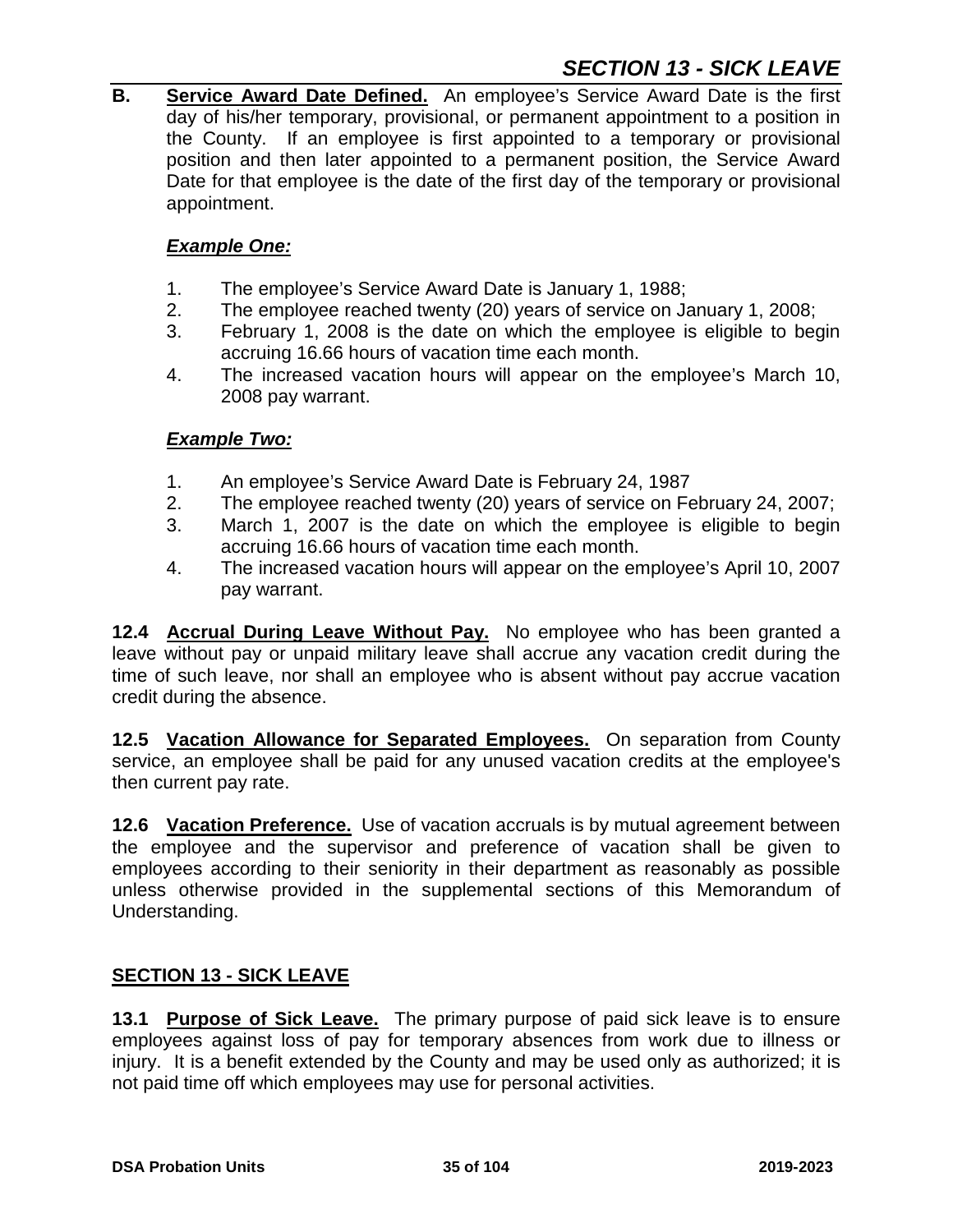**B. Service Award Date Defined.** An employee's Service Award Date is the first day of his/her temporary, provisional, or permanent appointment to a position in the County. If an employee is first appointed to a temporary or provisional position and then later appointed to a permanent position, the Service Award Date for that employee is the date of the first day of the temporary or provisional appointment.

***Example One:***

1. The employee's Service Award Date is January 1, 1988;
2. The employee reached twenty (20) years of service on January 1, 2008;
3. February 1, 2008 is the date on which the employee is eligible to begin accruing 16.66 hours of vacation time each month.
4. The increased vacation hours will appear on the employee's March 10, 2008 pay warrant.

***Example Two:***

1. An employee's Service Award Date is February 24, 1987
2. The employee reached twenty (20) years of service on February 24, 2007;
3. March 1, 2007 is the date on which the employee is eligible to begin accruing 16.66 hours of vacation time each month.
4. The increased vacation hours will appear on the employee's April 10, 2007 pay warrant.

**12.4 Accrual During Leave Without Pay.** No employee who has been granted a leave without pay or unpaid military leave shall accrue any vacation credit during the time of such leave, nor shall an employee who is absent without pay accrue vacation credit during the absence.

**12.5 Vacation Allowance for Separated Employees.** On separation from County service, an employee shall be paid for any unused vacation credits at the employee's then current pay rate.

**12.6 Vacation Preference.** Use of vacation accruals is by mutual agreement between the employee and the supervisor and preference of vacation shall be given to employees according to their seniority in their department as reasonably as possible unless otherwise provided in the supplemental sections of this Memorandum of Understanding.

## SECTION 13 - SICK LEAVE

**13.1 Purpose of Sick Leave.** The primary purpose of paid sick leave is to ensure employees against loss of pay for temporary absences from work due to illness or injury. It is a benefit extended by the County and may be used only as authorized; it is not paid time off which employees may use for personal activities.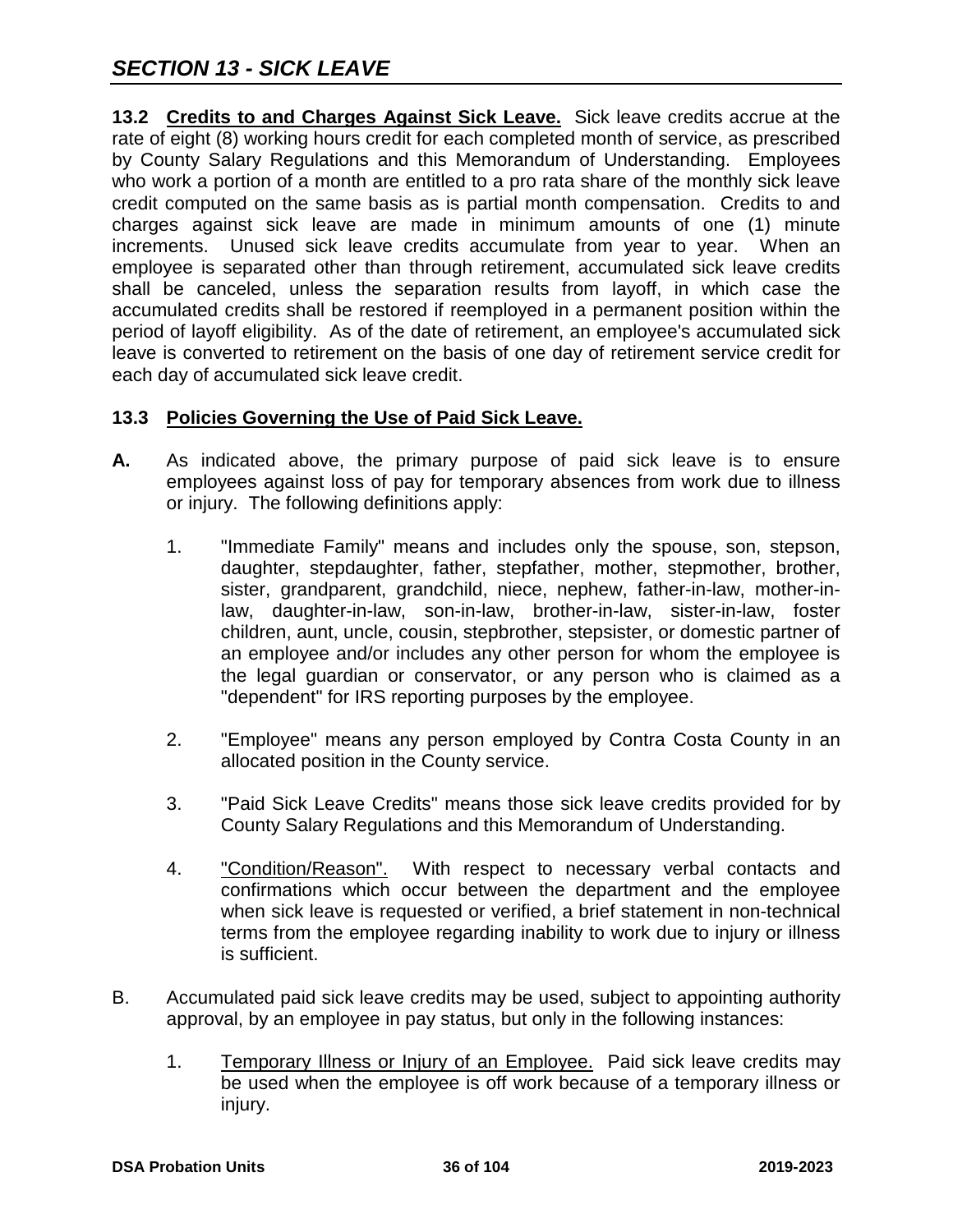## *SECTION 13 - SICK LEAVE*

**13.2 Credits to and Charges Against Sick Leave.** Sick leave credits accrue at the rate of eight (8) working hours credit for each completed month of service, as prescribed by County Salary Regulations and this Memorandum of Understanding. Employees who work a portion of a month are entitled to a pro rata share of the monthly sick leave credit computed on the same basis as is partial month compensation. Credits to and charges against sick leave are made in minimum amounts of one (1) minute increments. Unused sick leave credits accumulate from year to year. When an employee is separated other than through retirement, accumulated sick leave credits shall be canceled, unless the separation results from layoff, in which case the accumulated credits shall be restored if reemployed in a permanent position within the period of layoff eligibility. As of the date of retirement, an employee's accumulated sick leave is converted to retirement on the basis of one day of retirement service credit for each day of accumulated sick leave credit.

**13.3 Policies Governing the Use of Paid Sick Leave.**

**A.** As indicated above, the primary purpose of paid sick leave is to ensure employees against loss of pay for temporary absences from work due to illness or injury. The following definitions apply:

1. "Immediate Family" means and includes only the spouse, son, stepson, daughter, stepdaughter, father, stepfather, mother, stepmother, brother, sister, grandparent, grandchild, niece, nephew, father-in-law, mother-in-law, daughter-in-law, son-in-law, brother-in-law, sister-in-law, foster children, aunt, uncle, cousin, stepbrother, stepsister, or domestic partner of an employee and/or includes any other person for whom the employee is the legal guardian or conservator, or any person who is claimed as a "dependent" for IRS reporting purposes by the employee.

2. "Employee" means any person employed by Contra Costa County in an allocated position in the County service.

3. "Paid Sick Leave Credits" means those sick leave credits provided for by County Salary Regulations and this Memorandum of Understanding.

4. "Condition/Reason". With respect to necessary verbal contacts and confirmations which occur between the department and the employee when sick leave is requested or verified, a brief statement in non-technical terms from the employee regarding inability to work due to injury or illness is sufficient.

B. Accumulated paid sick leave credits may be used, subject to appointing authority approval, by an employee in pay status, but only in the following instances:

1. Temporary Illness or Injury of an Employee. Paid sick leave credits may be used when the employee is off work because of a temporary illness or injury.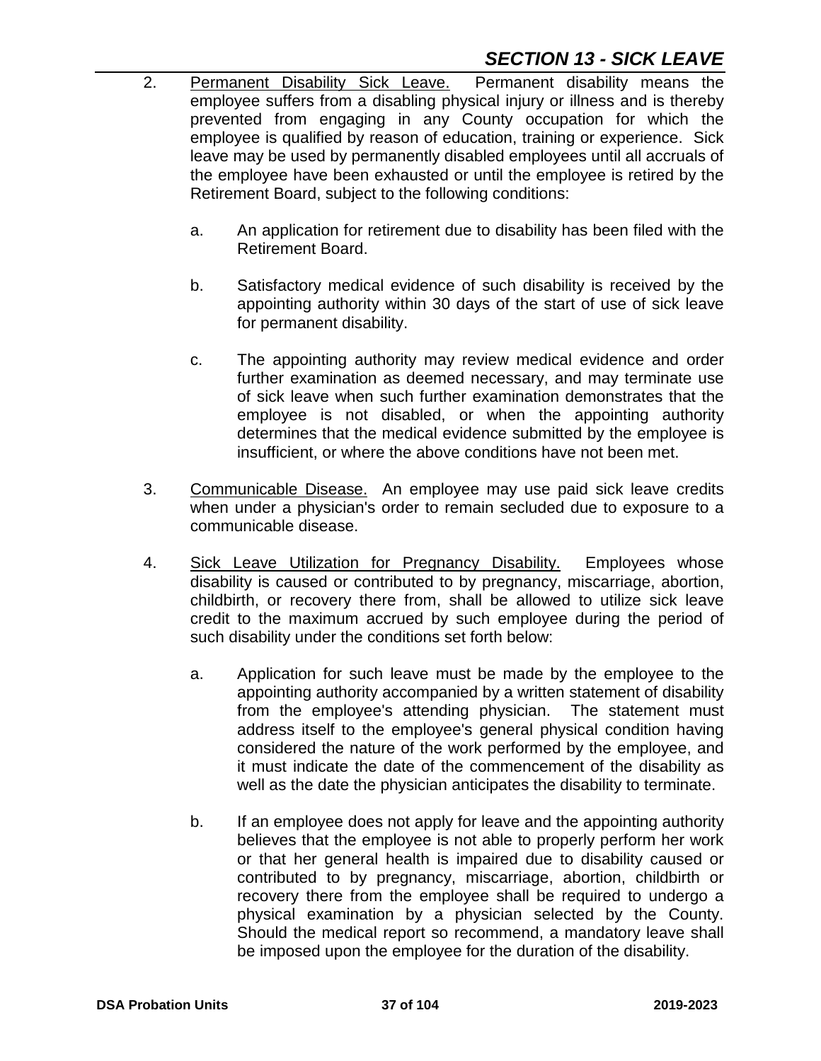2. Permanent Disability Sick Leave. Permanent disability means the employee suffers from a disabling physical injury or illness and is thereby prevented from engaging in any County occupation for which the employee is qualified by reason of education, training or experience. Sick leave may be used by permanently disabled employees until all accruals of the employee have been exhausted or until the employee is retired by the Retirement Board, subject to the following conditions:

   a. An application for retirement due to disability has been filed with the Retirement Board.

   b. Satisfactory medical evidence of such disability is received by the appointing authority within 30 days of the start of use of sick leave for permanent disability.

   c. The appointing authority may review medical evidence and order further examination as deemed necessary, and may terminate use of sick leave when such further examination demonstrates that the employee is not disabled, or when the appointing authority determines that the medical evidence submitted by the employee is insufficient, or where the above conditions have not been met.

3. Communicable Disease. An employee may use paid sick leave credits when under a physician's order to remain secluded due to exposure to a communicable disease.

4. Sick Leave Utilization for Pregnancy Disability. Employees whose disability is caused or contributed to by pregnancy, miscarriage, abortion, childbirth, or recovery there from, shall be allowed to utilize sick leave credit to the maximum accrued by such employee during the period of such disability under the conditions set forth below:

   a. Application for such leave must be made by the employee to the appointing authority accompanied by a written statement of disability from the employee's attending physician. The statement must address itself to the employee's general physical condition having considered the nature of the work performed by the employee, and it must indicate the date of the commencement of the disability as well as the date the physician anticipates the disability to terminate.

   b. If an employee does not apply for leave and the appointing authority believes that the employee is not able to properly perform her work or that her general health is impaired due to disability caused or contributed to by pregnancy, miscarriage, abortion, childbirth or recovery there from the employee shall be required to undergo a physical examination by a physician selected by the County. Should the medical report so recommend, a mandatory leave shall be imposed upon the employee for the duration of the disability.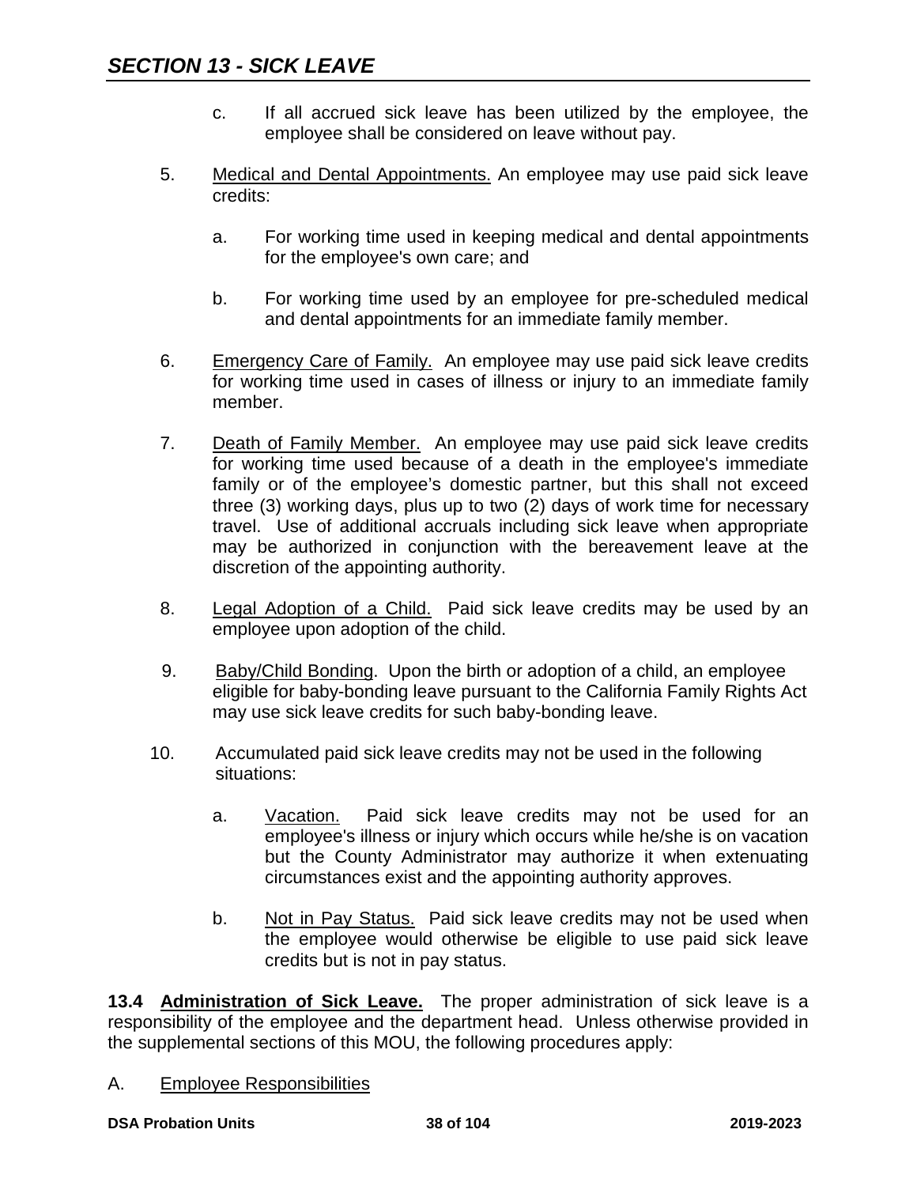## SECTION 13 - SICK LEAVE

c. If all accrued sick leave has been utilized by the employee, the employee shall be considered on leave without pay.

5. Medical and Dental Appointments. An employee may use paid sick leave credits:

    a. For working time used in keeping medical and dental appointments for the employee's own care; and

    b. For working time used by an employee for pre-scheduled medical and dental appointments for an immediate family member.

6. Emergency Care of Family. An employee may use paid sick leave credits for working time used in cases of illness or injury to an immediate family member.

7. Death of Family Member. An employee may use paid sick leave credits for working time used because of a death in the employee's immediate family or of the employee's domestic partner, but this shall not exceed three (3) working days, plus up to two (2) days of work time for necessary travel. Use of additional accruals including sick leave when appropriate may be authorized in conjunction with the bereavement leave at the discretion of the appointing authority.

8. Legal Adoption of a Child. Paid sick leave credits may be used by an employee upon adoption of the child.

9. Baby/Child Bonding. Upon the birth or adoption of a child, an employee eligible for baby-bonding leave pursuant to the California Family Rights Act may use sick leave credits for such baby-bonding leave.

10. Accumulated paid sick leave credits may not be used in the following situations:

    a. Vacation. Paid sick leave credits may not be used for an employee's illness or injury which occurs while he/she is on vacation but the County Administrator may authorize it when extenuating circumstances exist and the appointing authority approves.

    b. Not in Pay Status. Paid sick leave credits may not be used when the employee would otherwise be eligible to use paid sick leave credits but is not in pay status.

**13.4 Administration of Sick Leave.** The proper administration of sick leave is a responsibility of the employee and the department head. Unless otherwise provided in the supplemental sections of this MOU, the following procedures apply:

A. Employee Responsibilities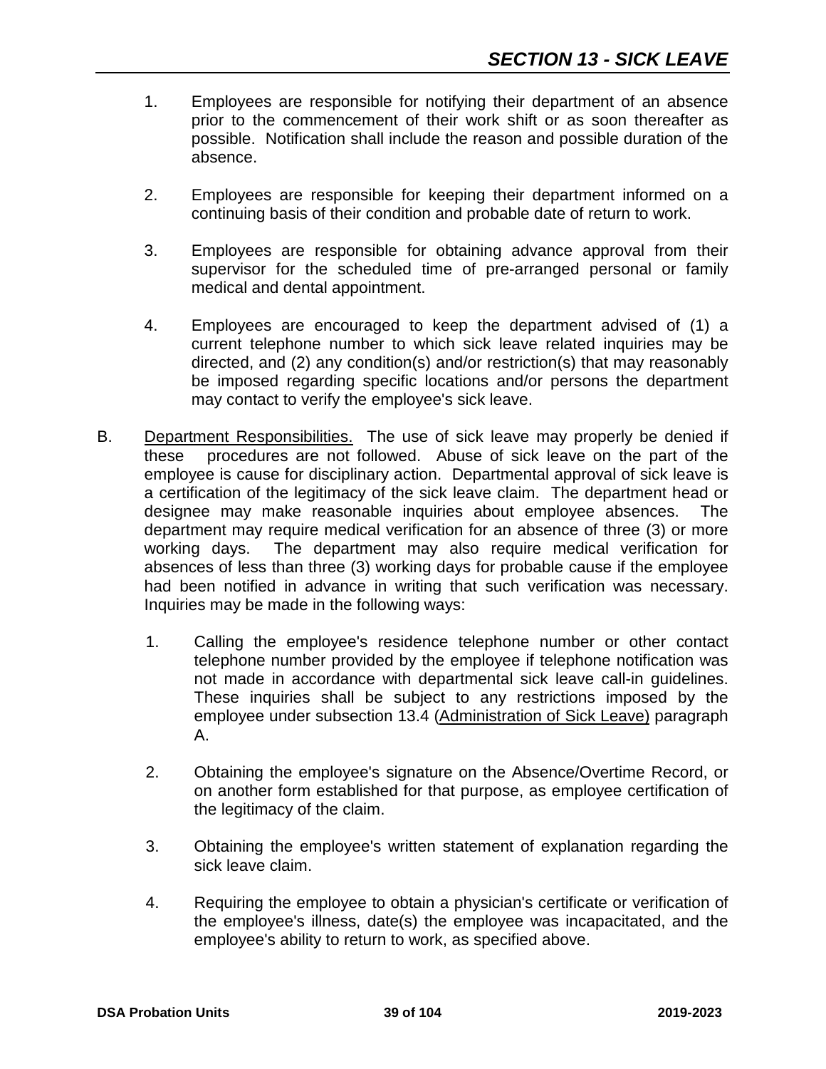1. Employees are responsible for notifying their department of an absence prior to the commencement of their work shift or as soon thereafter as possible. Notification shall include the reason and possible duration of the absence.

2. Employees are responsible for keeping their department informed on a continuing basis of their condition and probable date of return to work.

3. Employees are responsible for obtaining advance approval from their supervisor for the scheduled time of pre-arranged personal or family medical and dental appointment.

4. Employees are encouraged to keep the department advised of (1) a current telephone number to which sick leave related inquiries may be directed, and (2) any condition(s) and/or restriction(s) that may reasonably be imposed regarding specific locations and/or persons the department may contact to verify the employee's sick leave.

B. Department Responsibilities. The use of sick leave may properly be denied if these procedures are not followed. Abuse of sick leave on the part of the employee is cause for disciplinary action. Departmental approval of sick leave is a certification of the legitimacy of the sick leave claim. The department head or designee may make reasonable inquiries about employee absences. The department may require medical verification for an absence of three (3) or more working days. The department may also require medical verification for absences of less than three (3) working days for probable cause if the employee had been notified in advance in writing that such verification was necessary. Inquiries may be made in the following ways:

   1. Calling the employee's residence telephone number or other contact telephone number provided by the employee if telephone notification was not made in accordance with departmental sick leave call-in guidelines. These inquiries shall be subject to any restrictions imposed by the employee under subsection 13.4 (Administration of Sick Leave) paragraph A.

   2. Obtaining the employee's signature on the Absence/Overtime Record, or on another form established for that purpose, as employee certification of the legitimacy of the claim.

   3. Obtaining the employee's written statement of explanation regarding the sick leave claim.

   4. Requiring the employee to obtain a physician's certificate or verification of the employee's illness, date(s) the employee was incapacitated, and the employee's ability to return to work, as specified above.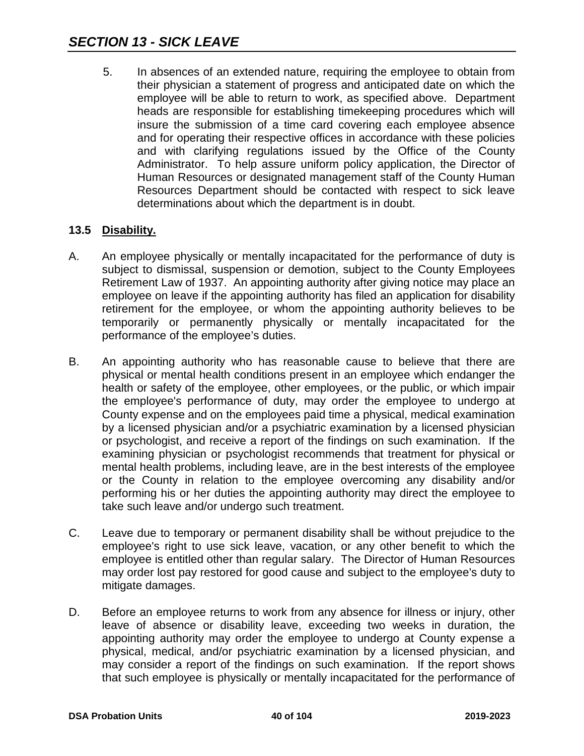5. In absences of an extended nature, requiring the employee to obtain from their physician a statement of progress and anticipated date on which the employee will be able to return to work, as specified above. Department heads are responsible for establishing timekeeping procedures which will insure the submission of a time card covering each employee absence and for operating their respective offices in accordance with these policies and with clarifying regulations issued by the Office of the County Administrator. To help assure uniform policy application, the Director of Human Resources or designated management staff of the County Human Resources Department should be contacted with respect to sick leave determinations about which the department is in doubt.

### 13.5 Disability.

A. An employee physically or mentally incapacitated for the performance of duty is subject to dismissal, suspension or demotion, subject to the County Employees Retirement Law of 1937. An appointing authority after giving notice may place an employee on leave if the appointing authority has filed an application for disability retirement for the employee, or whom the appointing authority believes to be temporarily or permanently physically or mentally incapacitated for the performance of the employee's duties.

B. An appointing authority who has reasonable cause to believe that there are physical or mental health conditions present in an employee which endanger the health or safety of the employee, other employees, or the public, or which impair the employee's performance of duty, may order the employee to undergo at County expense and on the employees paid time a physical, medical examination by a licensed physician and/or a psychiatric examination by a licensed physician or psychologist, and receive a report of the findings on such examination. If the examining physician or psychologist recommends that treatment for physical or mental health problems, including leave, are in the best interests of the employee or the County in relation to the employee overcoming any disability and/or performing his or her duties the appointing authority may direct the employee to take such leave and/or undergo such treatment.

C. Leave due to temporary or permanent disability shall be without prejudice to the employee's right to use sick leave, vacation, or any other benefit to which the employee is entitled other than regular salary. The Director of Human Resources may order lost pay restored for good cause and subject to the employee's duty to mitigate damages.

D. Before an employee returns to work from any absence for illness or injury, other leave of absence or disability leave, exceeding two weeks in duration, the appointing authority may order the employee to undergo at County expense a physical, medical, and/or psychiatric examination by a licensed physician, and may consider a report of the findings on such examination. If the report shows that such employee is physically or mentally incapacitated for the performance of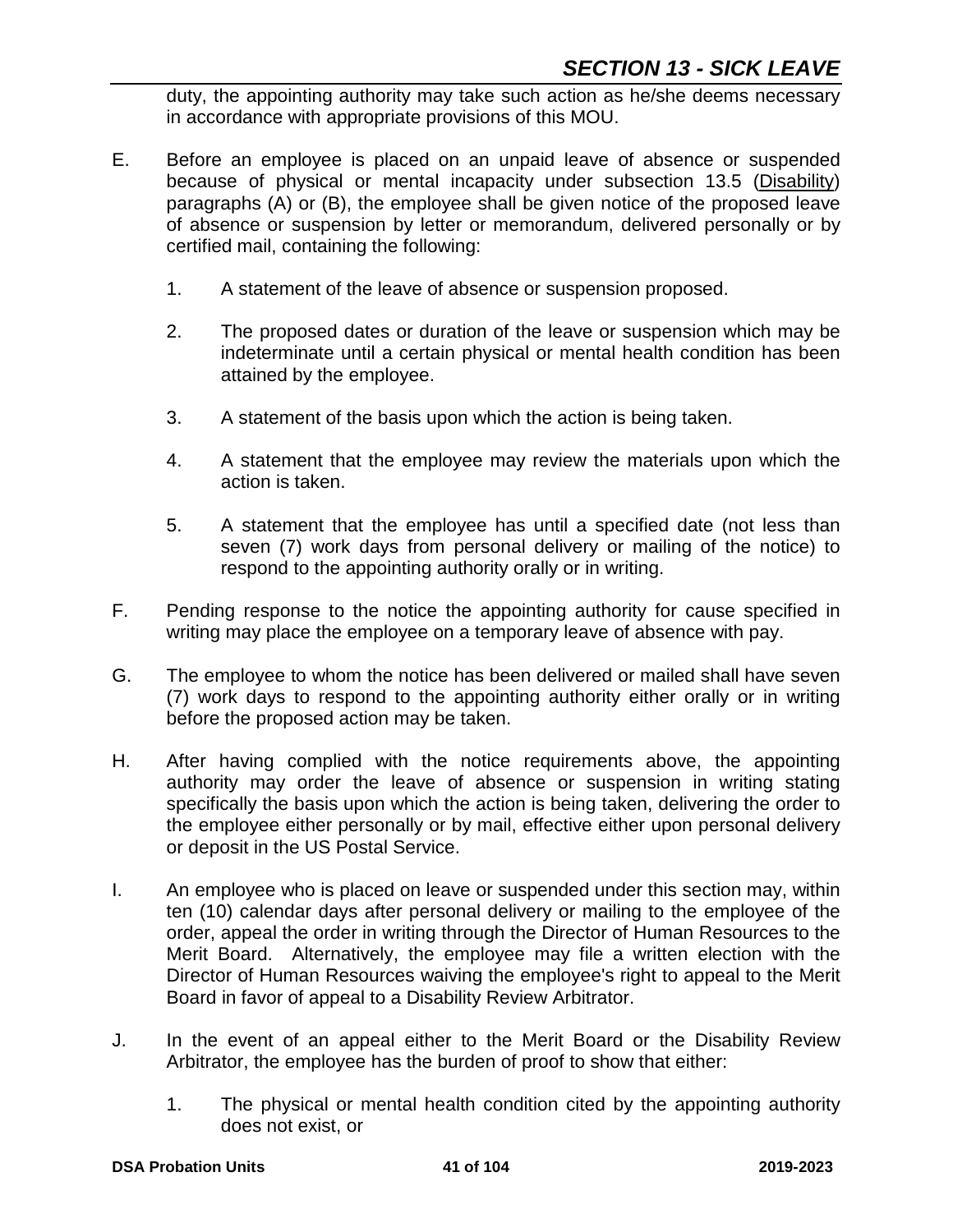duty, the appointing authority may take such action as he/she deems necessary in accordance with appropriate provisions of this MOU.

E. Before an employee is placed on an unpaid leave of absence or suspended because of physical or mental incapacity under subsection 13.5 (Disability) paragraphs (A) or (B), the employee shall be given notice of the proposed leave of absence or suspension by letter or memorandum, delivered personally or by certified mail, containing the following:

   1. A statement of the leave of absence or suspension proposed.

   2. The proposed dates or duration of the leave or suspension which may be indeterminate until a certain physical or mental health condition has been attained by the employee.

   3. A statement of the basis upon which the action is being taken.

   4. A statement that the employee may review the materials upon which the action is taken.

   5. A statement that the employee has until a specified date (not less than seven (7) work days from personal delivery or mailing of the notice) to respond to the appointing authority orally or in writing.

F. Pending response to the notice the appointing authority for cause specified in writing may place the employee on a temporary leave of absence with pay.

G. The employee to whom the notice has been delivered or mailed shall have seven (7) work days to respond to the appointing authority either orally or in writing before the proposed action may be taken.

H. After having complied with the notice requirements above, the appointing authority may order the leave of absence or suspension in writing stating specifically the basis upon which the action is being taken, delivering the order to the employee either personally or by mail, effective either upon personal delivery or deposit in the US Postal Service.

I. An employee who is placed on leave or suspended under this section may, within ten (10) calendar days after personal delivery or mailing to the employee of the order, appeal the order in writing through the Director of Human Resources to the Merit Board. Alternatively, the employee may file a written election with the Director of Human Resources waiving the employee's right to appeal to the Merit Board in favor of appeal to a Disability Review Arbitrator.

J. In the event of an appeal either to the Merit Board or the Disability Review Arbitrator, the employee has the burden of proof to show that either:

   1. The physical or mental health condition cited by the appointing authority does not exist, or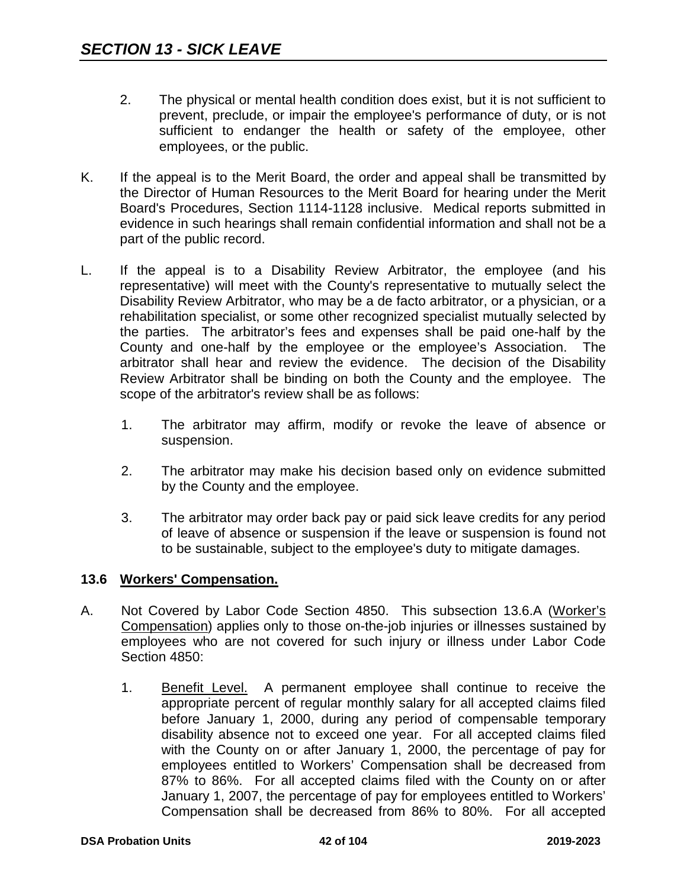2. The physical or mental health condition does exist, but it is not sufficient to prevent, preclude, or impair the employee's performance of duty, or is not sufficient to endanger the health or safety of the employee, other employees, or the public.

K. If the appeal is to the Merit Board, the order and appeal shall be transmitted by the Director of Human Resources to the Merit Board for hearing under the Merit Board's Procedures, Section 1114-1128 inclusive. Medical reports submitted in evidence in such hearings shall remain confidential information and shall not be a part of the public record.

L. If the appeal is to a Disability Review Arbitrator, the employee (and his representative) will meet with the County's representative to mutually select the Disability Review Arbitrator, who may be a de facto arbitrator, or a physician, or a rehabilitation specialist, or some other recognized specialist mutually selected by the parties. The arbitrator's fees and expenses shall be paid one-half by the County and one-half by the employee or the employee's Association. The arbitrator shall hear and review the evidence. The decision of the Disability Review Arbitrator shall be binding on both the County and the employee. The scope of the arbitrator's review shall be as follows:

1. The arbitrator may affirm, modify or revoke the leave of absence or suspension.

2. The arbitrator may make his decision based only on evidence submitted by the County and the employee.

3. The arbitrator may order back pay or paid sick leave credits for any period of leave of absence or suspension if the leave or suspension is found not to be sustainable, subject to the employee's duty to mitigate damages.

### 13.6 Workers' Compensation.

A. Not Covered by Labor Code Section 4850. This subsection 13.6.A (Worker's Compensation) applies only to those on-the-job injuries or illnesses sustained by employees who are not covered for such injury or illness under Labor Code Section 4850:

1. Benefit Level. A permanent employee shall continue to receive the appropriate percent of regular monthly salary for all accepted claims filed before January 1, 2000, during any period of compensable temporary disability absence not to exceed one year. For all accepted claims filed with the County on or after January 1, 2000, the percentage of pay for employees entitled to Workers' Compensation shall be decreased from 87% to 86%. For all accepted claims filed with the County on or after January 1, 2007, the percentage of pay for employees entitled to Workers' Compensation shall be decreased from 86% to 80%. For all accepted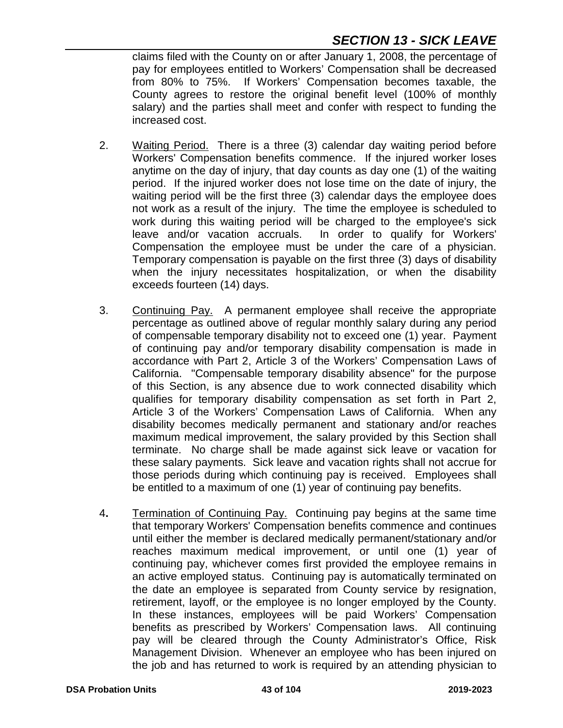claims filed with the County on or after January 1, 2008, the percentage of pay for employees entitled to Workers' Compensation shall be decreased from 80% to 75%. If Workers' Compensation becomes taxable, the County agrees to restore the original benefit level (100% of monthly salary) and the parties shall meet and confer with respect to funding the increased cost.

2. Waiting Period. There is a three (3) calendar day waiting period before Workers' Compensation benefits commence. If the injured worker loses anytime on the day of injury, that day counts as day one (1) of the waiting period. If the injured worker does not lose time on the date of injury, the waiting period will be the first three (3) calendar days the employee does not work as a result of the injury. The time the employee is scheduled to work during this waiting period will be charged to the employee's sick leave and/or vacation accruals. In order to qualify for Workers' Compensation the employee must be under the care of a physician. Temporary compensation is payable on the first three (3) days of disability when the injury necessitates hospitalization, or when the disability exceeds fourteen (14) days.

3. Continuing Pay. A permanent employee shall receive the appropriate percentage as outlined above of regular monthly salary during any period of compensable temporary disability not to exceed one (1) year. Payment of continuing pay and/or temporary disability compensation is made in accordance with Part 2, Article 3 of the Workers' Compensation Laws of California. "Compensable temporary disability absence" for the purpose of this Section, is any absence due to work connected disability which qualifies for temporary disability compensation as set forth in Part 2, Article 3 of the Workers' Compensation Laws of California. When any disability becomes medically permanent and stationary and/or reaches maximum medical improvement, the salary provided by this Section shall terminate. No charge shall be made against sick leave or vacation for these salary payments. Sick leave and vacation rights shall not accrue for those periods during which continuing pay is received. Employees shall be entitled to a maximum of one (1) year of continuing pay benefits.

4. Termination of Continuing Pay. Continuing pay begins at the same time that temporary Workers' Compensation benefits commence and continues until either the member is declared medically permanent/stationary and/or reaches maximum medical improvement, or until one (1) year of continuing pay, whichever comes first provided the employee remains in an active employed status. Continuing pay is automatically terminated on the date an employee is separated from County service by resignation, retirement, layoff, or the employee is no longer employed by the County. In these instances, employees will be paid Workers' Compensation benefits as prescribed by Workers' Compensation laws. All continuing pay will be cleared through the County Administrator's Office, Risk Management Division. Whenever an employee who has been injured on the job and has returned to work is required by an attending physician to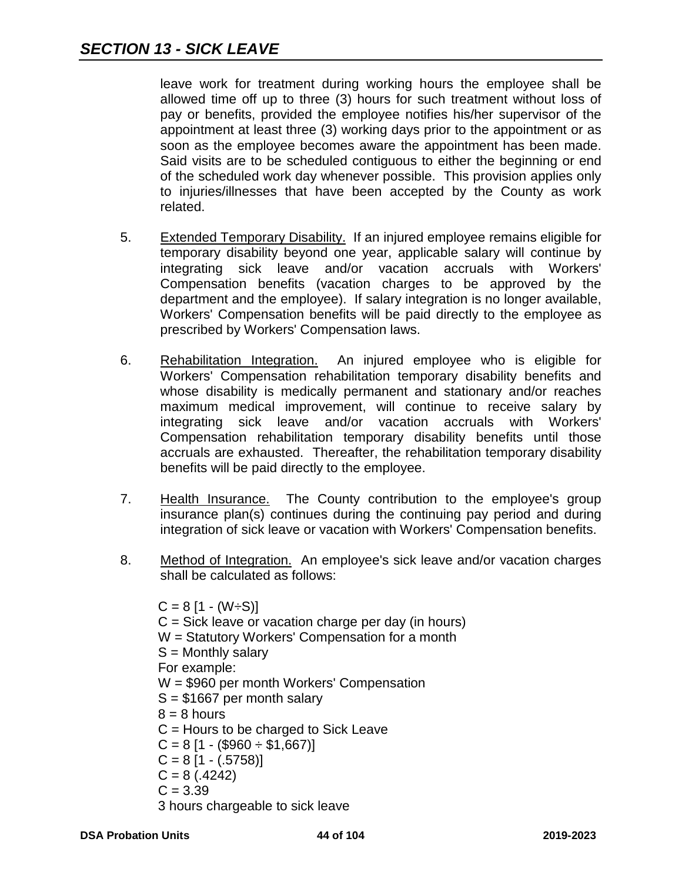## *SECTION 13 - SICK LEAVE*

leave work for treatment during working hours the employee shall be allowed time off up to three (3) hours for such treatment without loss of pay or benefits, provided the employee notifies his/her supervisor of the appointment at least three (3) working days prior to the appointment or as soon as the employee becomes aware the appointment has been made. Said visits are to be scheduled contiguous to either the beginning or end of the scheduled work day whenever possible. This provision applies only to injuries/illnesses that have been accepted by the County as work related.

5. Extended Temporary Disability. If an injured employee remains eligible for temporary disability beyond one year, applicable salary will continue by integrating sick leave and/or vacation accruals with Workers' Compensation benefits (vacation charges to be approved by the department and the employee). If salary integration is no longer available, Workers' Compensation benefits will be paid directly to the employee as prescribed by Workers' Compensation laws.

6. Rehabilitation Integration. An injured employee who is eligible for Workers' Compensation rehabilitation temporary disability benefits and whose disability is medically permanent and stationary and/or reaches maximum medical improvement, will continue to receive salary by integrating sick leave and/or vacation accruals with Workers' Compensation rehabilitation temporary disability benefits until those accruals are exhausted. Thereafter, the rehabilitation temporary disability benefits will be paid directly to the employee.

7. Health Insurance. The County contribution to the employee's group insurance plan(s) continues during the continuing pay period and during integration of sick leave or vacation with Workers' Compensation benefits.

8. Method of Integration. An employee's sick leave and/or vacation charges shall be calculated as follows:

   $C = 8\,[1 - (W \div S)]$
   C = Sick leave or vacation charge per day (in hours)
   W = Statutory Workers' Compensation for a month
   S = Monthly salary
   For example:
   W = $960 per month Workers' Compensation
   S = $1667 per month salary
   8 = 8 hours
   C = Hours to be charged to Sick Leave
   $C = 8\,[1 - (\$960 \div \$1{,}667)]$
   $C = 8\,[1 - (.5758)]$
   $C = 8\,(.4242)$
   $C = 3.39$
   3 hours chargeable to sick leave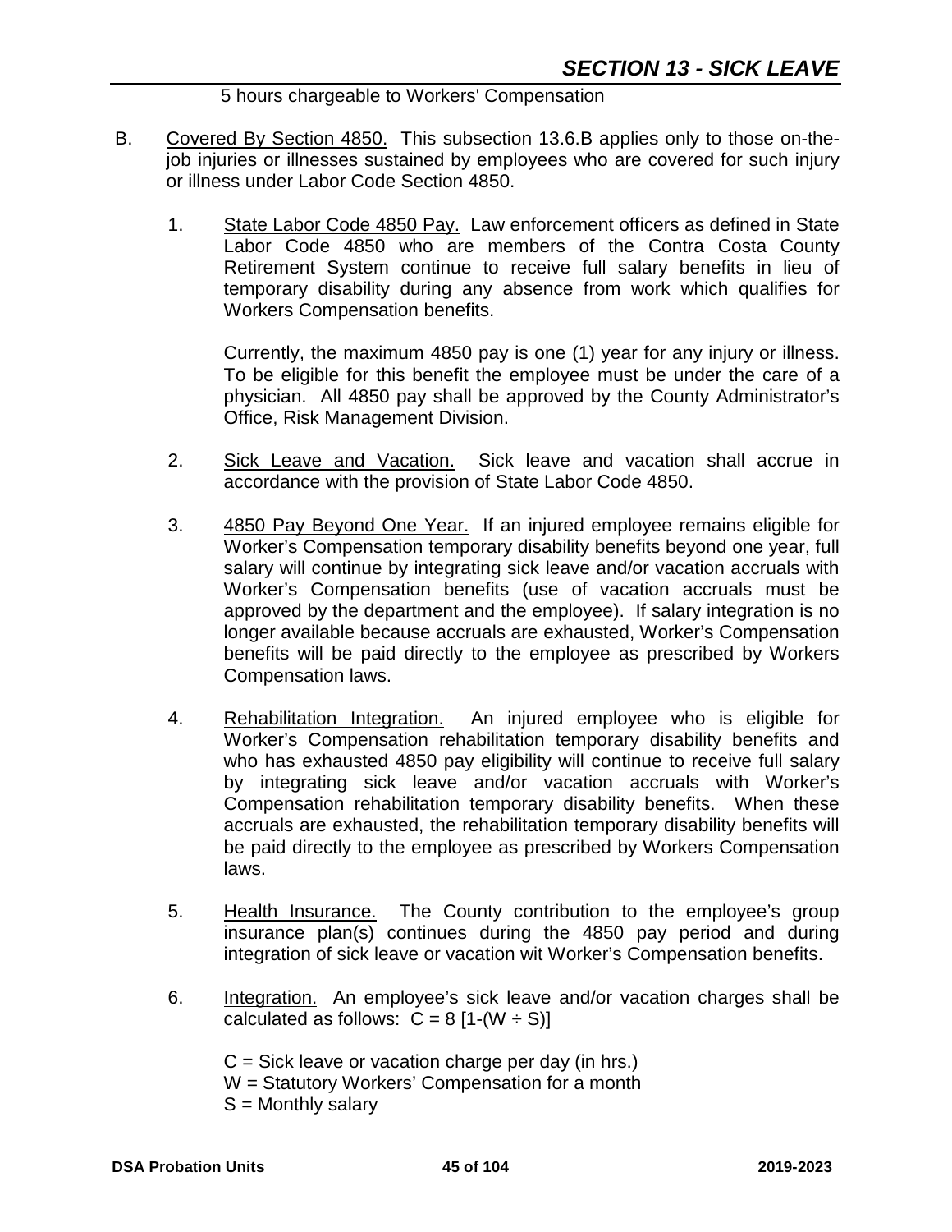5 hours chargeable to Workers' Compensation

B. Covered By Section 4850. This subsection 13.6.B applies only to those on-the-job injuries or illnesses sustained by employees who are covered for such injury or illness under Labor Code Section 4850.

1. State Labor Code 4850 Pay. Law enforcement officers as defined in State Labor Code 4850 who are members of the Contra Costa County Retirement System continue to receive full salary benefits in lieu of temporary disability during any absence from work which qualifies for Workers Compensation benefits.

   Currently, the maximum 4850 pay is one (1) year for any injury or illness. To be eligible for this benefit the employee must be under the care of a physician. All 4850 pay shall be approved by the County Administrator's Office, Risk Management Division.

2. Sick Leave and Vacation. Sick leave and vacation shall accrue in accordance with the provision of State Labor Code 4850.

3. 4850 Pay Beyond One Year. If an injured employee remains eligible for Worker's Compensation temporary disability benefits beyond one year, full salary will continue by integrating sick leave and/or vacation accruals with Worker's Compensation benefits (use of vacation accruals must be approved by the department and the employee). If salary integration is no longer available because accruals are exhausted, Worker's Compensation benefits will be paid directly to the employee as prescribed by Workers Compensation laws.

4. Rehabilitation Integration. An injured employee who is eligible for Worker's Compensation rehabilitation temporary disability benefits and who has exhausted 4850 pay eligibility will continue to receive full salary by integrating sick leave and/or vacation accruals with Worker's Compensation rehabilitation temporary disability benefits. When these accruals are exhausted, the rehabilitation temporary disability benefits will be paid directly to the employee as prescribed by Workers Compensation laws.

5. Health Insurance. The County contribution to the employee's group insurance plan(s) continues during the 4850 pay period and during integration of sick leave or vacation wit Worker's Compensation benefits.

6. Integration. An employee's sick leave and/or vacation charges shall be calculated as follows: $C = 8 [1-(W \div S)]$

   C = Sick leave or vacation charge per day (in hrs.)
   W = Statutory Workers' Compensation for a month
   S = Monthly salary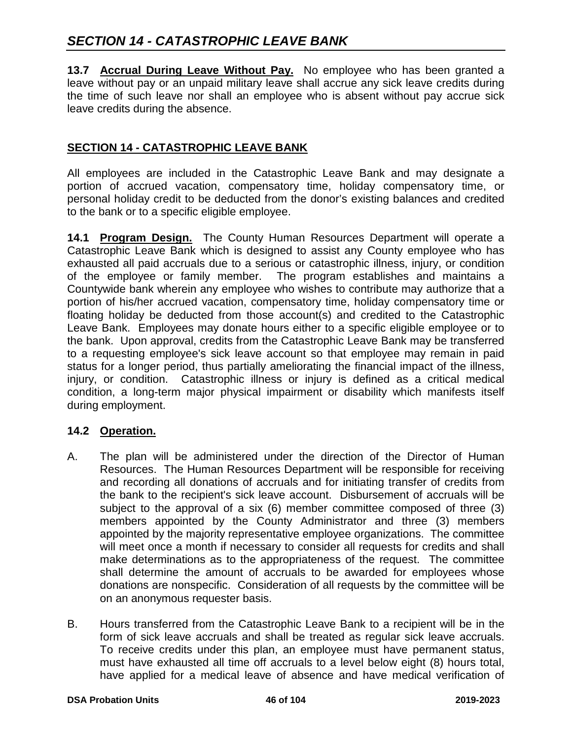**13.7 Accrual During Leave Without Pay.** No employee who has been granted a leave without pay or an unpaid military leave shall accrue any sick leave credits during the time of such leave nor shall an employee who is absent without pay accrue sick leave credits during the absence.

## SECTION 14 - CATASTROPHIC LEAVE BANK

All employees are included in the Catastrophic Leave Bank and may designate a portion of accrued vacation, compensatory time, holiday compensatory time, or personal holiday credit to be deducted from the donor's existing balances and credited to the bank or to a specific eligible employee.

**14.1 Program Design.** The County Human Resources Department will operate a Catastrophic Leave Bank which is designed to assist any County employee who has exhausted all paid accruals due to a serious or catastrophic illness, injury, or condition of the employee or family member. The program establishes and maintains a Countywide bank wherein any employee who wishes to contribute may authorize that a portion of his/her accrued vacation, compensatory time, holiday compensatory time or floating holiday be deducted from those account(s) and credited to the Catastrophic Leave Bank. Employees may donate hours either to a specific eligible employee or to the bank. Upon approval, credits from the Catastrophic Leave Bank may be transferred to a requesting employee's sick leave account so that employee may remain in paid status for a longer period, thus partially ameliorating the financial impact of the illness, injury, or condition. Catastrophic illness or injury is defined as a critical medical condition, a long-term major physical impairment or disability which manifests itself during employment.

**14.2 Operation.**

A. The plan will be administered under the direction of the Director of Human Resources. The Human Resources Department will be responsible for receiving and recording all donations of accruals and for initiating transfer of credits from the bank to the recipient's sick leave account. Disbursement of accruals will be subject to the approval of a six (6) member committee composed of three (3) members appointed by the County Administrator and three (3) members appointed by the majority representative employee organizations. The committee will meet once a month if necessary to consider all requests for credits and shall make determinations as to the appropriateness of the request. The committee shall determine the amount of accruals to be awarded for employees whose donations are nonspecific. Consideration of all requests by the committee will be on an anonymous requester basis.

B. Hours transferred from the Catastrophic Leave Bank to a recipient will be in the form of sick leave accruals and shall be treated as regular sick leave accruals. To receive credits under this plan, an employee must have permanent status, must have exhausted all time off accruals to a level below eight (8) hours total, have applied for a medical leave of absence and have medical verification of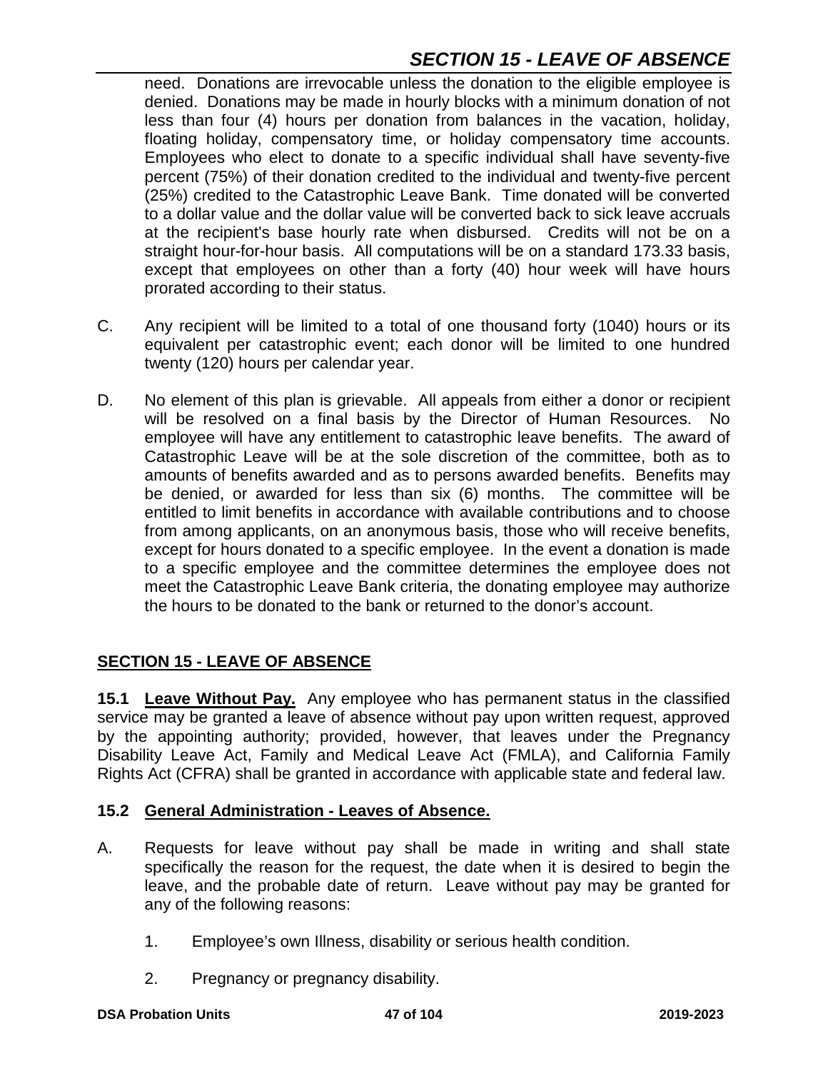need. Donations are irrevocable unless the donation to the eligible employee is denied. Donations may be made in hourly blocks with a minimum donation of not less than four (4) hours per donation from balances in the vacation, holiday, floating holiday, compensatory time, or holiday compensatory time accounts. Employees who elect to donate to a specific individual shall have seventy-five percent (75%) of their donation credited to the individual and twenty-five percent (25%) credited to the Catastrophic Leave Bank. Time donated will be converted to a dollar value and the dollar value will be converted back to sick leave accruals at the recipient's base hourly rate when disbursed. Credits will not be on a straight hour-for-hour basis. All computations will be on a standard 173.33 basis, except that employees on other than a forty (40) hour week will have hours prorated according to their status.

C. Any recipient will be limited to a total of one thousand forty (1040) hours or its equivalent per catastrophic event; each donor will be limited to one hundred twenty (120) hours per calendar year.

D. No element of this plan is grievable. All appeals from either a donor or recipient will be resolved on a final basis by the Director of Human Resources. No employee will have any entitlement to catastrophic leave benefits. The award of Catastrophic Leave will be at the sole discretion of the committee, both as to amounts of benefits awarded and as to persons awarded benefits. Benefits may be denied, or awarded for less than six (6) months. The committee will be entitled to limit benefits in accordance with available contributions and to choose from among applicants, on an anonymous basis, those who will receive benefits, except for hours donated to a specific employee. In the event a donation is made to a specific employee and the committee determines the employee does not meet the Catastrophic Leave Bank criteria, the donating employee may authorize the hours to be donated to the bank or returned to the donor's account.

## SECTION 15 - LEAVE OF ABSENCE

**15.1 Leave Without Pay.** Any employee who has permanent status in the classified service may be granted a leave of absence without pay upon written request, approved by the appointing authority; provided, however, that leaves under the Pregnancy Disability Leave Act, Family and Medical Leave Act (FMLA), and California Family Rights Act (CFRA) shall be granted in accordance with applicable state and federal law.

### 15.2 General Administration - Leaves of Absence.

A. Requests for leave without pay shall be made in writing and shall state specifically the reason for the request, the date when it is desired to begin the leave, and the probable date of return. Leave without pay may be granted for any of the following reasons:

1. Employee's own Illness, disability or serious health condition.

2. Pregnancy or pregnancy disability.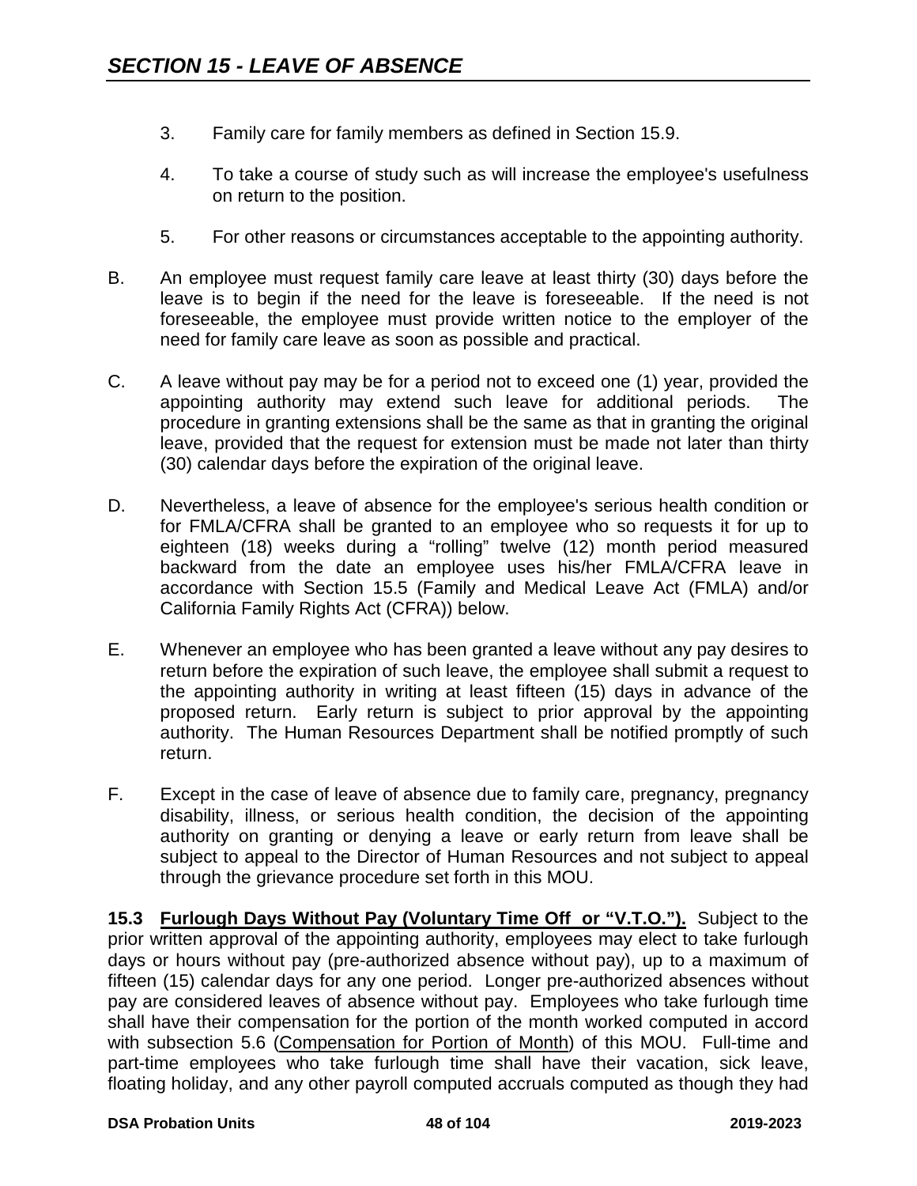3. Family care for family members as defined in Section 15.9.

4. To take a course of study such as will increase the employee's usefulness on return to the position.

5. For other reasons or circumstances acceptable to the appointing authority.

B. An employee must request family care leave at least thirty (30) days before the leave is to begin if the need for the leave is foreseeable. If the need is not foreseeable, the employee must provide written notice to the employer of the need for family care leave as soon as possible and practical.

C. A leave without pay may be for a period not to exceed one (1) year, provided the appointing authority may extend such leave for additional periods. The procedure in granting extensions shall be the same as that in granting the original leave, provided that the request for extension must be made not later than thirty (30) calendar days before the expiration of the original leave.

D. Nevertheless, a leave of absence for the employee's serious health condition or for FMLA/CFRA shall be granted to an employee who so requests it for up to eighteen (18) weeks during a “rolling” twelve (12) month period measured backward from the date an employee uses his/her FMLA/CFRA leave in accordance with Section 15.5 (Family and Medical Leave Act (FMLA) and/or California Family Rights Act (CFRA)) below.

E. Whenever an employee who has been granted a leave without any pay desires to return before the expiration of such leave, the employee shall submit a request to the appointing authority in writing at least fifteen (15) days in advance of the proposed return. Early return is subject to prior approval by the appointing authority. The Human Resources Department shall be notified promptly of such return.

F. Except in the case of leave of absence due to family care, pregnancy, pregnancy disability, illness, or serious health condition, the decision of the appointing authority on granting or denying a leave or early return from leave shall be subject to appeal to the Director of Human Resources and not subject to appeal through the grievance procedure set forth in this MOU.

**15.3 <u>Furlough Days Without Pay (Voluntary Time Off or “V.T.O.”).</u>** Subject to the prior written approval of the appointing authority, employees may elect to take furlough days or hours without pay (pre-authorized absence without pay), up to a maximum of fifteen (15) calendar days for any one period. Longer pre-authorized absences without pay are considered leaves of absence without pay. Employees who take furlough time shall have their compensation for the portion of the month worked computed in accord with subsection 5.6 (<u>Compensation for Portion of Month</u>) of this MOU. Full-time and part-time employees who take furlough time shall have their vacation, sick leave, floating holiday, and any other payroll computed accruals computed as though they had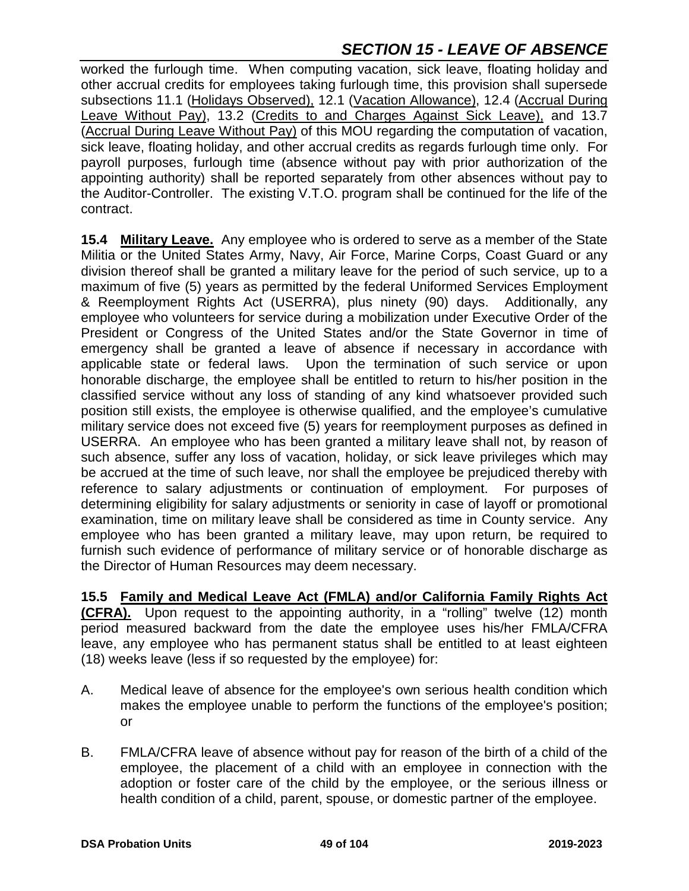worked the furlough time. When computing vacation, sick leave, floating holiday and other accrual credits for employees taking furlough time, this provision shall supersede subsections 11.1 (Holidays Observed), 12.1 (Vacation Allowance), 12.4 (Accrual During Leave Without Pay), 13.2 (Credits to and Charges Against Sick Leave), and 13.7 (Accrual During Leave Without Pay) of this MOU regarding the computation of vacation, sick leave, floating holiday, and other accrual credits as regards furlough time only. For payroll purposes, furlough time (absence without pay with prior authorization of the appointing authority) shall be reported separately from other absences without pay to the Auditor-Controller. The existing V.T.O. program shall be continued for the life of the contract.

**15.4 Military Leave.** Any employee who is ordered to serve as a member of the State Militia or the United States Army, Navy, Air Force, Marine Corps, Coast Guard or any division thereof shall be granted a military leave for the period of such service, up to a maximum of five (5) years as permitted by the federal Uniformed Services Employment & Reemployment Rights Act (USERRA), plus ninety (90) days. Additionally, any employee who volunteers for service during a mobilization under Executive Order of the President or Congress of the United States and/or the State Governor in time of emergency shall be granted a leave of absence if necessary in accordance with applicable state or federal laws. Upon the termination of such service or upon honorable discharge, the employee shall be entitled to return to his/her position in the classified service without any loss of standing of any kind whatsoever provided such position still exists, the employee is otherwise qualified, and the employee's cumulative military service does not exceed five (5) years for reemployment purposes as defined in USERRA. An employee who has been granted a military leave shall not, by reason of such absence, suffer any loss of vacation, holiday, or sick leave privileges which may be accrued at the time of such leave, nor shall the employee be prejudiced thereby with reference to salary adjustments or continuation of employment. For purposes of determining eligibility for salary adjustments or seniority in case of layoff or promotional examination, time on military leave shall be considered as time in County service. Any employee who has been granted a military leave, may upon return, be required to furnish such evidence of performance of military service or of honorable discharge as the Director of Human Resources may deem necessary.

**15.5 Family and Medical Leave Act (FMLA) and/or California Family Rights Act (CFRA).** Upon request to the appointing authority, in a "rolling" twelve (12) month period measured backward from the date the employee uses his/her FMLA/CFRA leave, any employee who has permanent status shall be entitled to at least eighteen (18) weeks leave (less if so requested by the employee) for:

A. Medical leave of absence for the employee's own serious health condition which makes the employee unable to perform the functions of the employee's position; or

B. FMLA/CFRA leave of absence without pay for reason of the birth of a child of the employee, the placement of a child with an employee in connection with the adoption or foster care of the child by the employee, or the serious illness or health condition of a child, parent, spouse, or domestic partner of the employee.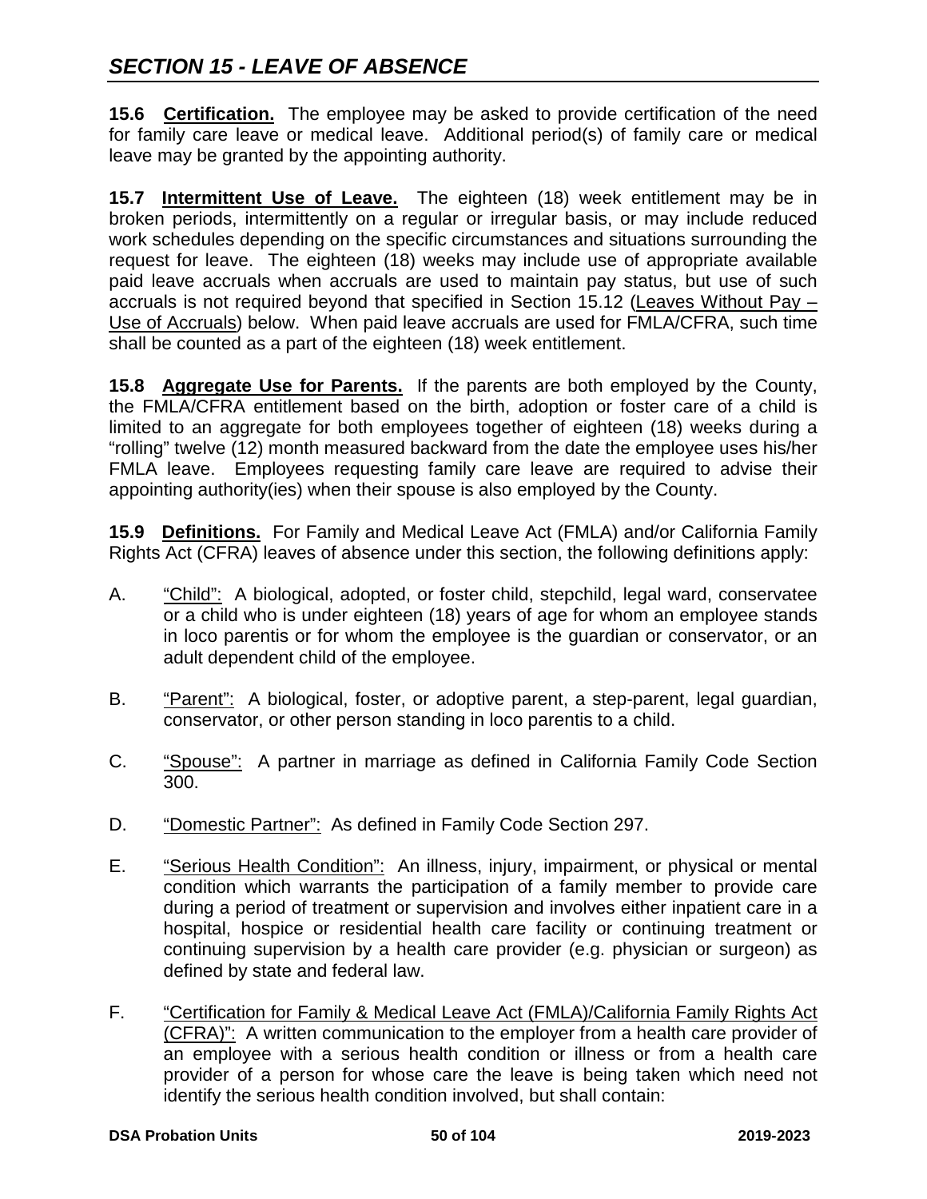## SECTION 15 - LEAVE OF ABSENCE

**15.6 Certification.** The employee may be asked to provide certification of the need for family care leave or medical leave. Additional period(s) of family care or medical leave may be granted by the appointing authority.

**15.7 Intermittent Use of Leave.** The eighteen (18) week entitlement may be in broken periods, intermittently on a regular or irregular basis, or may include reduced work schedules depending on the specific circumstances and situations surrounding the request for leave. The eighteen (18) weeks may include use of appropriate available paid leave accruals when accruals are used to maintain pay status, but use of such accruals is not required beyond that specified in Section 15.12 (Leaves Without Pay – Use of Accruals) below. When paid leave accruals are used for FMLA/CFRA, such time shall be counted as a part of the eighteen (18) week entitlement.

**15.8 Aggregate Use for Parents.** If the parents are both employed by the County, the FMLA/CFRA entitlement based on the birth, adoption or foster care of a child is limited to an aggregate for both employees together of eighteen (18) weeks during a "rolling" twelve (12) month measured backward from the date the employee uses his/her FMLA leave. Employees requesting family care leave are required to advise their appointing authority(ies) when their spouse is also employed by the County.

**15.9 Definitions.** For Family and Medical Leave Act (FMLA) and/or California Family Rights Act (CFRA) leaves of absence under this section, the following definitions apply:

A. "Child": A biological, adopted, or foster child, stepchild, legal ward, conservatee or a child who is under eighteen (18) years of age for whom an employee stands in loco parentis or for whom the employee is the guardian or conservator, or an adult dependent child of the employee.

B. "Parent": A biological, foster, or adoptive parent, a step-parent, legal guardian, conservator, or other person standing in loco parentis to a child.

C. "Spouse": A partner in marriage as defined in California Family Code Section 300.

D. "Domestic Partner": As defined in Family Code Section 297.

E. "Serious Health Condition": An illness, injury, impairment, or physical or mental condition which warrants the participation of a family member to provide care during a period of treatment or supervision and involves either inpatient care in a hospital, hospice or residential health care facility or continuing treatment or continuing supervision by a health care provider (e.g. physician or surgeon) as defined by state and federal law.

F. "Certification for Family & Medical Leave Act (FMLA)/California Family Rights Act (CFRA)": A written communication to the employer from a health care provider of an employee with a serious health condition or illness or from a health care provider of a person for whose care the leave is being taken which need not identify the serious health condition involved, but shall contain: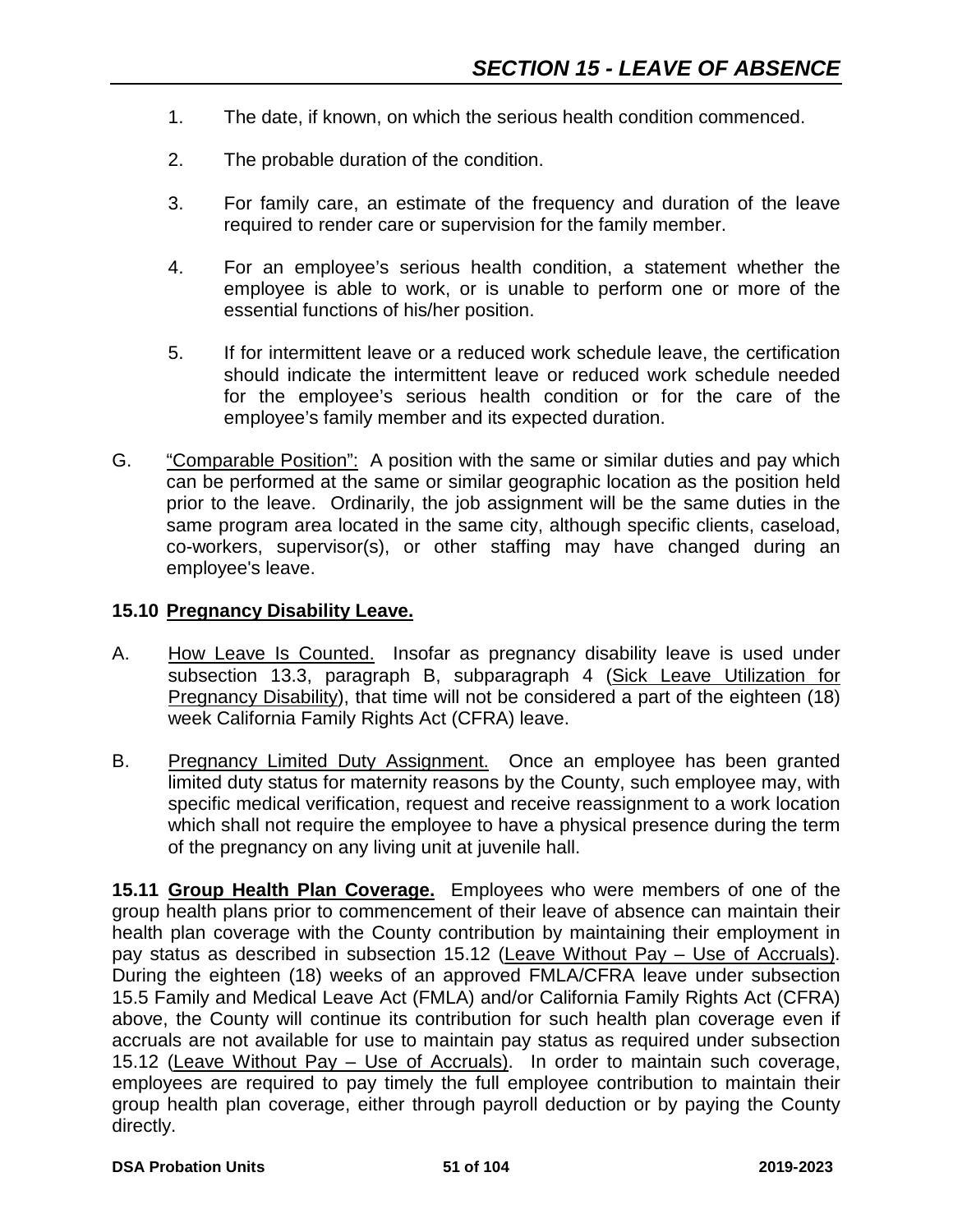1. The date, if known, on which the serious health condition commenced.

2. The probable duration of the condition.

3. For family care, an estimate of the frequency and duration of the leave required to render care or supervision for the family member.

4. For an employee's serious health condition, a statement whether the employee is able to work, or is unable to perform one or more of the essential functions of his/her position.

5. If for intermittent leave or a reduced work schedule leave, the certification should indicate the intermittent leave or reduced work schedule needed for the employee's serious health condition or for the care of the employee's family member and its expected duration.

G. "Comparable Position": A position with the same or similar duties and pay which can be performed at the same or similar geographic location as the position held prior to the leave. Ordinarily, the job assignment will be the same duties in the same program area located in the same city, although specific clients, caseload, co-workers, supervisor(s), or other staffing may have changed during an employee's leave.

### 15.10 Pregnancy Disability Leave.

A. How Leave Is Counted. Insofar as pregnancy disability leave is used under subsection 13.3, paragraph B, subparagraph 4 (Sick Leave Utilization for Pregnancy Disability), that time will not be considered a part of the eighteen (18) week California Family Rights Act (CFRA) leave.

B. Pregnancy Limited Duty Assignment. Once an employee has been granted limited duty status for maternity reasons by the County, such employee may, with specific medical verification, request and receive reassignment to a work location which shall not require the employee to have a physical presence during the term of the pregnancy on any living unit at juvenile hall.

**15.11 Group Health Plan Coverage.** Employees who were members of one of the group health plans prior to commencement of their leave of absence can maintain their health plan coverage with the County contribution by maintaining their employment in pay status as described in subsection 15.12 (Leave Without Pay – Use of Accruals). During the eighteen (18) weeks of an approved FMLA/CFRA leave under subsection 15.5 Family and Medical Leave Act (FMLA) and/or California Family Rights Act (CFRA) above, the County will continue its contribution for such health plan coverage even if accruals are not available for use to maintain pay status as required under subsection 15.12 (Leave Without Pay – Use of Accruals). In order to maintain such coverage, employees are required to pay timely the full employee contribution to maintain their group health plan coverage, either through payroll deduction or by paying the County directly.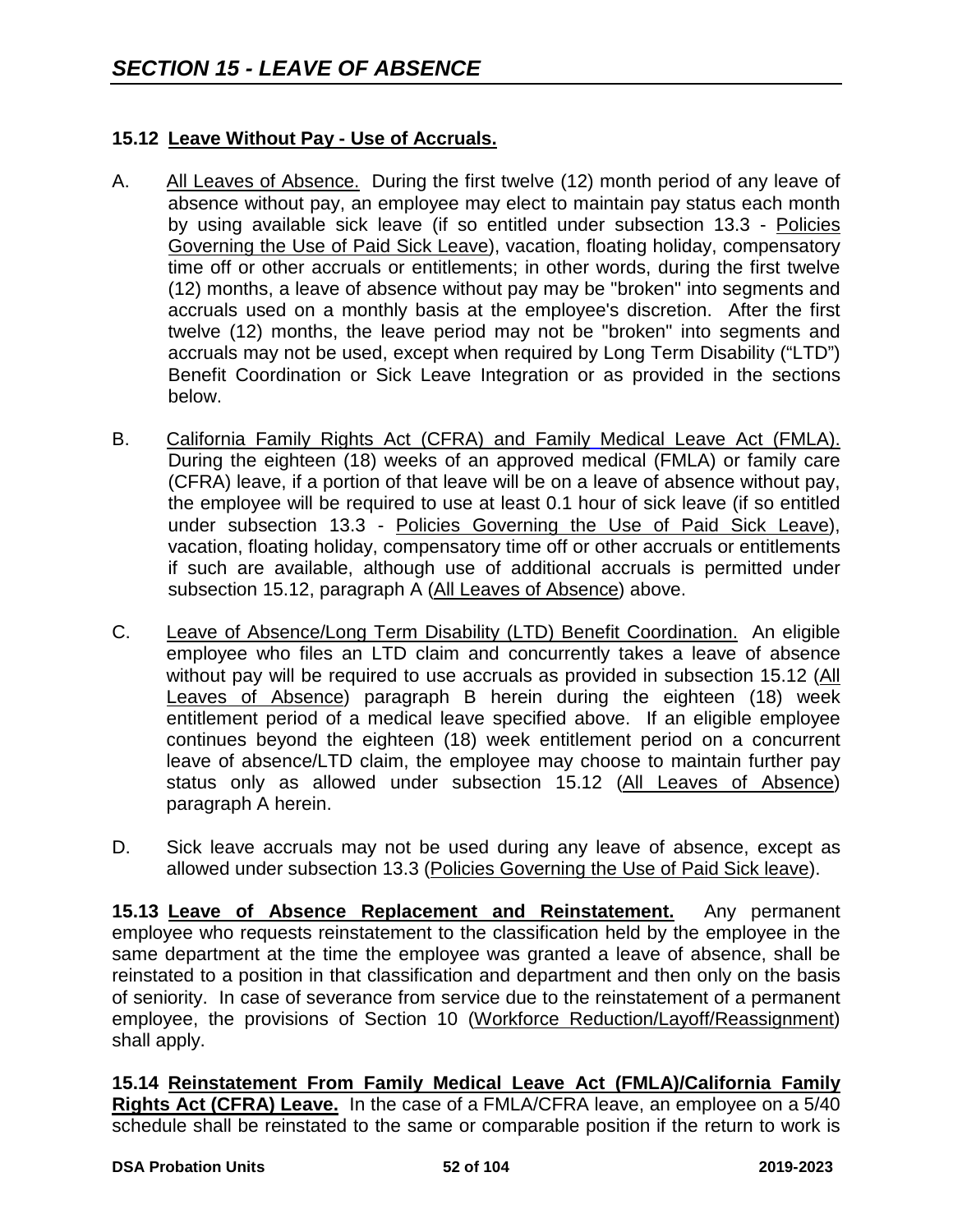## SECTION 15 - LEAVE OF ABSENCE

### 15.12 Leave Without Pay - Use of Accruals.

A. All Leaves of Absence. During the first twelve (12) month period of any leave of absence without pay, an employee may elect to maintain pay status each month by using available sick leave (if so entitled under subsection 13.3 - Policies Governing the Use of Paid Sick Leave), vacation, floating holiday, compensatory time off or other accruals or entitlements; in other words, during the first twelve (12) months, a leave of absence without pay may be "broken" into segments and accruals used on a monthly basis at the employee's discretion. After the first twelve (12) months, the leave period may not be "broken" into segments and accruals may not be used, except when required by Long Term Disability ("LTD") Benefit Coordination or Sick Leave Integration or as provided in the sections below.

B. California Family Rights Act (CFRA) and Family Medical Leave Act (FMLA). During the eighteen (18) weeks of an approved medical (FMLA) or family care (CFRA) leave, if a portion of that leave will be on a leave of absence without pay, the employee will be required to use at least 0.1 hour of sick leave (if so entitled under subsection 13.3 - Policies Governing the Use of Paid Sick Leave), vacation, floating holiday, compensatory time off or other accruals or entitlements if such are available, although use of additional accruals is permitted under subsection 15.12, paragraph A (All Leaves of Absence) above.

C. Leave of Absence/Long Term Disability (LTD) Benefit Coordination. An eligible employee who files an LTD claim and concurrently takes a leave of absence without pay will be required to use accruals as provided in subsection 15.12 (All Leaves of Absence) paragraph B herein during the eighteen (18) week entitlement period of a medical leave specified above. If an eligible employee continues beyond the eighteen (18) week entitlement period on a concurrent leave of absence/LTD claim, the employee may choose to maintain further pay status only as allowed under subsection 15.12 (All Leaves of Absence) paragraph A herein.

D. Sick leave accruals may not be used during any leave of absence, except as allowed under subsection 13.3 (Policies Governing the Use of Paid Sick leave).

**15.13 Leave of Absence Replacement and Reinstatement.** Any permanent employee who requests reinstatement to the classification held by the employee in the same department at the time the employee was granted a leave of absence, shall be reinstated to a position in that classification and department and then only on the basis of seniority. In case of severance from service due to the reinstatement of a permanent employee, the provisions of Section 10 (Workforce Reduction/Layoff/Reassignment) shall apply.

**15.14 Reinstatement From Family Medical Leave Act (FMLA)/California Family Rights Act (CFRA) Leave.** In the case of a FMLA/CFRA leave, an employee on a 5/40 schedule shall be reinstated to the same or comparable position if the return to work is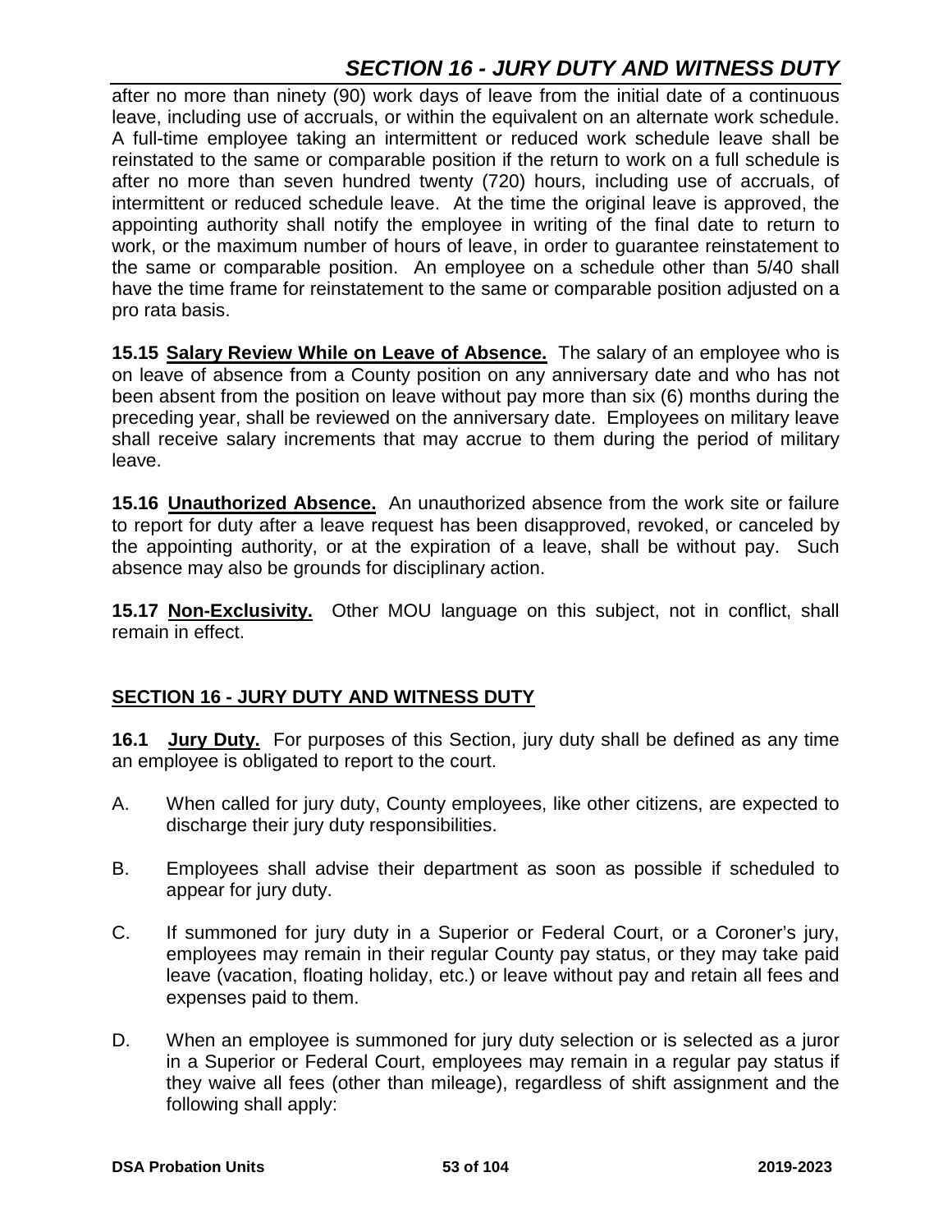after no more than ninety (90) work days of leave from the initial date of a continuous leave, including use of accruals, or within the equivalent on an alternate work schedule. A full-time employee taking an intermittent or reduced work schedule leave shall be reinstated to the same or comparable position if the return to work on a full schedule is after no more than seven hundred twenty (720) hours, including use of accruals, of intermittent or reduced schedule leave. At the time the original leave is approved, the appointing authority shall notify the employee in writing of the final date to return to work, or the maximum number of hours of leave, in order to guarantee reinstatement to the same or comparable position. An employee on a schedule other than 5/40 shall have the time frame for reinstatement to the same or comparable position adjusted on a pro rata basis.

**15.15 Salary Review While on Leave of Absence.** The salary of an employee who is on leave of absence from a County position on any anniversary date and who has not been absent from the position on leave without pay more than six (6) months during the preceding year, shall be reviewed on the anniversary date. Employees on military leave shall receive salary increments that may accrue to them during the period of military leave.

**15.16 Unauthorized Absence.** An unauthorized absence from the work site or failure to report for duty after a leave request has been disapproved, revoked, or canceled by the appointing authority, or at the expiration of a leave, shall be without pay. Such absence may also be grounds for disciplinary action.

**15.17 Non-Exclusivity.** Other MOU language on this subject, not in conflict, shall remain in effect.

## SECTION 16 - JURY DUTY AND WITNESS DUTY

**16.1 Jury Duty.** For purposes of this Section, jury duty shall be defined as any time an employee is obligated to report to the court.

A. When called for jury duty, County employees, like other citizens, are expected to discharge their jury duty responsibilities.

B. Employees shall advise their department as soon as possible if scheduled to appear for jury duty.

C. If summoned for jury duty in a Superior or Federal Court, or a Coroner's jury, employees may remain in their regular County pay status, or they may take paid leave (vacation, floating holiday, etc.) or leave without pay and retain all fees and expenses paid to them.

D. When an employee is summoned for jury duty selection or is selected as a juror in a Superior or Federal Court, employees may remain in a regular pay status if they waive all fees (other than mileage), regardless of shift assignment and the following shall apply: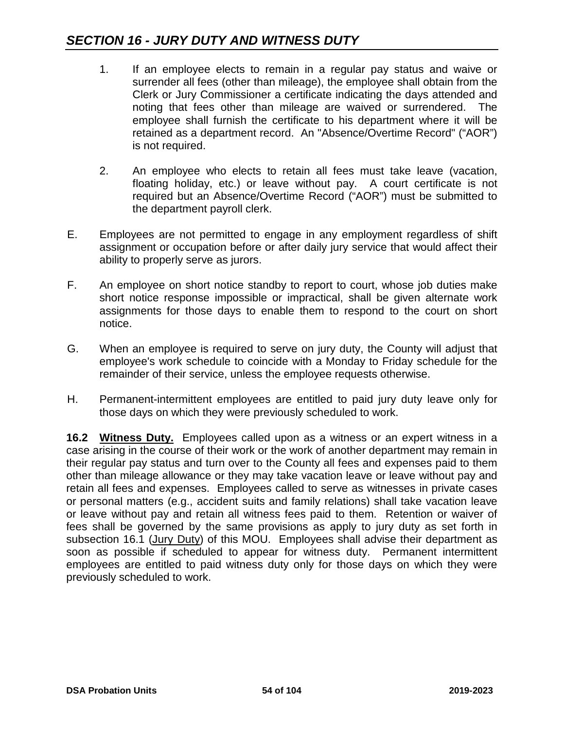## *SECTION 16 - JURY DUTY AND WITNESS DUTY*

1. If an employee elects to remain in a regular pay status and waive or surrender all fees (other than mileage), the employee shall obtain from the Clerk or Jury Commissioner a certificate indicating the days attended and noting that fees other than mileage are waived or surrendered. The employee shall furnish the certificate to his department where it will be retained as a department record. An "Absence/Overtime Record" ("AOR") is not required.

2. An employee who elects to retain all fees must take leave (vacation, floating holiday, etc.) or leave without pay. A court certificate is not required but an Absence/Overtime Record ("AOR") must be submitted to the department payroll clerk.

E. Employees are not permitted to engage in any employment regardless of shift assignment or occupation before or after daily jury service that would affect their ability to properly serve as jurors.

F. An employee on short notice standby to report to court, whose job duties make short notice response impossible or impractical, shall be given alternate work assignments for those days to enable them to respond to the court on short notice.

G. When an employee is required to serve on jury duty, the County will adjust that employee's work schedule to coincide with a Monday to Friday schedule for the remainder of their service, unless the employee requests otherwise.

H. Permanent-intermittent employees are entitled to paid jury duty leave only for those days on which they were previously scheduled to work.

**16.2 Witness Duty.** Employees called upon as a witness or an expert witness in a case arising in the course of their work or the work of another department may remain in their regular pay status and turn over to the County all fees and expenses paid to them other than mileage allowance or they may take vacation leave or leave without pay and retain all fees and expenses. Employees called to serve as witnesses in private cases or personal matters (e.g., accident suits and family relations) shall take vacation leave or leave without pay and retain all witness fees paid to them. Retention or waiver of fees shall be governed by the same provisions as apply to jury duty as set forth in subsection 16.1 (Jury Duty) of this MOU. Employees shall advise their department as soon as possible if scheduled to appear for witness duty. Permanent intermittent employees are entitled to paid witness duty only for those days on which they were previously scheduled to work.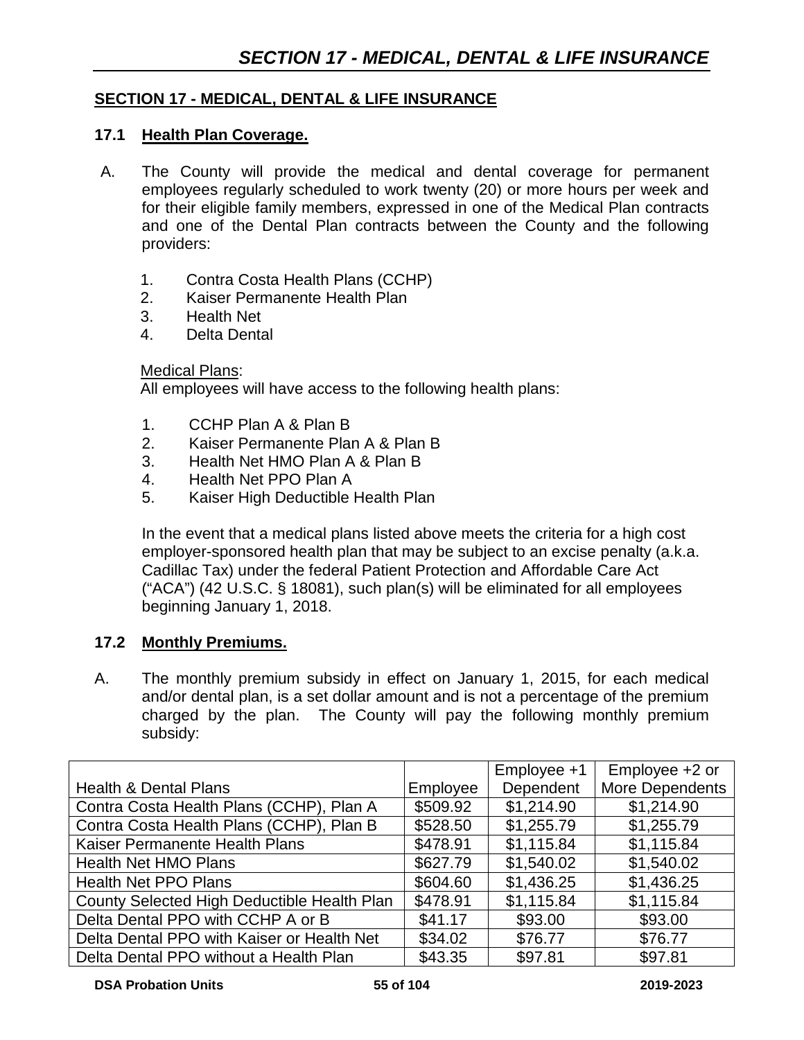## SECTION 17 - MEDICAL, DENTAL & LIFE INSURANCE

### 17.1 Health Plan Coverage.

A. The County will provide the medical and dental coverage for permanent employees regularly scheduled to work twenty (20) or more hours per week and for their eligible family members, expressed in one of the Medical Plan contracts and one of the Dental Plan contracts between the County and the following providers:

1. Contra Costa Health Plans (CCHP)
2. Kaiser Permanente Health Plan
3. Health Net
4. Delta Dental

Medical Plans:
All employees will have access to the following health plans:

1. CCHP Plan A & Plan B
2. Kaiser Permanente Plan A & Plan B
3. Health Net HMO Plan A & Plan B
4. Health Net PPO Plan A
5. Kaiser High Deductible Health Plan

In the event that a medical plans listed above meets the criteria for a high cost employer-sponsored health plan that may be subject to an excise penalty (a.k.a. Cadillac Tax) under the federal Patient Protection and Affordable Care Act ("ACA") (42 U.S.C. § 18081), such plan(s) will be eliminated for all employees beginning January 1, 2018.

### 17.2 Monthly Premiums.

A. The monthly premium subsidy in effect on January 1, 2015, for each medical and/or dental plan, is a set dollar amount and is not a percentage of the premium charged by the plan. The County will pay the following monthly premium subsidy:

| Health & Dental Plans | Employee | Employee +1 Dependent | Employee +2 or More Dependents |
|---|---|---|---|
| Contra Costa Health Plans (CCHP), Plan A | $509.92 | $1,214.90 | $1,214.90 |
| Contra Costa Health Plans (CCHP), Plan B | $528.50 | $1,255.79 | $1,255.79 |
| Kaiser Permanente Health Plans | $478.91 | $1,115.84 | $1,115.84 |
| Health Net HMO Plans | $627.79 | $1,540.02 | $1,540.02 |
| Health Net PPO Plans | $604.60 | $1,436.25 | $1,436.25 |
| County Selected High Deductible Health Plan | $478.91 | $1,115.84 | $1,115.84 |
| Delta Dental PPO with CCHP A or B | $41.17 | $93.00 | $93.00 |
| Delta Dental PPO with Kaiser or Health Net | $34.02 | $76.77 | $76.77 |
| Delta Dental PPO without a Health Plan | $43.35 | $97.81 | $97.81 |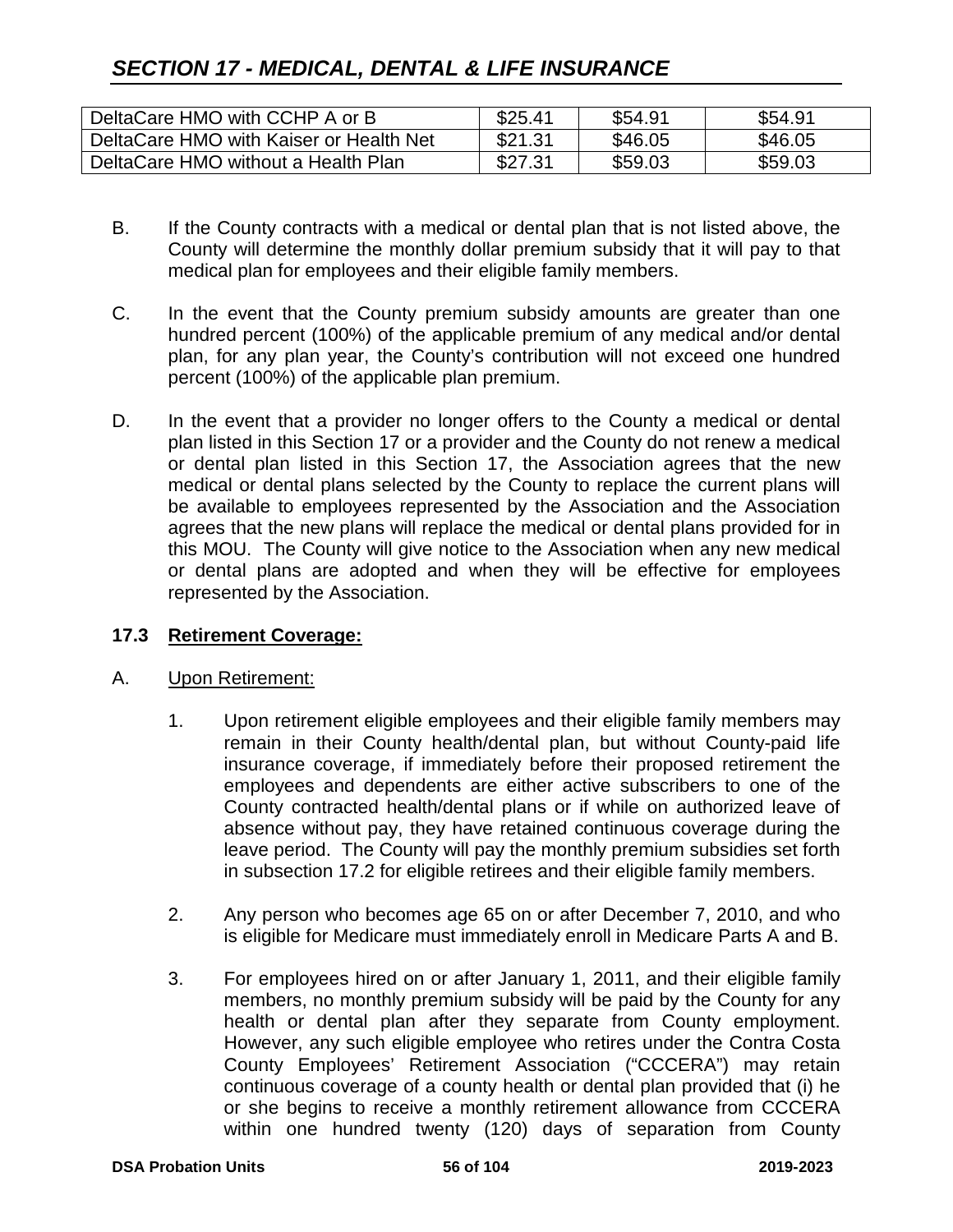## SECTION 17 - MEDICAL, DENTAL & LIFE INSURANCE

| | | | |
|---|---|---|---|
| DeltaCare HMO with CCHP A or B | $25.41 | $54.91 | $54.91 |
| DeltaCare HMO with Kaiser or Health Net | $21.31 | $46.05 | $46.05 |
| DeltaCare HMO without a Health Plan | $27.31 | $59.03 | $59.03 |

B. If the County contracts with a medical or dental plan that is not listed above, the County will determine the monthly dollar premium subsidy that it will pay to that medical plan for employees and their eligible family members.

C. In the event that the County premium subsidy amounts are greater than one hundred percent (100%) of the applicable premium of any medical and/or dental plan, for any plan year, the County's contribution will not exceed one hundred percent (100%) of the applicable plan premium.

D. In the event that a provider no longer offers to the County a medical or dental plan listed in this Section 17 or a provider and the County do not renew a medical or dental plan listed in this Section 17, the Association agrees that the new medical or dental plans selected by the County to replace the current plans will be available to employees represented by the Association and the Association agrees that the new plans will replace the medical or dental plans provided for in this MOU. The County will give notice to the Association when any new medical or dental plans are adopted and when they will be effective for employees represented by the Association.

### 17.3 Retirement Coverage:

A. Upon Retirement:

1. Upon retirement eligible employees and their eligible family members may remain in their County health/dental plan, but without County-paid life insurance coverage, if immediately before their proposed retirement the employees and dependents are either active subscribers to one of the County contracted health/dental plans or if while on authorized leave of absence without pay, they have retained continuous coverage during the leave period. The County will pay the monthly premium subsidies set forth in subsection 17.2 for eligible retirees and their eligible family members.

2. Any person who becomes age 65 on or after December 7, 2010, and who is eligible for Medicare must immediately enroll in Medicare Parts A and B.

3. For employees hired on or after January 1, 2011, and their eligible family members, no monthly premium subsidy will be paid by the County for any health or dental plan after they separate from County employment. However, any such eligible employee who retires under the Contra Costa County Employees' Retirement Association ("CCCERA") may retain continuous coverage of a county health or dental plan provided that (i) he or she begins to receive a monthly retirement allowance from CCCERA within one hundred twenty (120) days of separation from County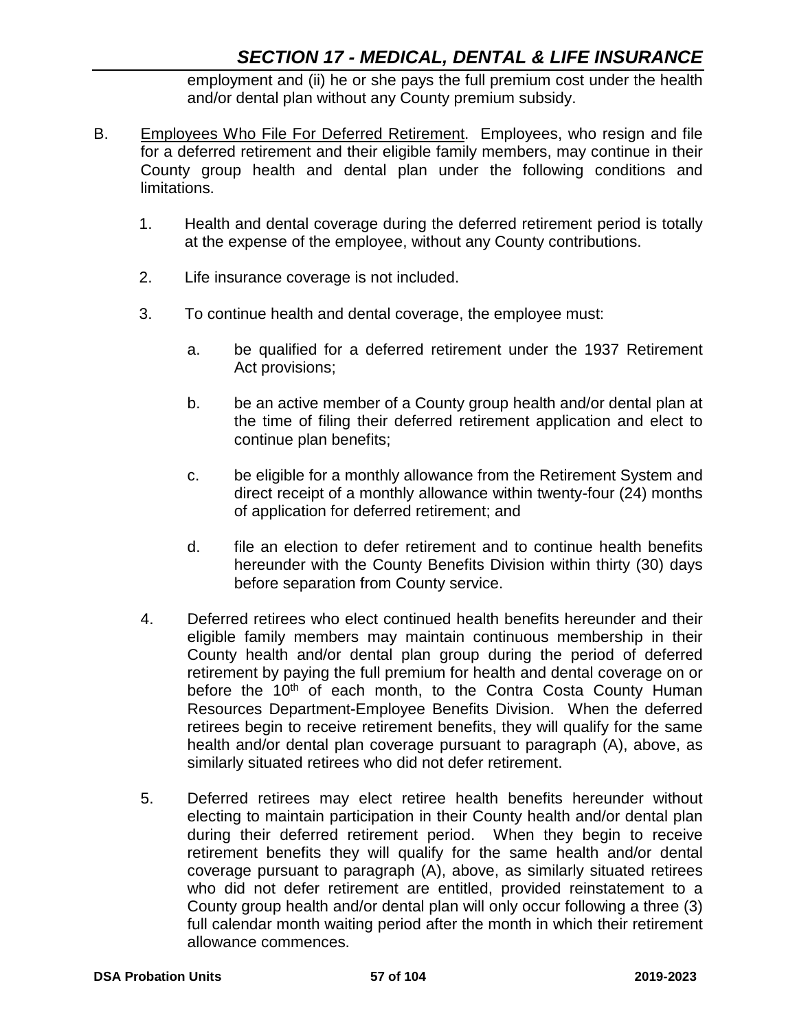employment and (ii) he or she pays the full premium cost under the health and/or dental plan without any County premium subsidy.

B. Employees Who File For Deferred Retirement. Employees, who resign and file for a deferred retirement and their eligible family members, may continue in their County group health and dental plan under the following conditions and limitations.

1. Health and dental coverage during the deferred retirement period is totally at the expense of the employee, without any County contributions.

2. Life insurance coverage is not included.

3. To continue health and dental coverage, the employee must:

   a. be qualified for a deferred retirement under the 1937 Retirement Act provisions;

   b. be an active member of a County group health and/or dental plan at the time of filing their deferred retirement application and elect to continue plan benefits;

   c. be eligible for a monthly allowance from the Retirement System and direct receipt of a monthly allowance within twenty-four (24) months of application for deferred retirement; and

   d. file an election to defer retirement and to continue health benefits hereunder with the County Benefits Division within thirty (30) days before separation from County service.

4. Deferred retirees who elect continued health benefits hereunder and their eligible family members may maintain continuous membership in their County health and/or dental plan group during the period of deferred retirement by paying the full premium for health and dental coverage on or before the 10th of each month, to the Contra Costa County Human Resources Department-Employee Benefits Division. When the deferred retirees begin to receive retirement benefits, they will qualify for the same health and/or dental plan coverage pursuant to paragraph (A), above, as similarly situated retirees who did not defer retirement.

5. Deferred retirees may elect retiree health benefits hereunder without electing to maintain participation in their County health and/or dental plan during their deferred retirement period. When they begin to receive retirement benefits they will qualify for the same health and/or dental coverage pursuant to paragraph (A), above, as similarly situated retirees who did not defer retirement are entitled, provided reinstatement to a County group health and/or dental plan will only occur following a three (3) full calendar month waiting period after the month in which their retirement allowance commences.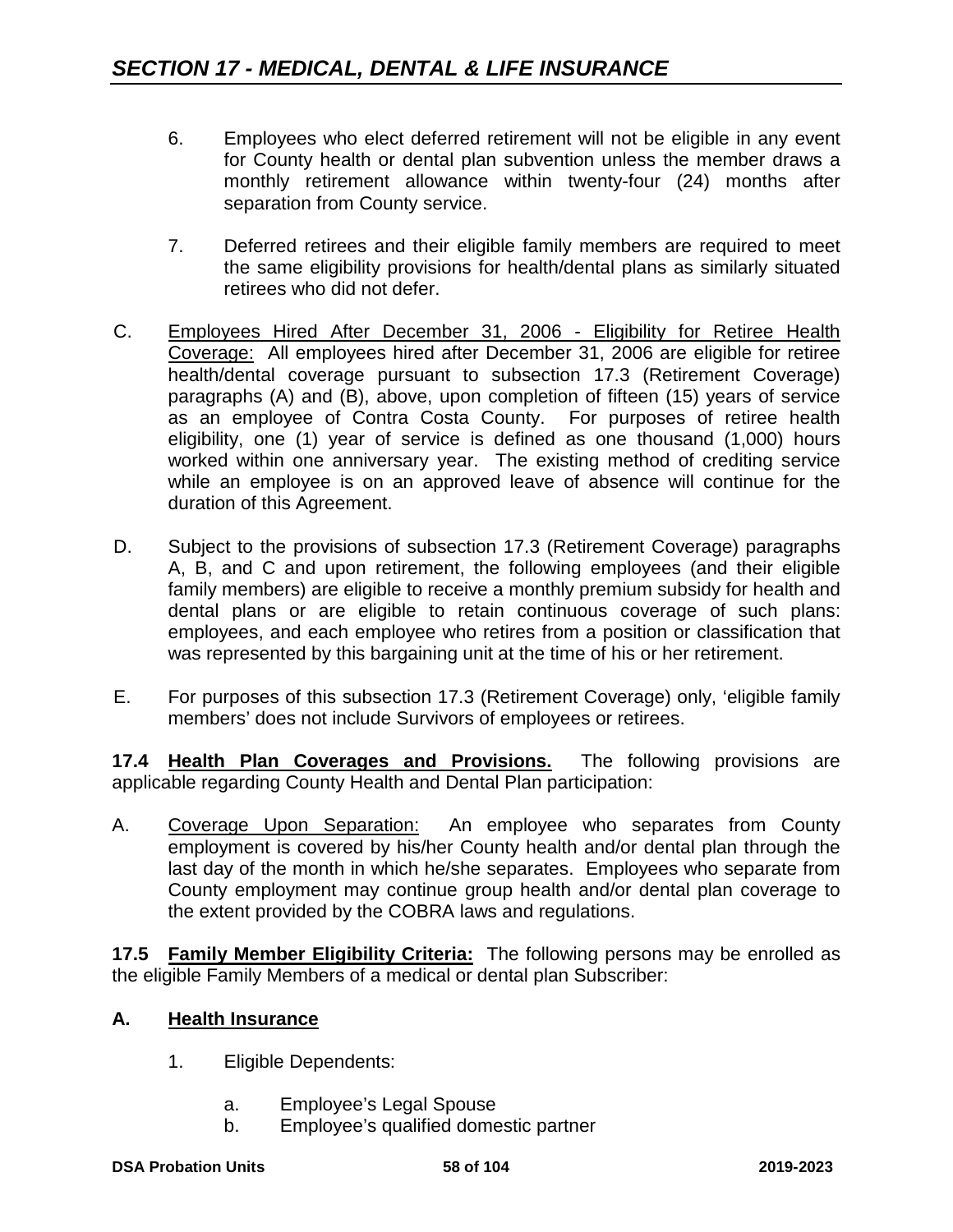6. Employees who elect deferred retirement will not be eligible in any event for County health or dental plan subvention unless the member draws a monthly retirement allowance within twenty-four (24) months after separation from County service.

7. Deferred retirees and their eligible family members are required to meet the same eligibility provisions for health/dental plans as similarly situated retirees who did not defer.

C. Employees Hired After December 31, 2006 - Eligibility for Retiree Health Coverage: All employees hired after December 31, 2006 are eligible for retiree health/dental coverage pursuant to subsection 17.3 (Retirement Coverage) paragraphs (A) and (B), above, upon completion of fifteen (15) years of service as an employee of Contra Costa County. For purposes of retiree health eligibility, one (1) year of service is defined as one thousand (1,000) hours worked within one anniversary year. The existing method of crediting service while an employee is on an approved leave of absence will continue for the duration of this Agreement.

D. Subject to the provisions of subsection 17.3 (Retirement Coverage) paragraphs A, B, and C and upon retirement, the following employees (and their eligible family members) are eligible to receive a monthly premium subsidy for health and dental plans or are eligible to retain continuous coverage of such plans: employees, and each employee who retires from a position or classification that was represented by this bargaining unit at the time of his or her retirement.

E. For purposes of this subsection 17.3 (Retirement Coverage) only, 'eligible family members' does not include Survivors of employees or retirees.

**17.4 Health Plan Coverages and Provisions.** The following provisions are applicable regarding County Health and Dental Plan participation:

A. Coverage Upon Separation: An employee who separates from County employment is covered by his/her County health and/or dental plan through the last day of the month in which he/she separates. Employees who separate from County employment may continue group health and/or dental plan coverage to the extent provided by the COBRA laws and regulations.

**17.5 Family Member Eligibility Criteria:** The following persons may be enrolled as the eligible Family Members of a medical or dental plan Subscriber:

**A. Health Insurance**

1. Eligible Dependents:

   a. Employee's Legal Spouse
   b. Employee's qualified domestic partner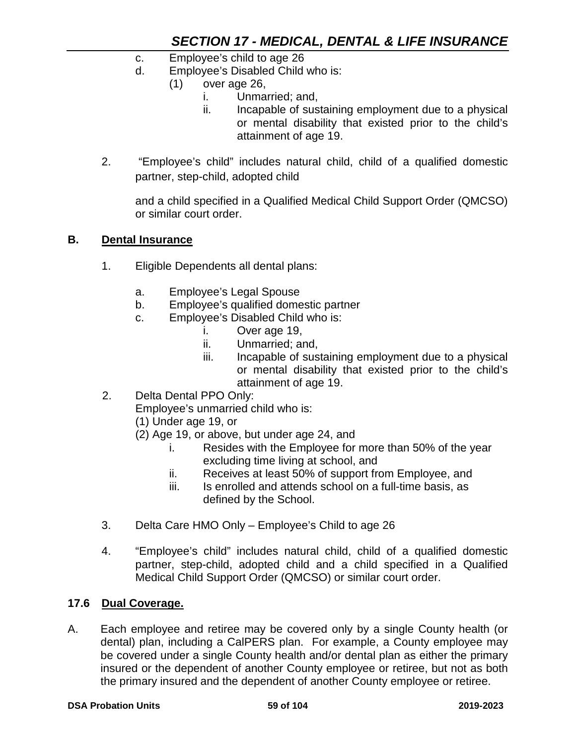c. Employee's child to age 26
d. Employee's Disabled Child who is:
   (1) over age 26,
      i. Unmarried; and,
      ii. Incapable of sustaining employment due to a physical or mental disability that existed prior to the child's attainment of age 19.

2. "Employee's child" includes natural child, child of a qualified domestic partner, step-child, adopted child

   and a child specified in a Qualified Medical Child Support Order (QMCSO) or similar court order.

**B. <u>Dental Insurance</u>**

1. Eligible Dependents all dental plans:

   a. Employee's Legal Spouse
   b. Employee's qualified domestic partner
   c. Employee's Disabled Child who is:
      i. Over age 19,
      ii. Unmarried; and,
      iii. Incapable of sustaining employment due to a physical or mental disability that existed prior to the child's attainment of age 19.

2. Delta Dental PPO Only:
   Employee's unmarried child who is:
   (1) Under age 19, or
   (2) Age 19, or above, but under age 24, and
      i. Resides with the Employee for more than 50% of the year excluding time living at school, and
      ii. Receives at least 50% of support from Employee, and
      iii. Is enrolled and attends school on a full-time basis, as defined by the School.

3. Delta Care HMO Only – Employee's Child to age 26

4. "Employee's child" includes natural child, child of a qualified domestic partner, step-child, adopted child and a child specified in a Qualified Medical Child Support Order (QMCSO) or similar court order.

**17.6 <u>Dual Coverage.</u>**

A. Each employee and retiree may be covered only by a single County health (or dental) plan, including a CalPERS plan. For example, a County employee may be covered under a single County health and/or dental plan as either the primary insured or the dependent of another County employee or retiree, but not as both the primary insured and the dependent of another County employee or retiree.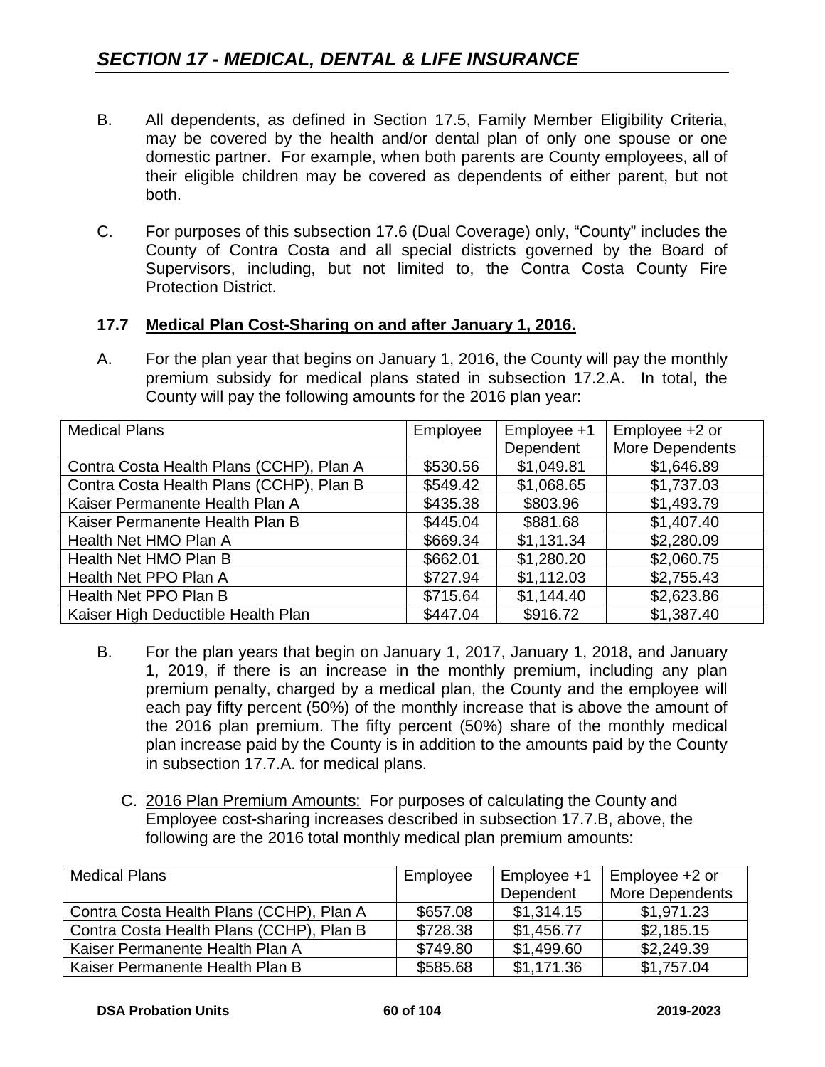## SECTION 17 - MEDICAL, DENTAL & LIFE INSURANCE

B. All dependents, as defined in Section 17.5, Family Member Eligibility Criteria, may be covered by the health and/or dental plan of only one spouse or one domestic partner. For example, when both parents are County employees, all of their eligible children may be covered as dependents of either parent, but not both.

C. For purposes of this subsection 17.6 (Dual Coverage) only, "County" includes the County of Contra Costa and all special districts governed by the Board of Supervisors, including, but not limited to, the Contra Costa County Fire Protection District.

### 17.7 Medical Plan Cost-Sharing on and after January 1, 2016.

A. For the plan year that begins on January 1, 2016, the County will pay the monthly premium subsidy for medical plans stated in subsection 17.2.A. In total, the County will pay the following amounts for the 2016 plan year:

| Medical Plans | Employee | Employee +1 Dependent | Employee +2 or More Dependents |
|---|---|---|---|
| Contra Costa Health Plans (CCHP), Plan A | $530.56 | $1,049.81 | $1,646.89 |
| Contra Costa Health Plans (CCHP), Plan B | $549.42 | $1,068.65 | $1,737.03 |
| Kaiser Permanente Health Plan A | $435.38 | $803.96 | $1,493.79 |
| Kaiser Permanente Health Plan B | $445.04 | $881.68 | $1,407.40 |
| Health Net HMO Plan A | $669.34 | $1,131.34 | $2,280.09 |
| Health Net HMO Plan B | $662.01 | $1,280.20 | $2,060.75 |
| Health Net PPO Plan A | $727.94 | $1,112.03 | $2,755.43 |
| Health Net PPO Plan B | $715.64 | $1,144.40 | $2,623.86 |
| Kaiser High Deductible Health Plan | $447.04 | $916.72 | $1,387.40 |

B. For the plan years that begin on January 1, 2017, January 1, 2018, and January 1, 2019, if there is an increase in the monthly premium, including any plan premium penalty, charged by a medical plan, the County and the employee will each pay fifty percent (50%) of the monthly increase that is above the amount of the 2016 plan premium. The fifty percent (50%) share of the monthly medical plan increase paid by the County is in addition to the amounts paid by the County in subsection 17.7.A. for medical plans.

C. 2016 Plan Premium Amounts: For purposes of calculating the County and Employee cost-sharing increases described in subsection 17.7.B, above, the following are the 2016 total monthly medical plan premium amounts:

| Medical Plans | Employee | Employee +1 Dependent | Employee +2 or More Dependents |
|---|---|---|---|
| Contra Costa Health Plans (CCHP), Plan A | $657.08 | $1,314.15 | $1,971.23 |
| Contra Costa Health Plans (CCHP), Plan B | $728.38 | $1,456.77 | $2,185.15 |
| Kaiser Permanente Health Plan A | $749.80 | $1,499.60 | $2,249.39 |
| Kaiser Permanente Health Plan B | $585.68 | $1,171.36 | $1,757.04 |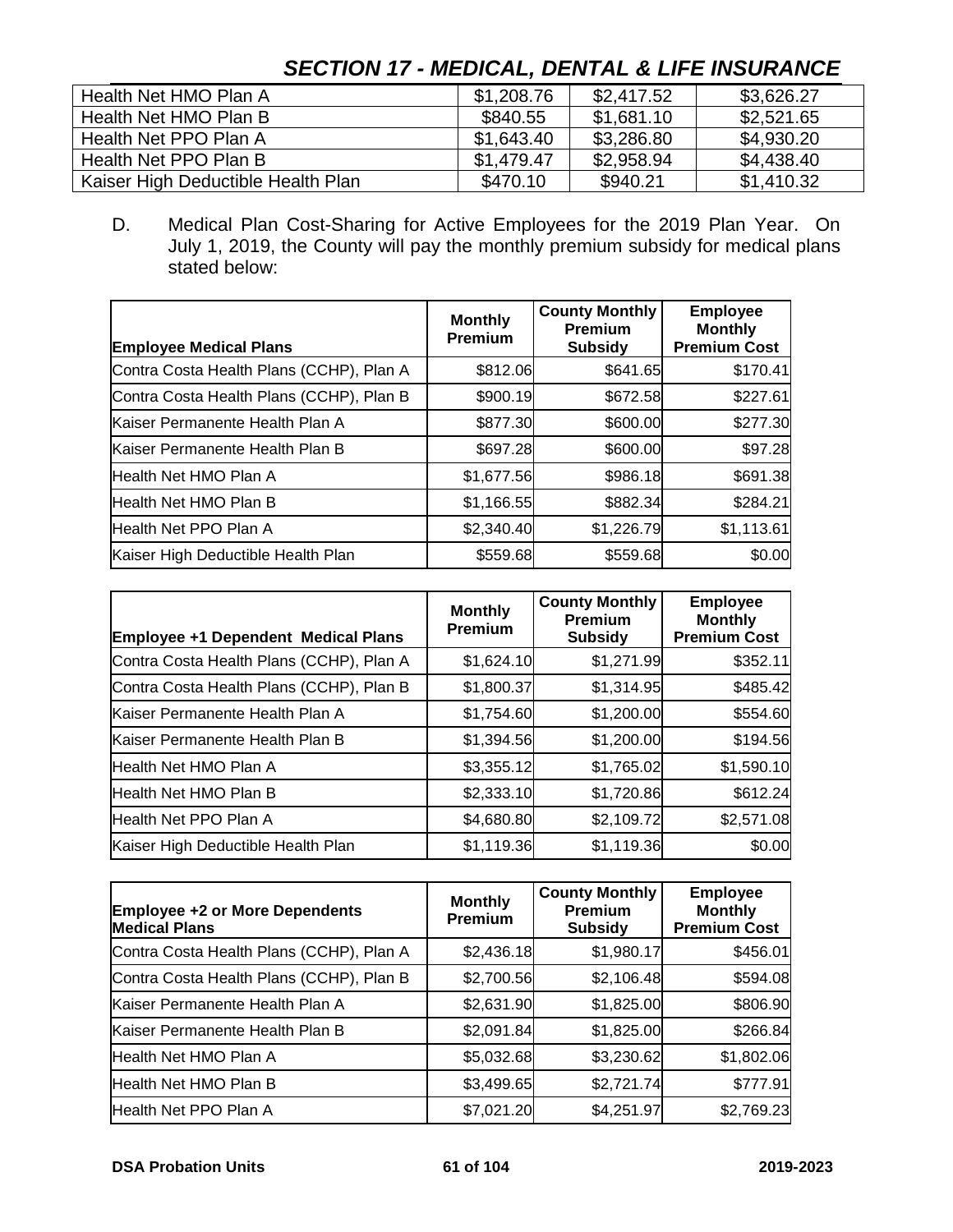## SECTION 17 - MEDICAL, DENTAL & LIFE INSURANCE

| | | | |
|---|---|---|---|
| Health Net HMO Plan A | $1,208.76 | $2,417.52 | $3,626.27 |
| Health Net HMO Plan B | $840.55 | $1,681.10 | $2,521.65 |
| Health Net PPO Plan A | $1,643.40 | $3,286.80 | $4,930.20 |
| Health Net PPO Plan B | $1,479.47 | $2,958.94 | $4,438.40 |
| Kaiser High Deductible Health Plan | $470.10 | $940.21 | $1,410.32 |

D. Medical Plan Cost-Sharing for Active Employees for the 2019 Plan Year. On July 1, 2019, the County will pay the monthly premium subsidy for medical plans stated below:

| Employee Medical Plans | Monthly Premium | County Monthly Premium Subsidy | Employee Monthly Premium Cost |
|---|---|---|---|
| Contra Costa Health Plans (CCHP), Plan A | $812.06 | $641.65 | $170.41 |
| Contra Costa Health Plans (CCHP), Plan B | $900.19 | $672.58 | $227.61 |
| Kaiser Permanente Health Plan A | $877.30 | $600.00 | $277.30 |
| Kaiser Permanente Health Plan B | $697.28 | $600.00 | $97.28 |
| Health Net HMO Plan A | $1,677.56 | $986.18 | $691.38 |
| Health Net HMO Plan B | $1,166.55 | $882.34 | $284.21 |
| Health Net PPO Plan A | $2,340.40 | $1,226.79 | $1,113.61 |
| Kaiser High Deductible Health Plan | $559.68 | $559.68 | $0.00 |

| Employee +1 Dependent Medical Plans | Monthly Premium | County Monthly Premium Subsidy | Employee Monthly Premium Cost |
|---|---|---|---|
| Contra Costa Health Plans (CCHP), Plan A | $1,624.10 | $1,271.99 | $352.11 |
| Contra Costa Health Plans (CCHP), Plan B | $1,800.37 | $1,314.95 | $485.42 |
| Kaiser Permanente Health Plan A | $1,754.60 | $1,200.00 | $554.60 |
| Kaiser Permanente Health Plan B | $1,394.56 | $1,200.00 | $194.56 |
| Health Net HMO Plan A | $3,355.12 | $1,765.02 | $1,590.10 |
| Health Net HMO Plan B | $2,333.10 | $1,720.86 | $612.24 |
| Health Net PPO Plan A | $4,680.80 | $2,109.72 | $2,571.08 |
| Kaiser High Deductible Health Plan | $1,119.36 | $1,119.36 | $0.00 |

| Employee +2 or More Dependents Medical Plans | Monthly Premium | County Monthly Premium Subsidy | Employee Monthly Premium Cost |
|---|---|---|---|
| Contra Costa Health Plans (CCHP), Plan A | $2,436.18 | $1,980.17 | $456.01 |
| Contra Costa Health Plans (CCHP), Plan B | $2,700.56 | $2,106.48 | $594.08 |
| Kaiser Permanente Health Plan A | $2,631.90 | $1,825.00 | $806.90 |
| Kaiser Permanente Health Plan B | $2,091.84 | $1,825.00 | $266.84 |
| Health Net HMO Plan A | $5,032.68 | $3,230.62 | $1,802.06 |
| Health Net HMO Plan B | $3,499.65 | $2,721.74 | $777.91 |
| Health Net PPO Plan A | $7,021.20 | $4,251.97 | $2,769.23 |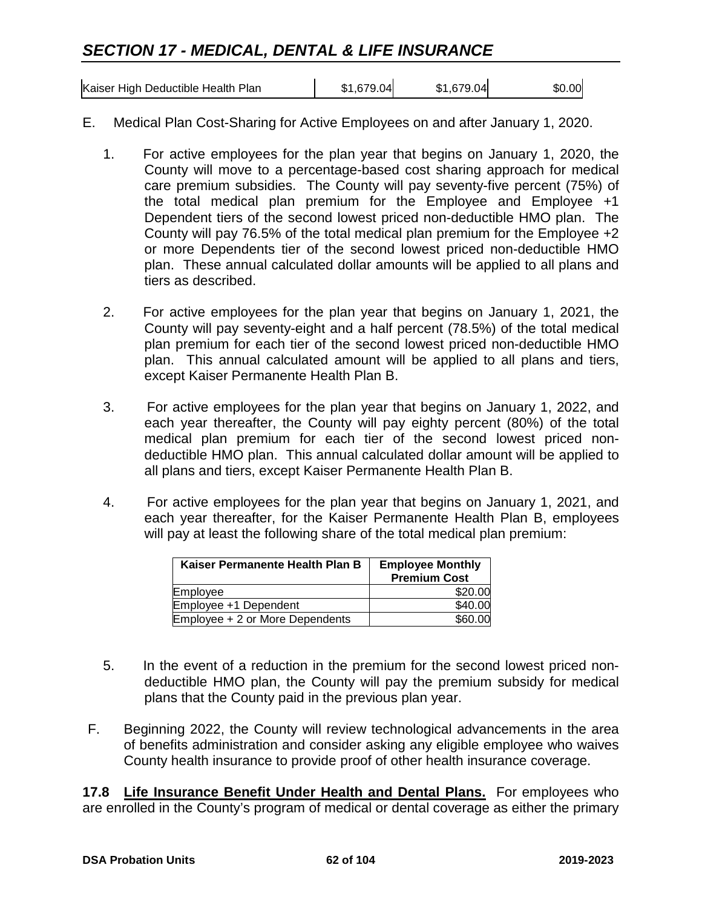| Kaiser High Deductible Health Plan | $1,679.04 | $1,679.04 | $0.00 |
|---|---|---|---|

E. Medical Plan Cost-Sharing for Active Employees on and after January 1, 2020.

1. For active employees for the plan year that begins on January 1, 2020, the County will move to a percentage-based cost sharing approach for medical care premium subsidies. The County will pay seventy-five percent (75%) of the total medical plan premium for the Employee and Employee +1 Dependent tiers of the second lowest priced non-deductible HMO plan. The County will pay 76.5% of the total medical plan premium for the Employee +2 or more Dependents tier of the second lowest priced non-deductible HMO plan. These annual calculated dollar amounts will be applied to all plans and tiers as described.

2. For active employees for the plan year that begins on January 1, 2021, the County will pay seventy-eight and a half percent (78.5%) of the total medical plan premium for each tier of the second lowest priced non-deductible HMO plan. This annual calculated amount will be applied to all plans and tiers, except Kaiser Permanente Health Plan B.

3. For active employees for the plan year that begins on January 1, 2022, and each year thereafter, the County will pay eighty percent (80%) of the total medical plan premium for each tier of the second lowest priced non-deductible HMO plan. This annual calculated dollar amount will be applied to all plans and tiers, except Kaiser Permanente Health Plan B.

4. For active employees for the plan year that begins on January 1, 2021, and each year thereafter, for the Kaiser Permanente Health Plan B, employees will pay at least the following share of the total medical plan premium:

| Kaiser Permanente Health Plan B | Employee Monthly Premium Cost |
|---|---|
| Employee | $20.00 |
| Employee +1 Dependent | $40.00 |
| Employee + 2 or More Dependents | $60.00 |

5. In the event of a reduction in the premium for the second lowest priced non-deductible HMO plan, the County will pay the premium subsidy for medical plans that the County paid in the previous plan year.

F. Beginning 2022, the County will review technological advancements in the area of benefits administration and consider asking any eligible employee who waives County health insurance to provide proof of other health insurance coverage.

**17.8 Life Insurance Benefit Under Health and Dental Plans.** For employees who are enrolled in the County's program of medical or dental coverage as either the primary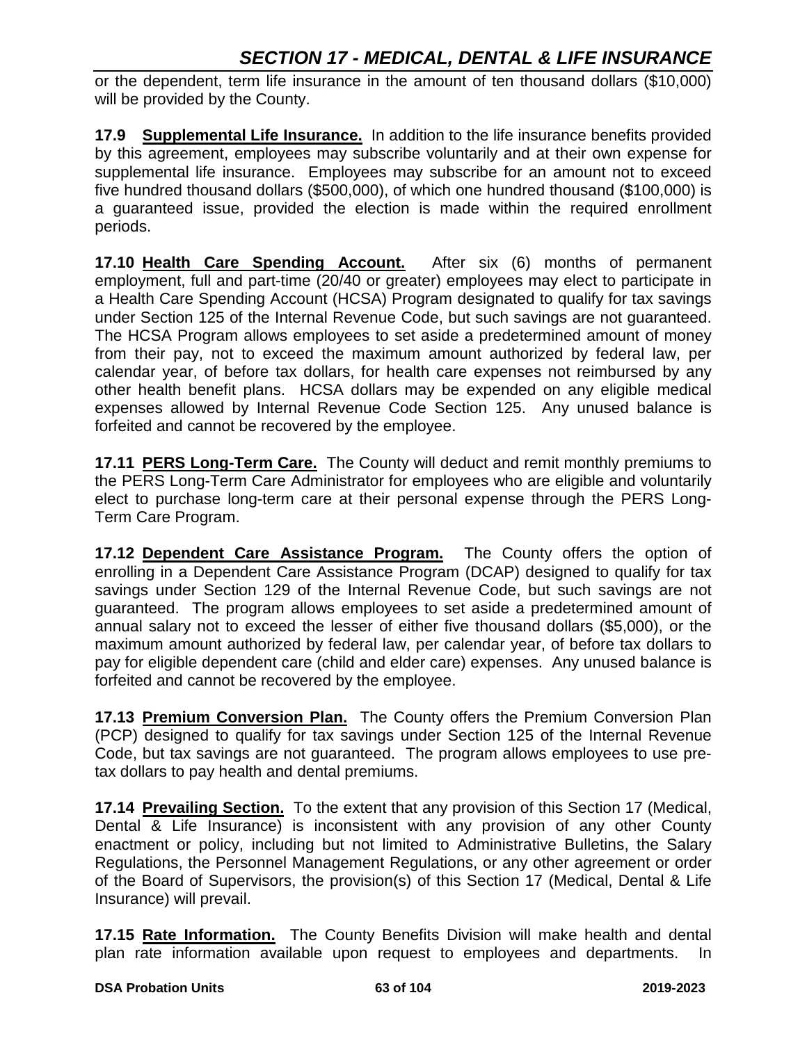or the dependent, term life insurance in the amount of ten thousand dollars ($10,000) will be provided by the County.

**17.9 Supplemental Life Insurance.** In addition to the life insurance benefits provided by this agreement, employees may subscribe voluntarily and at their own expense for supplemental life insurance. Employees may subscribe for an amount not to exceed five hundred thousand dollars ($500,000), of which one hundred thousand ($100,000) is a guaranteed issue, provided the election is made within the required enrollment periods.

**17.10 Health Care Spending Account.** After six (6) months of permanent employment, full and part-time (20/40 or greater) employees may elect to participate in a Health Care Spending Account (HCSA) Program designated to qualify for tax savings under Section 125 of the Internal Revenue Code, but such savings are not guaranteed. The HCSA Program allows employees to set aside a predetermined amount of money from their pay, not to exceed the maximum amount authorized by federal law, per calendar year, of before tax dollars, for health care expenses not reimbursed by any other health benefit plans. HCSA dollars may be expended on any eligible medical expenses allowed by Internal Revenue Code Section 125. Any unused balance is forfeited and cannot be recovered by the employee.

**17.11 PERS Long-Term Care.** The County will deduct and remit monthly premiums to the PERS Long-Term Care Administrator for employees who are eligible and voluntarily elect to purchase long-term care at their personal expense through the PERS Long-Term Care Program.

**17.12 Dependent Care Assistance Program.** The County offers the option of enrolling in a Dependent Care Assistance Program (DCAP) designed to qualify for tax savings under Section 129 of the Internal Revenue Code, but such savings are not guaranteed. The program allows employees to set aside a predetermined amount of annual salary not to exceed the lesser of either five thousand dollars ($5,000), or the maximum amount authorized by federal law, per calendar year, of before tax dollars to pay for eligible dependent care (child and elder care) expenses. Any unused balance is forfeited and cannot be recovered by the employee.

**17.13 Premium Conversion Plan.** The County offers the Premium Conversion Plan (PCP) designed to qualify for tax savings under Section 125 of the Internal Revenue Code, but tax savings are not guaranteed. The program allows employees to use pre-tax dollars to pay health and dental premiums.

**17.14 Prevailing Section.** To the extent that any provision of this Section 17 (Medical, Dental & Life Insurance) is inconsistent with any provision of any other County enactment or policy, including but not limited to Administrative Bulletins, the Salary Regulations, the Personnel Management Regulations, or any other agreement or order of the Board of Supervisors, the provision(s) of this Section 17 (Medical, Dental & Life Insurance) will prevail.

**17.15 Rate Information.** The County Benefits Division will make health and dental plan rate information available upon request to employees and departments. In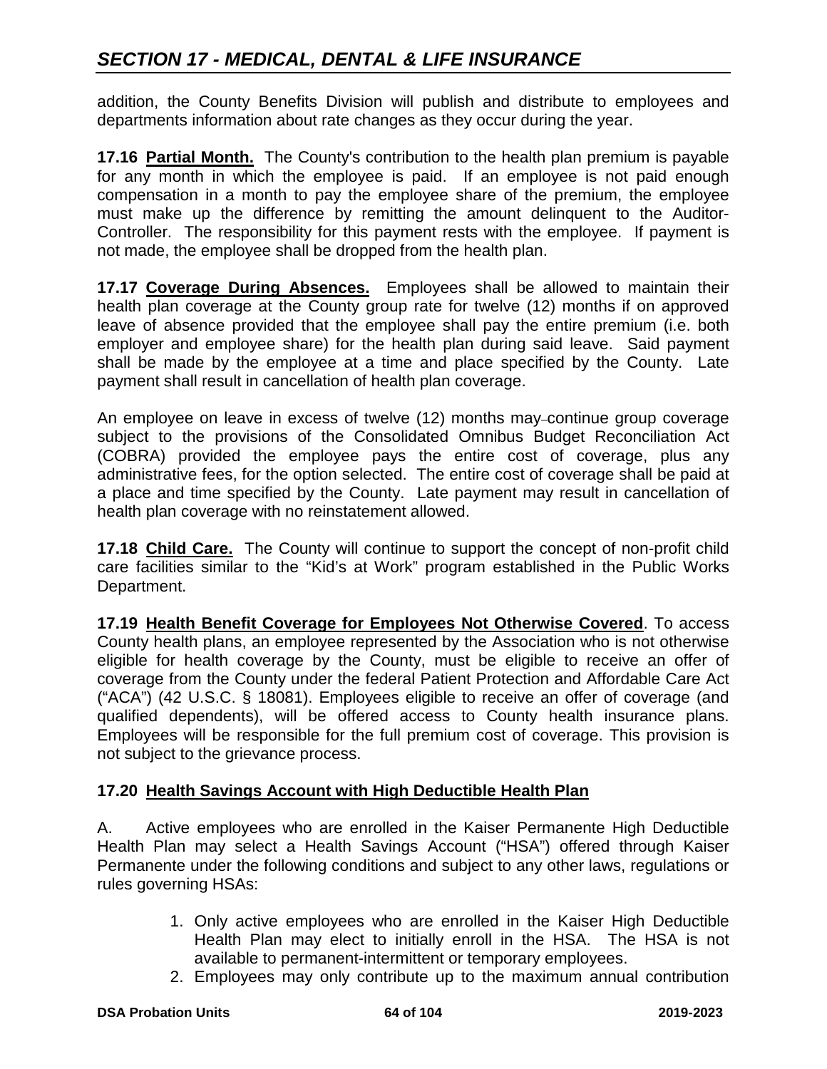addition, the County Benefits Division will publish and distribute to employees and departments information about rate changes as they occur during the year.

**17.16 <u>Partial Month.</u>** The County's contribution to the health plan premium is payable for any month in which the employee is paid. If an employee is not paid enough compensation in a month to pay the employee share of the premium, the employee must make up the difference by remitting the amount delinquent to the Auditor-Controller. The responsibility for this payment rests with the employee. If payment is not made, the employee shall be dropped from the health plan.

**17.17 <u>Coverage During Absences.</u>** Employees shall be allowed to maintain their health plan coverage at the County group rate for twelve (12) months if on approved leave of absence provided that the employee shall pay the entire premium (i.e. both employer and employee share) for the health plan during said leave. Said payment shall be made by the employee at a time and place specified by the County. Late payment shall result in cancellation of health plan coverage.

An employee on leave in excess of twelve (12) months may continue group coverage subject to the provisions of the Consolidated Omnibus Budget Reconciliation Act (COBRA) provided the employee pays the entire cost of coverage, plus any administrative fees, for the option selected. The entire cost of coverage shall be paid at a place and time specified by the County. Late payment may result in cancellation of health plan coverage with no reinstatement allowed.

**17.18 <u>Child Care.</u>** The County will continue to support the concept of non-profit child care facilities similar to the "Kid's at Work" program established in the Public Works Department.

**17.19 <u>Health Benefit Coverage for Employees Not Otherwise Covered</u>**. To access County health plans, an employee represented by the Association who is not otherwise eligible for health coverage by the County, must be eligible to receive an offer of coverage from the County under the federal Patient Protection and Affordable Care Act ("ACA") (42 U.S.C. § 18081). Employees eligible to receive an offer of coverage (and qualified dependents), will be offered access to County health insurance plans. Employees will be responsible for the full premium cost of coverage. This provision is not subject to the grievance process.

**17.20 <u>Health Savings Account with High Deductible Health Plan</u>**

A. Active employees who are enrolled in the Kaiser Permanente High Deductible Health Plan may select a Health Savings Account ("HSA") offered through Kaiser Permanente under the following conditions and subject to any other laws, regulations or rules governing HSAs:

1. Only active employees who are enrolled in the Kaiser High Deductible Health Plan may elect to initially enroll in the HSA. The HSA is not available to permanent-intermittent or temporary employees.
2. Employees may only contribute up to the maximum annual contribution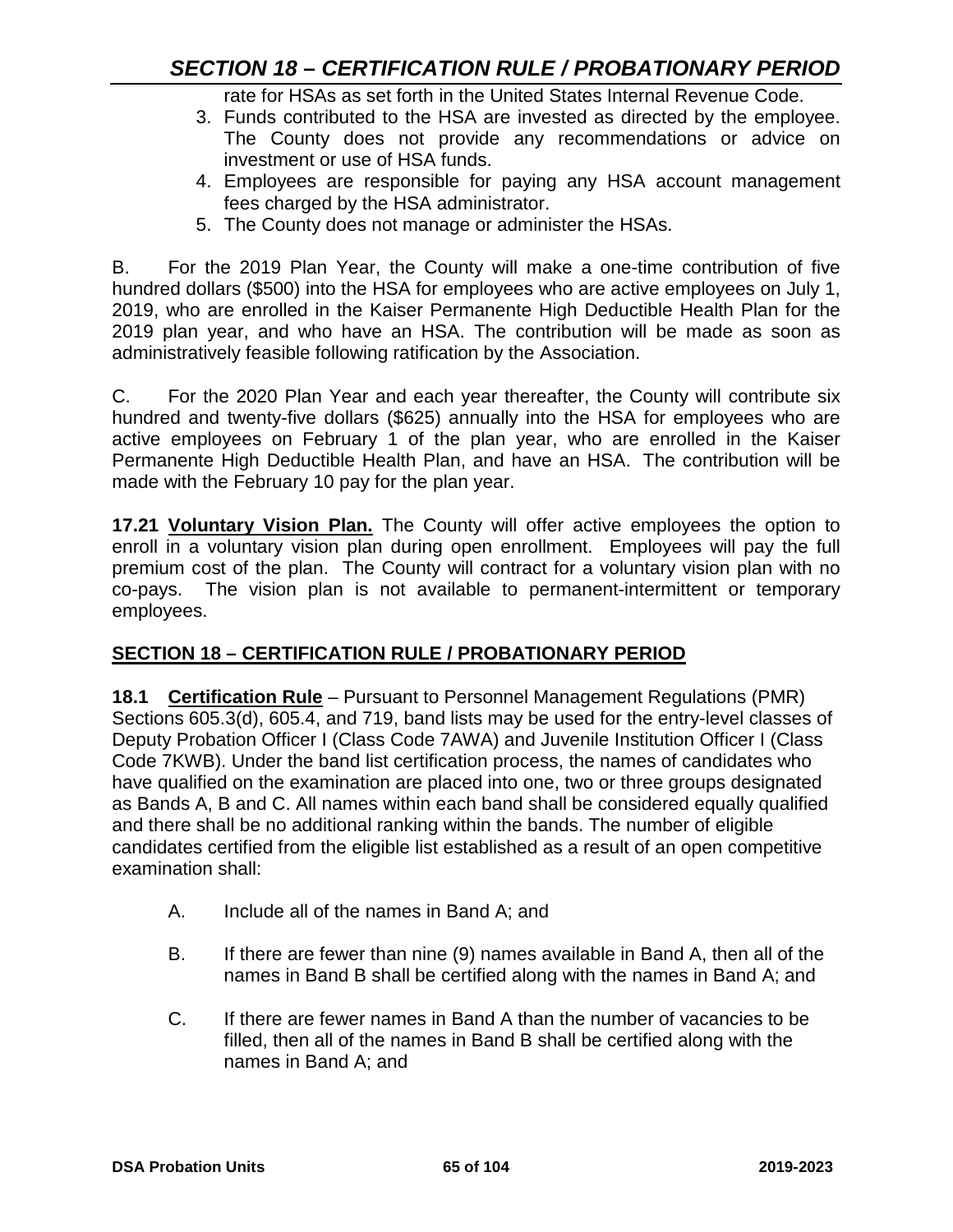rate for HSAs as set forth in the United States Internal Revenue Code.

3. Funds contributed to the HSA are invested as directed by the employee. The County does not provide any recommendations or advice on investment or use of HSA funds.
4. Employees are responsible for paying any HSA account management fees charged by the HSA administrator.
5. The County does not manage or administer the HSAs.

B. For the 2019 Plan Year, the County will make a one-time contribution of five hundred dollars ($500) into the HSA for employees who are active employees on July 1, 2019, who are enrolled in the Kaiser Permanente High Deductible Health Plan for the 2019 plan year, and who have an HSA. The contribution will be made as soon as administratively feasible following ratification by the Association.

C. For the 2020 Plan Year and each year thereafter, the County will contribute six hundred and twenty-five dollars ($625) annually into the HSA for employees who are active employees on February 1 of the plan year, who are enrolled in the Kaiser Permanente High Deductible Health Plan, and have an HSA. The contribution will be made with the February 10 pay for the plan year.

**17.21 Voluntary Vision Plan.** The County will offer active employees the option to enroll in a voluntary vision plan during open enrollment. Employees will pay the full premium cost of the plan. The County will contract for a voluntary vision plan with no co-pays. The vision plan is not available to permanent-intermittent or temporary employees.

## SECTION 18 – CERTIFICATION RULE / PROBATIONARY PERIOD

**18.1 Certification Rule** – Pursuant to Personnel Management Regulations (PMR) Sections 605.3(d), 605.4, and 719, band lists may be used for the entry-level classes of Deputy Probation Officer I (Class Code 7AWA) and Juvenile Institution Officer I (Class Code 7KWB). Under the band list certification process, the names of candidates who have qualified on the examination are placed into one, two or three groups designated as Bands A, B and C. All names within each band shall be considered equally qualified and there shall be no additional ranking within the bands. The number of eligible candidates certified from the eligible list established as a result of an open competitive examination shall:

A. Include all of the names in Band A; and

B. If there are fewer than nine (9) names available in Band A, then all of the names in Band B shall be certified along with the names in Band A; and

C. If there are fewer names in Band A than the number of vacancies to be filled, then all of the names in Band B shall be certified along with the names in Band A; and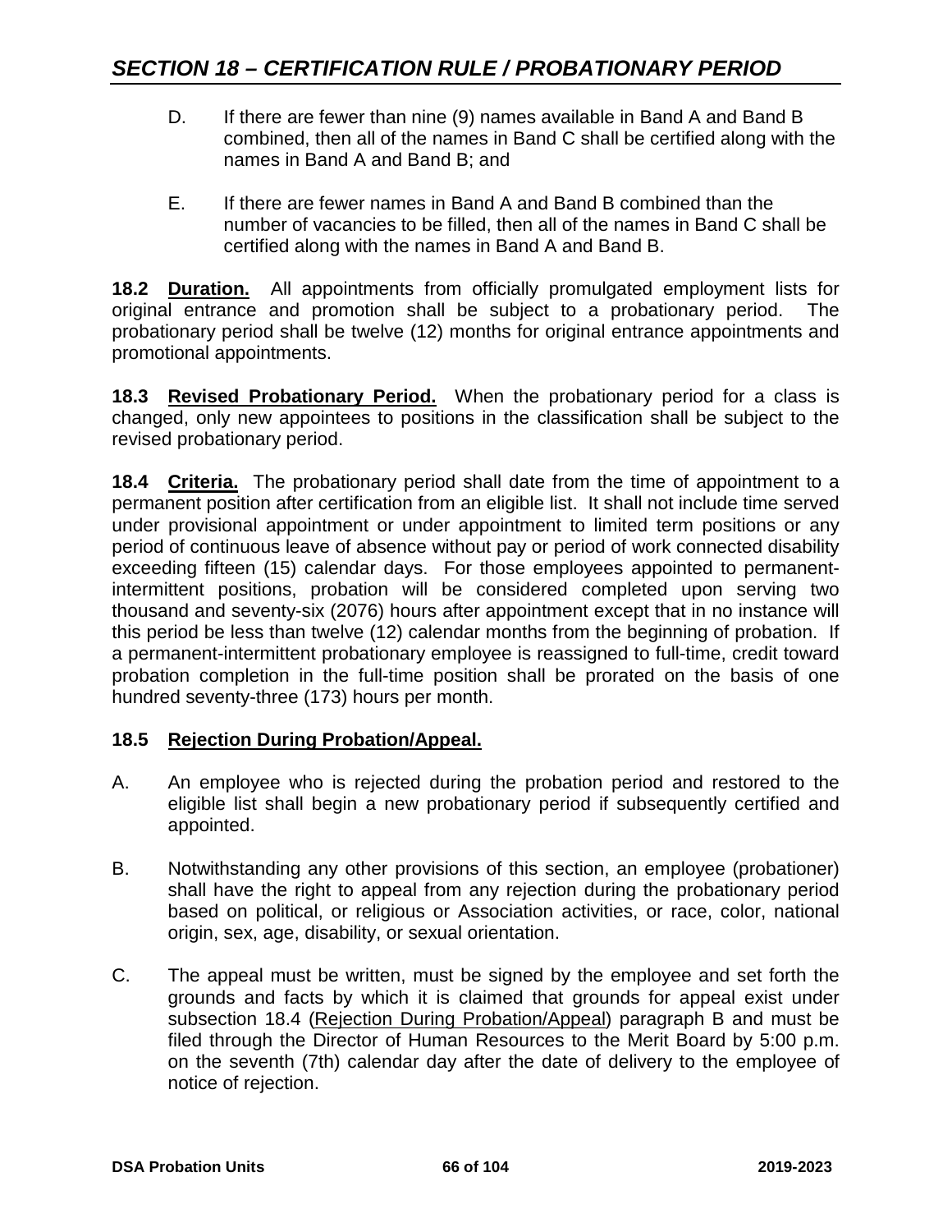D. If there are fewer than nine (9) names available in Band A and Band B combined, then all of the names in Band C shall be certified along with the names in Band A and Band B; and

E. If there are fewer names in Band A and Band B combined than the number of vacancies to be filled, then all of the names in Band C shall be certified along with the names in Band A and Band B.

**18.2 Duration.** All appointments from officially promulgated employment lists for original entrance and promotion shall be subject to a probationary period. The probationary period shall be twelve (12) months for original entrance appointments and promotional appointments.

**18.3 Revised Probationary Period.** When the probationary period for a class is changed, only new appointees to positions in the classification shall be subject to the revised probationary period.

**18.4 Criteria.** The probationary period shall date from the time of appointment to a permanent position after certification from an eligible list. It shall not include time served under provisional appointment or under appointment to limited term positions or any period of continuous leave of absence without pay or period of work connected disability exceeding fifteen (15) calendar days. For those employees appointed to permanent-intermittent positions, probation will be considered completed upon serving two thousand and seventy-six (2076) hours after appointment except that in no instance will this period be less than twelve (12) calendar months from the beginning of probation. If a permanent-intermittent probationary employee is reassigned to full-time, credit toward probation completion in the full-time position shall be prorated on the basis of one hundred seventy-three (173) hours per month.

**18.5 Rejection During Probation/Appeal.**

A. An employee who is rejected during the probation period and restored to the eligible list shall begin a new probationary period if subsequently certified and appointed.

B. Notwithstanding any other provisions of this section, an employee (probationer) shall have the right to appeal from any rejection during the probationary period based on political, or religious or Association activities, or race, color, national origin, sex, age, disability, or sexual orientation.

C. The appeal must be written, must be signed by the employee and set forth the grounds and facts by which it is claimed that grounds for appeal exist under subsection 18.4 (Rejection During Probation/Appeal) paragraph B and must be filed through the Director of Human Resources to the Merit Board by 5:00 p.m. on the seventh (7th) calendar day after the date of delivery to the employee of notice of rejection.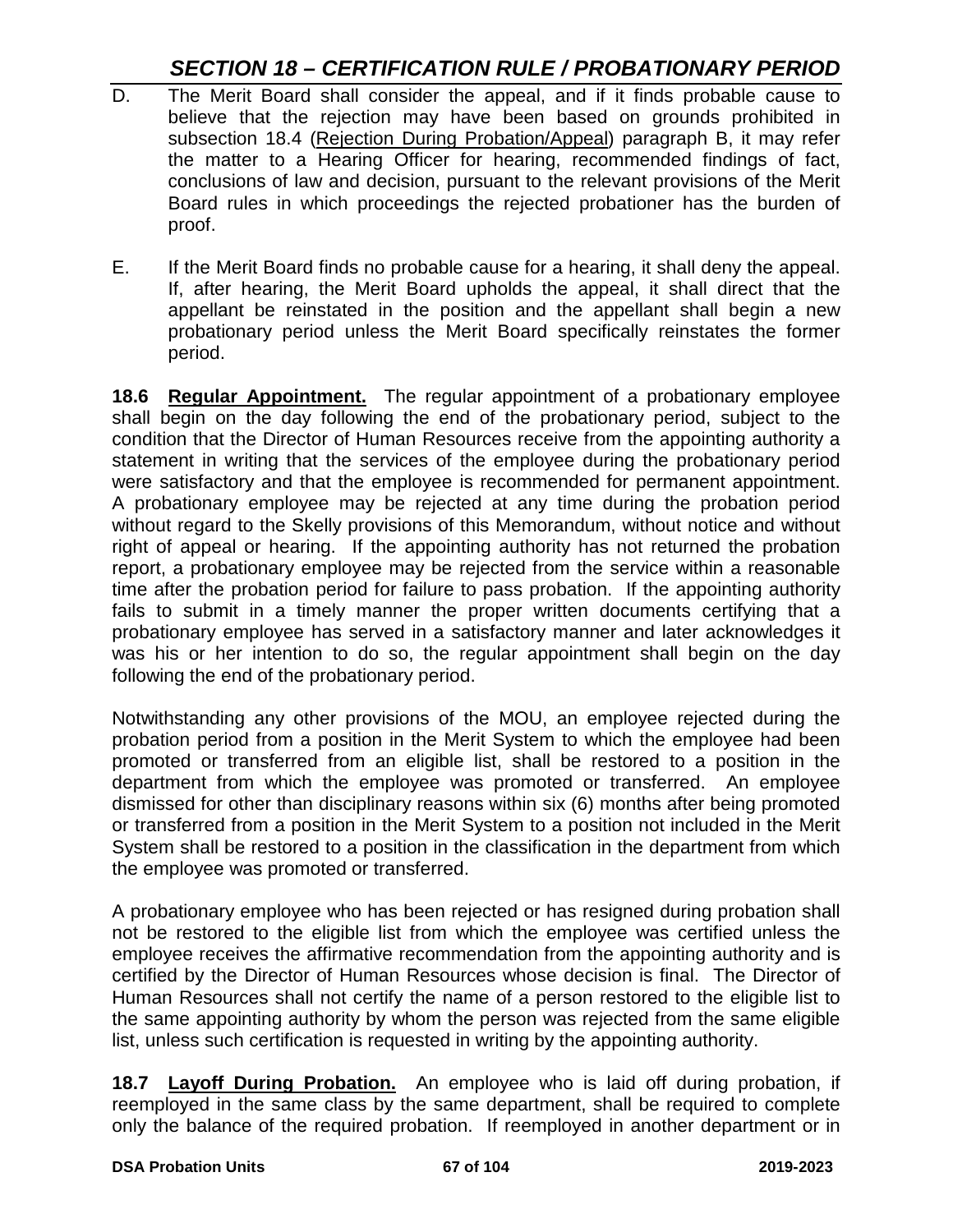D. The Merit Board shall consider the appeal, and if it finds probable cause to believe that the rejection may have been based on grounds prohibited in subsection 18.4 (Rejection During Probation/Appeal) paragraph B, it may refer the matter to a Hearing Officer for hearing, recommended findings of fact, conclusions of law and decision, pursuant to the relevant provisions of the Merit Board rules in which proceedings the rejected probationer has the burden of proof.

E. If the Merit Board finds no probable cause for a hearing, it shall deny the appeal. If, after hearing, the Merit Board upholds the appeal, it shall direct that the appellant be reinstated in the position and the appellant shall begin a new probationary period unless the Merit Board specifically reinstates the former period.

**18.6 Regular Appointment.** The regular appointment of a probationary employee shall begin on the day following the end of the probationary period, subject to the condition that the Director of Human Resources receive from the appointing authority a statement in writing that the services of the employee during the probationary period were satisfactory and that the employee is recommended for permanent appointment. A probationary employee may be rejected at any time during the probation period without regard to the Skelly provisions of this Memorandum, without notice and without right of appeal or hearing. If the appointing authority has not returned the probation report, a probationary employee may be rejected from the service within a reasonable time after the probation period for failure to pass probation. If the appointing authority fails to submit in a timely manner the proper written documents certifying that a probationary employee has served in a satisfactory manner and later acknowledges it was his or her intention to do so, the regular appointment shall begin on the day following the end of the probationary period.

Notwithstanding any other provisions of the MOU, an employee rejected during the probation period from a position in the Merit System to which the employee had been promoted or transferred from an eligible list, shall be restored to a position in the department from which the employee was promoted or transferred. An employee dismissed for other than disciplinary reasons within six (6) months after being promoted or transferred from a position in the Merit System to a position not included in the Merit System shall be restored to a position in the classification in the department from which the employee was promoted or transferred.

A probationary employee who has been rejected or has resigned during probation shall not be restored to the eligible list from which the employee was certified unless the employee receives the affirmative recommendation from the appointing authority and is certified by the Director of Human Resources whose decision is final. The Director of Human Resources shall not certify the name of a person restored to the eligible list to the same appointing authority by whom the person was rejected from the same eligible list, unless such certification is requested in writing by the appointing authority.

**18.7 Layoff During Probation.** An employee who is laid off during probation, if reemployed in the same class by the same department, shall be required to complete only the balance of the required probation. If reemployed in another department or in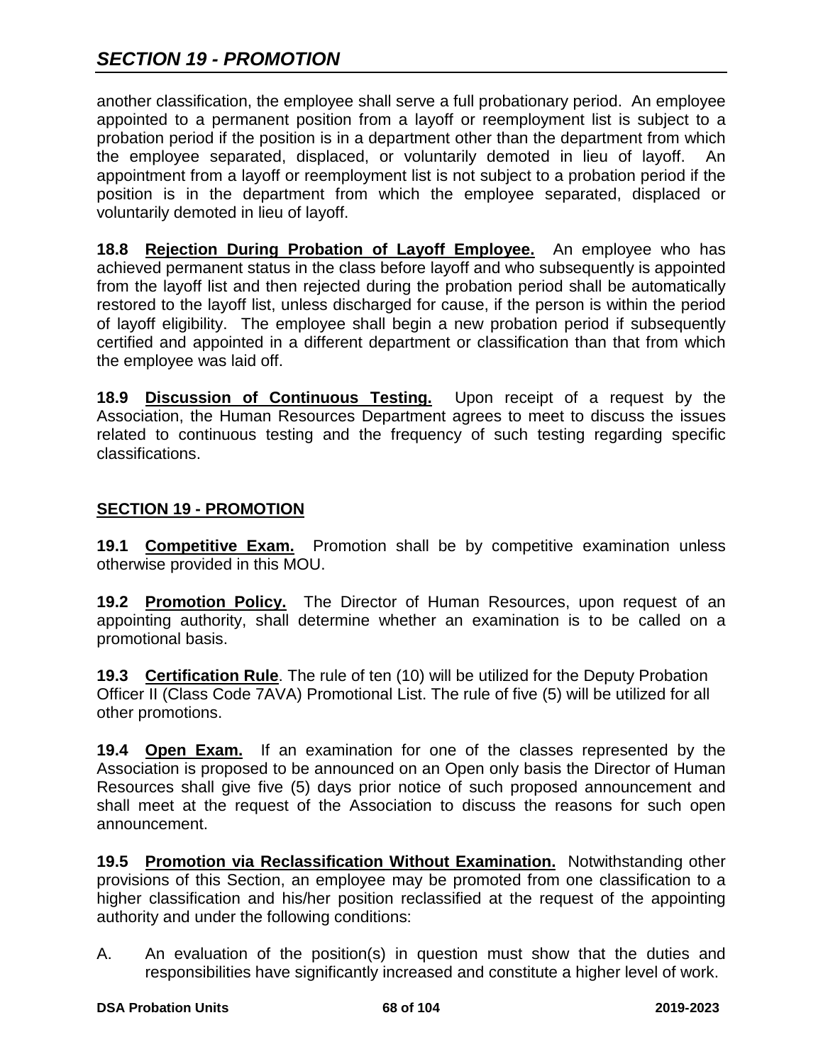another classification, the employee shall serve a full probationary period. An employee appointed to a permanent position from a layoff or reemployment list is subject to a probation period if the position is in a department other than the department from which the employee separated, displaced, or voluntarily demoted in lieu of layoff. An appointment from a layoff or reemployment list is not subject to a probation period if the position is in the department from which the employee separated, displaced or voluntarily demoted in lieu of layoff.

**18.8 Rejection During Probation of Layoff Employee.** An employee who has achieved permanent status in the class before layoff and who subsequently is appointed from the layoff list and then rejected during the probation period shall be automatically restored to the layoff list, unless discharged for cause, if the person is within the period of layoff eligibility. The employee shall begin a new probation period if subsequently certified and appointed in a different department or classification than that from which the employee was laid off.

**18.9 Discussion of Continuous Testing.** Upon receipt of a request by the Association, the Human Resources Department agrees to meet to discuss the issues related to continuous testing and the frequency of such testing regarding specific classifications.

## SECTION 19 - PROMOTION

**19.1 Competitive Exam.** Promotion shall be by competitive examination unless otherwise provided in this MOU.

**19.2 Promotion Policy.** The Director of Human Resources, upon request of an appointing authority, shall determine whether an examination is to be called on a promotional basis.

**19.3 Certification Rule**. The rule of ten (10) will be utilized for the Deputy Probation Officer II (Class Code 7AVA) Promotional List. The rule of five (5) will be utilized for all other promotions.

**19.4 Open Exam.** If an examination for one of the classes represented by the Association is proposed to be announced on an Open only basis the Director of Human Resources shall give five (5) days prior notice of such proposed announcement and shall meet at the request of the Association to discuss the reasons for such open announcement.

**19.5 Promotion via Reclassification Without Examination.** Notwithstanding other provisions of this Section, an employee may be promoted from one classification to a higher classification and his/her position reclassified at the request of the appointing authority and under the following conditions:

A. An evaluation of the position(s) in question must show that the duties and responsibilities have significantly increased and constitute a higher level of work.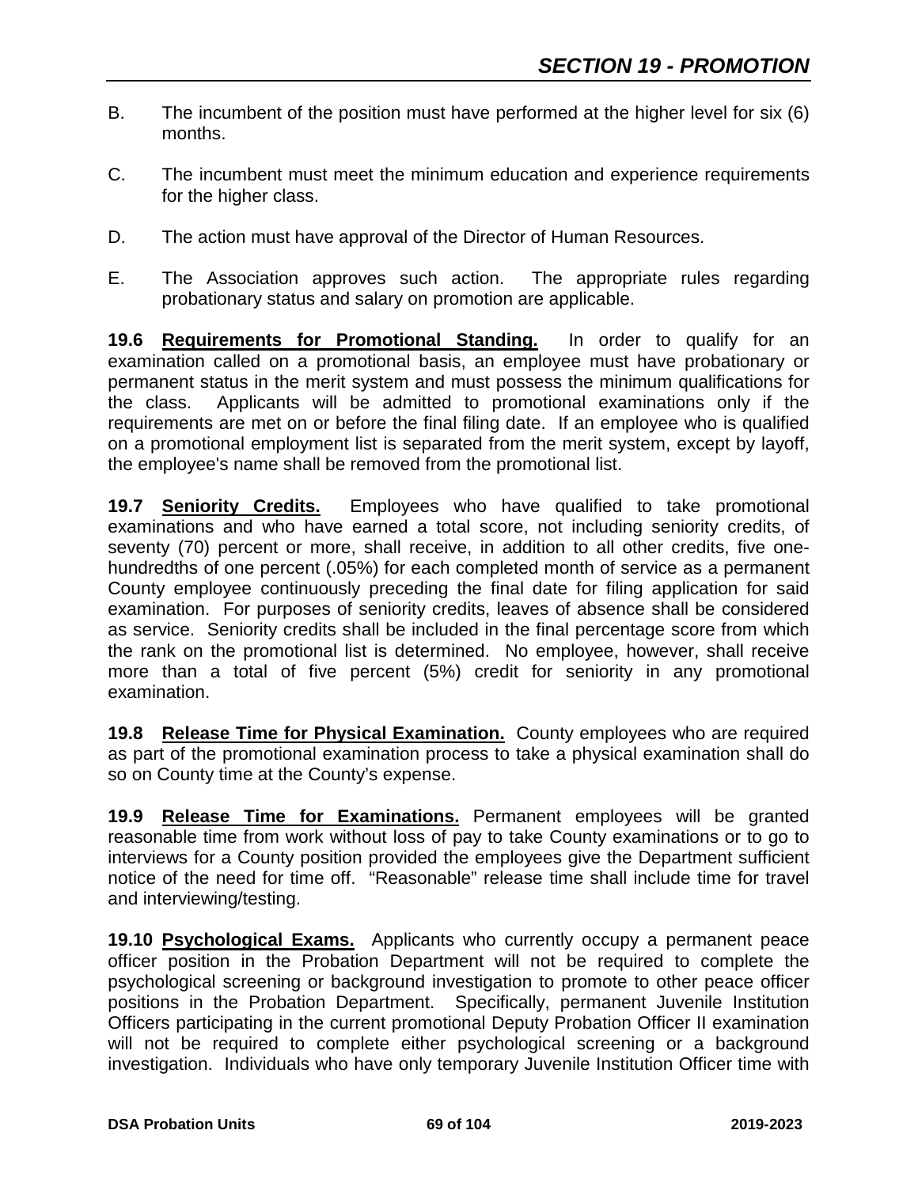B. The incumbent of the position must have performed at the higher level for six (6) months.

C. The incumbent must meet the minimum education and experience requirements for the higher class.

D. The action must have approval of the Director of Human Resources.

E. The Association approves such action. The appropriate rules regarding probationary status and salary on promotion are applicable.

**19.6 Requirements for Promotional Standing.** In order to qualify for an examination called on a promotional basis, an employee must have probationary or permanent status in the merit system and must possess the minimum qualifications for the class. Applicants will be admitted to promotional examinations only if the requirements are met on or before the final filing date. If an employee who is qualified on a promotional employment list is separated from the merit system, except by layoff, the employee's name shall be removed from the promotional list.

**19.7 Seniority Credits.** Employees who have qualified to take promotional examinations and who have earned a total score, not including seniority credits, of seventy (70) percent or more, shall receive, in addition to all other credits, five one-hundredths of one percent (.05%) for each completed month of service as a permanent County employee continuously preceding the final date for filing application for said examination. For purposes of seniority credits, leaves of absence shall be considered as service. Seniority credits shall be included in the final percentage score from which the rank on the promotional list is determined. No employee, however, shall receive more than a total of five percent (5%) credit for seniority in any promotional examination.

**19.8 Release Time for Physical Examination.** County employees who are required as part of the promotional examination process to take a physical examination shall do so on County time at the County's expense.

**19.9 Release Time for Examinations.** Permanent employees will be granted reasonable time from work without loss of pay to take County examinations or to go to interviews for a County position provided the employees give the Department sufficient notice of the need for time off. "Reasonable" release time shall include time for travel and interviewing/testing.

**19.10 Psychological Exams.** Applicants who currently occupy a permanent peace officer position in the Probation Department will not be required to complete the psychological screening or background investigation to promote to other peace officer positions in the Probation Department. Specifically, permanent Juvenile Institution Officers participating in the current promotional Deputy Probation Officer II examination will not be required to complete either psychological screening or a background investigation. Individuals who have only temporary Juvenile Institution Officer time with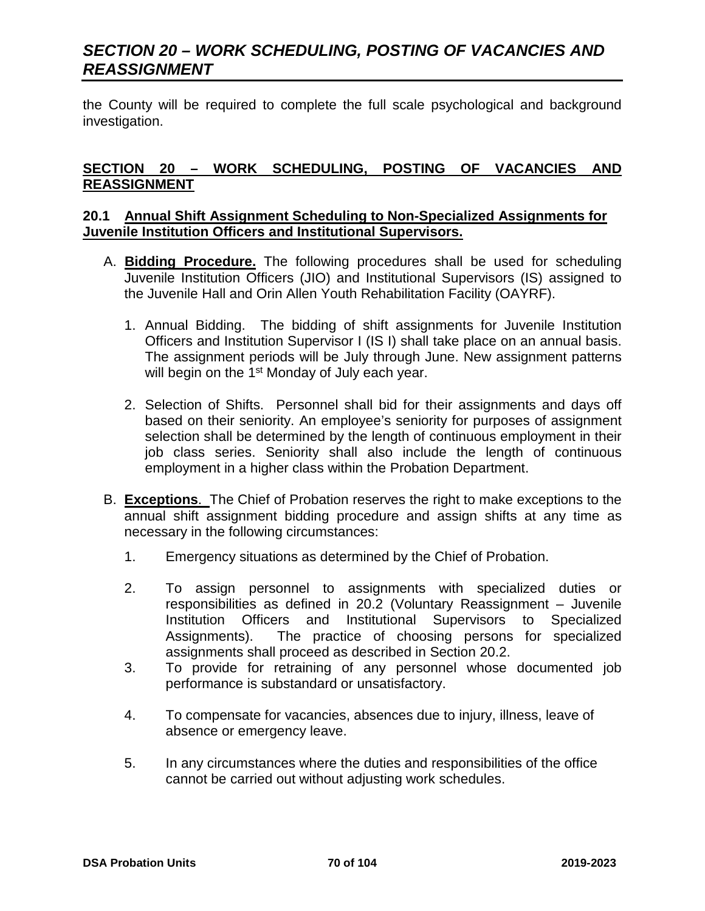the County will be required to complete the full scale psychological and background investigation.

## SECTION 20 – WORK SCHEDULING, POSTING OF VACANCIES AND REASSIGNMENT

### 20.1 Annual Shift Assignment Scheduling to Non-Specialized Assignments for Juvenile Institution Officers and Institutional Supervisors.

A. **Bidding Procedure.** The following procedures shall be used for scheduling Juvenile Institution Officers (JIO) and Institutional Supervisors (IS) assigned to the Juvenile Hall and Orin Allen Youth Rehabilitation Facility (OAYRF).

   1. Annual Bidding. The bidding of shift assignments for Juvenile Institution Officers and Institution Supervisor I (IS I) shall take place on an annual basis. The assignment periods will be July through June. New assignment patterns will begin on the 1st Monday of July each year.

   2. Selection of Shifts. Personnel shall bid for their assignments and days off based on their seniority. An employee's seniority for purposes of assignment selection shall be determined by the length of continuous employment in their job class series. Seniority shall also include the length of continuous employment in a higher class within the Probation Department.

B. **Exceptions**. The Chief of Probation reserves the right to make exceptions to the annual shift assignment bidding procedure and assign shifts at any time as necessary in the following circumstances:

   1. Emergency situations as determined by the Chief of Probation.

   2. To assign personnel to assignments with specialized duties or responsibilities as defined in 20.2 (Voluntary Reassignment – Juvenile Institution Officers and Institutional Supervisors to Specialized Assignments). The practice of choosing persons for specialized assignments shall proceed as described in Section 20.2.

   3. To provide for retraining of any personnel whose documented job performance is substandard or unsatisfactory.

   4. To compensate for vacancies, absences due to injury, illness, leave of absence or emergency leave.

   5. In any circumstances where the duties and responsibilities of the office cannot be carried out without adjusting work schedules.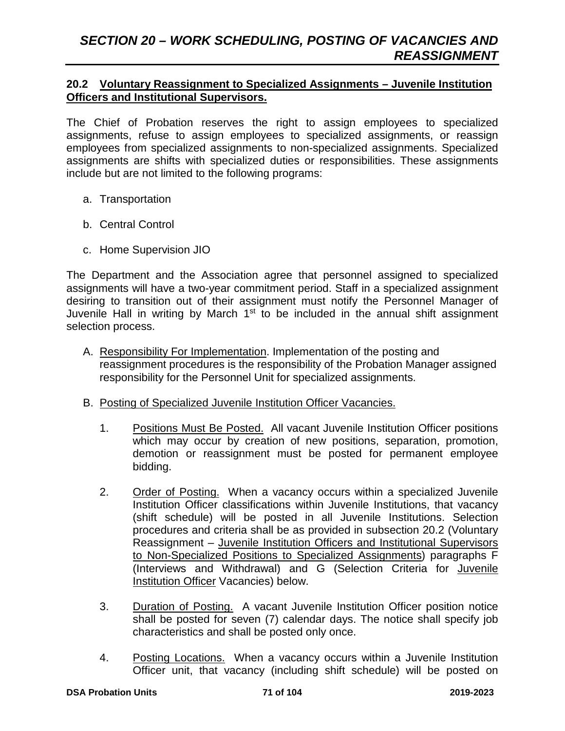## SECTION 20 – WORK SCHEDULING, POSTING OF VACANCIES AND REASSIGNMENT

### 20.2 Voluntary Reassignment to Specialized Assignments – Juvenile Institution Officers and Institutional Supervisors.

The Chief of Probation reserves the right to assign employees to specialized assignments, refuse to assign employees to specialized assignments, or reassign employees from specialized assignments to non-specialized assignments. Specialized assignments are shifts with specialized duties or responsibilities. These assignments include but are not limited to the following programs:

a. Transportation

b. Central Control

c. Home Supervision JIO

The Department and the Association agree that personnel assigned to specialized assignments will have a two-year commitment period. Staff in a specialized assignment desiring to transition out of their assignment must notify the Personnel Manager of Juvenile Hall in writing by March 1st to be included in the annual shift assignment selection process.

A. Responsibility For Implementation. Implementation of the posting and reassignment procedures is the responsibility of the Probation Manager assigned responsibility for the Personnel Unit for specialized assignments.

B. Posting of Specialized Juvenile Institution Officer Vacancies.

1. Positions Must Be Posted. All vacant Juvenile Institution Officer positions which may occur by creation of new positions, separation, promotion, demotion or reassignment must be posted for permanent employee bidding.

2. Order of Posting. When a vacancy occurs within a specialized Juvenile Institution Officer classifications within Juvenile Institutions, that vacancy (shift schedule) will be posted in all Juvenile Institutions. Selection procedures and criteria shall be as provided in subsection 20.2 (Voluntary Reassignment – Juvenile Institution Officers and Institutional Supervisors to Non-Specialized Positions to Specialized Assignments) paragraphs F (Interviews and Withdrawal) and G (Selection Criteria for Juvenile Institution Officer Vacancies) below.

3. Duration of Posting. A vacant Juvenile Institution Officer position notice shall be posted for seven (7) calendar days. The notice shall specify job characteristics and shall be posted only once.

4. Posting Locations. When a vacancy occurs within a Juvenile Institution Officer unit, that vacancy (including shift schedule) will be posted on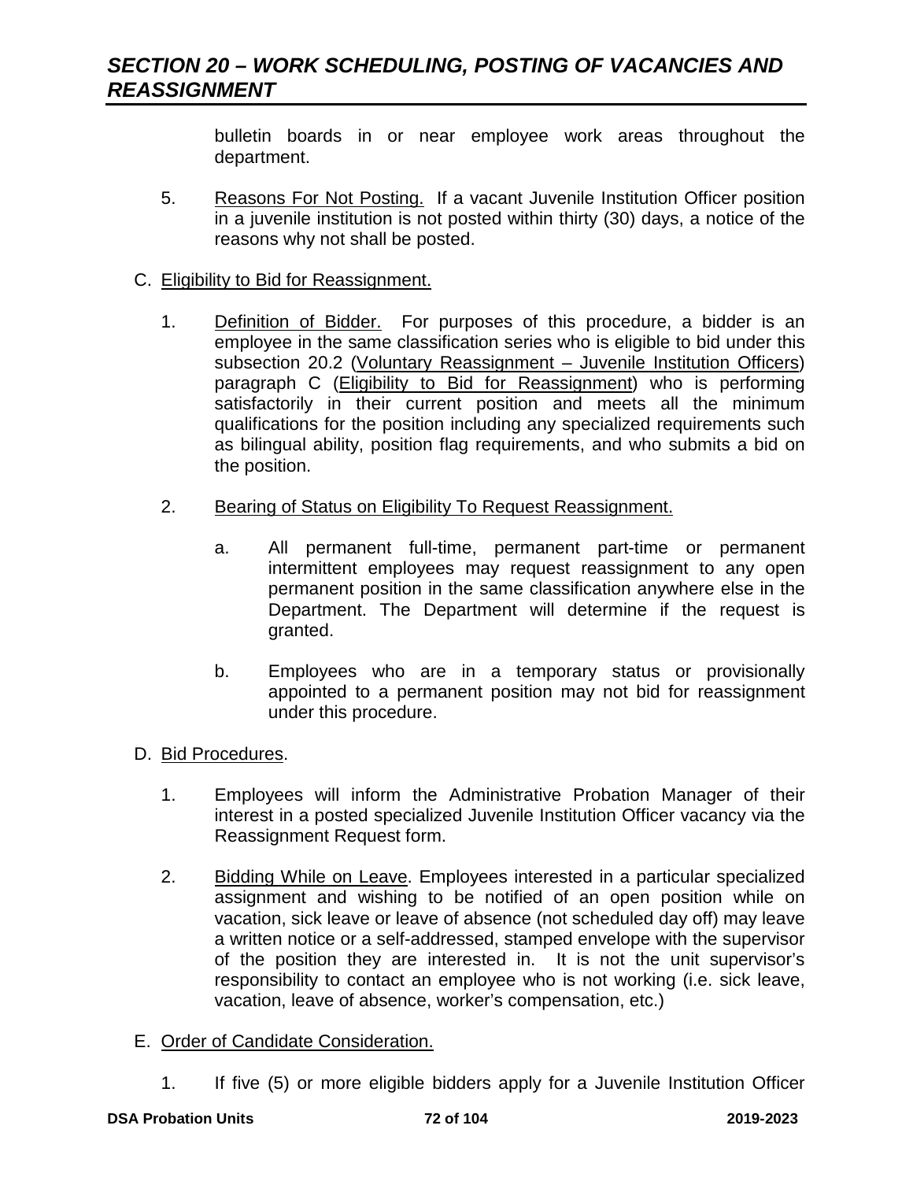bulletin boards in or near employee work areas throughout the department.

5. Reasons For Not Posting. If a vacant Juvenile Institution Officer position in a juvenile institution is not posted within thirty (30) days, a notice of the reasons why not shall be posted.

C. Eligibility to Bid for Reassignment.

1. Definition of Bidder. For purposes of this procedure, a bidder is an employee in the same classification series who is eligible to bid under this subsection 20.2 (Voluntary Reassignment – Juvenile Institution Officers) paragraph C (Eligibility to Bid for Reassignment) who is performing satisfactorily in their current position and meets all the minimum qualifications for the position including any specialized requirements such as bilingual ability, position flag requirements, and who submits a bid on the position.

2. Bearing of Status on Eligibility To Request Reassignment.

   a. All permanent full-time, permanent part-time or permanent intermittent employees may request reassignment to any open permanent position in the same classification anywhere else in the Department. The Department will determine if the request is granted.

   b. Employees who are in a temporary status or provisionally appointed to a permanent position may not bid for reassignment under this procedure.

D. Bid Procedures.

1. Employees will inform the Administrative Probation Manager of their interest in a posted specialized Juvenile Institution Officer vacancy via the Reassignment Request form.

2. Bidding While on Leave. Employees interested in a particular specialized assignment and wishing to be notified of an open position while on vacation, sick leave or leave of absence (not scheduled day off) may leave a written notice or a self-addressed, stamped envelope with the supervisor of the position they are interested in. It is not the unit supervisor's responsibility to contact an employee who is not working (i.e. sick leave, vacation, leave of absence, worker's compensation, etc.)

E. Order of Candidate Consideration.

1. If five (5) or more eligible bidders apply for a Juvenile Institution Officer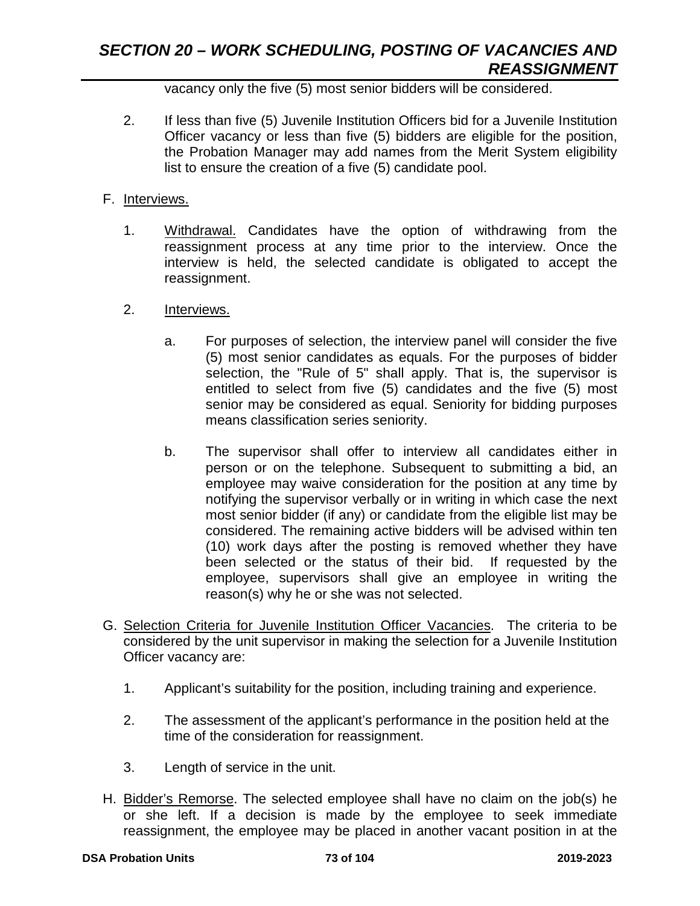vacancy only the five (5) most senior bidders will be considered.

2. If less than five (5) Juvenile Institution Officers bid for a Juvenile Institution Officer vacancy or less than five (5) bidders are eligible for the position, the Probation Manager may add names from the Merit System eligibility list to ensure the creation of a five (5) candidate pool.

F. Interviews.

1. Withdrawal. Candidates have the option of withdrawing from the reassignment process at any time prior to the interview. Once the interview is held, the selected candidate is obligated to accept the reassignment.

2. Interviews.

   a. For purposes of selection, the interview panel will consider the five (5) most senior candidates as equals. For the purposes of bidder selection, the "Rule of 5" shall apply. That is, the supervisor is entitled to select from five (5) candidates and the five (5) most senior may be considered as equal. Seniority for bidding purposes means classification series seniority.

   b. The supervisor shall offer to interview all candidates either in person or on the telephone. Subsequent to submitting a bid, an employee may waive consideration for the position at any time by notifying the supervisor verbally or in writing in which case the next most senior bidder (if any) or candidate from the eligible list may be considered. The remaining active bidders will be advised within ten (10) work days after the posting is removed whether they have been selected or the status of their bid. If requested by the employee, supervisors shall give an employee in writing the reason(s) why he or she was not selected.

G. Selection Criteria for Juvenile Institution Officer Vacancies. The criteria to be considered by the unit supervisor in making the selection for a Juvenile Institution Officer vacancy are:

1. Applicant's suitability for the position, including training and experience.

2. The assessment of the applicant's performance in the position held at the time of the consideration for reassignment.

3. Length of service in the unit.

H. Bidder's Remorse. The selected employee shall have no claim on the job(s) he or she left. If a decision is made by the employee to seek immediate reassignment, the employee may be placed in another vacant position in at the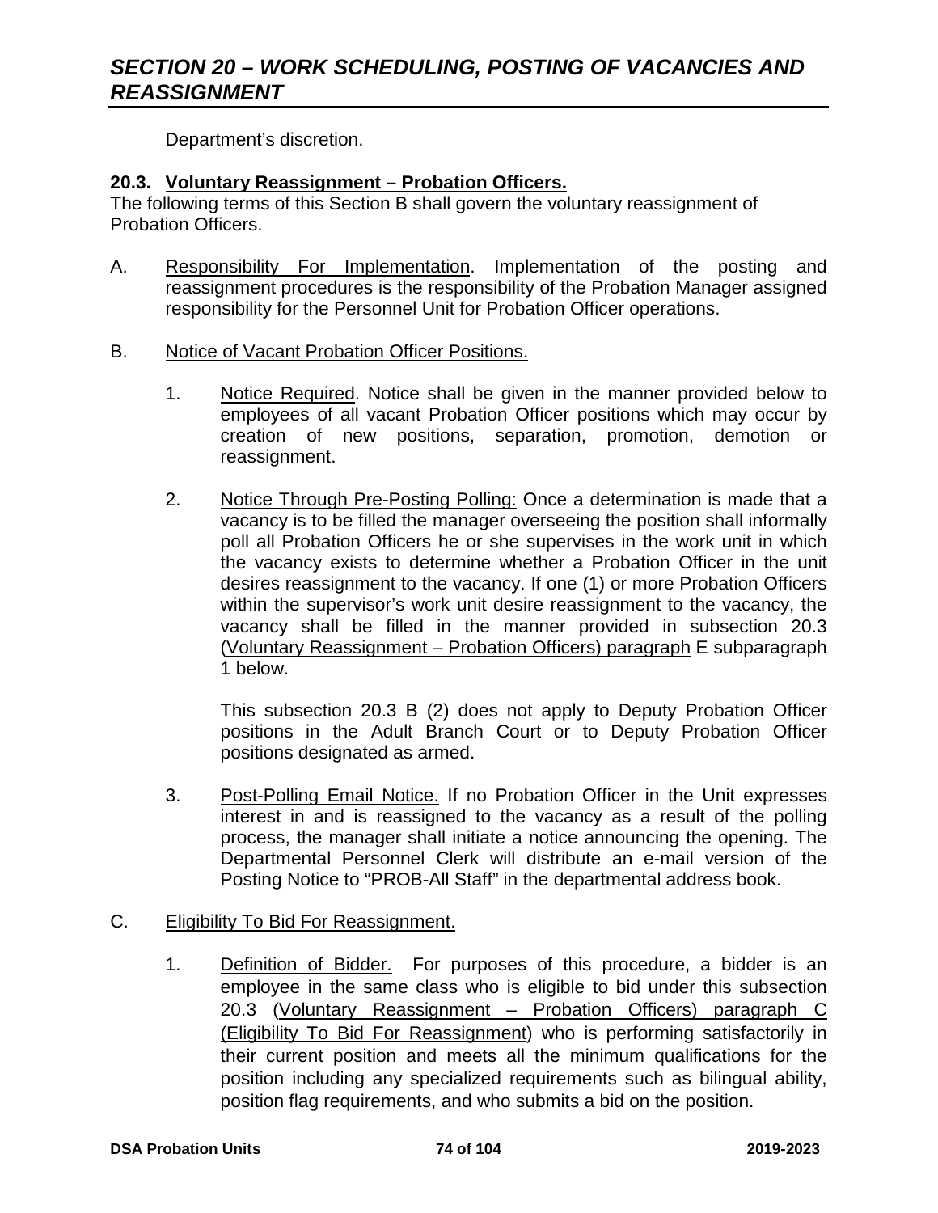Department's discretion.

### 20.3. Voluntary Reassignment – Probation Officers.

The following terms of this Section B shall govern the voluntary reassignment of Probation Officers.

A. Responsibility For Implementation. Implementation of the posting and reassignment procedures is the responsibility of the Probation Manager assigned responsibility for the Personnel Unit for Probation Officer operations.

B. Notice of Vacant Probation Officer Positions.

1. Notice Required. Notice shall be given in the manner provided below to employees of all vacant Probation Officer positions which may occur by creation of new positions, separation, promotion, demotion or reassignment.

2. Notice Through Pre-Posting Polling: Once a determination is made that a vacancy is to be filled the manager overseeing the position shall informally poll all Probation Officers he or she supervises in the work unit in which the vacancy exists to determine whether a Probation Officer in the unit desires reassignment to the vacancy. If one (1) or more Probation Officers within the supervisor's work unit desire reassignment to the vacancy, the vacancy shall be filled in the manner provided in subsection 20.3 (Voluntary Reassignment – Probation Officers) paragraph E subparagraph 1 below.

   This subsection 20.3 B (2) does not apply to Deputy Probation Officer positions in the Adult Branch Court or to Deputy Probation Officer positions designated as armed.

3. Post-Polling Email Notice. If no Probation Officer in the Unit expresses interest in and is reassigned to the vacancy as a result of the polling process, the manager shall initiate a notice announcing the opening. The Departmental Personnel Clerk will distribute an e-mail version of the Posting Notice to "PROB-All Staff" in the departmental address book.

C. Eligibility To Bid For Reassignment.

1. Definition of Bidder. For purposes of this procedure, a bidder is an employee in the same class who is eligible to bid under this subsection 20.3 (Voluntary Reassignment – Probation Officers) paragraph C (Eligibility To Bid For Reassignment) who is performing satisfactorily in their current position and meets all the minimum qualifications for the position including any specialized requirements such as bilingual ability, position flag requirements, and who submits a bid on the position.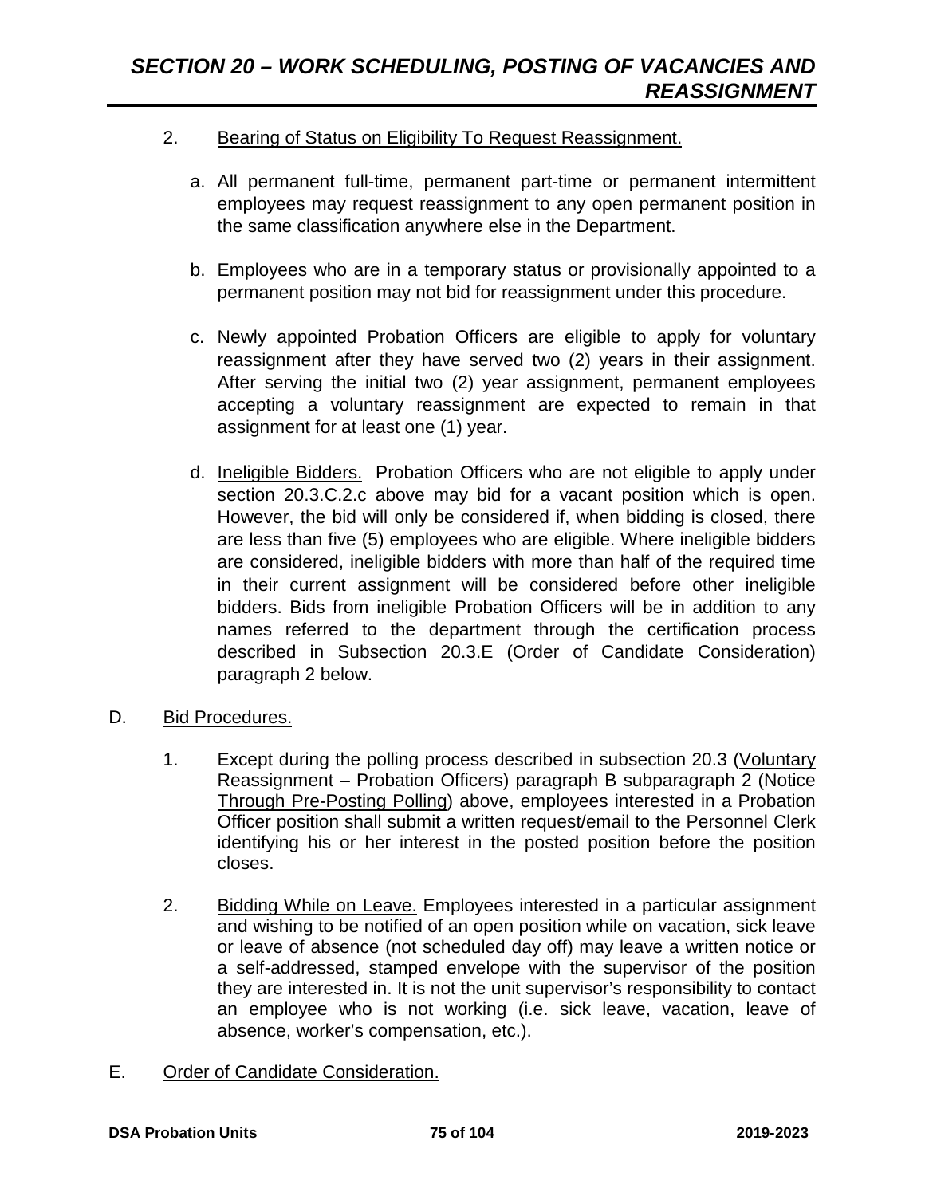2. Bearing of Status on Eligibility To Request Reassignment.

   a. All permanent full-time, permanent part-time or permanent intermittent employees may request reassignment to any open permanent position in the same classification anywhere else in the Department.

   b. Employees who are in a temporary status or provisionally appointed to a permanent position may not bid for reassignment under this procedure.

   c. Newly appointed Probation Officers are eligible to apply for voluntary reassignment after they have served two (2) years in their assignment. After serving the initial two (2) year assignment, permanent employees accepting a voluntary reassignment are expected to remain in that assignment for at least one (1) year.

   d. Ineligible Bidders. Probation Officers who are not eligible to apply under section 20.3.C.2.c above may bid for a vacant position which is open. However, the bid will only be considered if, when bidding is closed, there are less than five (5) employees who are eligible. Where ineligible bidders are considered, ineligible bidders with more than half of the required time in their current assignment will be considered before other ineligible bidders. Bids from ineligible Probation Officers will be in addition to any names referred to the department through the certification process described in Subsection 20.3.E (Order of Candidate Consideration) paragraph 2 below.

D. Bid Procedures.

   1. Except during the polling process described in subsection 20.3 (Voluntary Reassignment – Probation Officers) paragraph B subparagraph 2 (Notice Through Pre-Posting Polling) above, employees interested in a Probation Officer position shall submit a written request/email to the Personnel Clerk identifying his or her interest in the posted position before the position closes.

   2. Bidding While on Leave. Employees interested in a particular assignment and wishing to be notified of an open position while on vacation, sick leave or leave of absence (not scheduled day off) may leave a written notice or a self-addressed, stamped envelope with the supervisor of the position they are interested in. It is not the unit supervisor's responsibility to contact an employee who is not working (i.e. sick leave, vacation, leave of absence, worker's compensation, etc.).

E. Order of Candidate Consideration.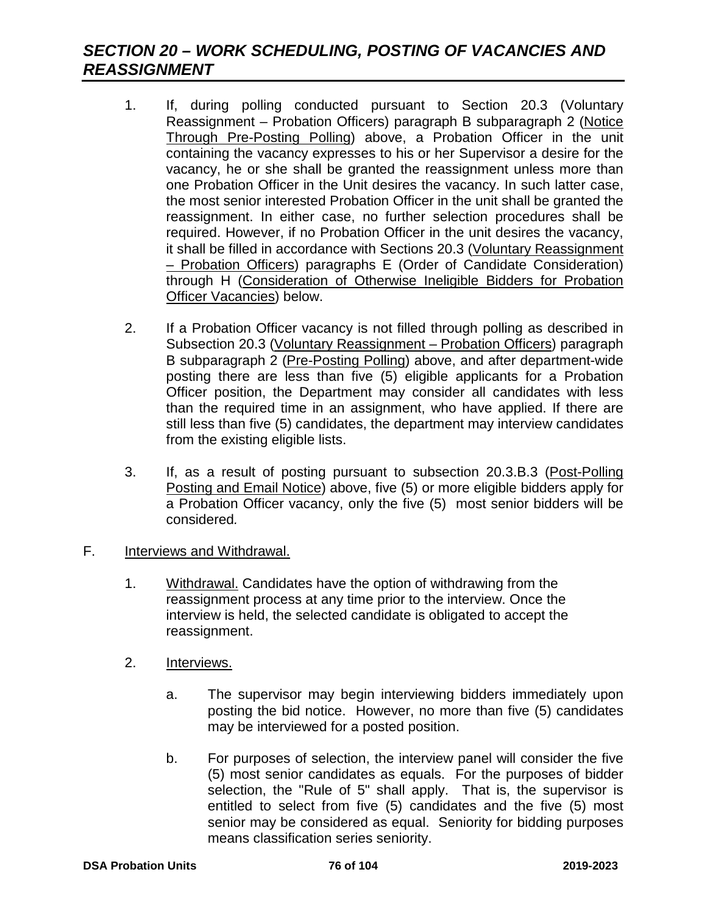## *SECTION 20 – WORK SCHEDULING, POSTING OF VACANCIES AND REASSIGNMENT*

1. If, during polling conducted pursuant to Section 20.3 (Voluntary Reassignment – Probation Officers) paragraph B subparagraph 2 (Notice Through Pre-Posting Polling) above, a Probation Officer in the unit containing the vacancy expresses to his or her Supervisor a desire for the vacancy, he or she shall be granted the reassignment unless more than one Probation Officer in the Unit desires the vacancy. In such latter case, the most senior interested Probation Officer in the unit shall be granted the reassignment. In either case, no further selection procedures shall be required. However, if no Probation Officer in the unit desires the vacancy, it shall be filled in accordance with Sections 20.3 (Voluntary Reassignment – Probation Officers) paragraphs E (Order of Candidate Consideration) through H (Consideration of Otherwise Ineligible Bidders for Probation Officer Vacancies) below.

2. If a Probation Officer vacancy is not filled through polling as described in Subsection 20.3 (Voluntary Reassignment – Probation Officers) paragraph B subparagraph 2 (Pre-Posting Polling) above, and after department-wide posting there are less than five (5) eligible applicants for a Probation Officer position, the Department may consider all candidates with less than the required time in an assignment, who have applied. If there are still less than five (5) candidates, the department may interview candidates from the existing eligible lists.

3. If, as a result of posting pursuant to subsection 20.3.B.3 (Post-Polling Posting and Email Notice) above, five (5) or more eligible bidders apply for a Probation Officer vacancy, only the five (5) most senior bidders will be considered*.*

F. Interviews and Withdrawal.

1. Withdrawal. Candidates have the option of withdrawing from the reassignment process at any time prior to the interview. Once the interview is held, the selected candidate is obligated to accept the reassignment.

2. Interviews.

   a. The supervisor may begin interviewing bidders immediately upon posting the bid notice. However, no more than five (5) candidates may be interviewed for a posted position.

   b. For purposes of selection, the interview panel will consider the five (5) most senior candidates as equals. For the purposes of bidder selection, the "Rule of 5" shall apply. That is, the supervisor is entitled to select from five (5) candidates and the five (5) most senior may be considered as equal. Seniority for bidding purposes means classification series seniority.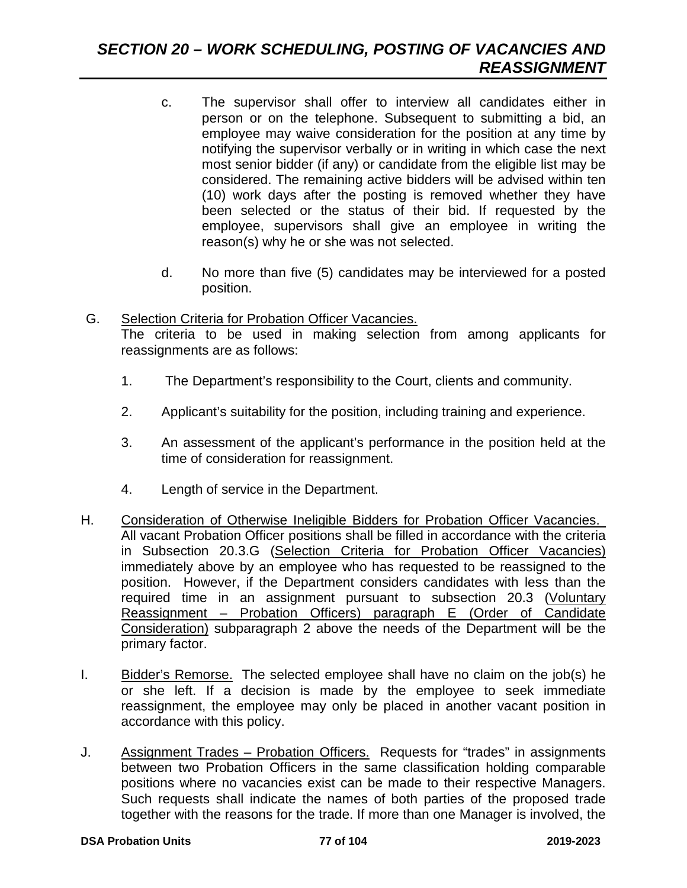c. The supervisor shall offer to interview all candidates either in person or on the telephone. Subsequent to submitting a bid, an employee may waive consideration for the position at any time by notifying the supervisor verbally or in writing in which case the next most senior bidder (if any) or candidate from the eligible list may be considered. The remaining active bidders will be advised within ten (10) work days after the posting is removed whether they have been selected or the status of their bid. If requested by the employee, supervisors shall give an employee in writing the reason(s) why he or she was not selected.

d. No more than five (5) candidates may be interviewed for a posted position.

G. Selection Criteria for Probation Officer Vacancies.
The criteria to be used in making selection from among applicants for reassignments are as follows:

1. The Department's responsibility to the Court, clients and community.
2. Applicant's suitability for the position, including training and experience.
3. An assessment of the applicant's performance in the position held at the time of consideration for reassignment.
4. Length of service in the Department.

H. Consideration of Otherwise Ineligible Bidders for Probation Officer Vacancies. All vacant Probation Officer positions shall be filled in accordance with the criteria in Subsection 20.3.G (Selection Criteria for Probation Officer Vacancies) immediately above by an employee who has requested to be reassigned to the position. However, if the Department considers candidates with less than the required time in an assignment pursuant to subsection 20.3 (Voluntary Reassignment – Probation Officers) paragraph E (Order of Candidate Consideration) subparagraph 2 above the needs of the Department will be the primary factor.

I. Bidder's Remorse. The selected employee shall have no claim on the job(s) he or she left. If a decision is made by the employee to seek immediate reassignment, the employee may only be placed in another vacant position in accordance with this policy.

J. Assignment Trades – Probation Officers. Requests for "trades" in assignments between two Probation Officers in the same classification holding comparable positions where no vacancies exist can be made to their respective Managers. Such requests shall indicate the names of both parties of the proposed trade together with the reasons for the trade. If more than one Manager is involved, the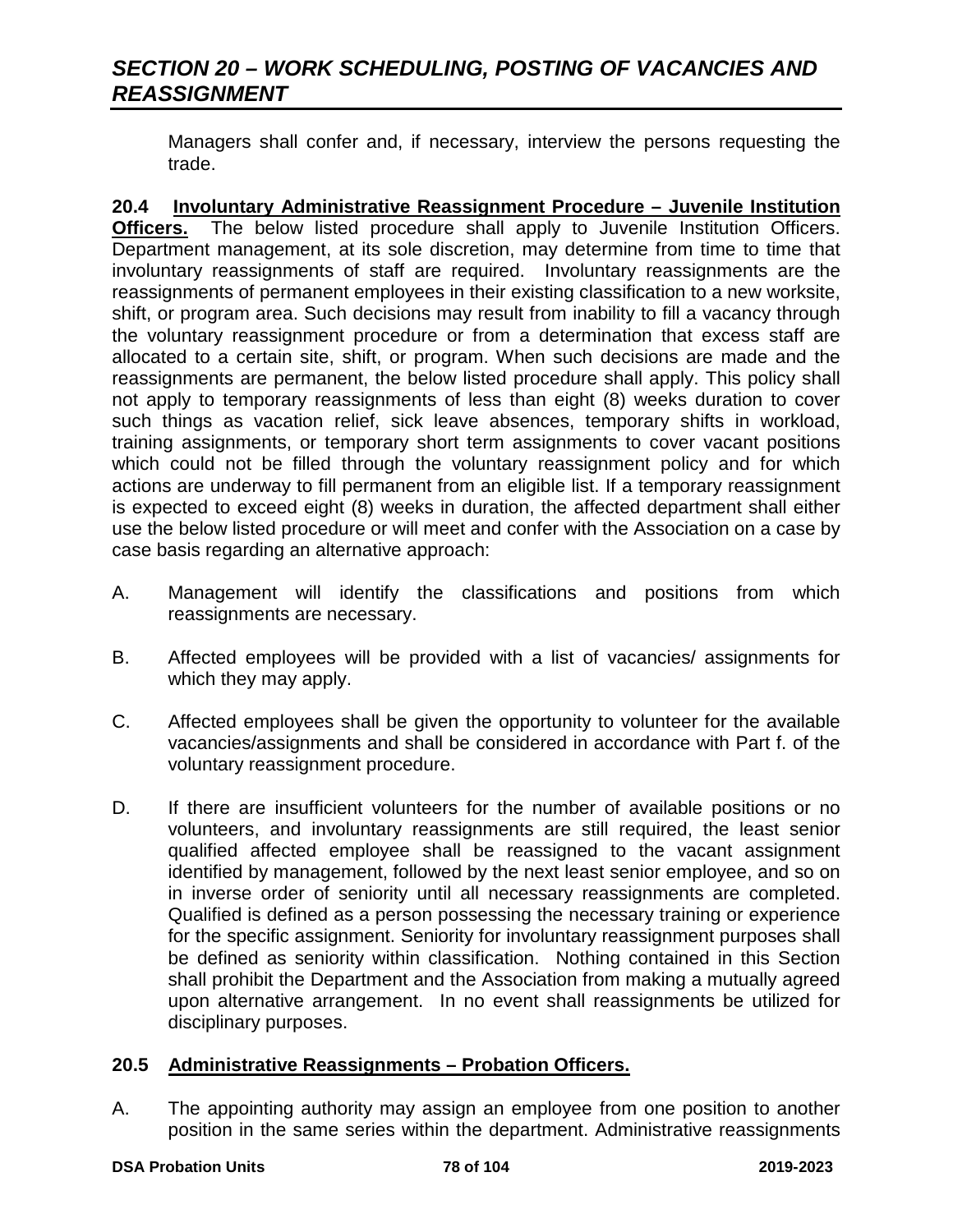Managers shall confer and, if necessary, interview the persons requesting the trade.

**20.4 <u>Involuntary Administrative Reassignment Procedure – Juvenile Institution Officers.</u>** The below listed procedure shall apply to Juvenile Institution Officers. Department management, at its sole discretion, may determine from time to time that involuntary reassignments of staff are required. Involuntary reassignments are the reassignments of permanent employees in their existing classification to a new worksite, shift, or program area. Such decisions may result from inability to fill a vacancy through the voluntary reassignment procedure or from a determination that excess staff are allocated to a certain site, shift, or program. When such decisions are made and the reassignments are permanent, the below listed procedure shall apply. This policy shall not apply to temporary reassignments of less than eight (8) weeks duration to cover such things as vacation relief, sick leave absences, temporary shifts in workload, training assignments, or temporary short term assignments to cover vacant positions which could not be filled through the voluntary reassignment policy and for which actions are underway to fill permanent from an eligible list. If a temporary reassignment is expected to exceed eight (8) weeks in duration, the affected department shall either use the below listed procedure or will meet and confer with the Association on a case by case basis regarding an alternative approach:

A. Management will identify the classifications and positions from which reassignments are necessary.

B. Affected employees will be provided with a list of vacancies/ assignments for which they may apply.

C. Affected employees shall be given the opportunity to volunteer for the available vacancies/assignments and shall be considered in accordance with Part f. of the voluntary reassignment procedure.

D. If there are insufficient volunteers for the number of available positions or no volunteers, and involuntary reassignments are still required, the least senior qualified affected employee shall be reassigned to the vacant assignment identified by management, followed by the next least senior employee, and so on in inverse order of seniority until all necessary reassignments are completed. Qualified is defined as a person possessing the necessary training or experience for the specific assignment. Seniority for involuntary reassignment purposes shall be defined as seniority within classification. Nothing contained in this Section shall prohibit the Department and the Association from making a mutually agreed upon alternative arrangement. In no event shall reassignments be utilized for disciplinary purposes.

**20.5 <u>Administrative Reassignments – Probation Officers.</u>**

A. The appointing authority may assign an employee from one position to another position in the same series within the department. Administrative reassignments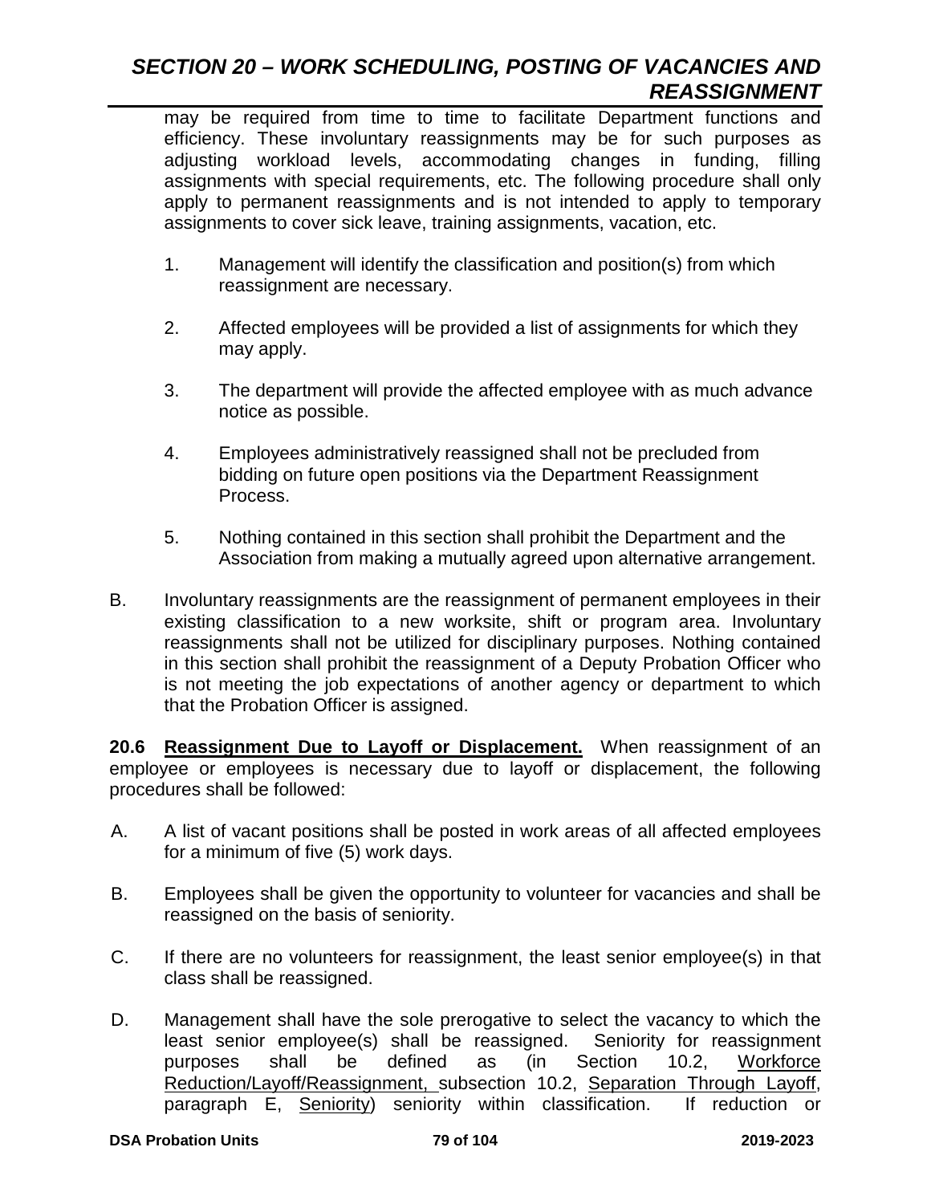may be required from time to time to facilitate Department functions and efficiency. These involuntary reassignments may be for such purposes as adjusting workload levels, accommodating changes in funding, filling assignments with special requirements, etc. The following procedure shall only apply to permanent reassignments and is not intended to apply to temporary assignments to cover sick leave, training assignments, vacation, etc.

1. Management will identify the classification and position(s) from which reassignment are necessary.

2. Affected employees will be provided a list of assignments for which they may apply.

3. The department will provide the affected employee with as much advance notice as possible.

4. Employees administratively reassigned shall not be precluded from bidding on future open positions via the Department Reassignment Process.

5. Nothing contained in this section shall prohibit the Department and the Association from making a mutually agreed upon alternative arrangement.

B. Involuntary reassignments are the reassignment of permanent employees in their existing classification to a new worksite, shift or program area. Involuntary reassignments shall not be utilized for disciplinary purposes. Nothing contained in this section shall prohibit the reassignment of a Deputy Probation Officer who is not meeting the job expectations of another agency or department to which that the Probation Officer is assigned.

**20.6 Reassignment Due to Layoff or Displacement.** When reassignment of an employee or employees is necessary due to layoff or displacement, the following procedures shall be followed:

A. A list of vacant positions shall be posted in work areas of all affected employees for a minimum of five (5) work days.

B. Employees shall be given the opportunity to volunteer for vacancies and shall be reassigned on the basis of seniority.

C. If there are no volunteers for reassignment, the least senior employee(s) in that class shall be reassigned.

D. Management shall have the sole prerogative to select the vacancy to which the least senior employee(s) shall be reassigned. Seniority for reassignment purposes shall be defined as (in Section 10.2, Workforce Reduction/Layoff/Reassignment, subsection 10.2, Separation Through Layoff, paragraph E, Seniority) seniority within classification. If reduction or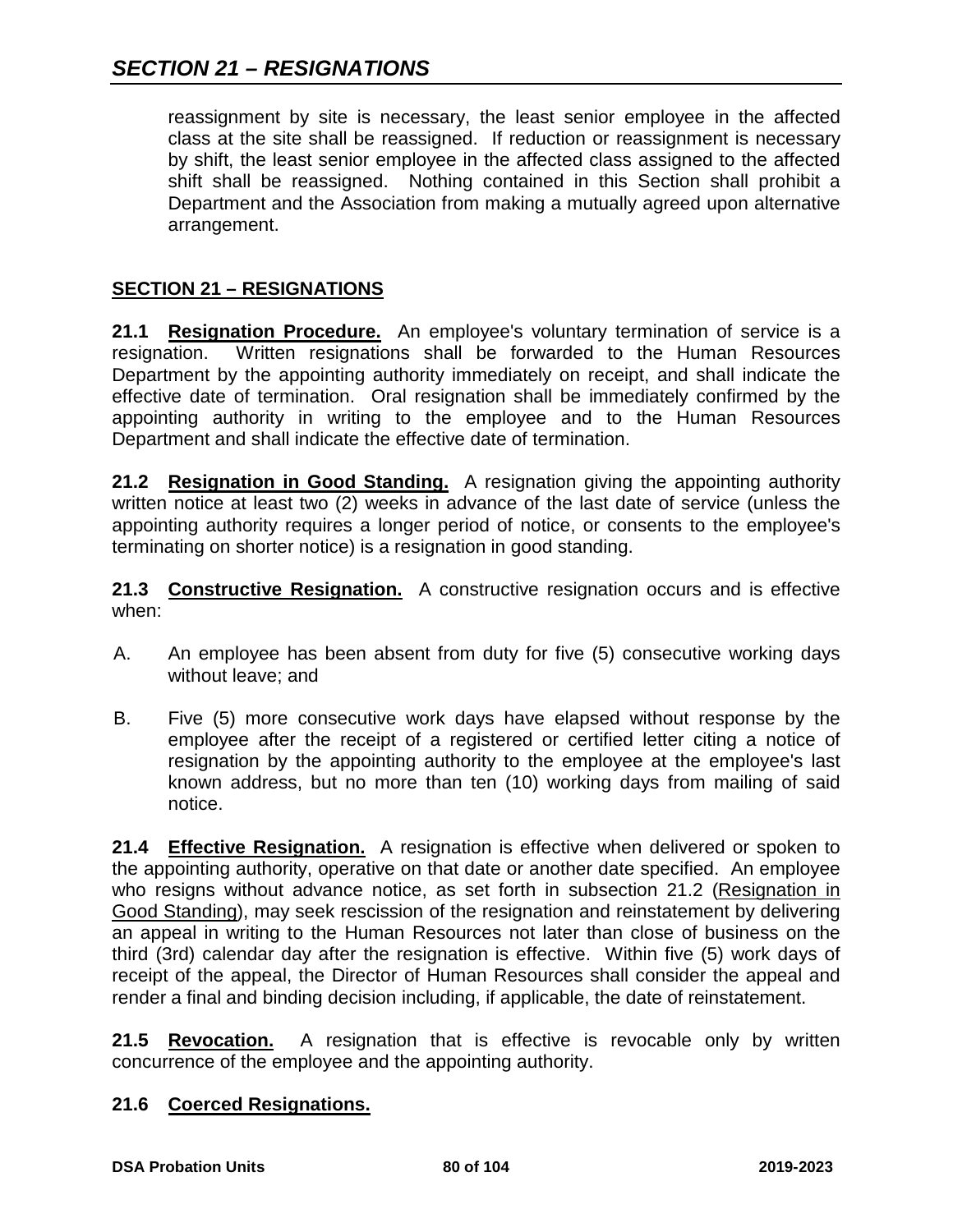reassignment by site is necessary, the least senior employee in the affected class at the site shall be reassigned. If reduction or reassignment is necessary by shift, the least senior employee in the affected class assigned to the affected shift shall be reassigned. Nothing contained in this Section shall prohibit a Department and the Association from making a mutually agreed upon alternative arrangement.

## SECTION 21 – RESIGNATIONS

**21.1 Resignation Procedure.** An employee's voluntary termination of service is a resignation. Written resignations shall be forwarded to the Human Resources Department by the appointing authority immediately on receipt, and shall indicate the effective date of termination. Oral resignation shall be immediately confirmed by the appointing authority in writing to the employee and to the Human Resources Department and shall indicate the effective date of termination.

**21.2 Resignation in Good Standing.** A resignation giving the appointing authority written notice at least two (2) weeks in advance of the last date of service (unless the appointing authority requires a longer period of notice, or consents to the employee's terminating on shorter notice) is a resignation in good standing.

**21.3 Constructive Resignation.** A constructive resignation occurs and is effective when:

A. An employee has been absent from duty for five (5) consecutive working days without leave; and

B. Five (5) more consecutive work days have elapsed without response by the employee after the receipt of a registered or certified letter citing a notice of resignation by the appointing authority to the employee at the employee's last known address, but no more than ten (10) working days from mailing of said notice.

**21.4 Effective Resignation.** A resignation is effective when delivered or spoken to the appointing authority, operative on that date or another date specified. An employee who resigns without advance notice, as set forth in subsection 21.2 (Resignation in Good Standing), may seek rescission of the resignation and reinstatement by delivering an appeal in writing to the Human Resources not later than close of business on the third (3rd) calendar day after the resignation is effective. Within five (5) work days of receipt of the appeal, the Director of Human Resources shall consider the appeal and render a final and binding decision including, if applicable, the date of reinstatement.

**21.5 Revocation.** A resignation that is effective is revocable only by written concurrence of the employee and the appointing authority.

**21.6 Coerced Resignations.**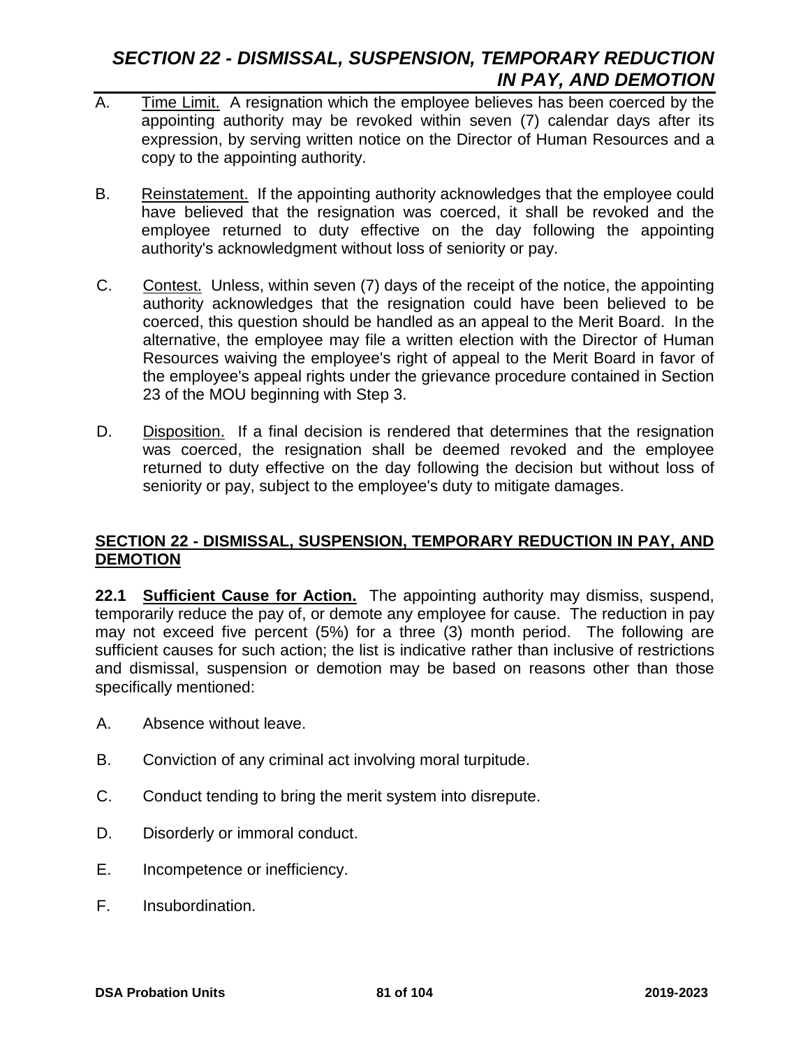A. Time Limit. A resignation which the employee believes has been coerced by the appointing authority may be revoked within seven (7) calendar days after its expression, by serving written notice on the Director of Human Resources and a copy to the appointing authority.

B. Reinstatement. If the appointing authority acknowledges that the employee could have believed that the resignation was coerced, it shall be revoked and the employee returned to duty effective on the day following the appointing authority's acknowledgment without loss of seniority or pay.

C. Contest. Unless, within seven (7) days of the receipt of the notice, the appointing authority acknowledges that the resignation could have been believed to be coerced, this question should be handled as an appeal to the Merit Board. In the alternative, the employee may file a written election with the Director of Human Resources waiving the employee's right of appeal to the Merit Board in favor of the employee's appeal rights under the grievance procedure contained in Section 23 of the MOU beginning with Step 3.

D. Disposition. If a final decision is rendered that determines that the resignation was coerced, the resignation shall be deemed revoked and the employee returned to duty effective on the day following the decision but without loss of seniority or pay, subject to the employee's duty to mitigate damages.

## SECTION 22 - DISMISSAL, SUSPENSION, TEMPORARY REDUCTION IN PAY, AND DEMOTION

**22.1 Sufficient Cause for Action.** The appointing authority may dismiss, suspend, temporarily reduce the pay of, or demote any employee for cause. The reduction in pay may not exceed five percent (5%) for a three (3) month period. The following are sufficient causes for such action; the list is indicative rather than inclusive of restrictions and dismissal, suspension or demotion may be based on reasons other than those specifically mentioned:

A. Absence without leave.

B. Conviction of any criminal act involving moral turpitude.

C. Conduct tending to bring the merit system into disrepute.

D. Disorderly or immoral conduct.

E. Incompetence or inefficiency.

F. Insubordination.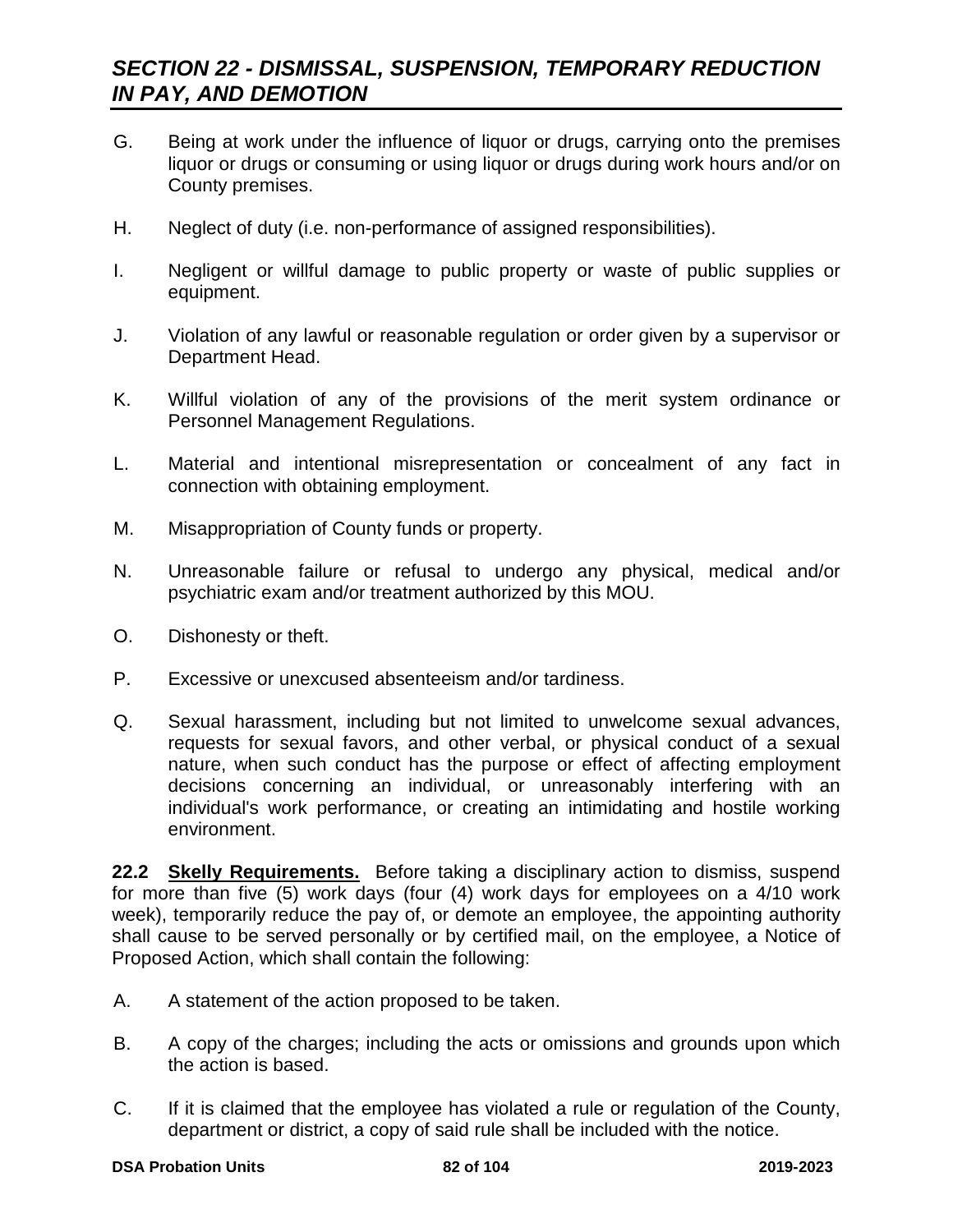G. Being at work under the influence of liquor or drugs, carrying onto the premises liquor or drugs or consuming or using liquor or drugs during work hours and/or on County premises.

H. Neglect of duty (i.e. non-performance of assigned responsibilities).

I. Negligent or willful damage to public property or waste of public supplies or equipment.

J. Violation of any lawful or reasonable regulation or order given by a supervisor or Department Head.

K. Willful violation of any of the provisions of the merit system ordinance or Personnel Management Regulations.

L. Material and intentional misrepresentation or concealment of any fact in connection with obtaining employment.

M. Misappropriation of County funds or property.

N. Unreasonable failure or refusal to undergo any physical, medical and/or psychiatric exam and/or treatment authorized by this MOU.

O. Dishonesty or theft.

P. Excessive or unexcused absenteeism and/or tardiness.

Q. Sexual harassment, including but not limited to unwelcome sexual advances, requests for sexual favors, and other verbal, or physical conduct of a sexual nature, when such conduct has the purpose or effect of affecting employment decisions concerning an individual, or unreasonably interfering with an individual's work performance, or creating an intimidating and hostile working environment.

**22.2 Skelly Requirements.** Before taking a disciplinary action to dismiss, suspend for more than five (5) work days (four (4) work days for employees on a 4/10 work week), temporarily reduce the pay of, or demote an employee, the appointing authority shall cause to be served personally or by certified mail, on the employee, a Notice of Proposed Action, which shall contain the following:

A. A statement of the action proposed to be taken.

B. A copy of the charges; including the acts or omissions and grounds upon which the action is based.

C. If it is claimed that the employee has violated a rule or regulation of the County, department or district, a copy of said rule shall be included with the notice.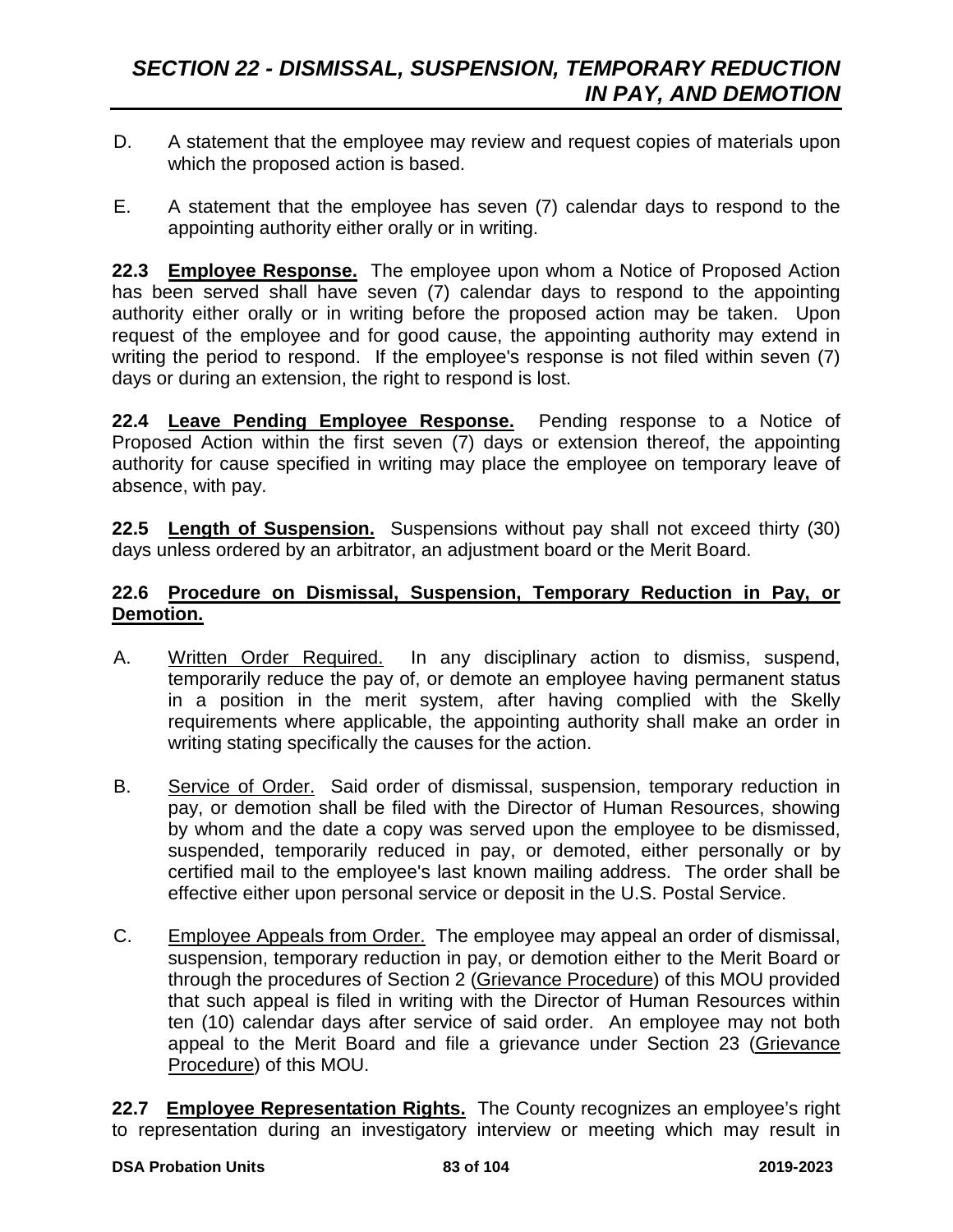D. A statement that the employee may review and request copies of materials upon which the proposed action is based.

E. A statement that the employee has seven (7) calendar days to respond to the appointing authority either orally or in writing.

**22.3 Employee Response.** The employee upon whom a Notice of Proposed Action has been served shall have seven (7) calendar days to respond to the appointing authority either orally or in writing before the proposed action may be taken. Upon request of the employee and for good cause, the appointing authority may extend in writing the period to respond. If the employee's response is not filed within seven (7) days or during an extension, the right to respond is lost.

**22.4 Leave Pending Employee Response.** Pending response to a Notice of Proposed Action within the first seven (7) days or extension thereof, the appointing authority for cause specified in writing may place the employee on temporary leave of absence, with pay.

**22.5 Length of Suspension.** Suspensions without pay shall not exceed thirty (30) days unless ordered by an arbitrator, an adjustment board or the Merit Board.

**22.6 Procedure on Dismissal, Suspension, Temporary Reduction in Pay, or Demotion.**

A. Written Order Required. In any disciplinary action to dismiss, suspend, temporarily reduce the pay of, or demote an employee having permanent status in a position in the merit system, after having complied with the Skelly requirements where applicable, the appointing authority shall make an order in writing stating specifically the causes for the action.

B. Service of Order. Said order of dismissal, suspension, temporary reduction in pay, or demotion shall be filed with the Director of Human Resources, showing by whom and the date a copy was served upon the employee to be dismissed, suspended, temporarily reduced in pay, or demoted, either personally or by certified mail to the employee's last known mailing address. The order shall be effective either upon personal service or deposit in the U.S. Postal Service.

C. Employee Appeals from Order. The employee may appeal an order of dismissal, suspension, temporary reduction in pay, or demotion either to the Merit Board or through the procedures of Section 2 (Grievance Procedure) of this MOU provided that such appeal is filed in writing with the Director of Human Resources within ten (10) calendar days after service of said order. An employee may not both appeal to the Merit Board and file a grievance under Section 23 (Grievance Procedure) of this MOU.

**22.7 Employee Representation Rights.** The County recognizes an employee's right to representation during an investigatory interview or meeting which may result in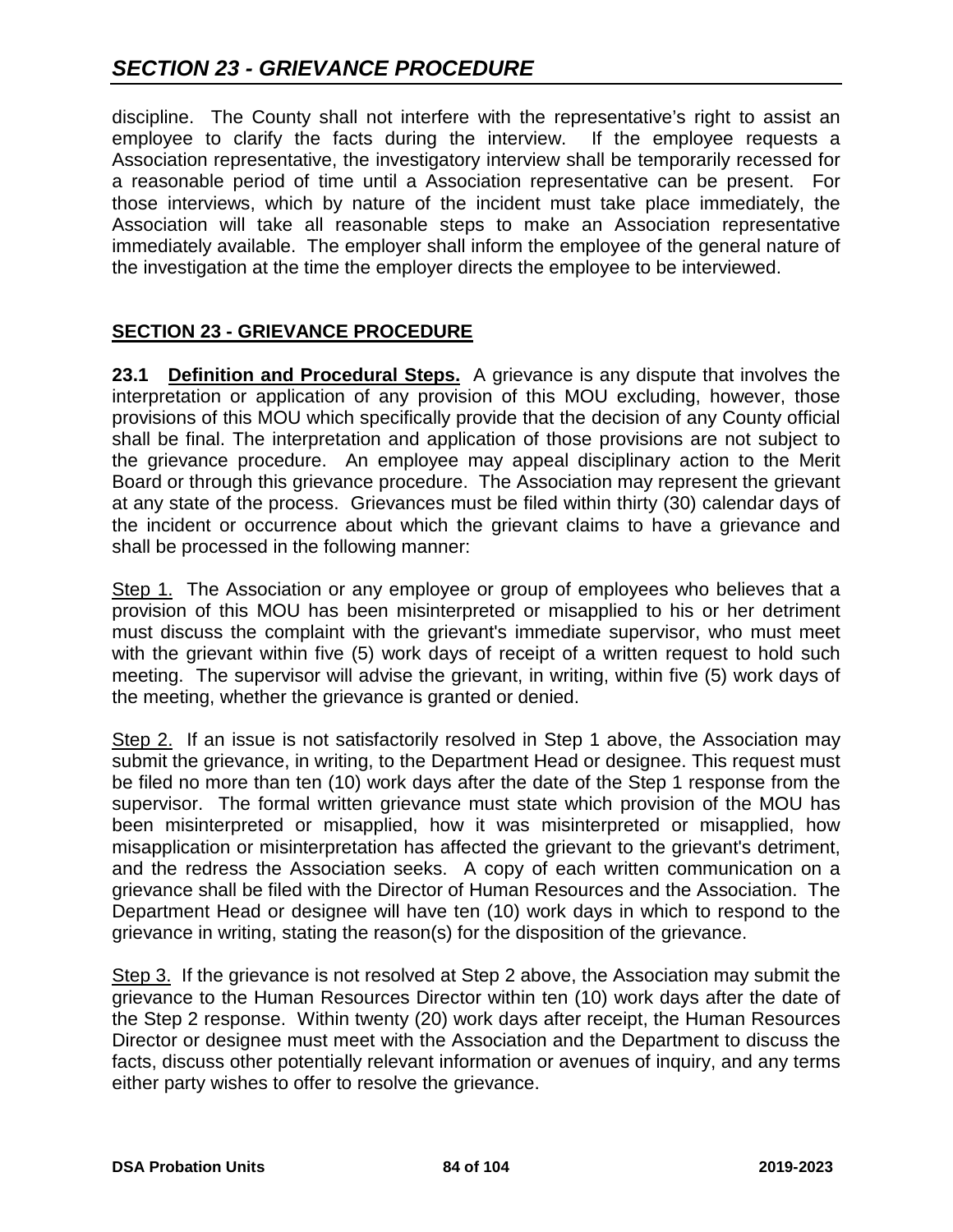discipline. The County shall not interfere with the representative's right to assist an employee to clarify the facts during the interview. If the employee requests a Association representative, the investigatory interview shall be temporarily recessed for a reasonable period of time until a Association representative can be present. For those interviews, which by nature of the incident must take place immediately, the Association will take all reasonable steps to make an Association representative immediately available. The employer shall inform the employee of the general nature of the investigation at the time the employer directs the employee to be interviewed.

## SECTION 23 - GRIEVANCE PROCEDURE

**23.1 Definition and Procedural Steps.** A grievance is any dispute that involves the interpretation or application of any provision of this MOU excluding, however, those provisions of this MOU which specifically provide that the decision of any County official shall be final. The interpretation and application of those provisions are not subject to the grievance procedure. An employee may appeal disciplinary action to the Merit Board or through this grievance procedure. The Association may represent the grievant at any state of the process. Grievances must be filed within thirty (30) calendar days of the incident or occurrence about which the grievant claims to have a grievance and shall be processed in the following manner:

Step 1. The Association or any employee or group of employees who believes that a provision of this MOU has been misinterpreted or misapplied to his or her detriment must discuss the complaint with the grievant's immediate supervisor, who must meet with the grievant within five (5) work days of receipt of a written request to hold such meeting. The supervisor will advise the grievant, in writing, within five (5) work days of the meeting, whether the grievance is granted or denied.

Step 2. If an issue is not satisfactorily resolved in Step 1 above, the Association may submit the grievance, in writing, to the Department Head or designee. This request must be filed no more than ten (10) work days after the date of the Step 1 response from the supervisor. The formal written grievance must state which provision of the MOU has been misinterpreted or misapplied, how it was misinterpreted or misapplied, how misapplication or misinterpretation has affected the grievant to the grievant's detriment, and the redress the Association seeks. A copy of each written communication on a grievance shall be filed with the Director of Human Resources and the Association. The Department Head or designee will have ten (10) work days in which to respond to the grievance in writing, stating the reason(s) for the disposition of the grievance.

Step 3. If the grievance is not resolved at Step 2 above, the Association may submit the grievance to the Human Resources Director within ten (10) work days after the date of the Step 2 response. Within twenty (20) work days after receipt, the Human Resources Director or designee must meet with the Association and the Department to discuss the facts, discuss other potentially relevant information or avenues of inquiry, and any terms either party wishes to offer to resolve the grievance.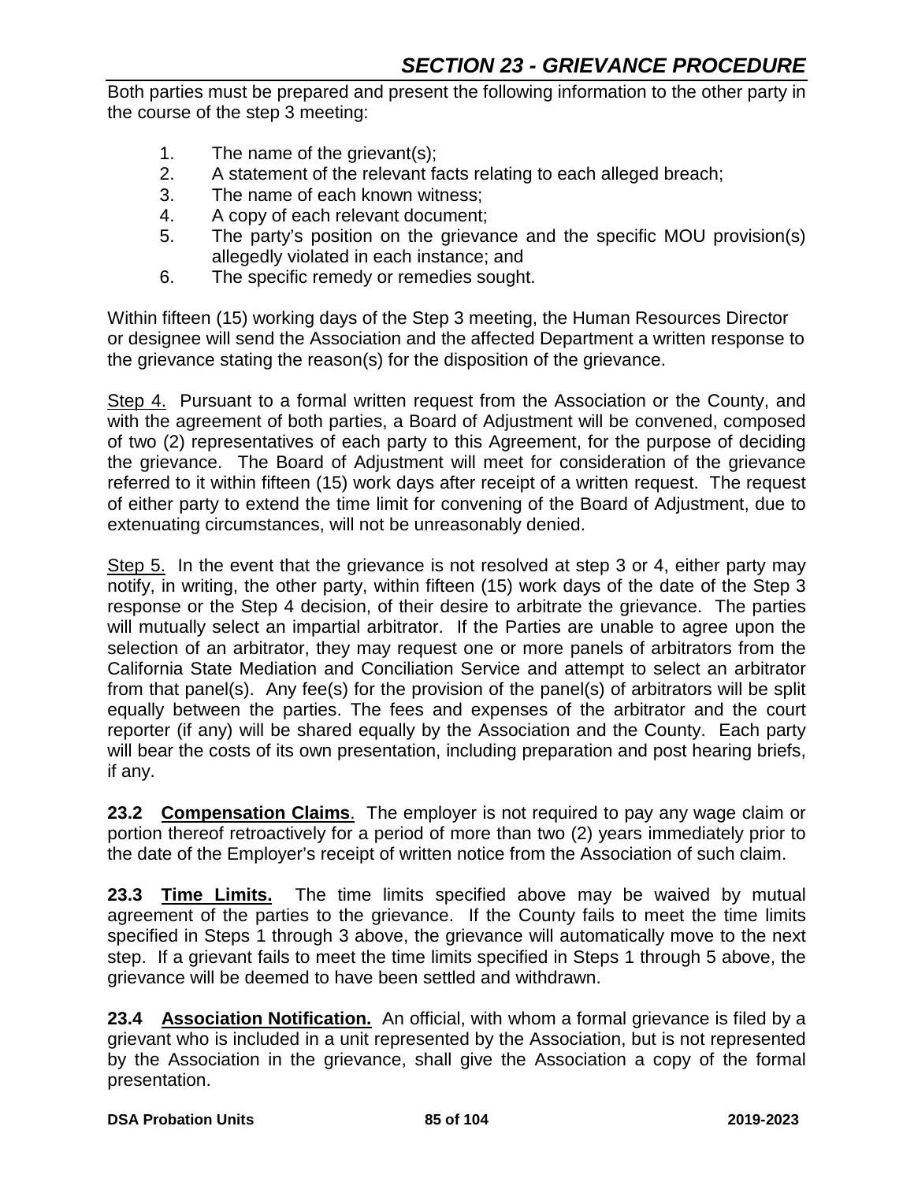Both parties must be prepared and present the following information to the other party in the course of the step 3 meeting:

1. The name of the grievant(s);
2. A statement of the relevant facts relating to each alleged breach;
3. The name of each known witness;
4. A copy of each relevant document;
5. The party's position on the grievance and the specific MOU provision(s) allegedly violated in each instance; and
6. The specific remedy or remedies sought.

Within fifteen (15) working days of the Step 3 meeting, the Human Resources Director or designee will send the Association and the affected Department a written response to the grievance stating the reason(s) for the disposition of the grievance.

Step 4. Pursuant to a formal written request from the Association or the County, and with the agreement of both parties, a Board of Adjustment will be convened, composed of two (2) representatives of each party to this Agreement, for the purpose of deciding the grievance. The Board of Adjustment will meet for consideration of the grievance referred to it within fifteen (15) work days after receipt of a written request. The request of either party to extend the time limit for convening of the Board of Adjustment, due to extenuating circumstances, will not be unreasonably denied.

Step 5. In the event that the grievance is not resolved at step 3 or 4, either party may notify, in writing, the other party, within fifteen (15) work days of the date of the Step 3 response or the Step 4 decision, of their desire to arbitrate the grievance. The parties will mutually select an impartial arbitrator. If the Parties are unable to agree upon the selection of an arbitrator, they may request one or more panels of arbitrators from the California State Mediation and Conciliation Service and attempt to select an arbitrator from that panel(s). Any fee(s) for the provision of the panel(s) of arbitrators will be split equally between the parties. The fees and expenses of the arbitrator and the court reporter (if any) will be shared equally by the Association and the County. Each party will bear the costs of its own presentation, including preparation and post hearing briefs, if any.

**23.2 Compensation Claims**. The employer is not required to pay any wage claim or portion thereof retroactively for a period of more than two (2) years immediately prior to the date of the Employer's receipt of written notice from the Association of such claim.

**23.3 Time Limits.** The time limits specified above may be waived by mutual agreement of the parties to the grievance. If the County fails to meet the time limits specified in Steps 1 through 3 above, the grievance will automatically move to the next step. If a grievant fails to meet the time limits specified in Steps 1 through 5 above, the grievance will be deemed to have been settled and withdrawn.

**23.4 Association Notification.** An official, with whom a formal grievance is filed by a grievant who is included in a unit represented by the Association, but is not represented by the Association in the grievance, shall give the Association a copy of the formal presentation.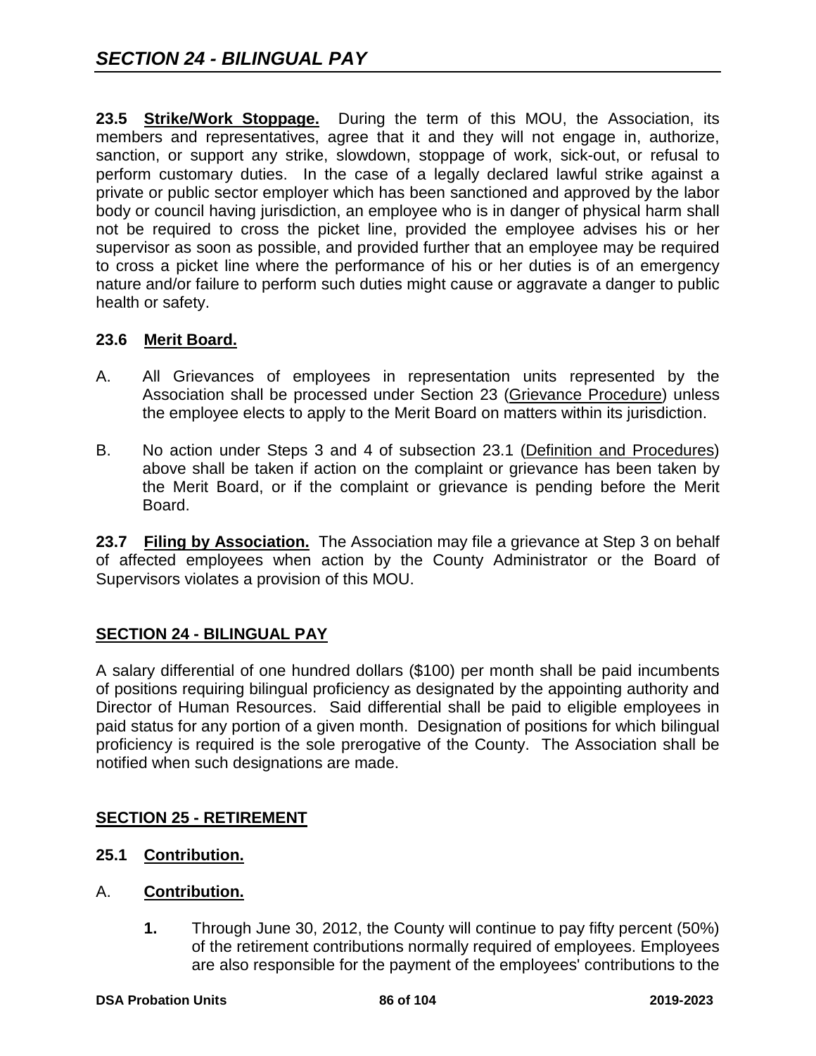**23.5 Strike/Work Stoppage.** During the term of this MOU, the Association, its members and representatives, agree that it and they will not engage in, authorize, sanction, or support any strike, slowdown, stoppage of work, sick-out, or refusal to perform customary duties. In the case of a legally declared lawful strike against a private or public sector employer which has been sanctioned and approved by the labor body or council having jurisdiction, an employee who is in danger of physical harm shall not be required to cross the picket line, provided the employee advises his or her supervisor as soon as possible, and provided further that an employee may be required to cross a picket line where the performance of his or her duties is of an emergency nature and/or failure to perform such duties might cause or aggravate a danger to public health or safety.

**23.6 Merit Board.**

A. All Grievances of employees in representation units represented by the Association shall be processed under Section 23 (Grievance Procedure) unless the employee elects to apply to the Merit Board on matters within its jurisdiction.

B. No action under Steps 3 and 4 of subsection 23.1 (Definition and Procedures) above shall be taken if action on the complaint or grievance has been taken by the Merit Board, or if the complaint or grievance is pending before the Merit Board.

**23.7 Filing by Association.** The Association may file a grievance at Step 3 on behalf of affected employees when action by the County Administrator or the Board of Supervisors violates a provision of this MOU.

## SECTION 24 - BILINGUAL PAY

A salary differential of one hundred dollars ($100) per month shall be paid incumbents of positions requiring bilingual proficiency as designated by the appointing authority and Director of Human Resources. Said differential shall be paid to eligible employees in paid status for any portion of a given month. Designation of positions for which bilingual proficiency is required is the sole prerogative of the County. The Association shall be notified when such designations are made.

## SECTION 25 - RETIREMENT

### 25.1 Contribution.

### A. Contribution.

**1.** Through June 30, 2012, the County will continue to pay fifty percent (50%) of the retirement contributions normally required of employees. Employees are also responsible for the payment of the employees' contributions to the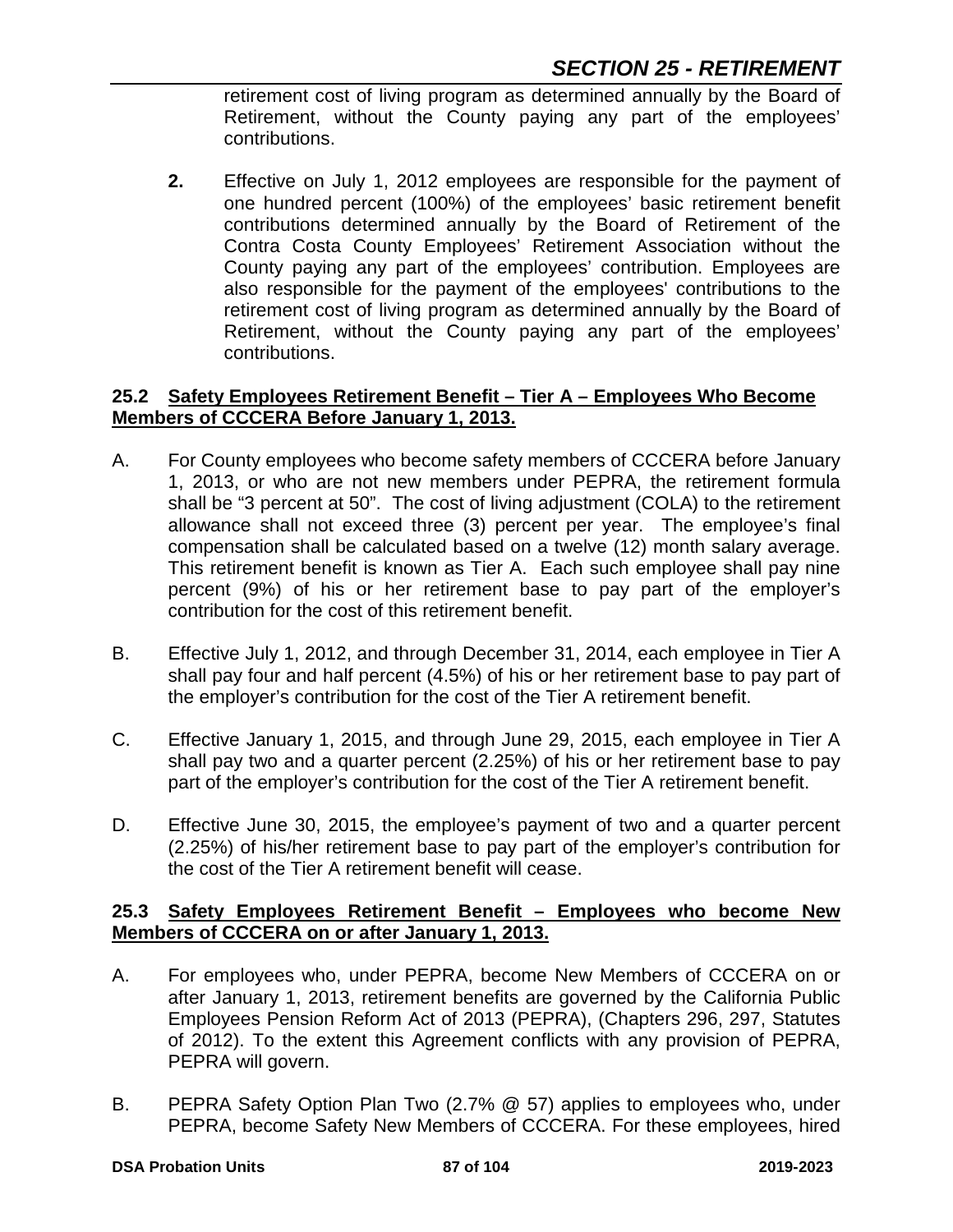retirement cost of living program as determined annually by the Board of Retirement, without the County paying any part of the employees' contributions.

**2.** Effective on July 1, 2012 employees are responsible for the payment of one hundred percent (100%) of the employees' basic retirement benefit contributions determined annually by the Board of Retirement of the Contra Costa County Employees' Retirement Association without the County paying any part of the employees' contribution. Employees are also responsible for the payment of the employees' contributions to the retirement cost of living program as determined annually by the Board of Retirement, without the County paying any part of the employees' contributions.

### 25.2 Safety Employees Retirement Benefit – Tier A – Employees Who Become Members of CCCERA Before January 1, 2013.

A. For County employees who become safety members of CCCERA before January 1, 2013, or who are not new members under PEPRA, the retirement formula shall be "3 percent at 50". The cost of living adjustment (COLA) to the retirement allowance shall not exceed three (3) percent per year. The employee's final compensation shall be calculated based on a twelve (12) month salary average. This retirement benefit is known as Tier A. Each such employee shall pay nine percent (9%) of his or her retirement base to pay part of the employer's contribution for the cost of this retirement benefit.

B. Effective July 1, 2012, and through December 31, 2014, each employee in Tier A shall pay four and half percent (4.5%) of his or her retirement base to pay part of the employer's contribution for the cost of the Tier A retirement benefit.

C. Effective January 1, 2015, and through June 29, 2015, each employee in Tier A shall pay two and a quarter percent (2.25%) of his or her retirement base to pay part of the employer's contribution for the cost of the Tier A retirement benefit.

D. Effective June 30, 2015, the employee's payment of two and a quarter percent (2.25%) of his/her retirement base to pay part of the employer's contribution for the cost of the Tier A retirement benefit will cease.

### 25.3 Safety Employees Retirement Benefit – Employees who become New Members of CCCERA on or after January 1, 2013.

A. For employees who, under PEPRA, become New Members of CCCERA on or after January 1, 2013, retirement benefits are governed by the California Public Employees Pension Reform Act of 2013 (PEPRA), (Chapters 296, 297, Statutes of 2012). To the extent this Agreement conflicts with any provision of PEPRA, PEPRA will govern.

B. PEPRA Safety Option Plan Two (2.7% @ 57) applies to employees who, under PEPRA, become Safety New Members of CCCERA. For these employees, hired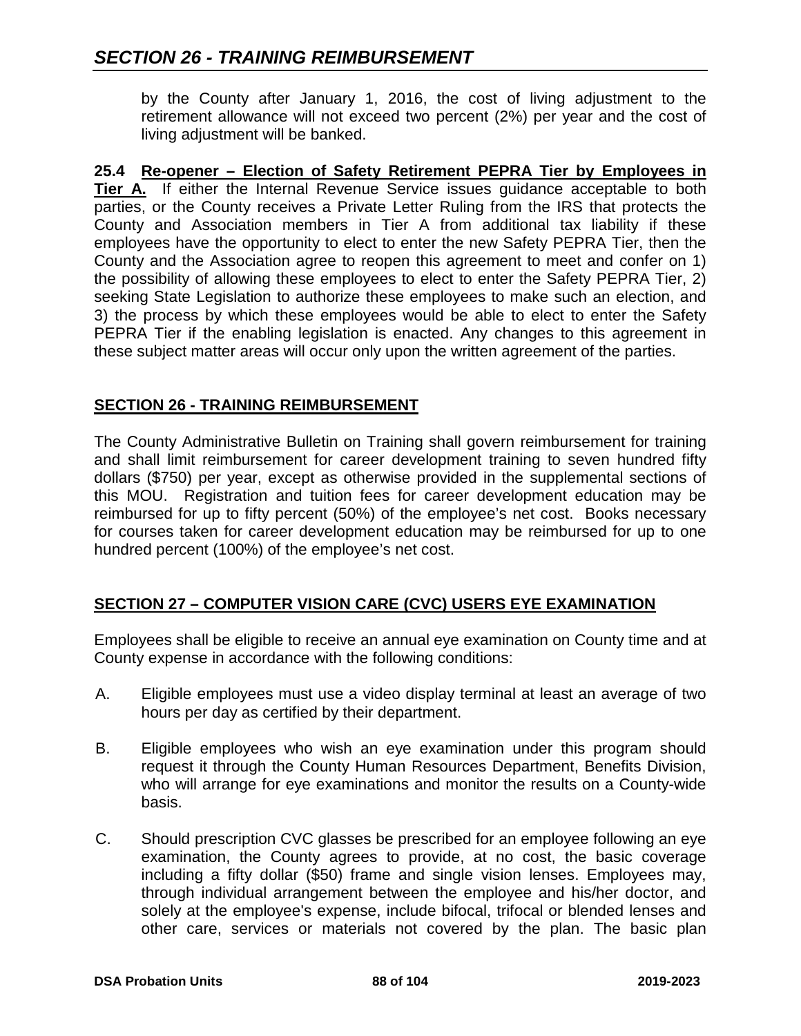by the County after January 1, 2016, the cost of living adjustment to the retirement allowance will not exceed two percent (2%) per year and the cost of living adjustment will be banked.

**25.4 <u>Re-opener – Election of Safety Retirement PEPRA Tier by Employees in Tier A.</u>** If either the Internal Revenue Service issues guidance acceptable to both parties, or the County receives a Private Letter Ruling from the IRS that protects the County and Association members in Tier A from additional tax liability if these employees have the opportunity to elect to enter the new Safety PEPRA Tier, then the County and the Association agree to reopen this agreement to meet and confer on 1) the possibility of allowing these employees to elect to enter the Safety PEPRA Tier, 2) seeking State Legislation to authorize these employees to make such an election, and 3) the process by which these employees would be able to elect to enter the Safety PEPRA Tier if the enabling legislation is enacted. Any changes to this agreement in these subject matter areas will occur only upon the written agreement of the parties.

## SECTION 26 - TRAINING REIMBURSEMENT

The County Administrative Bulletin on Training shall govern reimbursement for training and shall limit reimbursement for career development training to seven hundred fifty dollars ($750) per year, except as otherwise provided in the supplemental sections of this MOU. Registration and tuition fees for career development education may be reimbursed for up to fifty percent (50%) of the employee's net cost. Books necessary for courses taken for career development education may be reimbursed for up to one hundred percent (100%) of the employee's net cost.

## SECTION 27 – COMPUTER VISION CARE (CVC) USERS EYE EXAMINATION

Employees shall be eligible to receive an annual eye examination on County time and at County expense in accordance with the following conditions:

A. Eligible employees must use a video display terminal at least an average of two hours per day as certified by their department.

B. Eligible employees who wish an eye examination under this program should request it through the County Human Resources Department, Benefits Division, who will arrange for eye examinations and monitor the results on a County-wide basis.

C. Should prescription CVC glasses be prescribed for an employee following an eye examination, the County agrees to provide, at no cost, the basic coverage including a fifty dollar ($50) frame and single vision lenses. Employees may, through individual arrangement between the employee and his/her doctor, and solely at the employee's expense, include bifocal, trifocal or blended lenses and other care, services or materials not covered by the plan. The basic plan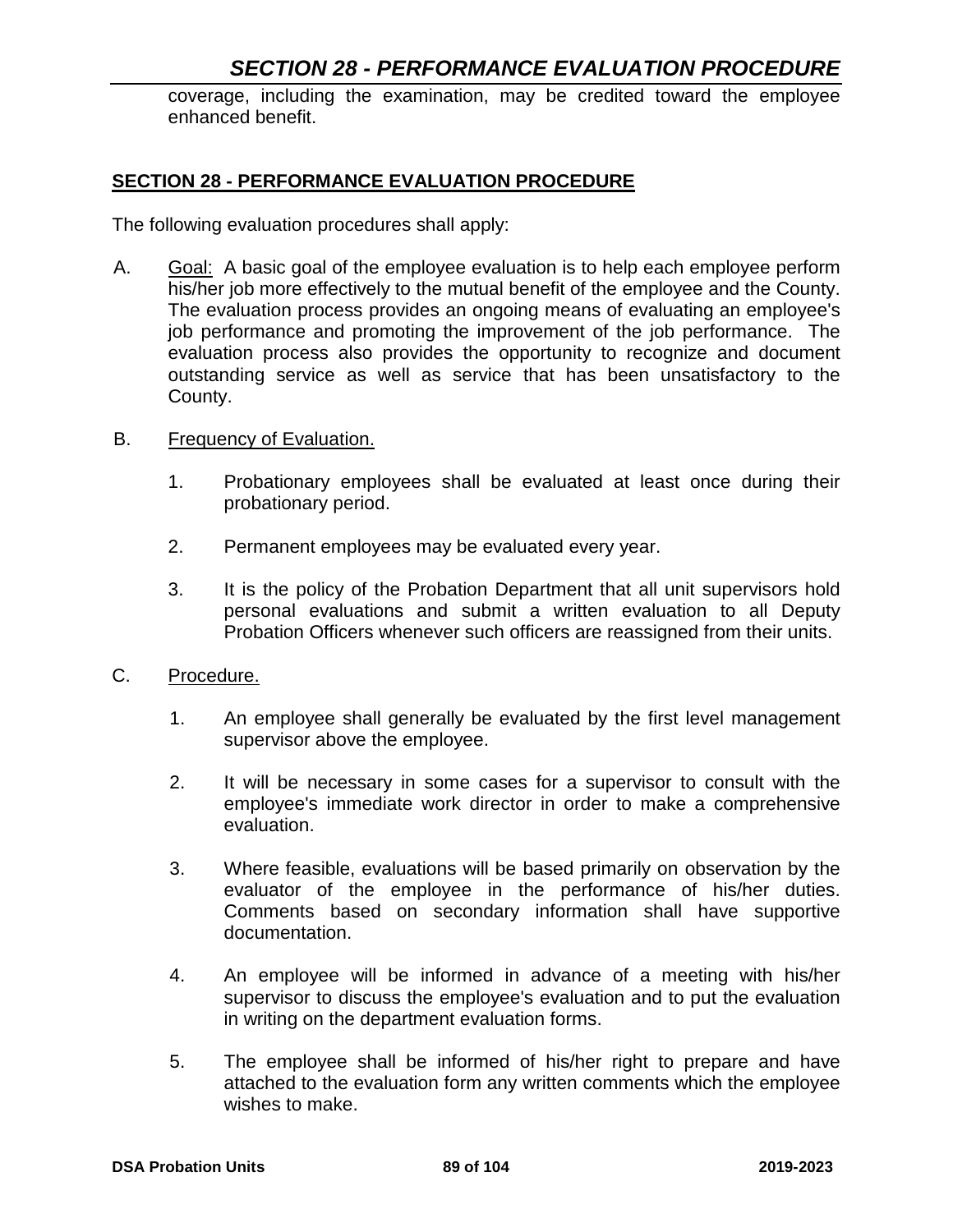coverage, including the examination, may be credited toward the employee enhanced benefit.

## SECTION 28 - PERFORMANCE EVALUATION PROCEDURE

The following evaluation procedures shall apply:

A. Goal: A basic goal of the employee evaluation is to help each employee perform his/her job more effectively to the mutual benefit of the employee and the County. The evaluation process provides an ongoing means of evaluating an employee's job performance and promoting the improvement of the job performance. The evaluation process also provides the opportunity to recognize and document outstanding service as well as service that has been unsatisfactory to the County.

B. Frequency of Evaluation.

   1. Probationary employees shall be evaluated at least once during their probationary period.

   2. Permanent employees may be evaluated every year.

   3. It is the policy of the Probation Department that all unit supervisors hold personal evaluations and submit a written evaluation to all Deputy Probation Officers whenever such officers are reassigned from their units.

C. Procedure.

   1. An employee shall generally be evaluated by the first level management supervisor above the employee.

   2. It will be necessary in some cases for a supervisor to consult with the employee's immediate work director in order to make a comprehensive evaluation.

   3. Where feasible, evaluations will be based primarily on observation by the evaluator of the employee in the performance of his/her duties. Comments based on secondary information shall have supportive documentation.

   4. An employee will be informed in advance of a meeting with his/her supervisor to discuss the employee's evaluation and to put the evaluation in writing on the department evaluation forms.

   5. The employee shall be informed of his/her right to prepare and have attached to the evaluation form any written comments which the employee wishes to make.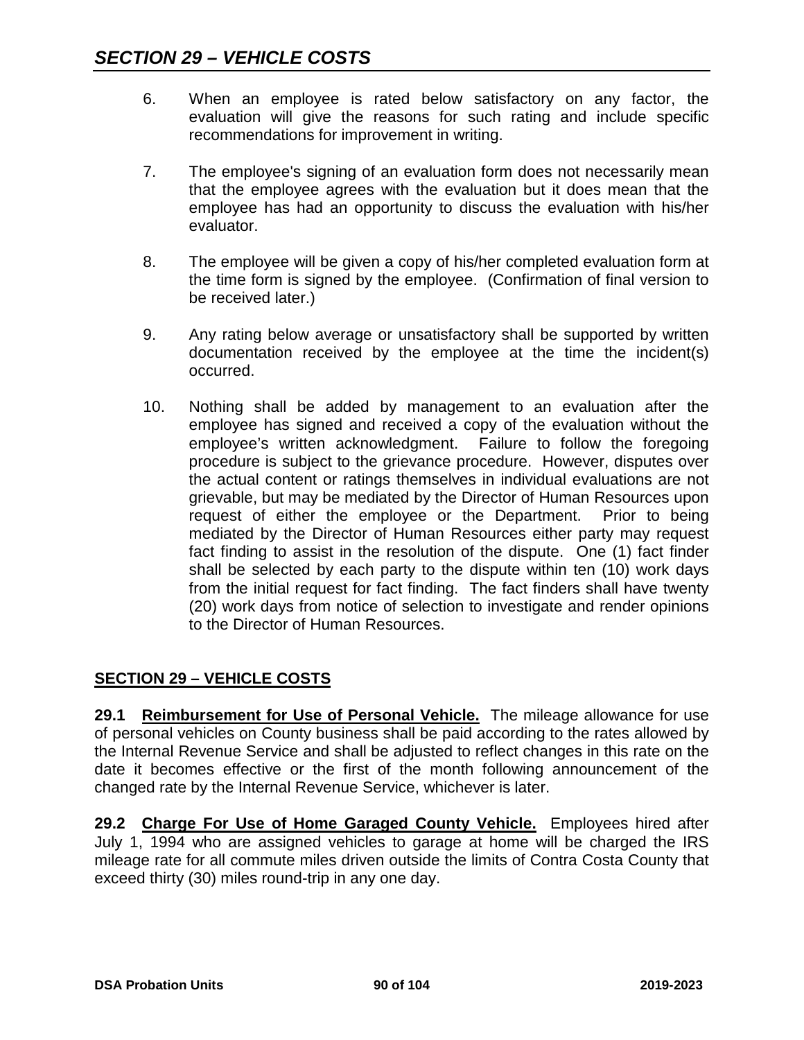6. When an employee is rated below satisfactory on any factor, the evaluation will give the reasons for such rating and include specific recommendations for improvement in writing.

7. The employee's signing of an evaluation form does not necessarily mean that the employee agrees with the evaluation but it does mean that the employee has had an opportunity to discuss the evaluation with his/her evaluator.

8. The employee will be given a copy of his/her completed evaluation form at the time form is signed by the employee. (Confirmation of final version to be received later.)

9. Any rating below average or unsatisfactory shall be supported by written documentation received by the employee at the time the incident(s) occurred.

10. Nothing shall be added by management to an evaluation after the employee has signed and received a copy of the evaluation without the employee's written acknowledgment. Failure to follow the foregoing procedure is subject to the grievance procedure. However, disputes over the actual content or ratings themselves in individual evaluations are not grievable, but may be mediated by the Director of Human Resources upon request of either the employee or the Department. Prior to being mediated by the Director of Human Resources either party may request fact finding to assist in the resolution of the dispute. One (1) fact finder shall be selected by each party to the dispute within ten (10) work days from the initial request for fact finding. The fact finders shall have twenty (20) work days from notice of selection to investigate and render opinions to the Director of Human Resources.

## SECTION 29 – VEHICLE COSTS

**29.1 Reimbursement for Use of Personal Vehicle.** The mileage allowance for use of personal vehicles on County business shall be paid according to the rates allowed by the Internal Revenue Service and shall be adjusted to reflect changes in this rate on the date it becomes effective or the first of the month following announcement of the changed rate by the Internal Revenue Service, whichever is later.

**29.2 Charge For Use of Home Garaged County Vehicle.** Employees hired after July 1, 1994 who are assigned vehicles to garage at home will be charged the IRS mileage rate for all commute miles driven outside the limits of Contra Costa County that exceed thirty (30) miles round-trip in any one day.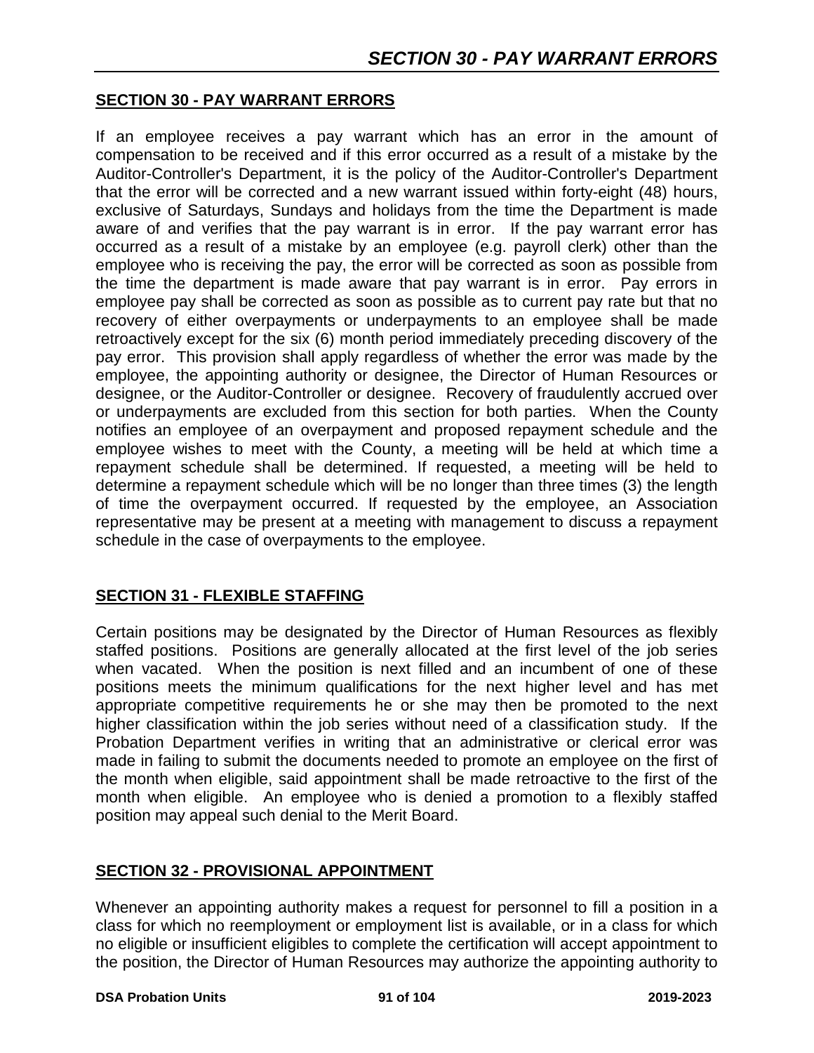## SECTION 30 - PAY WARRANT ERRORS

If an employee receives a pay warrant which has an error in the amount of compensation to be received and if this error occurred as a result of a mistake by the Auditor-Controller's Department, it is the policy of the Auditor-Controller's Department that the error will be corrected and a new warrant issued within forty-eight (48) hours, exclusive of Saturdays, Sundays and holidays from the time the Department is made aware of and verifies that the pay warrant is in error. If the pay warrant error has occurred as a result of a mistake by an employee (e.g. payroll clerk) other than the employee who is receiving the pay, the error will be corrected as soon as possible from the time the department is made aware that pay warrant is in error. Pay errors in employee pay shall be corrected as soon as possible as to current pay rate but that no recovery of either overpayments or underpayments to an employee shall be made retroactively except for the six (6) month period immediately preceding discovery of the pay error. This provision shall apply regardless of whether the error was made by the employee, the appointing authority or designee, the Director of Human Resources or designee, or the Auditor-Controller or designee. Recovery of fraudulently accrued over or underpayments are excluded from this section for both parties. When the County notifies an employee of an overpayment and proposed repayment schedule and the employee wishes to meet with the County, a meeting will be held at which time a repayment schedule shall be determined. If requested, a meeting will be held to determine a repayment schedule which will be no longer than three times (3) the length of time the overpayment occurred. If requested by the employee, an Association representative may be present at a meeting with management to discuss a repayment schedule in the case of overpayments to the employee.

## SECTION 31 - FLEXIBLE STAFFING

Certain positions may be designated by the Director of Human Resources as flexibly staffed positions. Positions are generally allocated at the first level of the job series when vacated. When the position is next filled and an incumbent of one of these positions meets the minimum qualifications for the next higher level and has met appropriate competitive requirements he or she may then be promoted to the next higher classification within the job series without need of a classification study. If the Probation Department verifies in writing that an administrative or clerical error was made in failing to submit the documents needed to promote an employee on the first of the month when eligible, said appointment shall be made retroactive to the first of the month when eligible. An employee who is denied a promotion to a flexibly staffed position may appeal such denial to the Merit Board.

## SECTION 32 - PROVISIONAL APPOINTMENT

Whenever an appointing authority makes a request for personnel to fill a position in a class for which no reemployment or employment list is available, or in a class for which no eligible or insufficient eligibles to complete the certification will accept appointment to the position, the Director of Human Resources may authorize the appointing authority to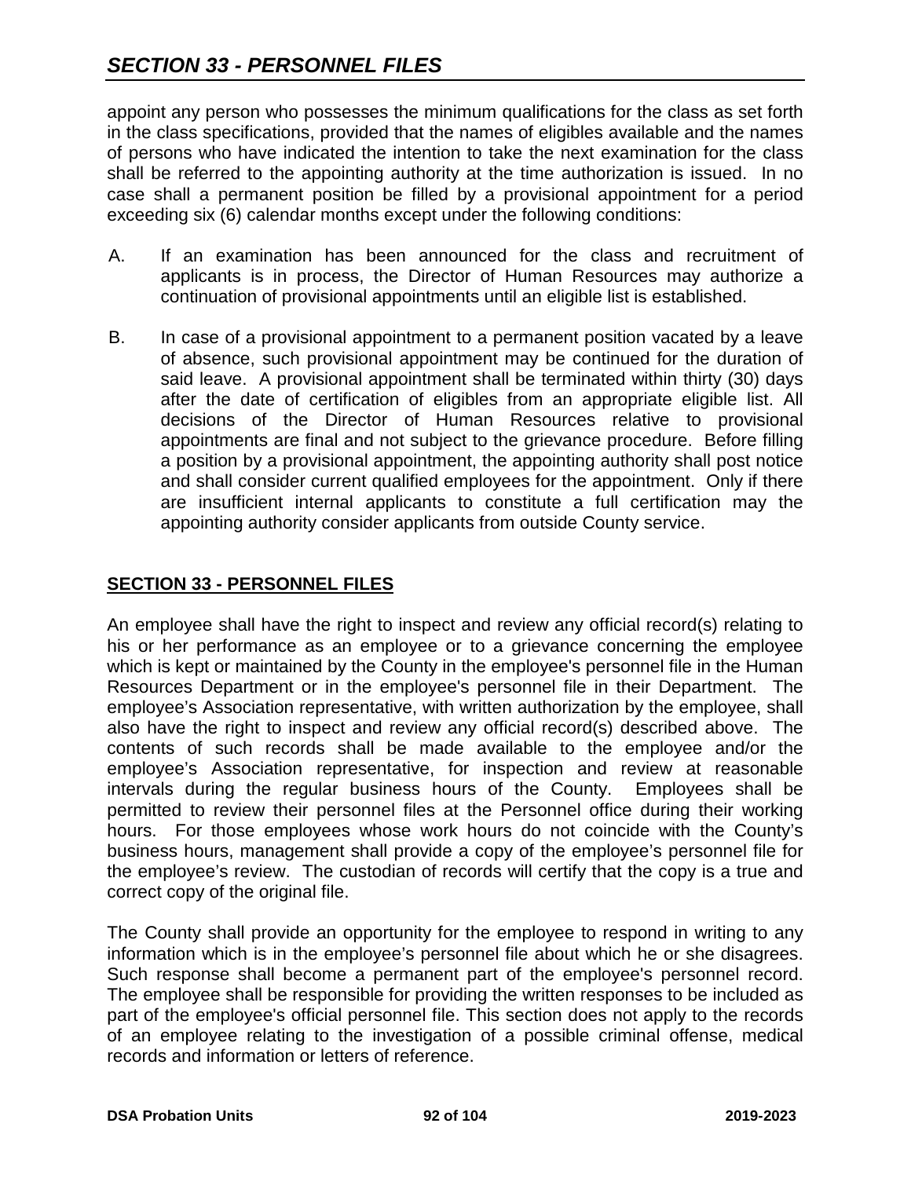appoint any person who possesses the minimum qualifications for the class as set forth in the class specifications, provided that the names of eligibles available and the names of persons who have indicated the intention to take the next examination for the class shall be referred to the appointing authority at the time authorization is issued. In no case shall a permanent position be filled by a provisional appointment for a period exceeding six (6) calendar months except under the following conditions:

A. If an examination has been announced for the class and recruitment of applicants is in process, the Director of Human Resources may authorize a continuation of provisional appointments until an eligible list is established.

B. In case of a provisional appointment to a permanent position vacated by a leave of absence, such provisional appointment may be continued for the duration of said leave. A provisional appointment shall be terminated within thirty (30) days after the date of certification of eligibles from an appropriate eligible list. All decisions of the Director of Human Resources relative to provisional appointments are final and not subject to the grievance procedure. Before filling a position by a provisional appointment, the appointing authority shall post notice and shall consider current qualified employees for the appointment. Only if there are insufficient internal applicants to constitute a full certification may the appointing authority consider applicants from outside County service.

## SECTION 33 - PERSONNEL FILES

An employee shall have the right to inspect and review any official record(s) relating to his or her performance as an employee or to a grievance concerning the employee which is kept or maintained by the County in the employee's personnel file in the Human Resources Department or in the employee's personnel file in their Department. The employee's Association representative, with written authorization by the employee, shall also have the right to inspect and review any official record(s) described above. The contents of such records shall be made available to the employee and/or the employee's Association representative, for inspection and review at reasonable intervals during the regular business hours of the County. Employees shall be permitted to review their personnel files at the Personnel office during their working hours. For those employees whose work hours do not coincide with the County's business hours, management shall provide a copy of the employee's personnel file for the employee's review. The custodian of records will certify that the copy is a true and correct copy of the original file.

The County shall provide an opportunity for the employee to respond in writing to any information which is in the employee's personnel file about which he or she disagrees. Such response shall become a permanent part of the employee's personnel record. The employee shall be responsible for providing the written responses to be included as part of the employee's official personnel file. This section does not apply to the records of an employee relating to the investigation of a possible criminal offense, medical records and information or letters of reference.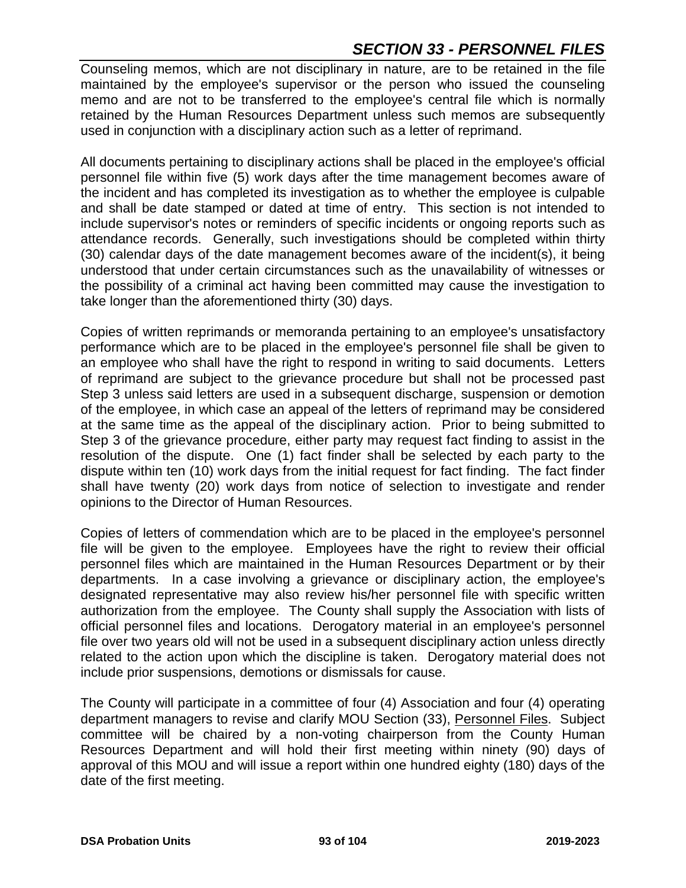# SECTION 33 - PERSONNEL FILES

Counseling memos, which are not disciplinary in nature, are to be retained in the file maintained by the employee's supervisor or the person who issued the counseling memo and are not to be transferred to the employee's central file which is normally retained by the Human Resources Department unless such memos are subsequently used in conjunction with a disciplinary action such as a letter of reprimand.

All documents pertaining to disciplinary actions shall be placed in the employee's official personnel file within five (5) work days after the time management becomes aware of the incident and has completed its investigation as to whether the employee is culpable and shall be date stamped or dated at time of entry. This section is not intended to include supervisor's notes or reminders of specific incidents or ongoing reports such as attendance records. Generally, such investigations should be completed within thirty (30) calendar days of the date management becomes aware of the incident(s), it being understood that under certain circumstances such as the unavailability of witnesses or the possibility of a criminal act having been committed may cause the investigation to take longer than the aforementioned thirty (30) days.

Copies of written reprimands or memoranda pertaining to an employee's unsatisfactory performance which are to be placed in the employee's personnel file shall be given to an employee who shall have the right to respond in writing to said documents. Letters of reprimand are subject to the grievance procedure but shall not be processed past Step 3 unless said letters are used in a subsequent discharge, suspension or demotion of the employee, in which case an appeal of the letters of reprimand may be considered at the same time as the appeal of the disciplinary action. Prior to being submitted to Step 3 of the grievance procedure, either party may request fact finding to assist in the resolution of the dispute. One (1) fact finder shall be selected by each party to the dispute within ten (10) work days from the initial request for fact finding. The fact finder shall have twenty (20) work days from notice of selection to investigate and render opinions to the Director of Human Resources.

Copies of letters of commendation which are to be placed in the employee's personnel file will be given to the employee. Employees have the right to review their official personnel files which are maintained in the Human Resources Department or by their departments. In a case involving a grievance or disciplinary action, the employee's designated representative may also review his/her personnel file with specific written authorization from the employee. The County shall supply the Association with lists of official personnel files and locations. Derogatory material in an employee's personnel file over two years old will not be used in a subsequent disciplinary action unless directly related to the action upon which the discipline is taken. Derogatory material does not include prior suspensions, demotions or dismissals for cause.

The County will participate in a committee of four (4) Association and four (4) operating department managers to revise and clarify MOU Section (33), Personnel Files. Subject committee will be chaired by a non-voting chairperson from the County Human Resources Department and will hold their first meeting within ninety (90) days of approval of this MOU and will issue a report within one hundred eighty (180) days of the date of the first meeting.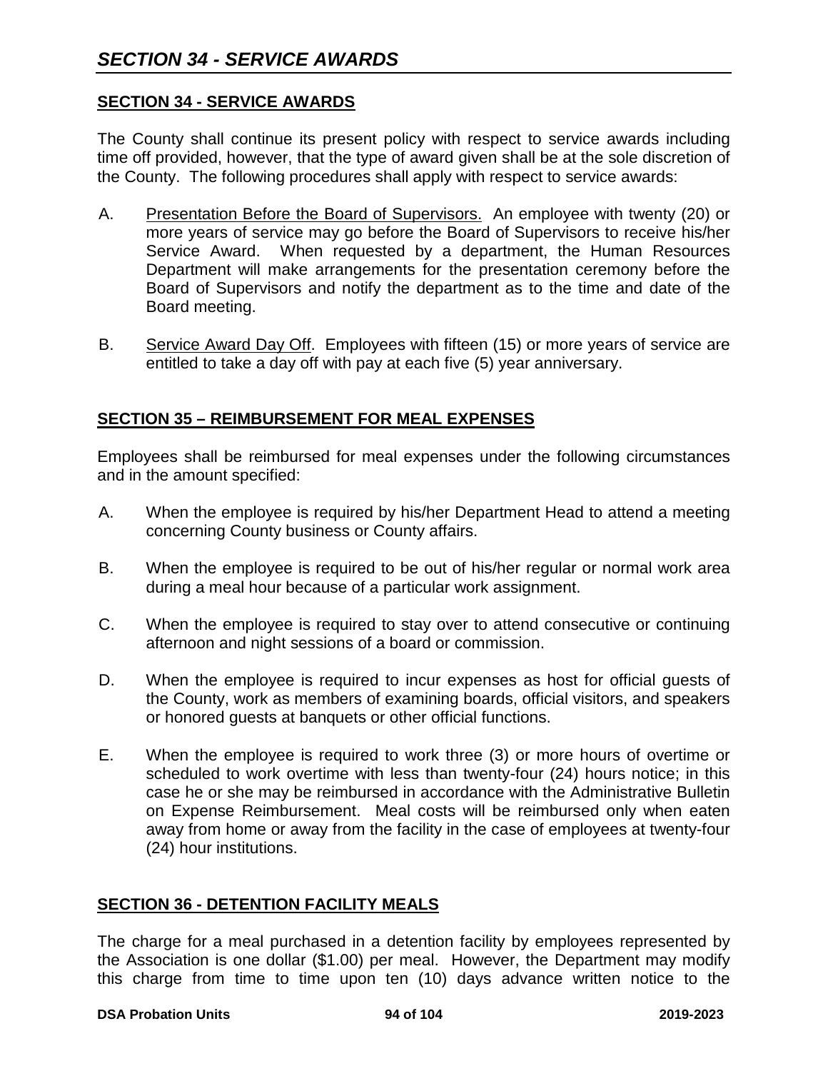# SECTION 34 - SERVICE AWARDS

## SECTION 34 - SERVICE AWARDS

The County shall continue its present policy with respect to service awards including time off provided, however, that the type of award given shall be at the sole discretion of the County. The following procedures shall apply with respect to service awards:

A. Presentation Before the Board of Supervisors. An employee with twenty (20) or more years of service may go before the Board of Supervisors to receive his/her Service Award. When requested by a department, the Human Resources Department will make arrangements for the presentation ceremony before the Board of Supervisors and notify the department as to the time and date of the Board meeting.

B. Service Award Day Off. Employees with fifteen (15) or more years of service are entitled to take a day off with pay at each five (5) year anniversary.

## SECTION 35 – REIMBURSEMENT FOR MEAL EXPENSES

Employees shall be reimbursed for meal expenses under the following circumstances and in the amount specified:

A. When the employee is required by his/her Department Head to attend a meeting concerning County business or County affairs.

B. When the employee is required to be out of his/her regular or normal work area during a meal hour because of a particular work assignment.

C. When the employee is required to stay over to attend consecutive or continuing afternoon and night sessions of a board or commission.

D. When the employee is required to incur expenses as host for official guests of the County, work as members of examining boards, official visitors, and speakers or honored guests at banquets or other official functions.

E. When the employee is required to work three (3) or more hours of overtime or scheduled to work overtime with less than twenty-four (24) hours notice; in this case he or she may be reimbursed in accordance with the Administrative Bulletin on Expense Reimbursement. Meal costs will be reimbursed only when eaten away from home or away from the facility in the case of employees at twenty-four (24) hour institutions.

## SECTION 36 - DETENTION FACILITY MEALS

The charge for a meal purchased in a detention facility by employees represented by the Association is one dollar ($1.00) per meal. However, the Department may modify this charge from time to time upon ten (10) days advance written notice to the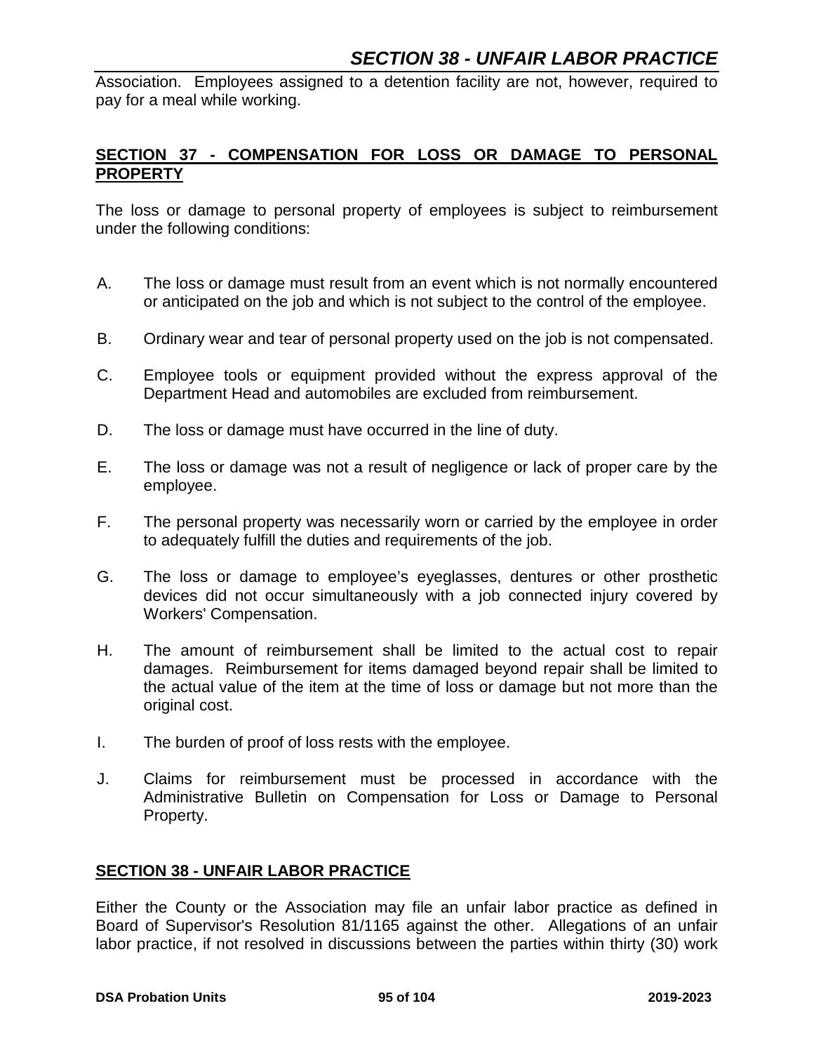Association. Employees assigned to a detention facility are not, however, required to pay for a meal while working.

## SECTION 37 - COMPENSATION FOR LOSS OR DAMAGE TO PERSONAL PROPERTY

The loss or damage to personal property of employees is subject to reimbursement under the following conditions:

A. The loss or damage must result from an event which is not normally encountered or anticipated on the job and which is not subject to the control of the employee.

B. Ordinary wear and tear of personal property used on the job is not compensated.

C. Employee tools or equipment provided without the express approval of the Department Head and automobiles are excluded from reimbursement.

D. The loss or damage must have occurred in the line of duty.

E. The loss or damage was not a result of negligence or lack of proper care by the employee.

F. The personal property was necessarily worn or carried by the employee in order to adequately fulfill the duties and requirements of the job.

G. The loss or damage to employee's eyeglasses, dentures or other prosthetic devices did not occur simultaneously with a job connected injury covered by Workers' Compensation.

H. The amount of reimbursement shall be limited to the actual cost to repair damages. Reimbursement for items damaged beyond repair shall be limited to the actual value of the item at the time of loss or damage but not more than the original cost.

I. The burden of proof of loss rests with the employee.

J. Claims for reimbursement must be processed in accordance with the Administrative Bulletin on Compensation for Loss or Damage to Personal Property.

## SECTION 38 - UNFAIR LABOR PRACTICE

Either the County or the Association may file an unfair labor practice as defined in Board of Supervisor's Resolution 81/1165 against the other. Allegations of an unfair labor practice, if not resolved in discussions between the parties within thirty (30) work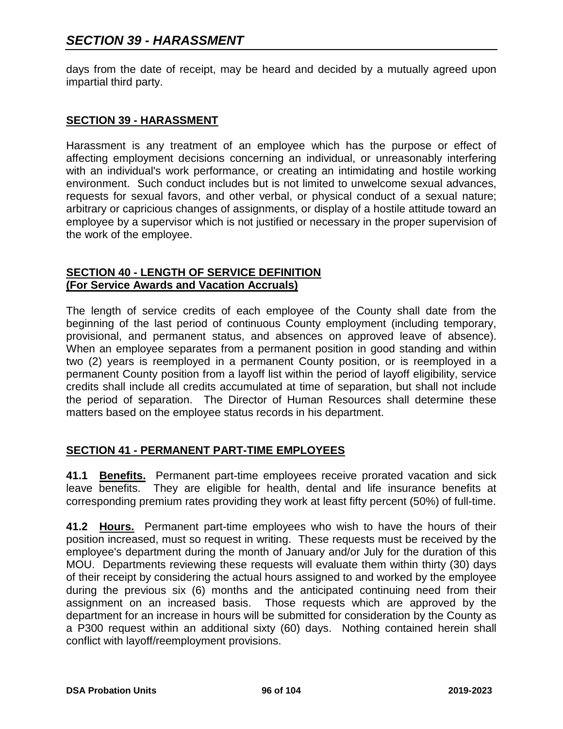days from the date of receipt, may be heard and decided by a mutually agreed upon impartial third party.

## SECTION 39 - HARASSMENT

Harassment is any treatment of an employee which has the purpose or effect of affecting employment decisions concerning an individual, or unreasonably interfering with an individual's work performance, or creating an intimidating and hostile working environment. Such conduct includes but is not limited to unwelcome sexual advances, requests for sexual favors, and other verbal, or physical conduct of a sexual nature; arbitrary or capricious changes of assignments, or display of a hostile attitude toward an employee by a supervisor which is not justified or necessary in the proper supervision of the work of the employee.

## SECTION 40 - LENGTH OF SERVICE DEFINITION (For Service Awards and Vacation Accruals)

The length of service credits of each employee of the County shall date from the beginning of the last period of continuous County employment (including temporary, provisional, and permanent status, and absences on approved leave of absence). When an employee separates from a permanent position in good standing and within two (2) years is reemployed in a permanent County position, or is reemployed in a permanent County position from a layoff list within the period of layoff eligibility, service credits shall include all credits accumulated at time of separation, but shall not include the period of separation. The Director of Human Resources shall determine these matters based on the employee status records in his department.

## SECTION 41 - PERMANENT PART-TIME EMPLOYEES

**41.1 Benefits.** Permanent part-time employees receive prorated vacation and sick leave benefits. They are eligible for health, dental and life insurance benefits at corresponding premium rates providing they work at least fifty percent (50%) of full-time.

**41.2 Hours.** Permanent part-time employees who wish to have the hours of their position increased, must so request in writing. These requests must be received by the employee's department during the month of January and/or July for the duration of this MOU. Departments reviewing these requests will evaluate them within thirty (30) days of their receipt by considering the actual hours assigned to and worked by the employee during the previous six (6) months and the anticipated continuing need from their assignment on an increased basis. Those requests which are approved by the department for an increase in hours will be submitted for consideration by the County as a P300 request within an additional sixty (60) days. Nothing contained herein shall conflict with layoff/reemployment provisions.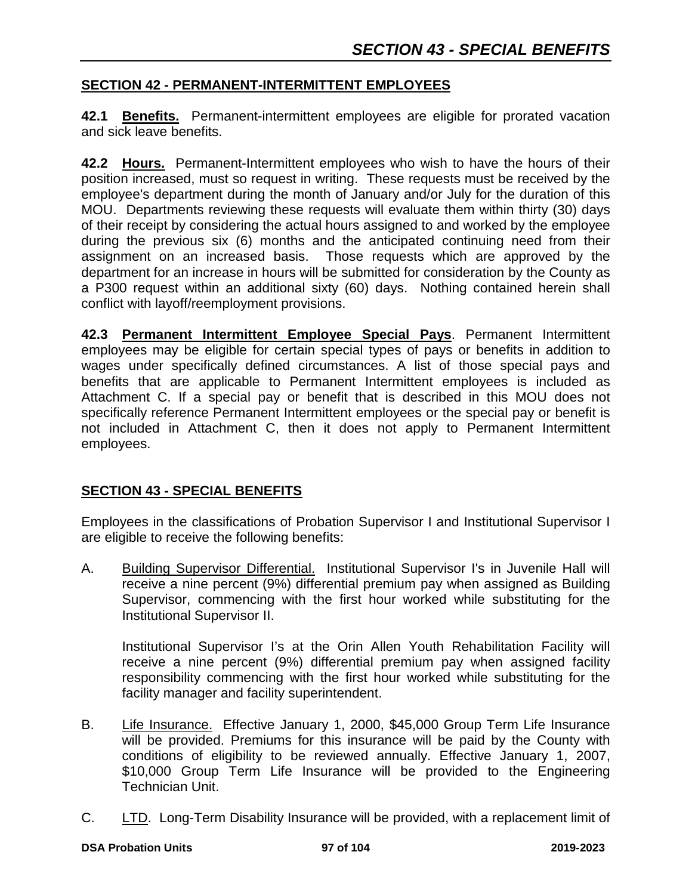## SECTION 42 - PERMANENT-INTERMITTENT EMPLOYEES

**42.1 Benefits.** Permanent-intermittent employees are eligible for prorated vacation and sick leave benefits.

**42.2 Hours.** Permanent-Intermittent employees who wish to have the hours of their position increased, must so request in writing. These requests must be received by the employee's department during the month of January and/or July for the duration of this MOU. Departments reviewing these requests will evaluate them within thirty (30) days of their receipt by considering the actual hours assigned to and worked by the employee during the previous six (6) months and the anticipated continuing need from their assignment on an increased basis. Those requests which are approved by the department for an increase in hours will be submitted for consideration by the County as a P300 request within an additional sixty (60) days. Nothing contained herein shall conflict with layoff/reemployment provisions.

**42.3 Permanent Intermittent Employee Special Pays**. Permanent Intermittent employees may be eligible for certain special types of pays or benefits in addition to wages under specifically defined circumstances. A list of those special pays and benefits that are applicable to Permanent Intermittent employees is included as Attachment C. If a special pay or benefit that is described in this MOU does not specifically reference Permanent Intermittent employees or the special pay or benefit is not included in Attachment C, then it does not apply to Permanent Intermittent employees.

## SECTION 43 - SPECIAL BENEFITS

Employees in the classifications of Probation Supervisor I and Institutional Supervisor I are eligible to receive the following benefits:

A. Building Supervisor Differential. Institutional Supervisor I's in Juvenile Hall will receive a nine percent (9%) differential premium pay when assigned as Building Supervisor, commencing with the first hour worked while substituting for the Institutional Supervisor II.

   Institutional Supervisor I's at the Orin Allen Youth Rehabilitation Facility will receive a nine percent (9%) differential premium pay when assigned facility responsibility commencing with the first hour worked while substituting for the facility manager and facility superintendent.

B. Life Insurance. Effective January 1, 2000, $45,000 Group Term Life Insurance will be provided. Premiums for this insurance will be paid by the County with conditions of eligibility to be reviewed annually. Effective January 1, 2007, $10,000 Group Term Life Insurance will be provided to the Engineering Technician Unit.

C. LTD. Long-Term Disability Insurance will be provided, with a replacement limit of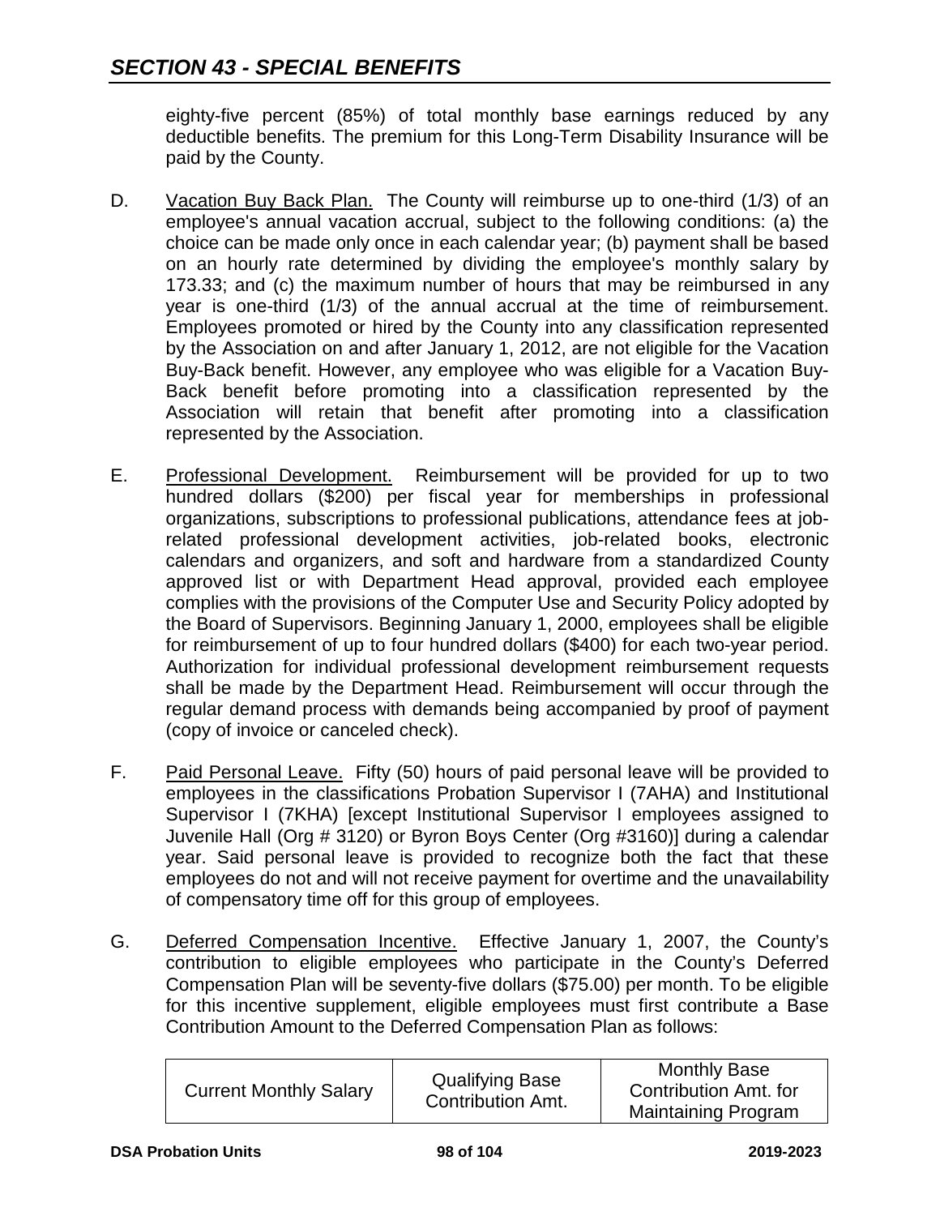# SECTION 43 - SPECIAL BENEFITS

eighty-five percent (85%) of total monthly base earnings reduced by any deductible benefits. The premium for this Long-Term Disability Insurance will be paid by the County.

D. Vacation Buy Back Plan. The County will reimburse up to one-third (1/3) of an employee's annual vacation accrual, subject to the following conditions: (a) the choice can be made only once in each calendar year; (b) payment shall be based on an hourly rate determined by dividing the employee's monthly salary by 173.33; and (c) the maximum number of hours that may be reimbursed in any year is one-third (1/3) of the annual accrual at the time of reimbursement. Employees promoted or hired by the County into any classification represented by the Association on and after January 1, 2012, are not eligible for the Vacation Buy-Back benefit. However, any employee who was eligible for a Vacation Buy-Back benefit before promoting into a classification represented by the Association will retain that benefit after promoting into a classification represented by the Association.

E. Professional Development. Reimbursement will be provided for up to two hundred dollars ($200) per fiscal year for memberships in professional organizations, subscriptions to professional publications, attendance fees at job-related professional development activities, job-related books, electronic calendars and organizers, and soft and hardware from a standardized County approved list or with Department Head approval, provided each employee complies with the provisions of the Computer Use and Security Policy adopted by the Board of Supervisors. Beginning January 1, 2000, employees shall be eligible for reimbursement of up to four hundred dollars ($400) for each two-year period. Authorization for individual professional development reimbursement requests shall be made by the Department Head. Reimbursement will occur through the regular demand process with demands being accompanied by proof of payment (copy of invoice or canceled check).

F. Paid Personal Leave. Fifty (50) hours of paid personal leave will be provided to employees in the classifications Probation Supervisor I (7AHA) and Institutional Supervisor I (7KHA) [except Institutional Supervisor I employees assigned to Juvenile Hall (Org # 3120) or Byron Boys Center (Org #3160)] during a calendar year. Said personal leave is provided to recognize both the fact that these employees do not and will not receive payment for overtime and the unavailability of compensatory time off for this group of employees.

G. Deferred Compensation Incentive. Effective January 1, 2007, the County's contribution to eligible employees who participate in the County's Deferred Compensation Plan will be seventy-five dollars ($75.00) per month. To be eligible for this incentive supplement, eligible employees must first contribute a Base Contribution Amount to the Deferred Compensation Plan as follows:

| Current Monthly Salary | Qualifying Base Contribution Amt. | Monthly Base Contribution Amt. for Maintaining Program |
|---|---|---|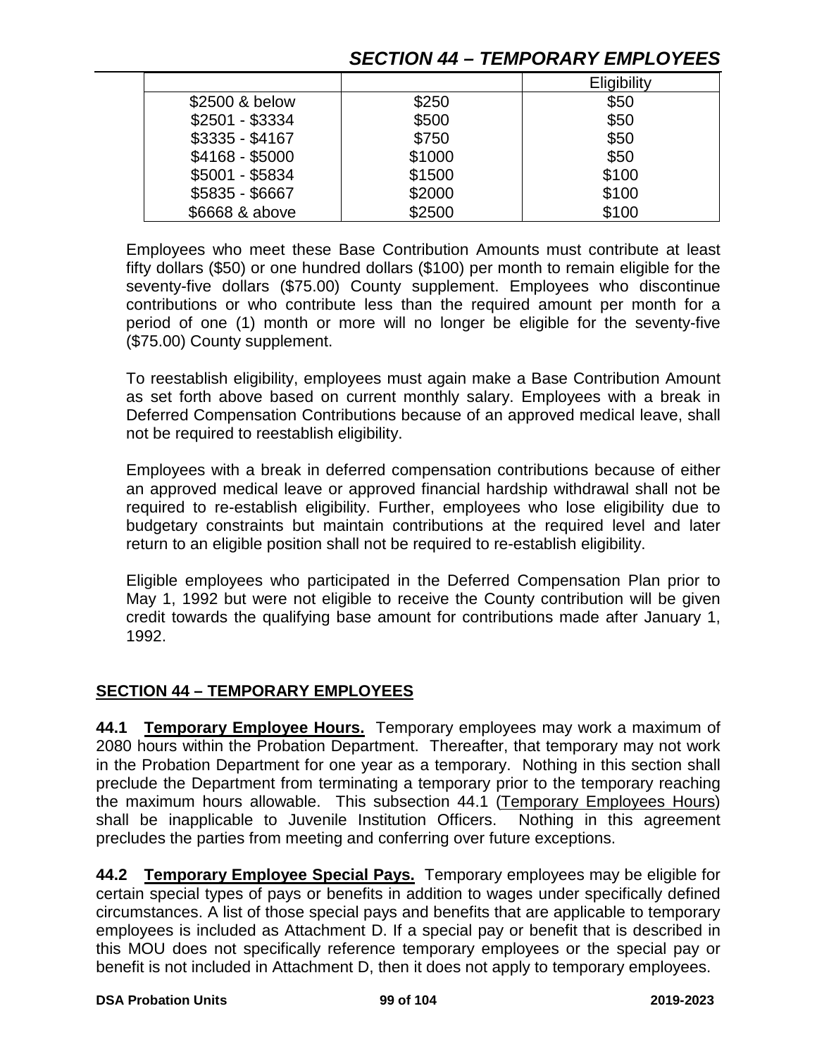| | | Eligibility |
|---|---|---|
| $2500 & below | $250 | $50 |
| $2501 - $3334 | $500 | $50 |
| $3335 - $4167 | $750 | $50 |
| $4168 - $5000 | $1000 | $50 |
| $5001 - $5834 | $1500 | $100 |
| $5835 - $6667 | $2000 | $100 |
| $6668 & above | $2500 | $100 |

Employees who meet these Base Contribution Amounts must contribute at least fifty dollars ($50) or one hundred dollars ($100) per month to remain eligible for the seventy-five dollars ($75.00) County supplement. Employees who discontinue contributions or who contribute less than the required amount per month for a period of one (1) month or more will no longer be eligible for the seventy-five ($75.00) County supplement.

To reestablish eligibility, employees must again make a Base Contribution Amount as set forth above based on current monthly salary. Employees with a break in Deferred Compensation Contributions because of an approved medical leave, shall not be required to reestablish eligibility.

Employees with a break in deferred compensation contributions because of either an approved medical leave or approved financial hardship withdrawal shall not be required to re-establish eligibility. Further, employees who lose eligibility due to budgetary constraints but maintain contributions at the required level and later return to an eligible position shall not be required to re-establish eligibility.

Eligible employees who participated in the Deferred Compensation Plan prior to May 1, 1992 but were not eligible to receive the County contribution will be given credit towards the qualifying base amount for contributions made after January 1, 1992.

## SECTION 44 – TEMPORARY EMPLOYEES

**44.1 Temporary Employee Hours.** Temporary employees may work a maximum of 2080 hours within the Probation Department. Thereafter, that temporary may not work in the Probation Department for one year as a temporary. Nothing in this section shall preclude the Department from terminating a temporary prior to the temporary reaching the maximum hours allowable. This subsection 44.1 (Temporary Employees Hours) shall be inapplicable to Juvenile Institution Officers. Nothing in this agreement precludes the parties from meeting and conferring over future exceptions.

**44.2 Temporary Employee Special Pays.** Temporary employees may be eligible for certain special types of pays or benefits in addition to wages under specifically defined circumstances. A list of those special pays and benefits that are applicable to temporary employees is included as Attachment D. If a special pay or benefit that is described in this MOU does not specifically reference temporary employees or the special pay or benefit is not included in Attachment D, then it does not apply to temporary employees.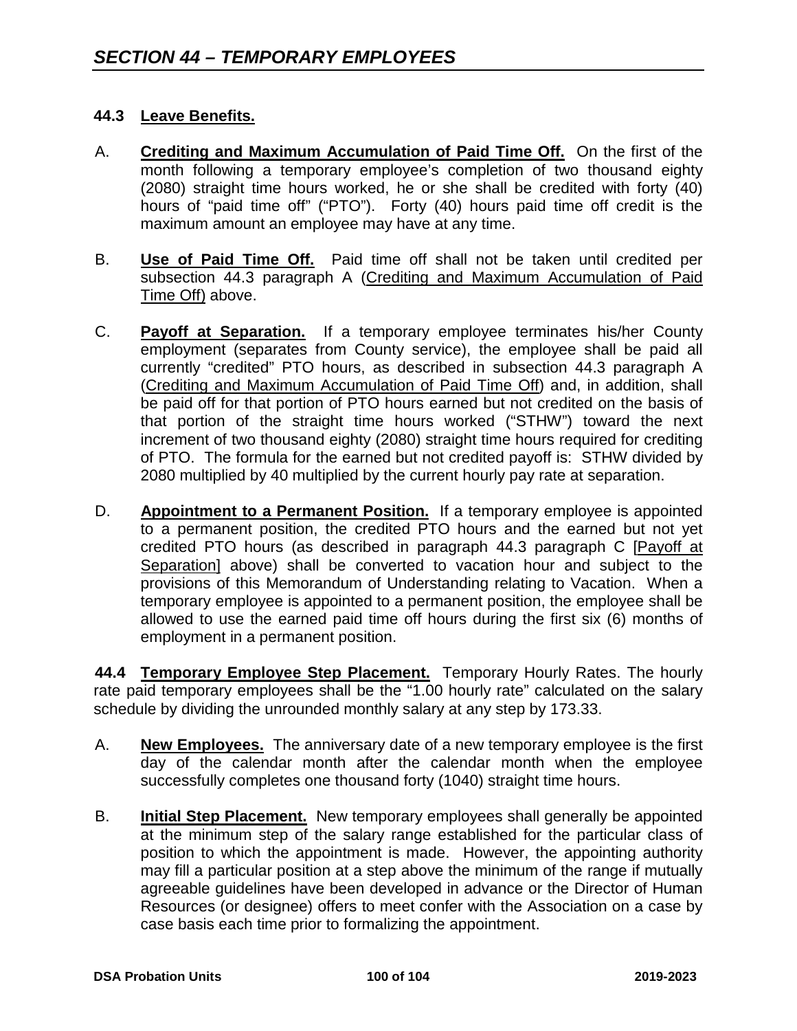## SECTION 44 – TEMPORARY EMPLOYEES

### 44.3 Leave Benefits.

A. **Crediting and Maximum Accumulation of Paid Time Off.** On the first of the month following a temporary employee's completion of two thousand eighty (2080) straight time hours worked, he or she shall be credited with forty (40) hours of "paid time off" ("PTO"). Forty (40) hours paid time off credit is the maximum amount an employee may have at any time.

B. **Use of Paid Time Off.** Paid time off shall not be taken until credited per subsection 44.3 paragraph A (Crediting and Maximum Accumulation of Paid Time Off) above.

C. **Payoff at Separation.** If a temporary employee terminates his/her County employment (separates from County service), the employee shall be paid all currently "credited" PTO hours, as described in subsection 44.3 paragraph A (Crediting and Maximum Accumulation of Paid Time Off) and, in addition, shall be paid off for that portion of PTO hours earned but not credited on the basis of that portion of the straight time hours worked ("STHW") toward the next increment of two thousand eighty (2080) straight time hours required for crediting of PTO. The formula for the earned but not credited payoff is: STHW divided by 2080 multiplied by 40 multiplied by the current hourly pay rate at separation.

D. **Appointment to a Permanent Position.** If a temporary employee is appointed to a permanent position, the credited PTO hours and the earned but not yet credited PTO hours (as described in paragraph 44.3 paragraph C [Payoff at Separation] above) shall be converted to vacation hour and subject to the provisions of this Memorandum of Understanding relating to Vacation. When a temporary employee is appointed to a permanent position, the employee shall be allowed to use the earned paid time off hours during the first six (6) months of employment in a permanent position.

**44.4 Temporary Employee Step Placement.** Temporary Hourly Rates. The hourly rate paid temporary employees shall be the "1.00 hourly rate" calculated on the salary schedule by dividing the unrounded monthly salary at any step by 173.33.

A. **New Employees.** The anniversary date of a new temporary employee is the first day of the calendar month after the calendar month when the employee successfully completes one thousand forty (1040) straight time hours.

B. **Initial Step Placement.** New temporary employees shall generally be appointed at the minimum step of the salary range established for the particular class of position to which the appointment is made. However, the appointing authority may fill a particular position at a step above the minimum of the range if mutually agreeable guidelines have been developed in advance or the Director of Human Resources (or designee) offers to meet confer with the Association on a case by case basis each time prior to formalizing the appointment.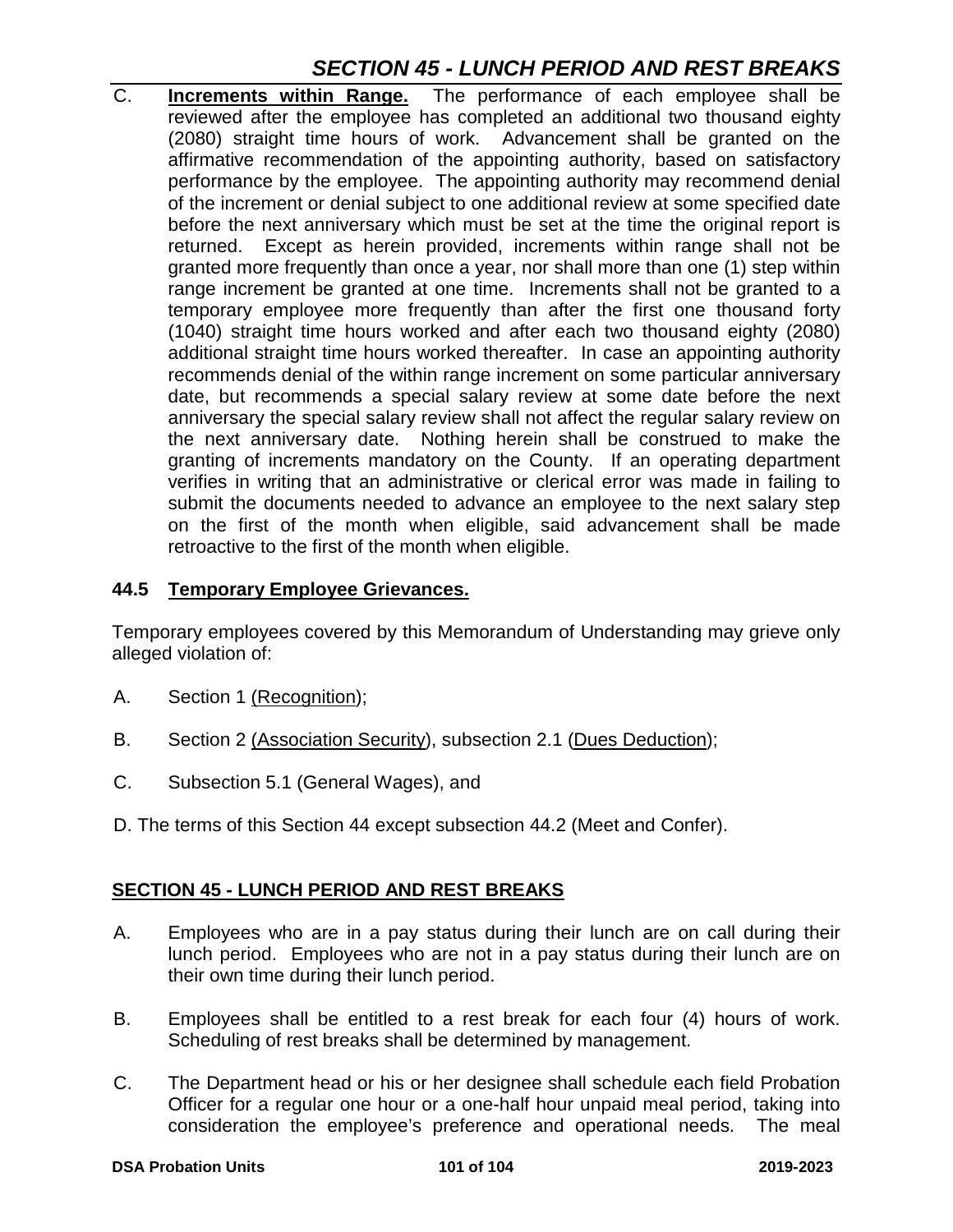C. **Increments within Range.** The performance of each employee shall be reviewed after the employee has completed an additional two thousand eighty (2080) straight time hours of work. Advancement shall be granted on the affirmative recommendation of the appointing authority, based on satisfactory performance by the employee. The appointing authority may recommend denial of the increment or denial subject to one additional review at some specified date before the next anniversary which must be set at the time the original report is returned. Except as herein provided, increments within range shall not be granted more frequently than once a year, nor shall more than one (1) step within range increment be granted at one time. Increments shall not be granted to a temporary employee more frequently than after the first one thousand forty (1040) straight time hours worked and after each two thousand eighty (2080) additional straight time hours worked thereafter. In case an appointing authority recommends denial of the within range increment on some particular anniversary date, but recommends a special salary review at some date before the next anniversary the special salary review shall not affect the regular salary review on the next anniversary date. Nothing herein shall be construed to make the granting of increments mandatory on the County. If an operating department verifies in writing that an administrative or clerical error was made in failing to submit the documents needed to advance an employee to the next salary step on the first of the month when eligible, said advancement shall be made retroactive to the first of the month when eligible.

### 44.5 Temporary Employee Grievances.

Temporary employees covered by this Memorandum of Understanding may grieve only alleged violation of:

A. Section 1 (Recognition);

B. Section 2 (Association Security), subsection 2.1 (Dues Deduction);

C. Subsection 5.1 (General Wages), and

D. The terms of this Section 44 except subsection 44.2 (Meet and Confer).

## SECTION 45 - LUNCH PERIOD AND REST BREAKS

A. Employees who are in a pay status during their lunch are on call during their lunch period. Employees who are not in a pay status during their lunch are on their own time during their lunch period.

B. Employees shall be entitled to a rest break for each four (4) hours of work. Scheduling of rest breaks shall be determined by management.

C. The Department head or his or her designee shall schedule each field Probation Officer for a regular one hour or a one-half hour unpaid meal period, taking into consideration the employee's preference and operational needs. The meal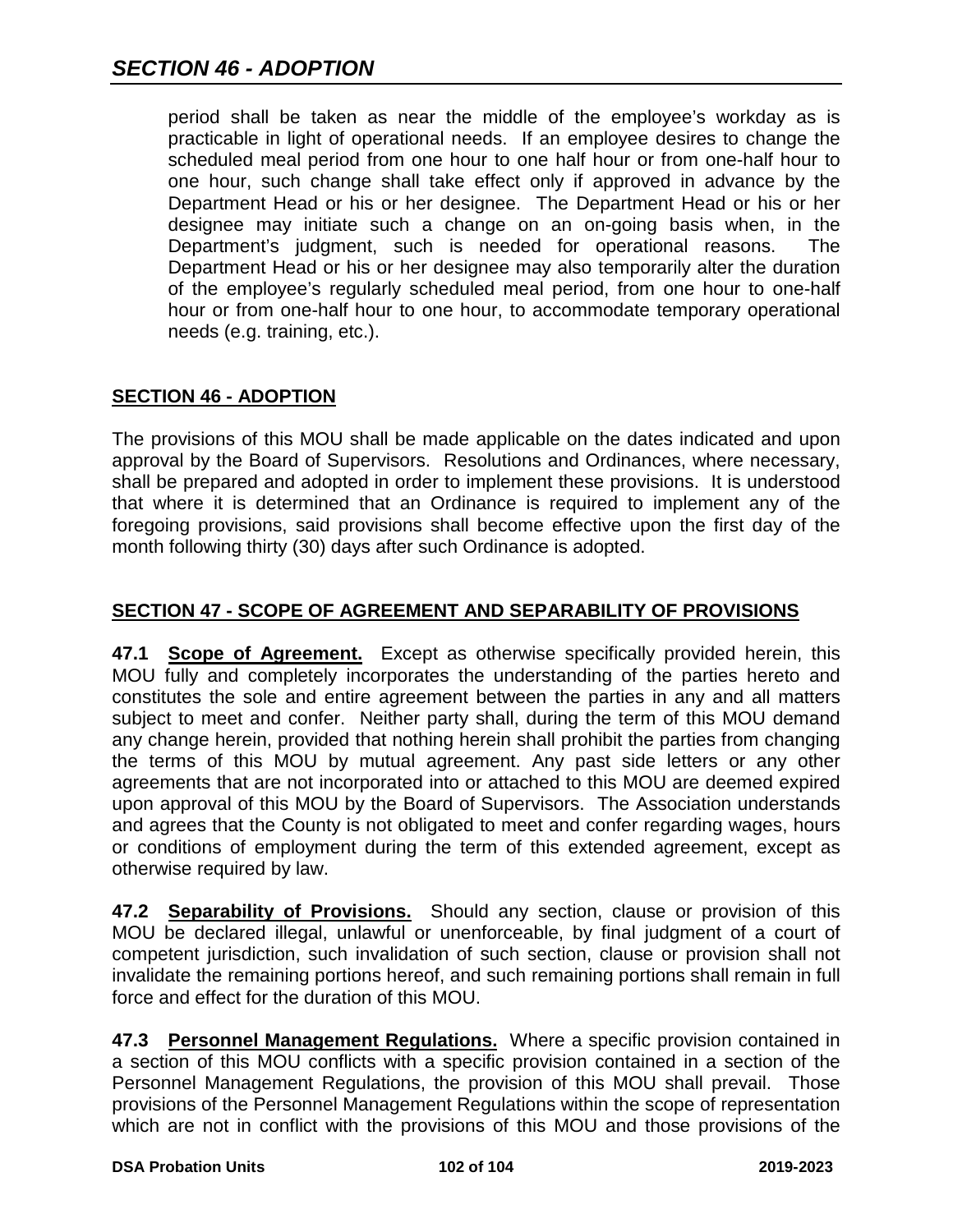period shall be taken as near the middle of the employee's workday as is practicable in light of operational needs. If an employee desires to change the scheduled meal period from one hour to one half hour or from one-half hour to one hour, such change shall take effect only if approved in advance by the Department Head or his or her designee. The Department Head or his or her designee may initiate such a change on an on-going basis when, in the Department's judgment, such is needed for operational reasons. The Department Head or his or her designee may also temporarily alter the duration of the employee's regularly scheduled meal period, from one hour to one-half hour or from one-half hour to one hour, to accommodate temporary operational needs (e.g. training, etc.).

## SECTION 46 - ADOPTION

The provisions of this MOU shall be made applicable on the dates indicated and upon approval by the Board of Supervisors. Resolutions and Ordinances, where necessary, shall be prepared and adopted in order to implement these provisions. It is understood that where it is determined that an Ordinance is required to implement any of the foregoing provisions, said provisions shall become effective upon the first day of the month following thirty (30) days after such Ordinance is adopted.

## SECTION 47 - SCOPE OF AGREEMENT AND SEPARABILITY OF PROVISIONS

**47.1 Scope of Agreement.** Except as otherwise specifically provided herein, this MOU fully and completely incorporates the understanding of the parties hereto and constitutes the sole and entire agreement between the parties in any and all matters subject to meet and confer. Neither party shall, during the term of this MOU demand any change herein, provided that nothing herein shall prohibit the parties from changing the terms of this MOU by mutual agreement. Any past side letters or any other agreements that are not incorporated into or attached to this MOU are deemed expired upon approval of this MOU by the Board of Supervisors. The Association understands and agrees that the County is not obligated to meet and confer regarding wages, hours or conditions of employment during the term of this extended agreement, except as otherwise required by law.

**47.2 Separability of Provisions.** Should any section, clause or provision of this MOU be declared illegal, unlawful or unenforceable, by final judgment of a court of competent jurisdiction, such invalidation of such section, clause or provision shall not invalidate the remaining portions hereof, and such remaining portions shall remain in full force and effect for the duration of this MOU.

**47.3 Personnel Management Regulations.** Where a specific provision contained in a section of this MOU conflicts with a specific provision contained in a section of the Personnel Management Regulations, the provision of this MOU shall prevail. Those provisions of the Personnel Management Regulations within the scope of representation which are not in conflict with the provisions of this MOU and those provisions of the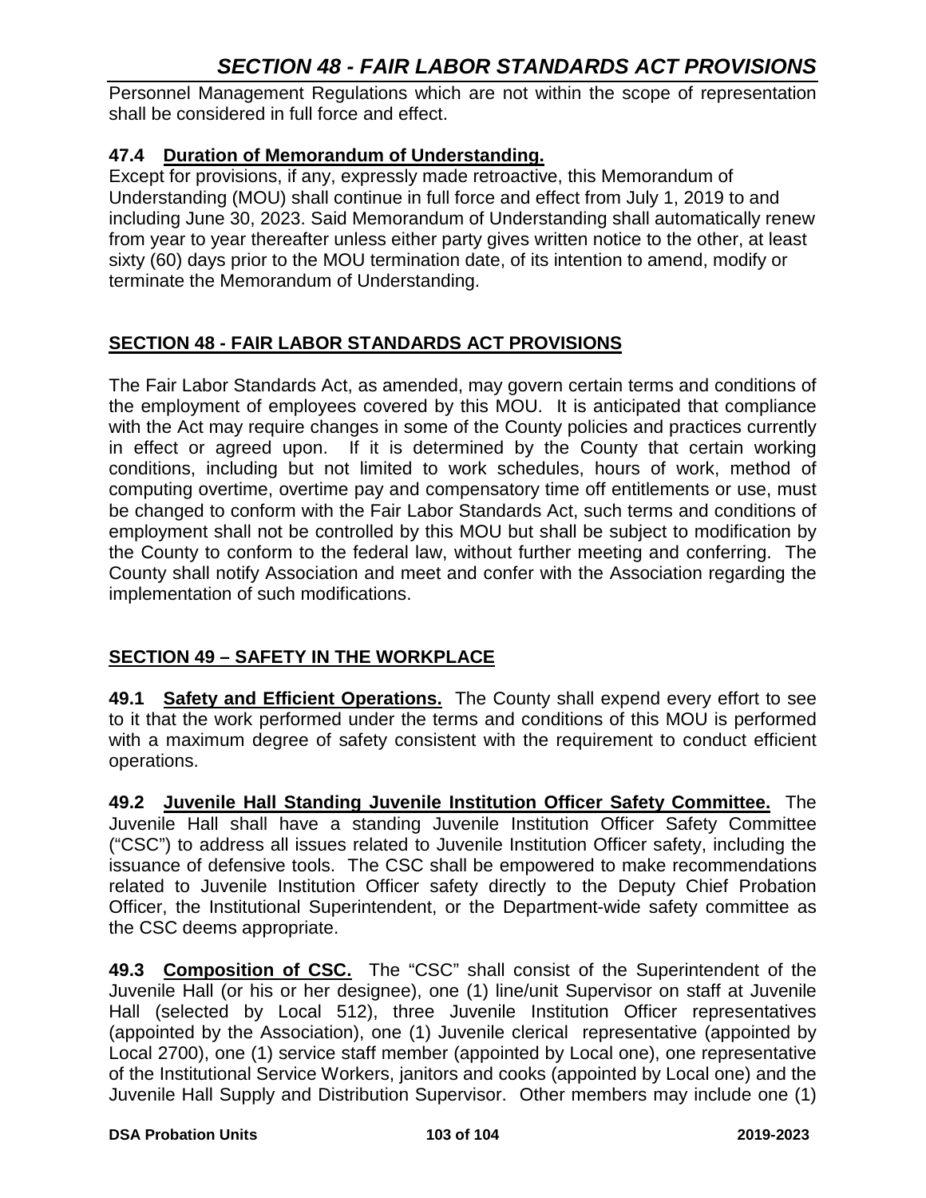Personnel Management Regulations which are not within the scope of representation shall be considered in full force and effect.

### 47.4 Duration of Memorandum of Understanding.

Except for provisions, if any, expressly made retroactive, this Memorandum of Understanding (MOU) shall continue in full force and effect from July 1, 2019 to and including June 30, 2023. Said Memorandum of Understanding shall automatically renew from year to year thereafter unless either party gives written notice to the other, at least sixty (60) days prior to the MOU termination date, of its intention to amend, modify or terminate the Memorandum of Understanding.

## SECTION 48 - FAIR LABOR STANDARDS ACT PROVISIONS

The Fair Labor Standards Act, as amended, may govern certain terms and conditions of the employment of employees covered by this MOU. It is anticipated that compliance with the Act may require changes in some of the County policies and practices currently in effect or agreed upon. If it is determined by the County that certain working conditions, including but not limited to work schedules, hours of work, method of computing overtime, overtime pay and compensatory time off entitlements or use, must be changed to conform with the Fair Labor Standards Act, such terms and conditions of employment shall not be controlled by this MOU but shall be subject to modification by the County to conform to the federal law, without further meeting and conferring. The County shall notify Association and meet and confer with the Association regarding the implementation of such modifications.

## SECTION 49 – SAFETY IN THE WORKPLACE

**49.1 Safety and Efficient Operations.** The County shall expend every effort to see to it that the work performed under the terms and conditions of this MOU is performed with a maximum degree of safety consistent with the requirement to conduct efficient operations.

**49.2 Juvenile Hall Standing Juvenile Institution Officer Safety Committee.** The Juvenile Hall shall have a standing Juvenile Institution Officer Safety Committee ("CSC") to address all issues related to Juvenile Institution Officer safety, including the issuance of defensive tools. The CSC shall be empowered to make recommendations related to Juvenile Institution Officer safety directly to the Deputy Chief Probation Officer, the Institutional Superintendent, or the Department-wide safety committee as the CSC deems appropriate.

**49.3 Composition of CSC.** The "CSC" shall consist of the Superintendent of the Juvenile Hall (or his or her designee), one (1) line/unit Supervisor on staff at Juvenile Hall (selected by Local 512), three Juvenile Institution Officer representatives (appointed by the Association), one (1) Juvenile clerical representative (appointed by Local 2700), one (1) service staff member (appointed by Local one), one representative of the Institutional Service Workers, janitors and cooks (appointed by Local one) and the Juvenile Hall Supply and Distribution Supervisor. Other members may include one (1)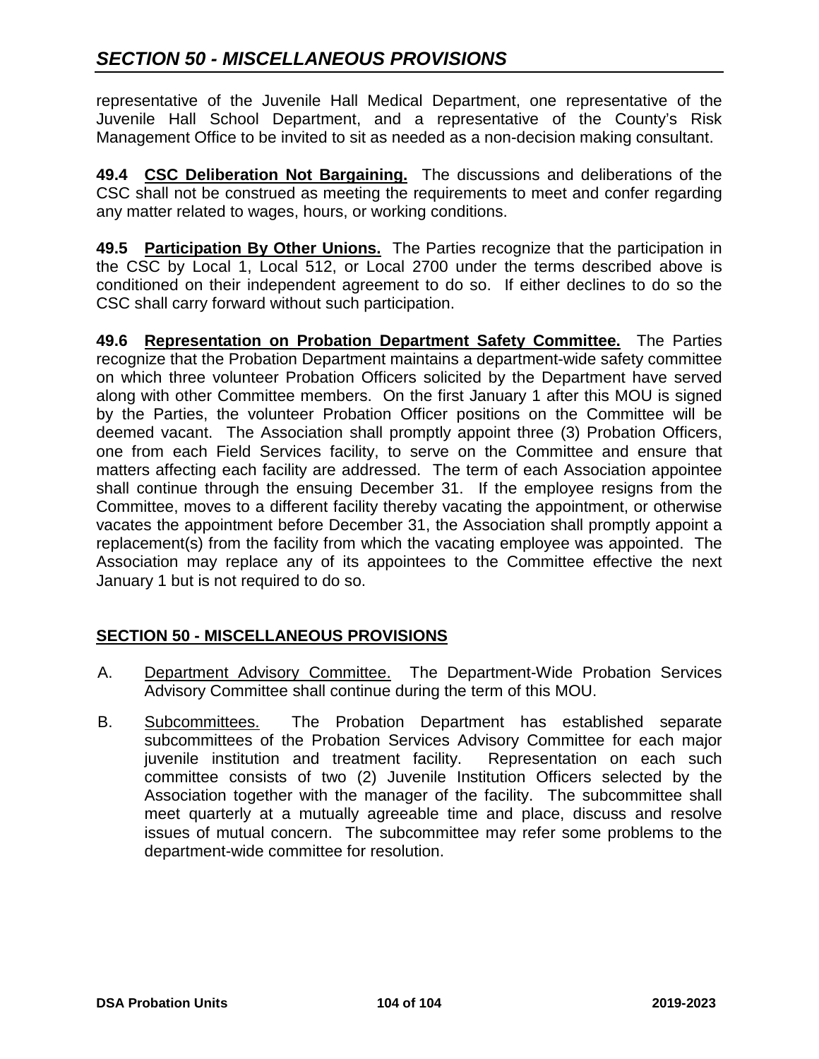representative of the Juvenile Hall Medical Department, one representative of the Juvenile Hall School Department, and a representative of the County's Risk Management Office to be invited to sit as needed as a non-decision making consultant.

**49.4 <u>CSC Deliberation Not Bargaining.</u>** The discussions and deliberations of the CSC shall not be construed as meeting the requirements to meet and confer regarding any matter related to wages, hours, or working conditions.

**49.5 <u>Participation By Other Unions.</u>** The Parties recognize that the participation in the CSC by Local 1, Local 512, or Local 2700 under the terms described above is conditioned on their independent agreement to do so. If either declines to do so the CSC shall carry forward without such participation.

**49.6 <u>Representation on Probation Department Safety Committee.</u>** The Parties recognize that the Probation Department maintains a department-wide safety committee on which three volunteer Probation Officers solicited by the Department have served along with other Committee members. On the first January 1 after this MOU is signed by the Parties, the volunteer Probation Officer positions on the Committee will be deemed vacant. The Association shall promptly appoint three (3) Probation Officers, one from each Field Services facility, to serve on the Committee and ensure that matters affecting each facility are addressed. The term of each Association appointee shall continue through the ensuing December 31. If the employee resigns from the Committee, moves to a different facility thereby vacating the appointment, or otherwise vacates the appointment before December 31, the Association shall promptly appoint a replacement(s) from the facility from which the vacating employee was appointed. The Association may replace any of its appointees to the Committee effective the next January 1 but is not required to do so.

## SECTION 50 - MISCELLANEOUS PROVISIONS

A. <u>Department Advisory Committee.</u> The Department-Wide Probation Services Advisory Committee shall continue during the term of this MOU.

B. <u>Subcommittees.</u> The Probation Department has established separate subcommittees of the Probation Services Advisory Committee for each major juvenile institution and treatment facility. Representation on each such committee consists of two (2) Juvenile Institution Officers selected by the Association together with the manager of the facility. The subcommittee shall meet quarterly at a mutually agreeable time and place, discuss and resolve issues of mutual concern. The subcommittee may refer some problems to the department-wide committee for resolution.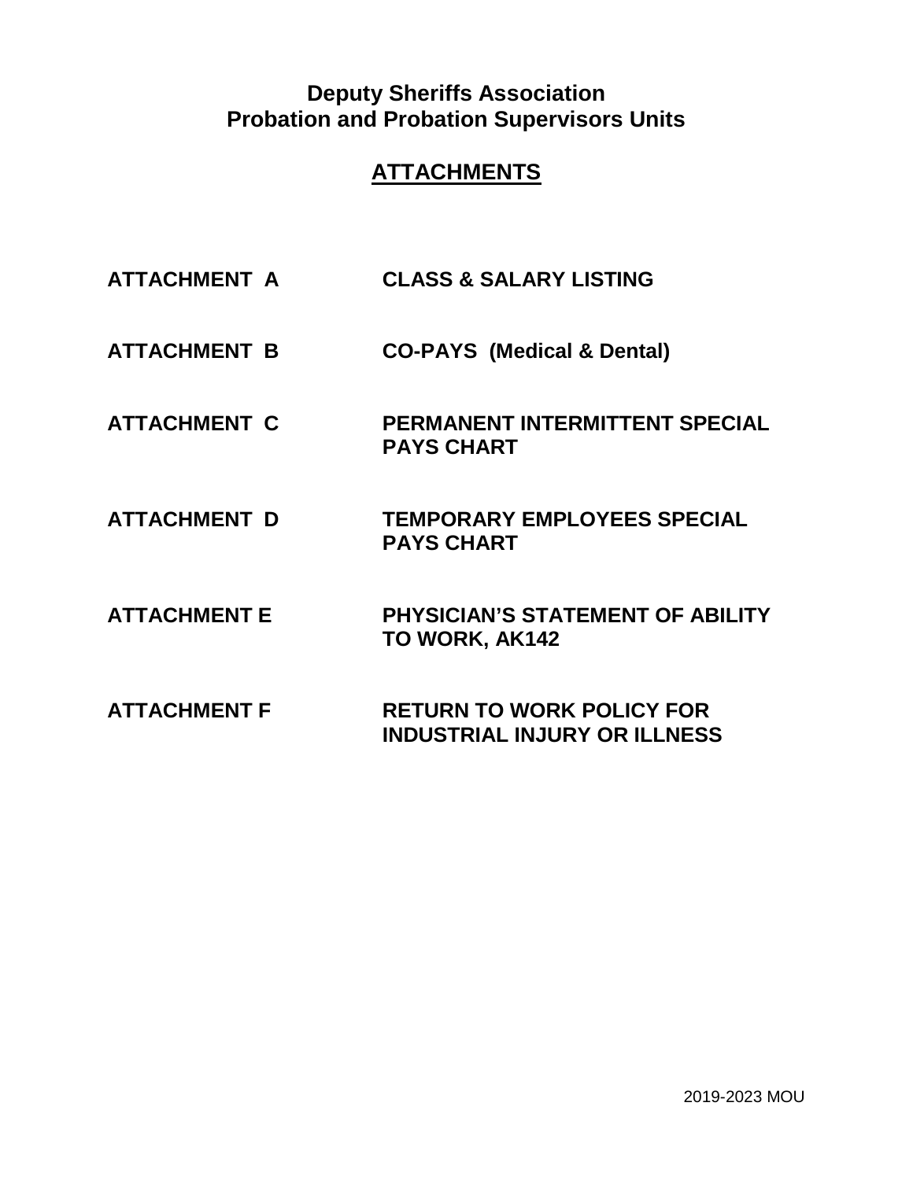# Deputy Sheriffs Association
# Probation and Probation Supervisors Units

## ATTACHMENTS

| | |
|---|---|
| **ATTACHMENT A** | **CLASS & SALARY LISTING** |
| **ATTACHMENT B** | **CO-PAYS (Medical & Dental)** |
| **ATTACHMENT C** | **PERMANENT INTERMITTENT SPECIAL PAYS CHART** |
| **ATTACHMENT D** | **TEMPORARY EMPLOYEES SPECIAL PAYS CHART** |
| **ATTACHMENT E** | **PHYSICIAN'S STATEMENT OF ABILITY TO WORK, AK142** |
| **ATTACHMENT F** | **RETURN TO WORK POLICY FOR INDUSTRIAL INJURY OR ILLNESS** |

2019-2023 MOU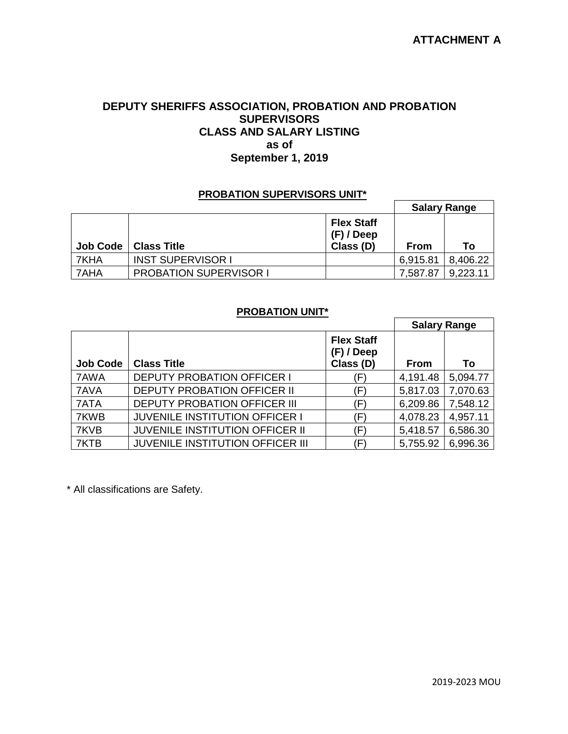**ATTACHMENT A**

## DEPUTY SHERIFFS ASSOCIATION, PROBATION AND PROBATION SUPERVISORS
## CLASS AND SALARY LISTING
## as of
## September 1, 2019

### PROBATION SUPERVISORS UNIT*

| | | | Salary Range | |
|---|---|---|---|---|
| **Job Code** | **Class Title** | **Flex Staff (F) / Deep Class (D)** | **From** | **To** |
| 7KHA | INST SUPERVISOR I | | 6,915.81 | 8,406.22 |
| 7AHA | PROBATION SUPERVISOR I | | 7,587.87 | 9,223.11 |

### PROBATION UNIT*

| | | | Salary Range | |
|---|---|---|---|---|
| **Job Code** | **Class Title** | **Flex Staff (F) / Deep Class (D)** | **From** | **To** |
| 7AWA | DEPUTY PROBATION OFFICER I | (F) | 4,191.48 | 5,094.77 |
| 7AVA | DEPUTY PROBATION OFFICER II | (F) | 5,817.03 | 7,070.63 |
| 7ATA | DEPUTY PROBATION OFFICER III | (F) | 6,209.86 | 7,548.12 |
| 7KWB | JUVENILE INSTITUTION OFFICER I | (F) | 4,078.23 | 4,957.11 |
| 7KVB | JUVENILE INSTITUTION OFFICER II | (F) | 5,418.57 | 6,586.30 |
| 7KTB | JUVENILE INSTITUTION OFFICER III | (F) | 5,755.92 | 6,996.36 |

* All classifications are Safety.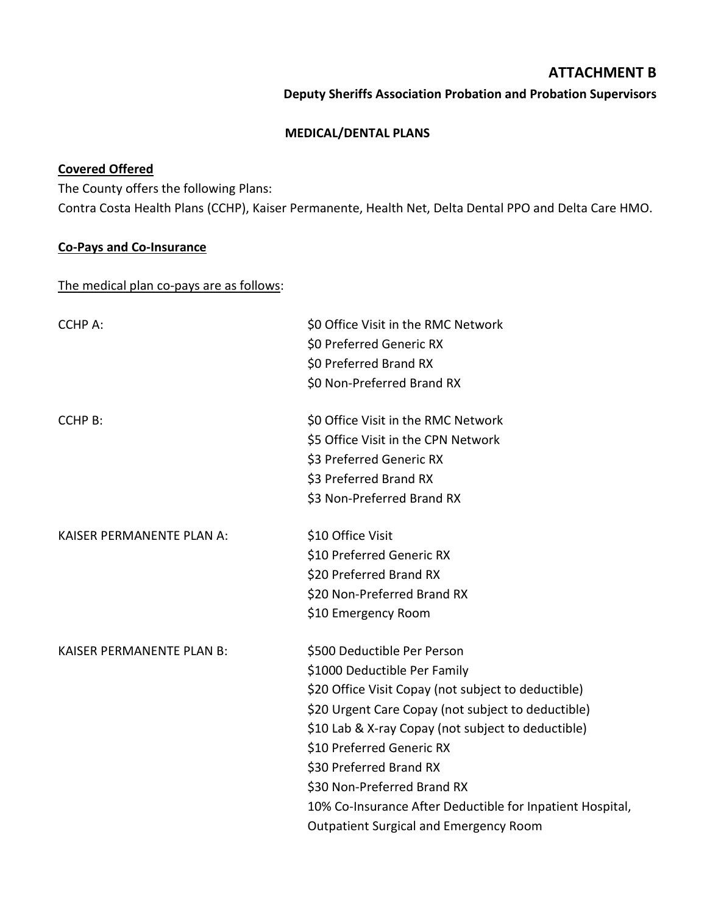# ATTACHMENT B

**Deputy Sheriffs Association Probation and Probation Supervisors**

## MEDICAL/DENTAL PLANS

**Covered Offered**

The County offers the following Plans:
Contra Costa Health Plans (CCHP), Kaiser Permanente, Health Net, Delta Dental PPO and Delta Care HMO.

**Co-Pays and Co-Insurance**

The medical plan co-pays are as follows:

| | |
|---|---|
| CCHP A: | $0 Office Visit in the RMC Network<br>$0 Preferred Generic RX<br>$0 Preferred Brand RX<br>$0 Non-Preferred Brand RX |
| CCHP B: | $0 Office Visit in the RMC Network<br>$5 Office Visit in the CPN Network<br>$3 Preferred Generic RX<br>$3 Preferred Brand RX<br>$3 Non-Preferred Brand RX |
| KAISER PERMANENTE PLAN A: | $10 Office Visit<br>$10 Preferred Generic RX<br>$20 Preferred Brand RX<br>$20 Non-Preferred Brand RX<br>$10 Emergency Room |
| KAISER PERMANENTE PLAN B: | $500 Deductible Per Person<br>$1000 Deductible Per Family<br>$20 Office Visit Copay (not subject to deductible)<br>$20 Urgent Care Copay (not subject to deductible)<br>$10 Lab & X-ray Copay (not subject to deductible)<br>$10 Preferred Generic RX<br>$30 Preferred Brand RX<br>$30 Non-Preferred Brand RX<br>10% Co-Insurance After Deductible for Inpatient Hospital, Outpatient Surgical and Emergency Room |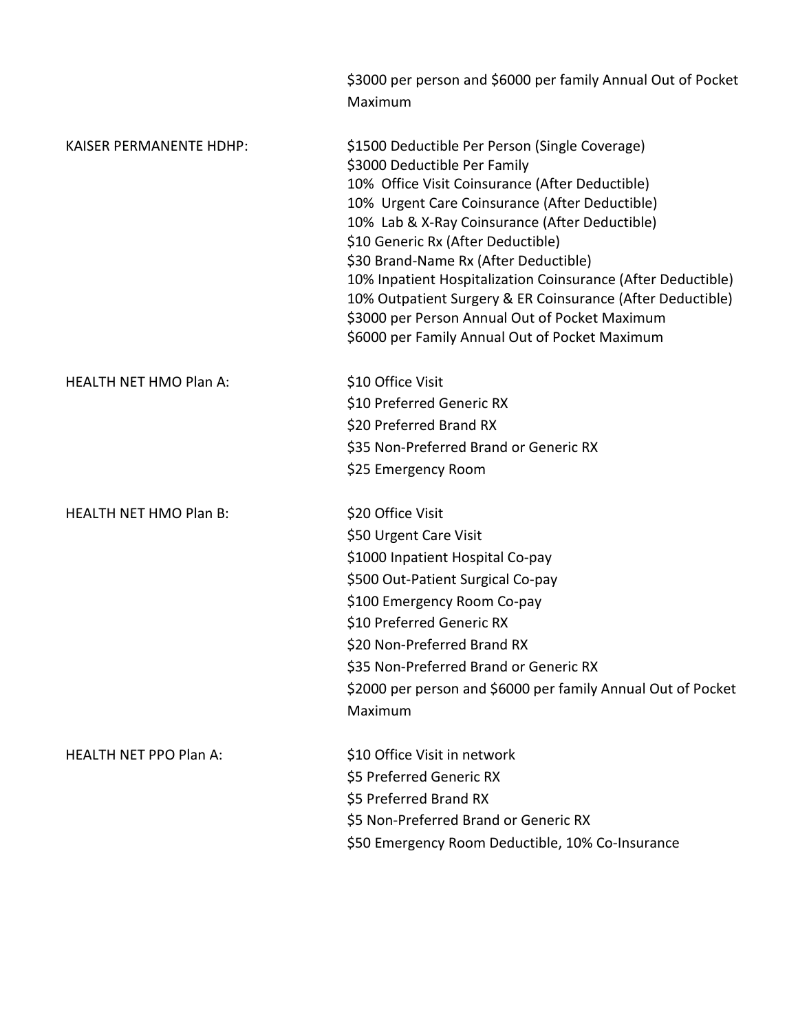$3000 per person and $6000 per family Annual Out of Pocket Maximum

KAISER PERMANENTE HDHP:

- $1500 Deductible Per Person (Single Coverage)
- $3000 Deductible Per Family
- 10% Office Visit Coinsurance (After Deductible)
- 10% Urgent Care Coinsurance (After Deductible)
- 10% Lab & X-Ray Coinsurance (After Deductible)
- $10 Generic Rx (After Deductible)
- $30 Brand-Name Rx (After Deductible)
- 10% Inpatient Hospitalization Coinsurance (After Deductible)
- 10% Outpatient Surgery & ER Coinsurance (After Deductible)
- $3000 per Person Annual Out of Pocket Maximum
- $6000 per Family Annual Out of Pocket Maximum

HEALTH NET HMO Plan A:

- $10 Office Visit
- $10 Preferred Generic RX
- $20 Preferred Brand RX
- $35 Non-Preferred Brand or Generic RX
- $25 Emergency Room

HEALTH NET HMO Plan B:

- $20 Office Visit
- $50 Urgent Care Visit
- $1000 Inpatient Hospital Co-pay
- $500 Out-Patient Surgical Co-pay
- $100 Emergency Room Co-pay
- $10 Preferred Generic RX
- $20 Non-Preferred Brand RX
- $35 Non-Preferred Brand or Generic RX
- $2000 per person and $6000 per family Annual Out of Pocket Maximum

HEALTH NET PPO Plan A:

- $10 Office Visit in network
- $5 Preferred Generic RX
- $5 Preferred Brand RX
- $5 Non-Preferred Brand or Generic RX
- $50 Emergency Room Deductible, 10% Co-Insurance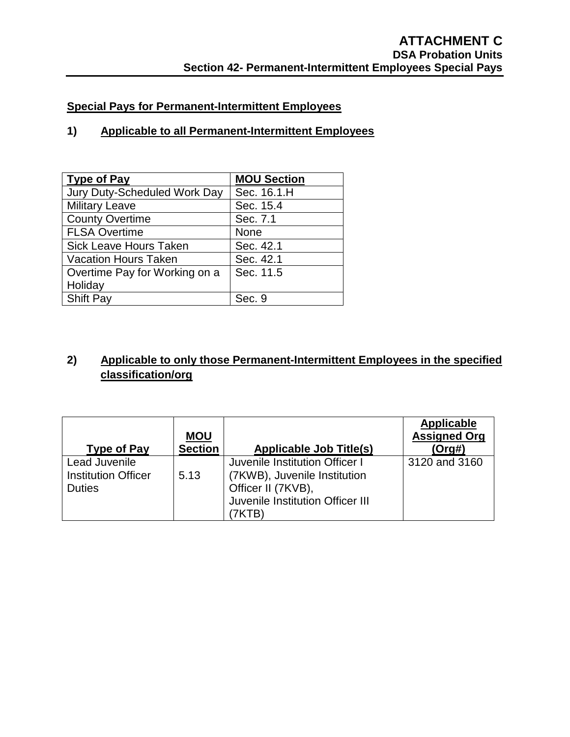# ATTACHMENT C
## DSA Probation Units
## Section 42- Permanent-Intermittent Employees Special Pays

**Special Pays for Permanent-Intermittent Employees**

**1) Applicable to all Permanent-Intermittent Employees**

| Type of Pay | MOU Section |
|---|---|
| Jury Duty-Scheduled Work Day | Sec. 16.1.H |
| Military Leave | Sec. 15.4 |
| County Overtime | Sec. 7.1 |
| FLSA Overtime | None |
| Sick Leave Hours Taken | Sec. 42.1 |
| Vacation Hours Taken | Sec. 42.1 |
| Overtime Pay for Working on a Holiday | Sec. 11.5 |
| Shift Pay | Sec. 9 |

**2) Applicable to only those Permanent-Intermittent Employees in the specified classification/org**

| Type of Pay | MOU Section | Applicable Job Title(s) | Applicable Assigned Org (Org#) |
|---|---|---|---|
| Lead Juvenile Institution Officer Duties | 5.13 | Juvenile Institution Officer I (7KWB), Juvenile Institution Officer II (7KVB), Juvenile Institution Officer III (7KTB) | 3120 and 3160 |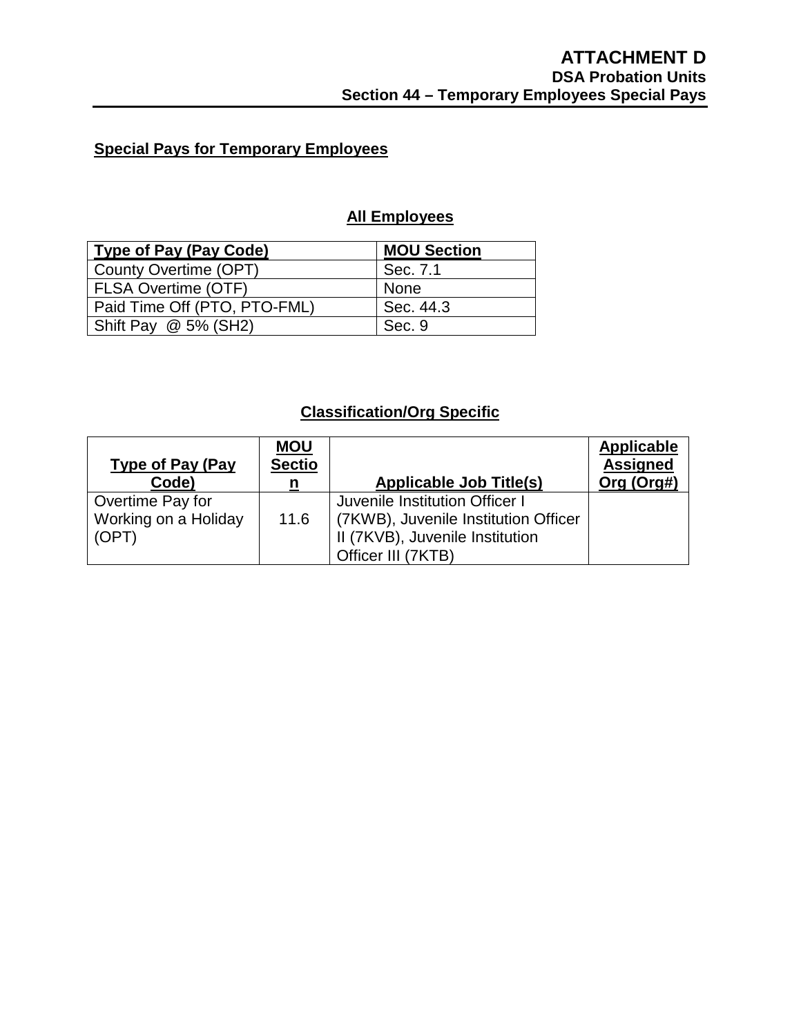# ATTACHMENT D
## DSA Probation Units
## Section 44 – Temporary Employees Special Pays

**Special Pays for Temporary Employees**

**All Employees**

| Type of Pay (Pay Code) | MOU Section |
|---|---|
| County Overtime (OPT) | Sec. 7.1 |
| FLSA Overtime (OTF) | None |
| Paid Time Off (PTO, PTO-FML) | Sec. 44.3 |
| Shift Pay @ 5% (SH2) | Sec. 9 |

**Classification/Org Specific**

| Type of Pay (Pay Code) | MOU Section | Applicable Job Title(s) | Applicable Assigned Org (Org#) |
|---|---|---|---|
| Overtime Pay for Working on a Holiday (OPT) | 11.6 | Juvenile Institution Officer I (7KWB), Juvenile Institution Officer II (7KVB), Juvenile Institution Officer III (7KTB) | |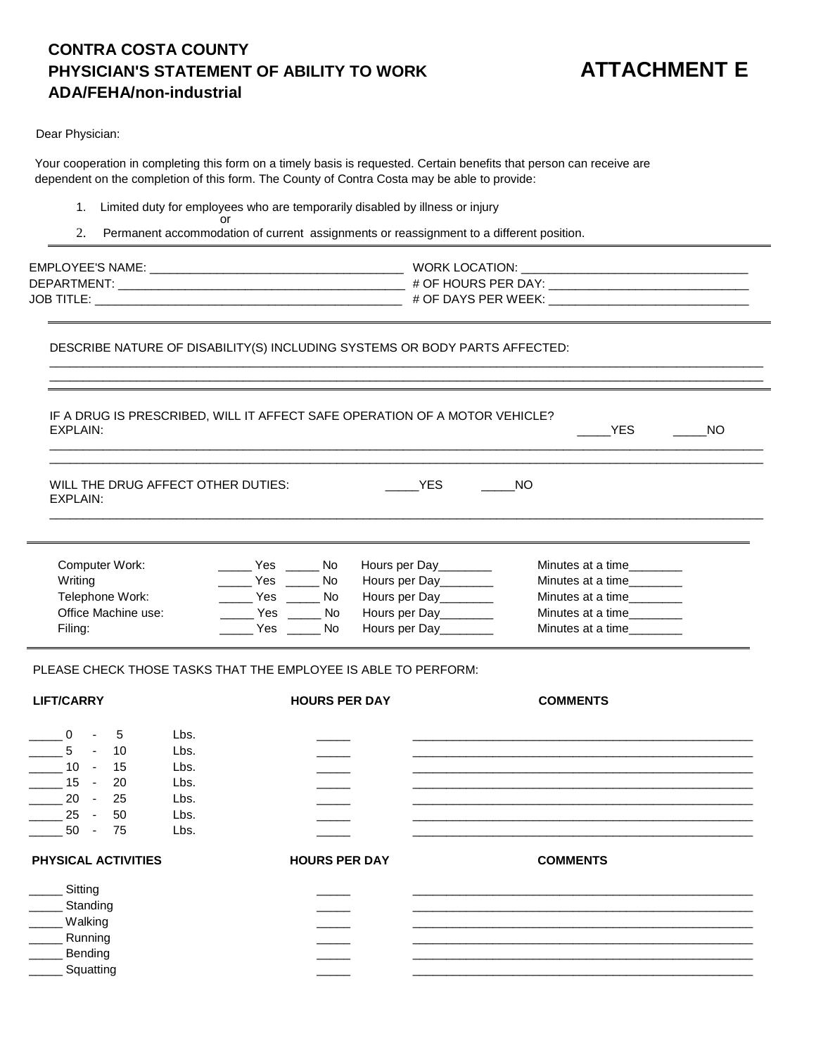# CONTRA COSTA COUNTY
# PHYSICIAN'S STATEMENT OF ABILITY TO WORK
# ADA/FEHA/non-industrial

# ATTACHMENT E

Dear Physician:

Your cooperation in completing this form on a timely basis is requested. Certain benefits that person can receive are dependent on the completion of this form. The County of Contra Costa may be able to provide:

1. Limited duty for employees who are temporarily disabled by illness or injury
   or
2. Permanent accommodation of current assignments or reassignment to a different position.

---

EMPLOYEE'S NAME: ______________________________________ WORK LOCATION: _________________________________

DEPARTMENT: ___________________________________________ # OF HOURS PER DAY: _____________________________

JOB TITLE: _____________________________________________ # OF DAYS PER WEEK: _____________________________

---

DESCRIBE NATURE OF DISABILITY(S) INCLUDING SYSTEMS OR BODY PARTS AFFECTED:

______________________________________________________________________________________________________

______________________________________________________________________________________________________

---

IF A DRUG IS PRESCRIBED, WILL IT AFFECT SAFE OPERATION OF A MOTOR VEHICLE? _____YES _____NO

EXPLAIN:

______________________________________________________________________________________________________

______________________________________________________________________________________________________

WILL THE DRUG AFFECT OTHER DUTIES: _____YES _____NO

EXPLAIN:

______________________________________________________________________________________________________

---

| | | | |
|---|---|---|---|
| Computer Work: | _____ Yes _____ No | Hours per Day________ | Minutes at a time________ |
| Writing | _____ Yes _____ No | Hours per Day________ | Minutes at a time________ |
| Telephone Work: | _____ Yes _____ No | Hours per Day________ | Minutes at a time________ |
| Office Machine use: | _____ Yes _____ No | Hours per Day________ | Minutes at a time________ |
| Filing: | _____ Yes _____ No | Hours per Day________ | Minutes at a time________ |

---

PLEASE CHECK THOSE TASKS THAT THE EMPLOYEE IS ABLE TO PERFORM:

| LIFT/CARRY | HOURS PER DAY | COMMENTS |
|---|---|---|
| _____ 0 - 5 Lbs. | _____ | ________________________________ |
| _____ 5 - 10 Lbs. | _____ | ________________________________ |
| _____ 10 - 15 Lbs. | _____ | ________________________________ |
| _____ 15 - 20 Lbs. | _____ | ________________________________ |
| _____ 20 - 25 Lbs. | _____ | ________________________________ |
| _____ 25 - 50 Lbs. | _____ | ________________________________ |
| _____ 50 - 75 Lbs. | _____ | ________________________________ |

| PHYSICAL ACTIVITIES | HOURS PER DAY | COMMENTS |
|---|---|---|
| _____ Sitting | _____ | ________________________________ |
| _____ Standing | _____ | ________________________________ |
| _____ Walking | _____ | ________________________________ |
| _____ Running | _____ | ________________________________ |
| _____ Bending | _____ | ________________________________ |
| _____ Squatting | _____ | ________________________________ |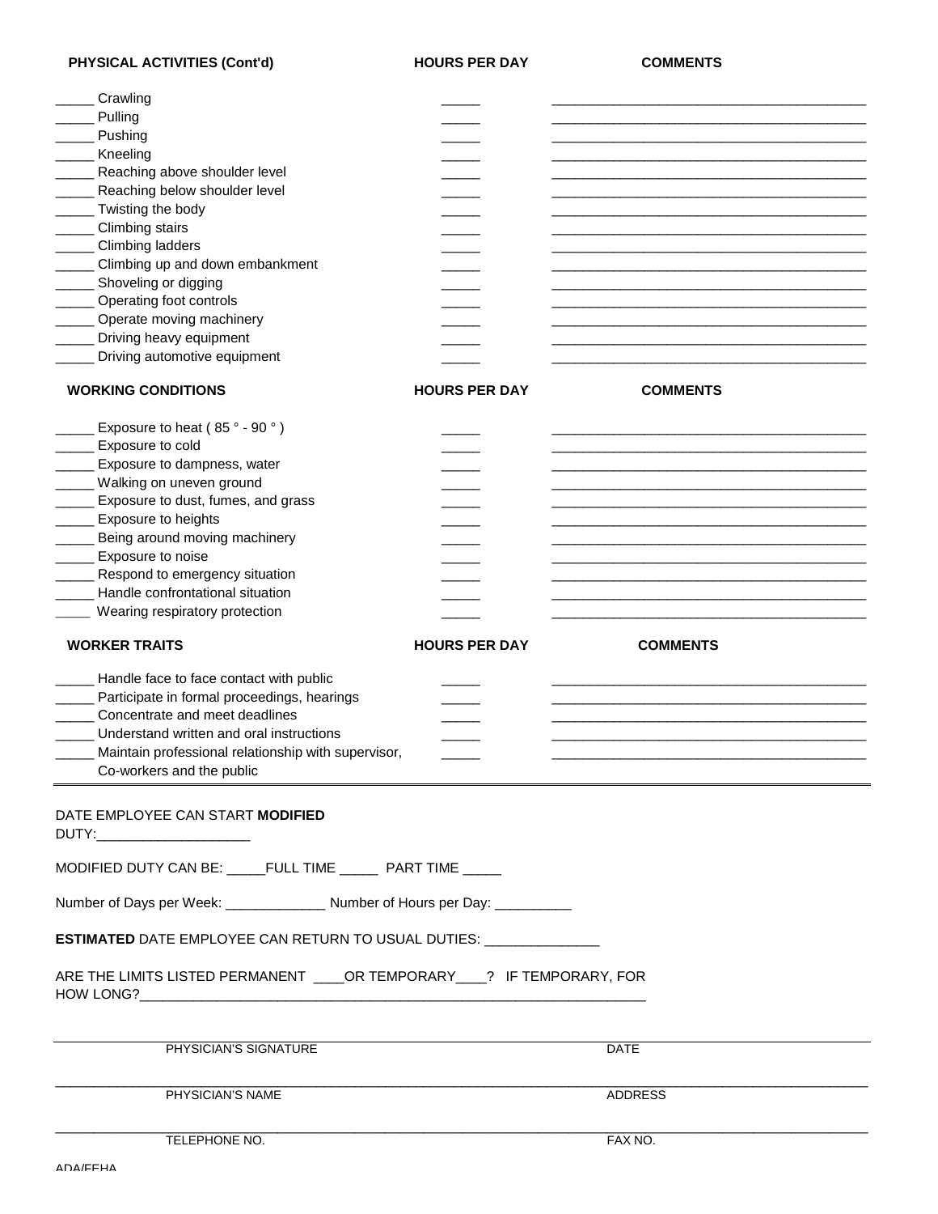| PHYSICAL ACTIVITIES (Cont'd) | HOURS PER DAY | COMMENTS |
|---|---|---|
| _____ Crawling | _____ | __________________________________________ |
| _____ Pulling | _____ | __________________________________________ |
| _____ Pushing | _____ | __________________________________________ |
| _____ Kneeling | _____ | __________________________________________ |
| _____ Reaching above shoulder level | _____ | __________________________________________ |
| _____ Reaching below shoulder level | _____ | __________________________________________ |
| _____ Twisting the body | _____ | __________________________________________ |
| _____ Climbing stairs | _____ | __________________________________________ |
| _____ Climbing ladders | _____ | __________________________________________ |
| _____ Climbing up and down embankment | _____ | __________________________________________ |
| _____ Shoveling or digging | _____ | __________________________________________ |
| _____ Operating foot controls | _____ | __________________________________________ |
| _____ Operate moving machinery | _____ | __________________________________________ |
| _____ Driving heavy equipment | _____ | __________________________________________ |
| _____ Driving automotive equipment | _____ | __________________________________________ |

| WORKING CONDITIONS | HOURS PER DAY | COMMENTS |
|---|---|---|
| _____ Exposure to heat ( 85 ° - 90 ° ) | _____ | __________________________________________ |
| _____ Exposure to cold | _____ | __________________________________________ |
| _____ Exposure to dampness, water | _____ | __________________________________________ |
| _____ Walking on uneven ground | _____ | __________________________________________ |
| _____ Exposure to dust, fumes, and grass | _____ | __________________________________________ |
| _____ Exposure to heights | _____ | __________________________________________ |
| _____ Being around moving machinery | _____ | __________________________________________ |
| _____ Exposure to noise | _____ | __________________________________________ |
| _____ Respond to emergency situation | _____ | __________________________________________ |
| _____ Handle confrontational situation | _____ | __________________________________________ |
| _____ Wearing respiratory protection | _____ | __________________________________________ |

| WORKER TRAITS | HOURS PER DAY | COMMENTS |
|---|---|---|
| _____ Handle face to face contact with public | _____ | __________________________________________ |
| _____ Participate in formal proceedings, hearings | _____ | __________________________________________ |
| _____ Concentrate and meet deadlines | _____ | __________________________________________ |
| _____ Understand written and oral instructions | _____ | __________________________________________ |
| _____ Maintain professional relationship with supervisor, Co-workers and the public | _____ | __________________________________________ |

DATE EMPLOYEE CAN START **MODIFIED** DUTY:____________________

MODIFIED DUTY CAN BE: _____FULL TIME _____ PART TIME _____

Number of Days per Week: _____________ Number of Hours per Day: __________

**ESTIMATED** DATE EMPLOYEE CAN RETURN TO USUAL DUTIES: _______________

ARE THE LIMITS LISTED PERMANENT ____OR TEMPORARY____? IF TEMPORARY, FOR HOW LONG?____________________________________________________________________

| | |
|---|---|
| PHYSICIAN'S SIGNATURE | DATE |
| PHYSICIAN'S NAME | ADDRESS |
| TELEPHONE NO. | FAX NO. |

ADA/FEHA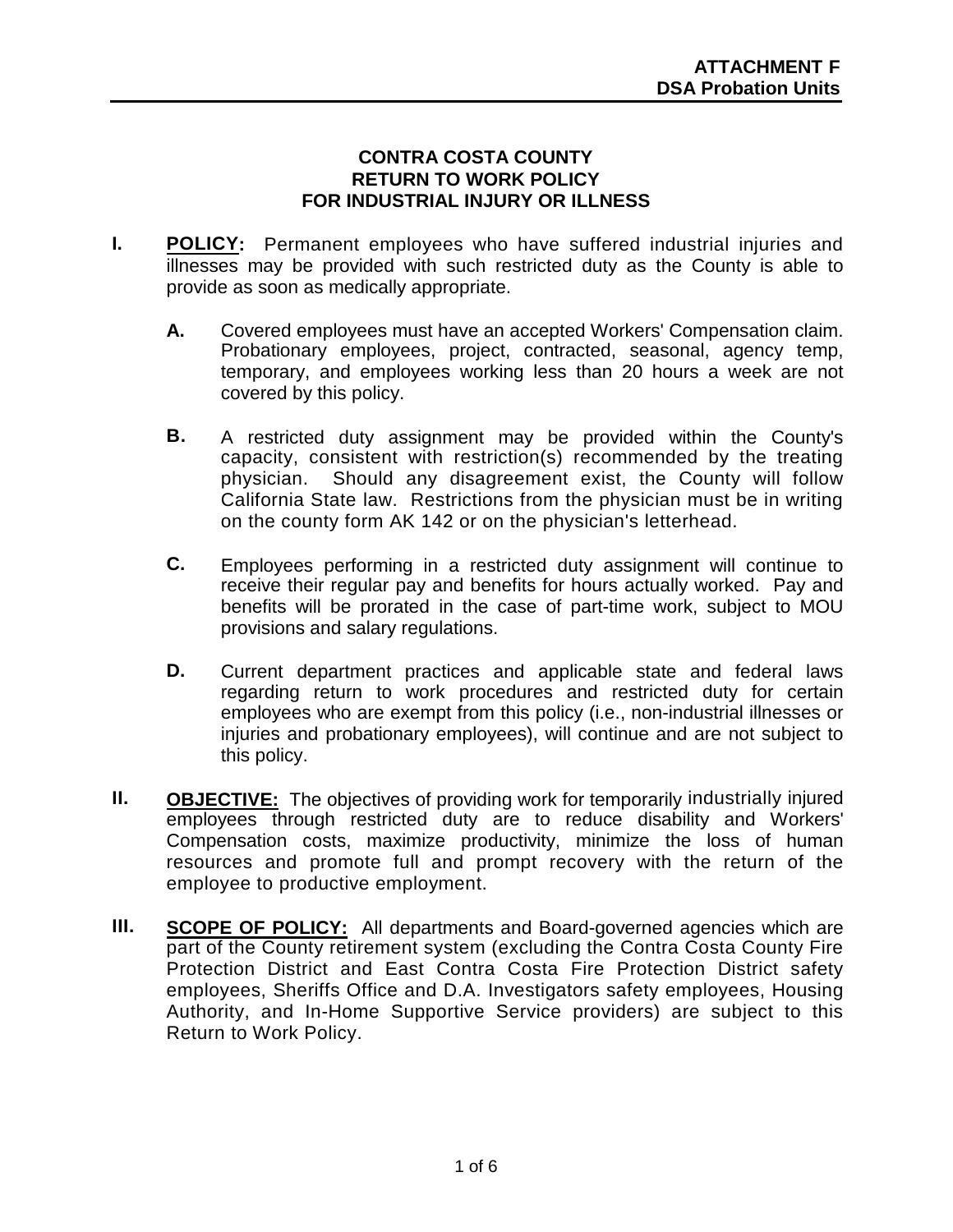**ATTACHMENT F**
**DSA Probation Units**

# CONTRA COSTA COUNTY
# RETURN TO WORK POLICY
# FOR INDUSTRIAL INJURY OR ILLNESS

**I.** **POLICY:** Permanent employees who have suffered industrial injuries and illnesses may be provided with such restricted duty as the County is able to provide as soon as medically appropriate.

- **A.** Covered employees must have an accepted Workers' Compensation claim. Probationary employees, project, contracted, seasonal, agency temp, temporary, and employees working less than 20 hours a week are not covered by this policy.

- **B.** A restricted duty assignment may be provided within the County's capacity, consistent with restriction(s) recommended by the treating physician. Should any disagreement exist, the County will follow California State law. Restrictions from the physician must be in writing on the county form AK 142 or on the physician's letterhead.

- **C.** Employees performing in a restricted duty assignment will continue to receive their regular pay and benefits for hours actually worked. Pay and benefits will be prorated in the case of part-time work, subject to MOU provisions and salary regulations.

- **D.** Current department practices and applicable state and federal laws regarding return to work procedures and restricted duty for certain employees who are exempt from this policy (i.e., non-industrial illnesses or injuries and probationary employees), will continue and are not subject to this policy.

**II.** **OBJECTIVE:** The objectives of providing work for temporarily industrially injured employees through restricted duty are to reduce disability and Workers' Compensation costs, maximize productivity, minimize the loss of human resources and promote full and prompt recovery with the return of the employee to productive employment.

**III.** **SCOPE OF POLICY:** All departments and Board-governed agencies which are part of the County retirement system (excluding the Contra Costa County Fire Protection District and East Contra Costa Fire Protection District safety employees, Sheriffs Office and D.A. Investigators safety employees, Housing Authority, and In-Home Supportive Service providers) are subject to this Return to Work Policy.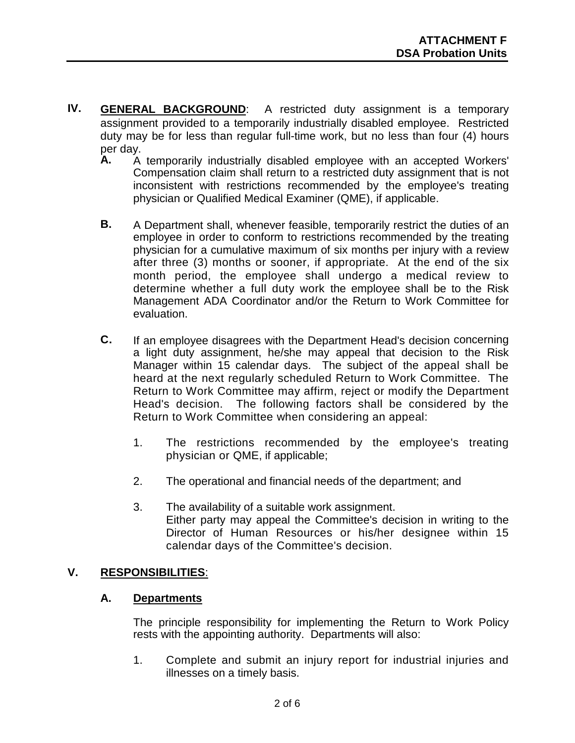**IV.** **GENERAL BACKGROUND**: A restricted duty assignment is a temporary assignment provided to a temporarily industrially disabled employee. Restricted duty may be for less than regular full-time work, but no less than four (4) hours per day.

**A.** A temporarily industrially disabled employee with an accepted Workers' Compensation claim shall return to a restricted duty assignment that is not inconsistent with restrictions recommended by the employee's treating physician or Qualified Medical Examiner (QME), if applicable.

**B.** A Department shall, whenever feasible, temporarily restrict the duties of an employee in order to conform to restrictions recommended by the treating physician for a cumulative maximum of six months per injury with a review after three (3) months or sooner, if appropriate. At the end of the six month period, the employee shall undergo a medical review to determine whether a full duty work the employee shall be to the Risk Management ADA Coordinator and/or the Return to Work Committee for evaluation.

**C.** If an employee disagrees with the Department Head's decision concerning a light duty assignment, he/she may appeal that decision to the Risk Manager within 15 calendar days. The subject of the appeal shall be heard at the next regularly scheduled Return to Work Committee. The Return to Work Committee may affirm, reject or modify the Department Head's decision. The following factors shall be considered by the Return to Work Committee when considering an appeal:

1. The restrictions recommended by the employee's treating physician or QME, if applicable;
2. The operational and financial needs of the department; and
3. The availability of a suitable work assignment.
   Either party may appeal the Committee's decision in writing to the Director of Human Resources or his/her designee within 15 calendar days of the Committee's decision.

**V.** **RESPONSIBILITIES**:

**A. Departments**

The principle responsibility for implementing the Return to Work Policy rests with the appointing authority. Departments will also:

1. Complete and submit an injury report for industrial injuries and illnesses on a timely basis.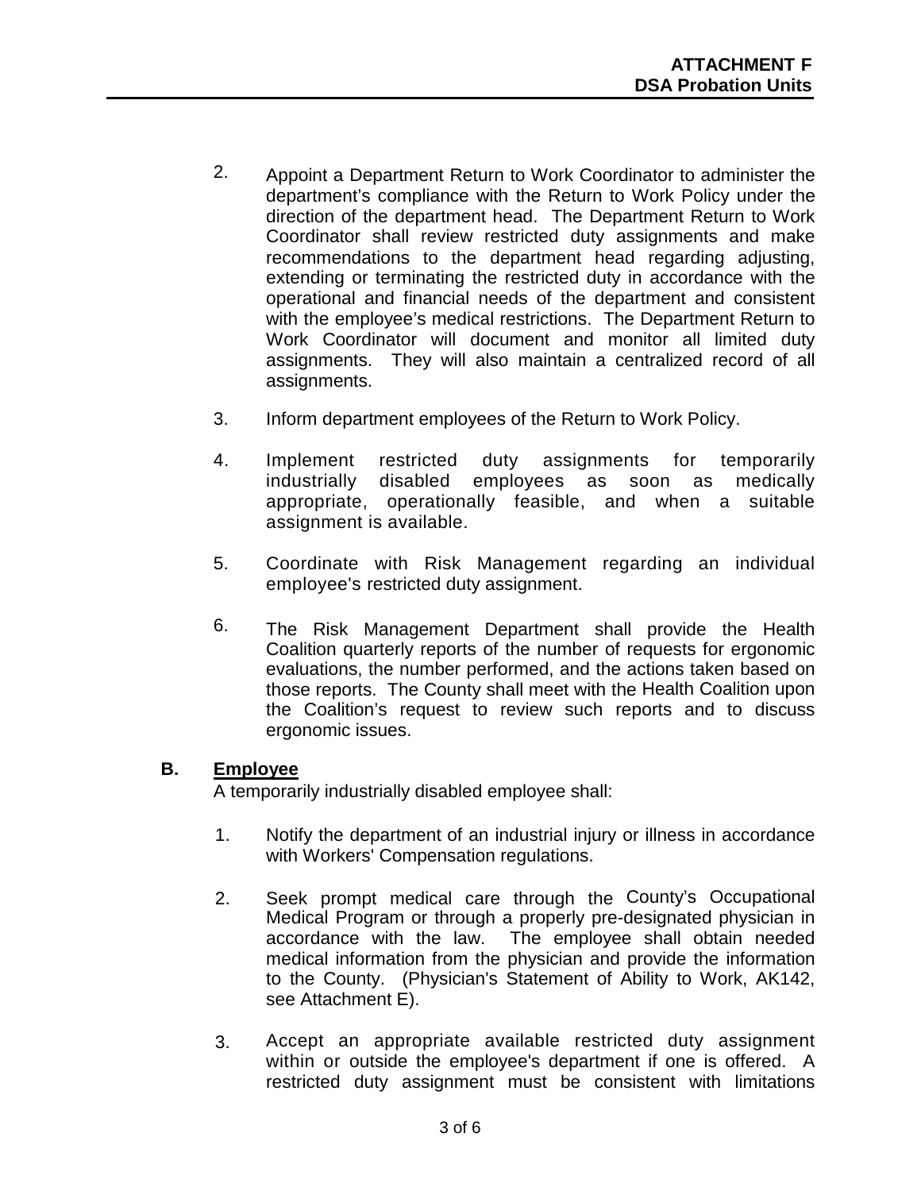2. Appoint a Department Return to Work Coordinator to administer the department's compliance with the Return to Work Policy under the direction of the department head. The Department Return to Work Coordinator shall review restricted duty assignments and make recommendations to the department head regarding adjusting, extending or terminating the restricted duty in accordance with the operational and financial needs of the department and consistent with the employee's medical restrictions. The Department Return to Work Coordinator will document and monitor all limited duty assignments. They will also maintain a centralized record of all assignments.

3. Inform department employees of the Return to Work Policy.

4. Implement restricted duty assignments for temporarily industrially disabled employees as soon as medically appropriate, operationally feasible, and when a suitable assignment is available.

5. Coordinate with Risk Management regarding an individual employee's restricted duty assignment.

6. The Risk Management Department shall provide the Health Coalition quarterly reports of the number of requests for ergonomic evaluations, the number performed, and the actions taken based on those reports. The County shall meet with the Health Coalition upon the Coalition's request to review such reports and to discuss ergonomic issues.

**B. <u>Employee</u>**

A temporarily industrially disabled employee shall:

1. Notify the department of an industrial injury or illness in accordance with Workers' Compensation regulations.

2. Seek prompt medical care through the County's Occupational Medical Program or through a properly pre-designated physician in accordance with the law. The employee shall obtain needed medical information from the physician and provide the information to the County. (Physician's Statement of Ability to Work, AK142, see Attachment E).

3. Accept an appropriate available restricted duty assignment within or outside the employee's department if one is offered. A restricted duty assignment must be consistent with limitations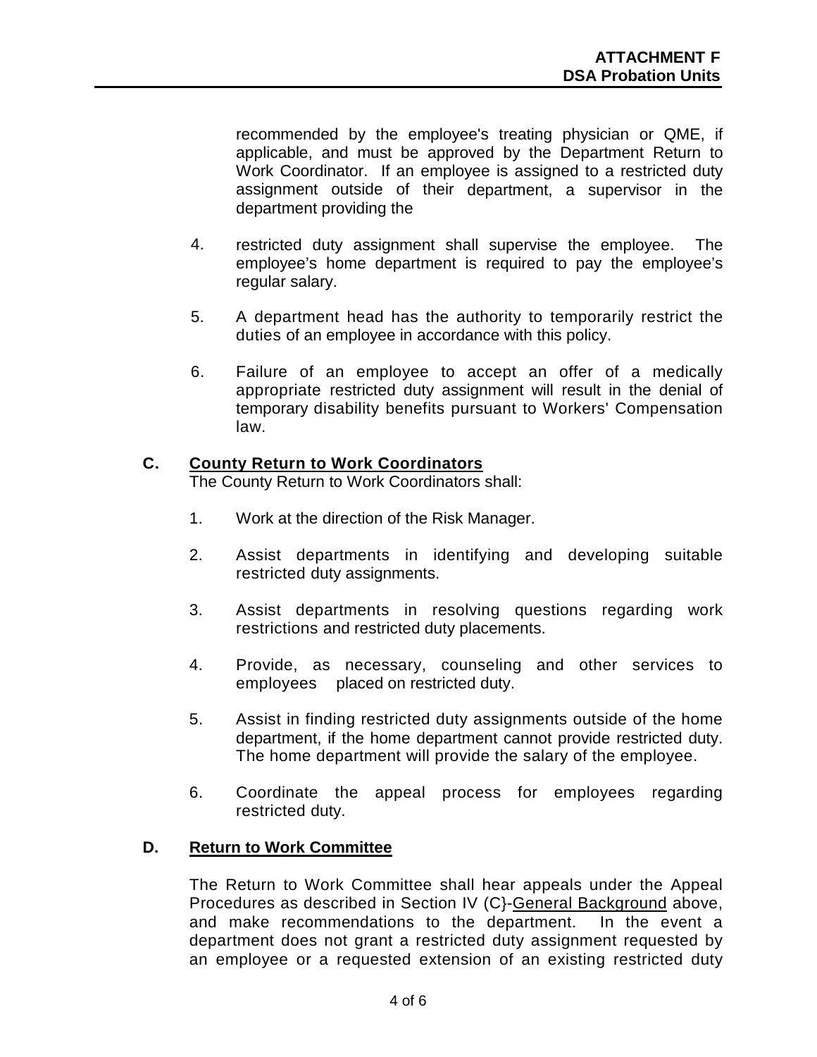recommended by the employee's treating physician or QME, if applicable, and must be approved by the Department Return to Work Coordinator. If an employee is assigned to a restricted duty assignment outside of their department, a supervisor in the department providing the

4. restricted duty assignment shall supervise the employee. The employee's home department is required to pay the employee's regular salary.

5. A department head has the authority to temporarily restrict the duties of an employee in accordance with this policy.

6. Failure of an employee to accept an offer of a medically appropriate restricted duty assignment will result in the denial of temporary disability benefits pursuant to Workers' Compensation law.

**C. County Return to Work Coordinators**

The County Return to Work Coordinators shall:

1. Work at the direction of the Risk Manager.

2. Assist departments in identifying and developing suitable restricted duty assignments.

3. Assist departments in resolving questions regarding work restrictions and restricted duty placements.

4. Provide, as necessary, counseling and other services to employees placed on restricted duty.

5. Assist in finding restricted duty assignments outside of the home department, if the home department cannot provide restricted duty. The home department will provide the salary of the employee.

6. Coordinate the appeal process for employees regarding restricted duty.

**D. Return to Work Committee**

The Return to Work Committee shall hear appeals under the Appeal Procedures as described in Section IV (C}-General Background above, and make recommendations to the department. In the event a department does not grant a restricted duty assignment requested by an employee or a requested extension of an existing restricted duty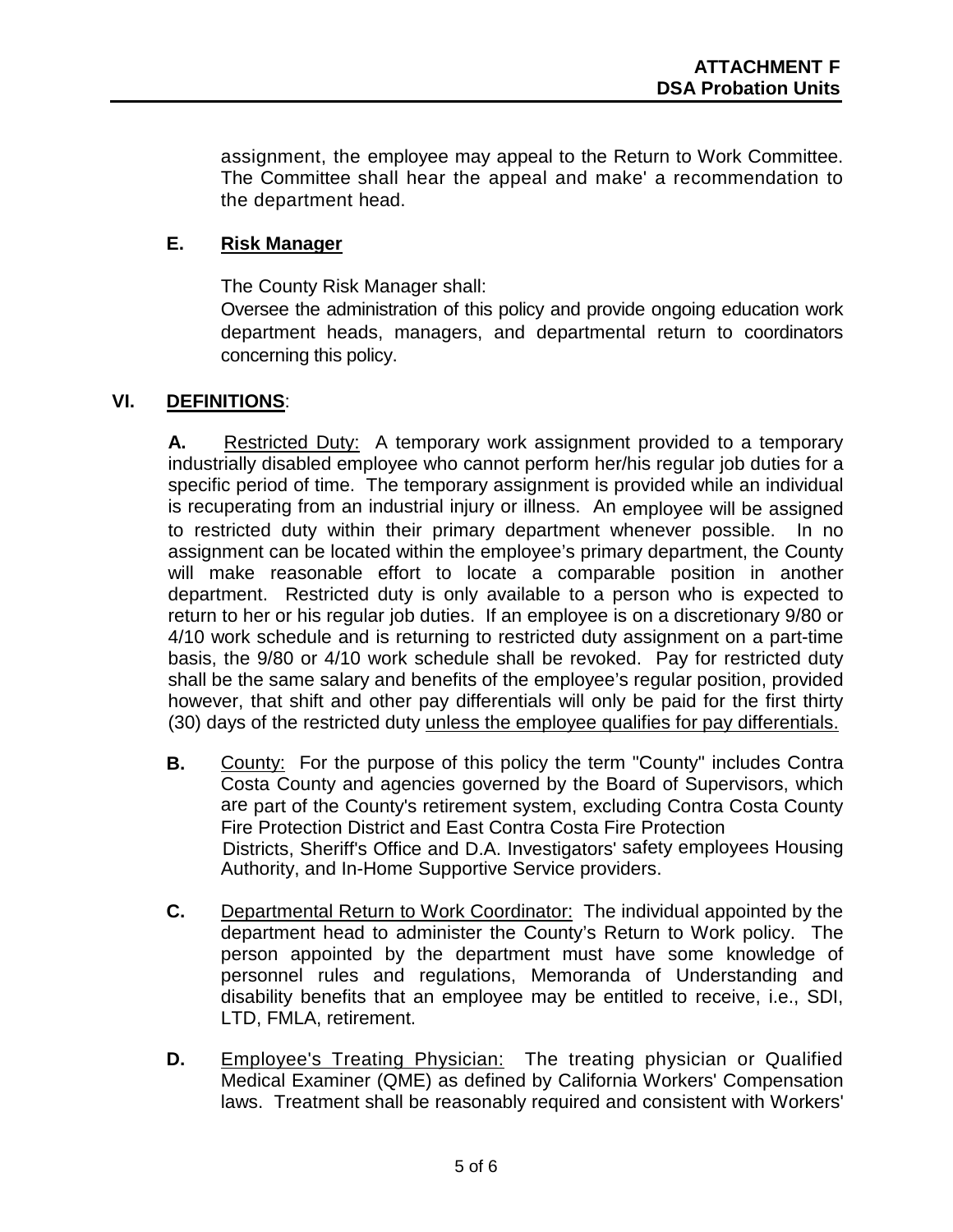assignment, the employee may appeal to the Return to Work Committee. The Committee shall hear the appeal and make' a recommendation to the department head.

**E. Risk Manager**

The County Risk Manager shall:

Oversee the administration of this policy and provide ongoing education work department heads, managers, and departmental return to coordinators concerning this policy.

## VI. DEFINITIONS:

**A.** Restricted Duty: A temporary work assignment provided to a temporary industrially disabled employee who cannot perform her/his regular job duties for a specific period of time. The temporary assignment is provided while an individual is recuperating from an industrial injury or illness. An employee will be assigned to restricted duty within their primary department whenever possible. In no assignment can be located within the employee's primary department, the County will make reasonable effort to locate a comparable position in another department. Restricted duty is only available to a person who is expected to return to her or his regular job duties. If an employee is on a discretionary 9/80 or 4/10 work schedule and is returning to restricted duty assignment on a part-time basis, the 9/80 or 4/10 work schedule shall be revoked. Pay for restricted duty shall be the same salary and benefits of the employee's regular position, provided however, that shift and other pay differentials will only be paid for the first thirty (30) days of the restricted duty unless the employee qualifies for pay differentials.

**B.** County: For the purpose of this policy the term "County" includes Contra Costa County and agencies governed by the Board of Supervisors, which are part of the County's retirement system, excluding Contra Costa County Fire Protection District and East Contra Costa Fire Protection Districts, Sheriff's Office and D.A. Investigators' safety employees Housing Authority, and In-Home Supportive Service providers.

**C.** Departmental Return to Work Coordinator: The individual appointed by the department head to administer the County's Return to Work policy. The person appointed by the department must have some knowledge of personnel rules and regulations, Memoranda of Understanding and disability benefits that an employee may be entitled to receive, i.e., SDI, LTD, FMLA, retirement.

**D.** Employee's Treating Physician: The treating physician or Qualified Medical Examiner (QME) as defined by California Workers' Compensation laws. Treatment shall be reasonably required and consistent with Workers'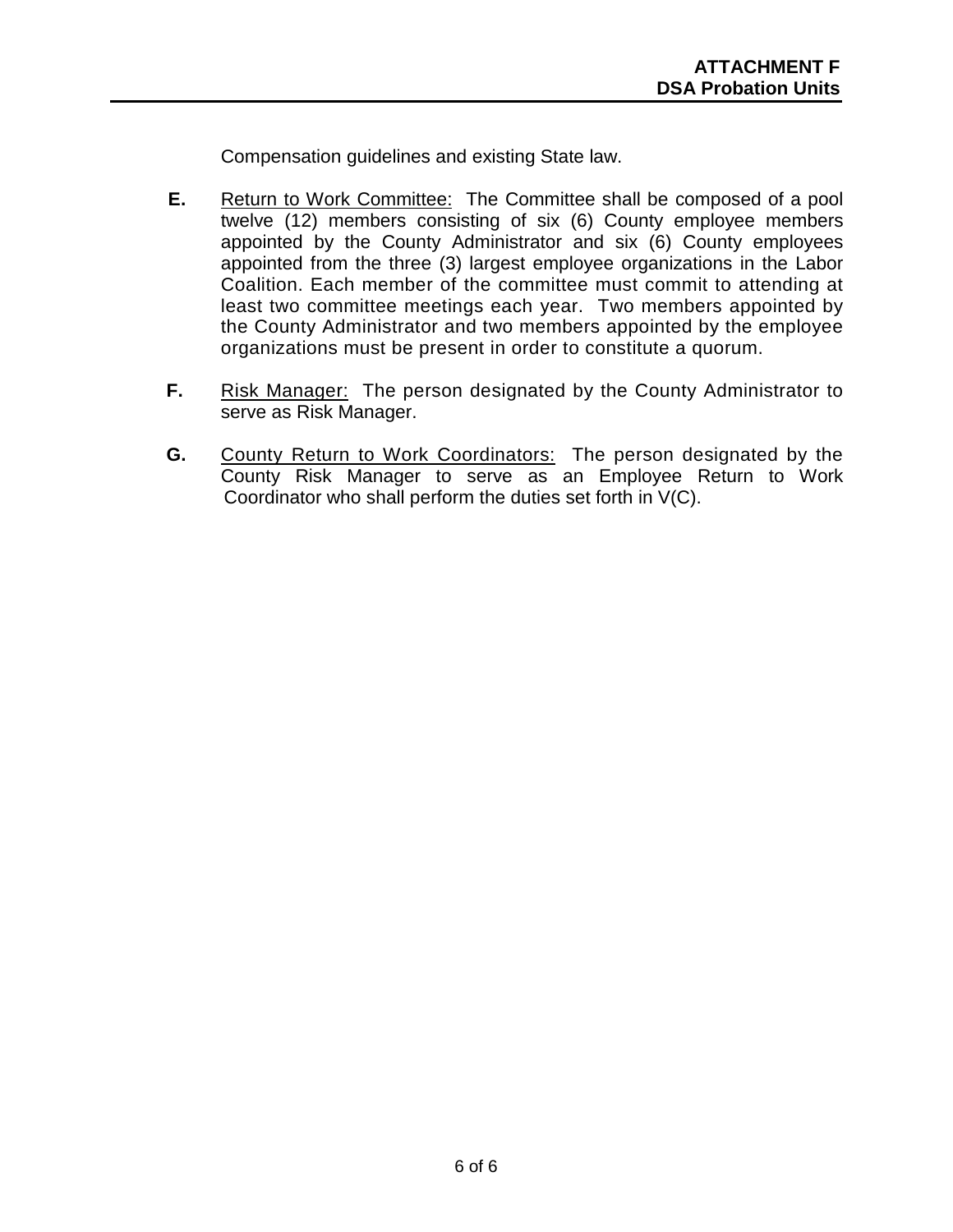Compensation guidelines and existing State law.

**E.** Return to Work Committee: The Committee shall be composed of a pool twelve (12) members consisting of six (6) County employee members appointed by the County Administrator and six (6) County employees appointed from the three (3) largest employee organizations in the Labor Coalition. Each member of the committee must commit to attending at least two committee meetings each year. Two members appointed by the County Administrator and two members appointed by the employee organizations must be present in order to constitute a quorum.

**F.** Risk Manager: The person designated by the County Administrator to serve as Risk Manager.

**G.** County Return to Work Coordinators: The person designated by the County Risk Manager to serve as an Employee Return to Work Coordinator who shall perform the duties set forth in V(C).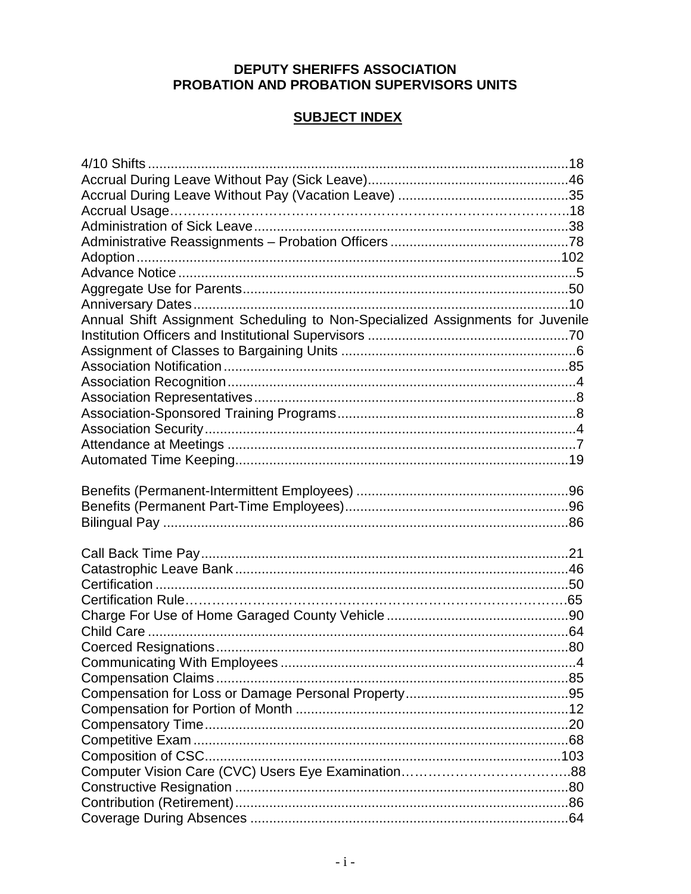**DEPUTY SHERIFFS ASSOCIATION**
**PROBATION AND PROBATION SUPERVISORS UNITS**

**SUBJECT INDEX**

4/10 Shifts ........................................................................................................18
Accrual During Leave Without Pay (Sick Leave).....................................................46
Accrual During Leave Without Pay (Vacation Leave) .............................................35
Accrual Usage……………………………………………………………………………..18
Administration of Sick Leave...................................................................................38
Administrative Reassignments – Probation Officers ...............................................78
Adoption.................................................................................................................102
Advance Notice .........................................................................................................5
Aggregate Use for Parents......................................................................................50
Anniversary Dates ...................................................................................................10
Annual Shift Assignment Scheduling to Non-Specialized Assignments for Juvenile Institution Officers and Institutional Supervisors .....................................................70
Assignment of Classes to Bargaining Units ..............................................................6
Association Notification ...........................................................................................85
Association Recognition ............................................................................................4
Association Representatives .....................................................................................8
Association-Sponsored Training Programs................................................................8
Association Security ..................................................................................................4
Attendance at Meetings .............................................................................................7
Automated Time Keeping........................................................................................19

Benefits (Permanent-Intermittent Employees) ........................................................96
Benefits (Permanent Part-Time Employees)...........................................................96
Bilingual Pay ...........................................................................................................86

Call Back Time Pay .................................................................................................21
Catastrophic Leave Bank ........................................................................................46
Certification .............................................................................................................50
Certification Rule…………………………………………………………………………65
Charge For Use of Home Garaged County Vehicle ................................................90
Child Care ...............................................................................................................64
Coerced Resignations .............................................................................................80
Communicating With Employees ..............................................................................4
Compensation Claims .............................................................................................85
Compensation for Loss or Damage Personal Property...........................................95
Compensation for Portion of Month ........................................................................12
Compensatory Time................................................................................................20
Competitive Exam ...................................................................................................68
Composition of CSC...............................................................................................103
Computer Vision Care (CVC) Users Eye Examination………………………………..88
Constructive Resignation ........................................................................................80
Contribution (Retirement).........................................................................................86
Coverage During Absences ....................................................................................64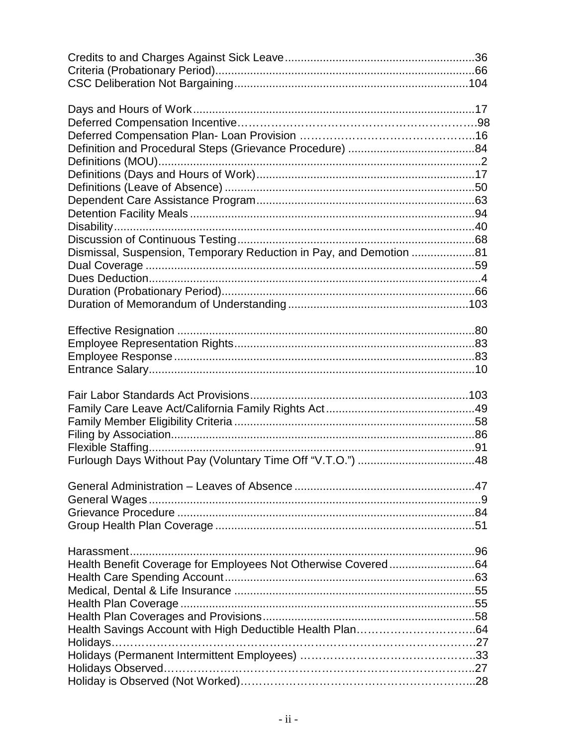Credits to and Charges Against Sick Leave...........................................................36
Criteria (Probationary Period)..................................................................................66
CSC Deliberation Not Bargaining..........................................................................104

Days and Hours of Work.........................................................................................17
Deferred Compensation Incentive………………………………………………………98
Deferred Compensation Plan- Loan Provision ………………………………………..16
Definition and Procedural Steps (Grievance Procedure) ........................................84
Definitions (MOU)......................................................................................................2
Definitions (Days and Hours of Work)....................................................................17
Definitions (Leave of Absence) ..............................................................................50
Dependent Care Assistance Program....................................................................63
Detention Facility Meals .........................................................................................94
Disability..................................................................................................................40
Discussion of Continuous Testing...........................................................................68
Dismissal, Suspension, Temporary Reduction in Pay, and Demotion ....................81
Dual Coverage ........................................................................................................59
Dues Deduction.........................................................................................................4
Duration (Probationary Period)................................................................................66
Duration of Memorandum of Understanding.........................................................103

Effective Resignation ..............................................................................................80
Employee Representation Rights...........................................................................83
Employee Response ...............................................................................................83
Entrance Salary.......................................................................................................10

Fair Labor Standards Act Provisions.....................................................................103
Family Care Leave Act/California Family Rights Act...............................................49
Family Member Eligibility Criteria ...........................................................................58
Filing by Association................................................................................................86
Flexible Staffing.......................................................................................................91
Furlough Days Without Pay (Voluntary Time Off "V.T.O.") .....................................48

General Administration – Leaves of Absence .........................................................47
General Wages..........................................................................................................9
Grievance Procedure ..............................................................................................84
Group Health Plan Coverage ..................................................................................51

Harassment.............................................................................................................96
Health Benefit Coverage for Employees Not Otherwise Covered...........................64
Health Care Spending Account...............................................................................63
Medical, Dental & Life Insurance ............................................................................55
Health Plan Coverage .............................................................................................55
Health Plan Coverages and Provisions...................................................................58
Health Savings Account with High Deductible Health Plan…………………………..64
Holidays……………………………………………………………………………………27
Holidays (Permanent Intermittent Employees) ……………………………………….33
Holidays Observed…………………………………………………………………….27
Holiday is Observed (Not Worked)……………………………………………………..28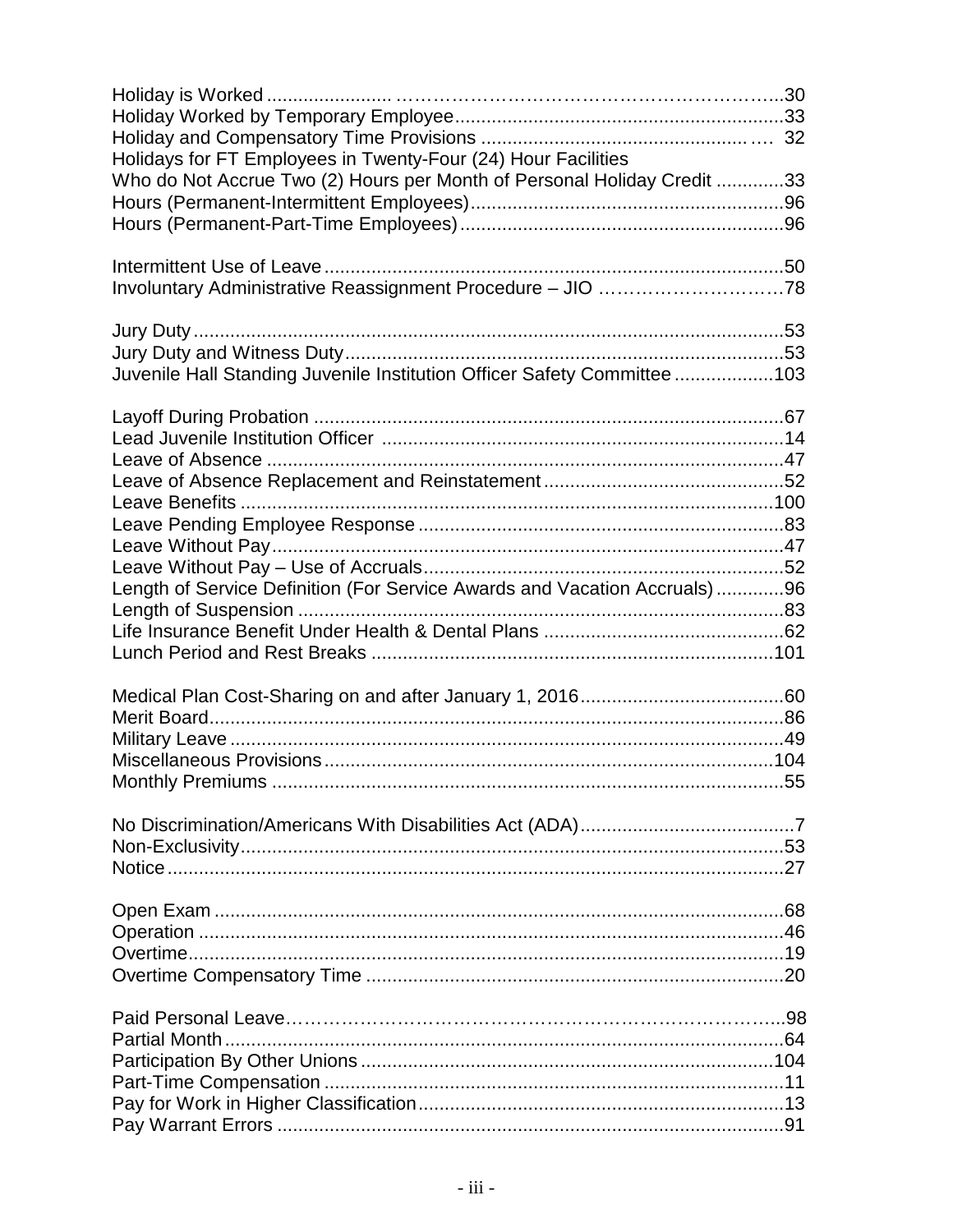Holiday is Worked ..................... ………………………………………………….....30
Holiday Worked by Temporary Employee..............................................................33
Holiday and Compensatory Time Provisions ...................................................…. 32
Holidays for FT Employees in Twenty-Four (24) Hour Facilities
Who do Not Accrue Two (2) Hours per Month of Personal Holiday Credit .............33
Hours (Permanent-Intermittent Employees)............................................................96
Hours (Permanent-Part-Time Employees)..............................................................96

Intermittent Use of Leave.......................................................................................50
Involuntary Administrative Reassignment Procedure – JIO …………………………78

Jury Duty................................................................................................................53
Jury Duty and Witness Duty...................................................................................53
Juvenile Hall Standing Juvenile Institution Officer Safety Committee ..................103

Layoff During Probation .........................................................................................67
Lead Juvenile Institution Officer ............................................................................14
Leave of Absence ..................................................................................................47
Leave of Absence Replacement and Reinstatement..............................................52
Leave Benefits .....................................................................................................100
Leave Pending Employee Response .....................................................................83
Leave Without Pay..................................................................................................47
Leave Without Pay – Use of Accruals.....................................................................52
Length of Service Definition (For Service Awards and Vacation Accruals).............96
Length of Suspension ............................................................................................83
Life Insurance Benefit Under Health & Dental Plans ..............................................62
Lunch Period and Rest Breaks .............................................................................101

Medical Plan Cost-Sharing on and after January 1, 2016.......................................60
Merit Board.............................................................................................................86
Military Leave .........................................................................................................49
Miscellaneous Provisions......................................................................................104
Monthly Premiums .................................................................................................55

No Discrimination/Americans With Disabilities Act (ADA).........................................7
Non-Exclusivity.......................................................................................................53
Notice.....................................................................................................................27

Open Exam ............................................................................................................68
Operation ...............................................................................................................46
Overtime.................................................................................................................19
Overtime Compensatory Time ...............................................................................20

Paid Personal Leave……………………………………………………………………...98
Partial Month ..........................................................................................................64
Participation By Other Unions ..............................................................................104
Part-Time Compensation .......................................................................................11
Pay for Work in Higher Classification.....................................................................13
Pay Warrant Errors ................................................................................................91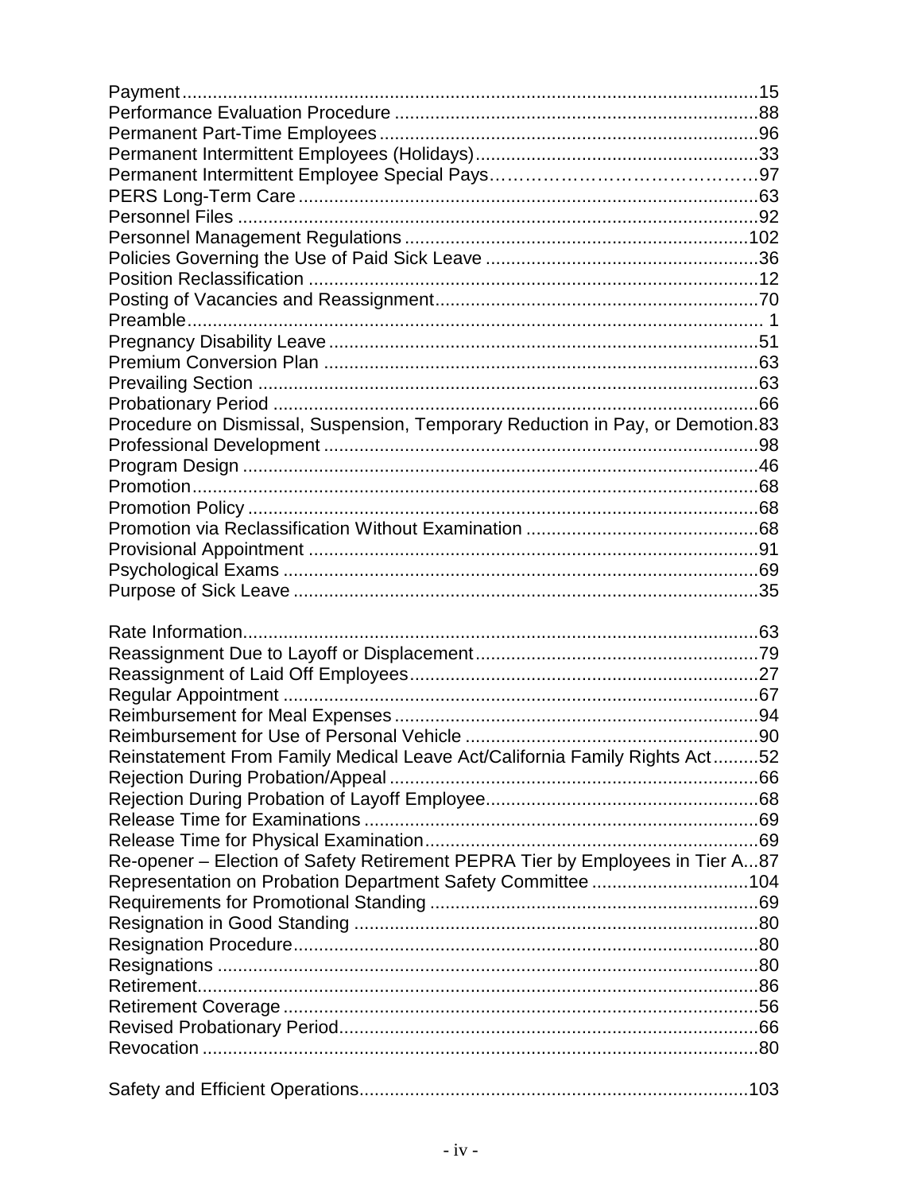Payment ........................................................................................................... 15
Performance Evaluation Procedure ......................................................................... 88
Permanent Part-Time Employees ............................................................................ 96
Permanent Intermittent Employees (Holidays) ......................................................... 33
Permanent Intermittent Employee Special Pays ....................................................... 97
PERS Long-Term Care ........................................................................................... 63
Personnel Files ....................................................................................................... 92
Personnel Management Regulations ..................................................................... 102
Policies Governing the Use of Paid Sick Leave ....................................................... 36
Position Reclassification .......................................................................................... 12
Posting of Vacancies and Reassignment ................................................................. 70
Preamble .................................................................................................................. 1
Pregnancy Disability Leave ...................................................................................... 51
Premium Conversion Plan ....................................................................................... 63
Prevailing Section .................................................................................................... 63
Probationary Period ................................................................................................. 66
Procedure on Dismissal, Suspension, Temporary Reduction in Pay, or Demotion . 83
Professional Development ....................................................................................... 98
Program Design ....................................................................................................... 46
Promotion ................................................................................................................. 68
Promotion Policy ...................................................................................................... 68
Promotion via Reclassification Without Examination ............................................... 68
Provisional Appointment .......................................................................................... 91
Psychological Exams ............................................................................................... 69
Purpose of Sick Leave ............................................................................................. 35

Rate Information ...................................................................................................... 63
Reassignment Due to Layoff or Displacement ......................................................... 79
Reassignment of Laid Off Employees ...................................................................... 27
Regular Appointment ............................................................................................... 67
Reimbursement for Meal Expenses ......................................................................... 94
Reimbursement for Use of Personal Vehicle ........................................................... 90
Reinstatement From Family Medical Leave Act/California Family Rights Act .......... 52
Rejection During Probation/Appeal .......................................................................... 66
Rejection During Probation of Layoff Employee ....................................................... 68
Release Time for Examinations ............................................................................... 69
Release Time for Physical Examination .................................................................. 69
Re-opener – Election of Safety Retirement PEPRA Tier by Employees in Tier A ... 87
Representation on Probation Department Safety Committee ................................ 104
Requirements for Promotional Standing ................................................................. 69
Resignation in Good Standing ................................................................................. 80
Resignation Procedure ............................................................................................. 80
Resignations ............................................................................................................ 80
Retirement ................................................................................................................ 86
Retirement Coverage ............................................................................................... 56
Revised Probationary Period .................................................................................... 66
Revocation ............................................................................................................... 80

Safety and Efficient Operations .............................................................................. 103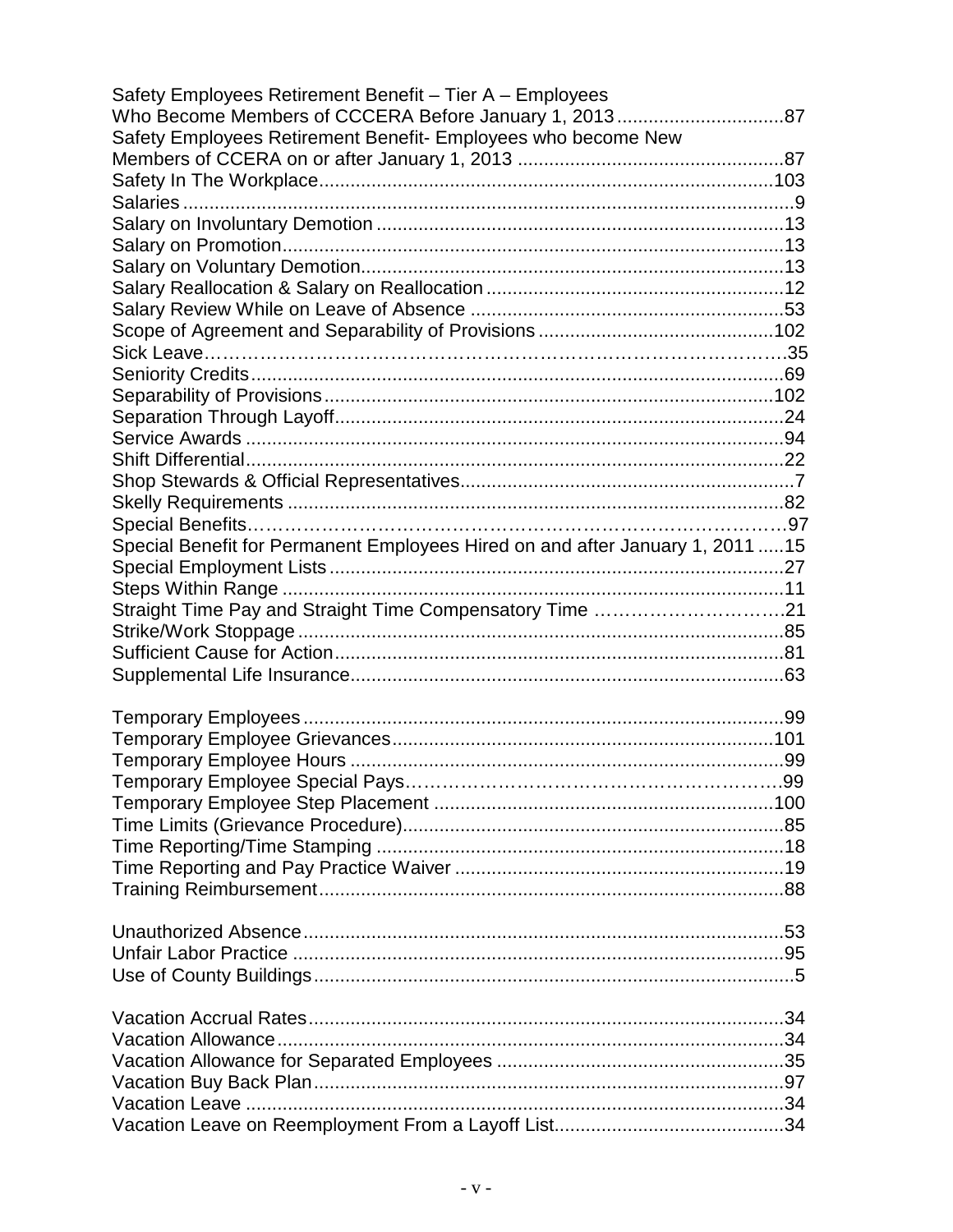Safety Employees Retirement Benefit – Tier A – Employees Who Become Members of CCCERA Before January 1, 2013 ....................................87
Safety Employees Retirement Benefit- Employees who become New Members of CCERA on or after January 1, 2013 ....................................87
Safety In The Workplace....................................103
Salaries ....................................9
Salary on Involuntary Demotion ....................................13
Salary on Promotion....................................13
Salary on Voluntary Demotion....................................13
Salary Reallocation & Salary on Reallocation ....................................12
Salary Review While on Leave of Absence ....................................53
Scope of Agreement and Separability of Provisions ....................................102
Sick Leave……………………………………………………………………………….35
Seniority Credits....................................69
Separability of Provisions....................................102
Separation Through Layoff....................................24
Service Awards ....................................94
Shift Differential....................................22
Shop Stewards & Official Representatives....................................7
Skelly Requirements ....................................82
Special Benefits…………………………………………………………………………97
Special Benefit for Permanent Employees Hired on and after January 1, 2011 .....15
Special Employment Lists ....................................27
Steps Within Range ....................................11
Straight Time Pay and Straight Time Compensatory Time ………………………….21
Strike/Work Stoppage ....................................85
Sufficient Cause for Action....................................81
Supplemental Life Insurance....................................63

Temporary Employees....................................99
Temporary Employee Grievances....................................101
Temporary Employee Hours ....................................99
Temporary Employee Special Pays……………………………………………………99
Temporary Employee Step Placement ....................................100
Time Limits (Grievance Procedure)....................................85
Time Reporting/Time Stamping ....................................18
Time Reporting and Pay Practice Waiver ....................................19
Training Reimbursement....................................88

Unauthorized Absence....................................53
Unfair Labor Practice ....................................95
Use of County Buildings....................................5

Vacation Accrual Rates....................................34
Vacation Allowance....................................34
Vacation Allowance for Separated Employees ....................................35
Vacation Buy Back Plan....................................97
Vacation Leave ....................................34
Vacation Leave on Reemployment From a Layoff List....................................34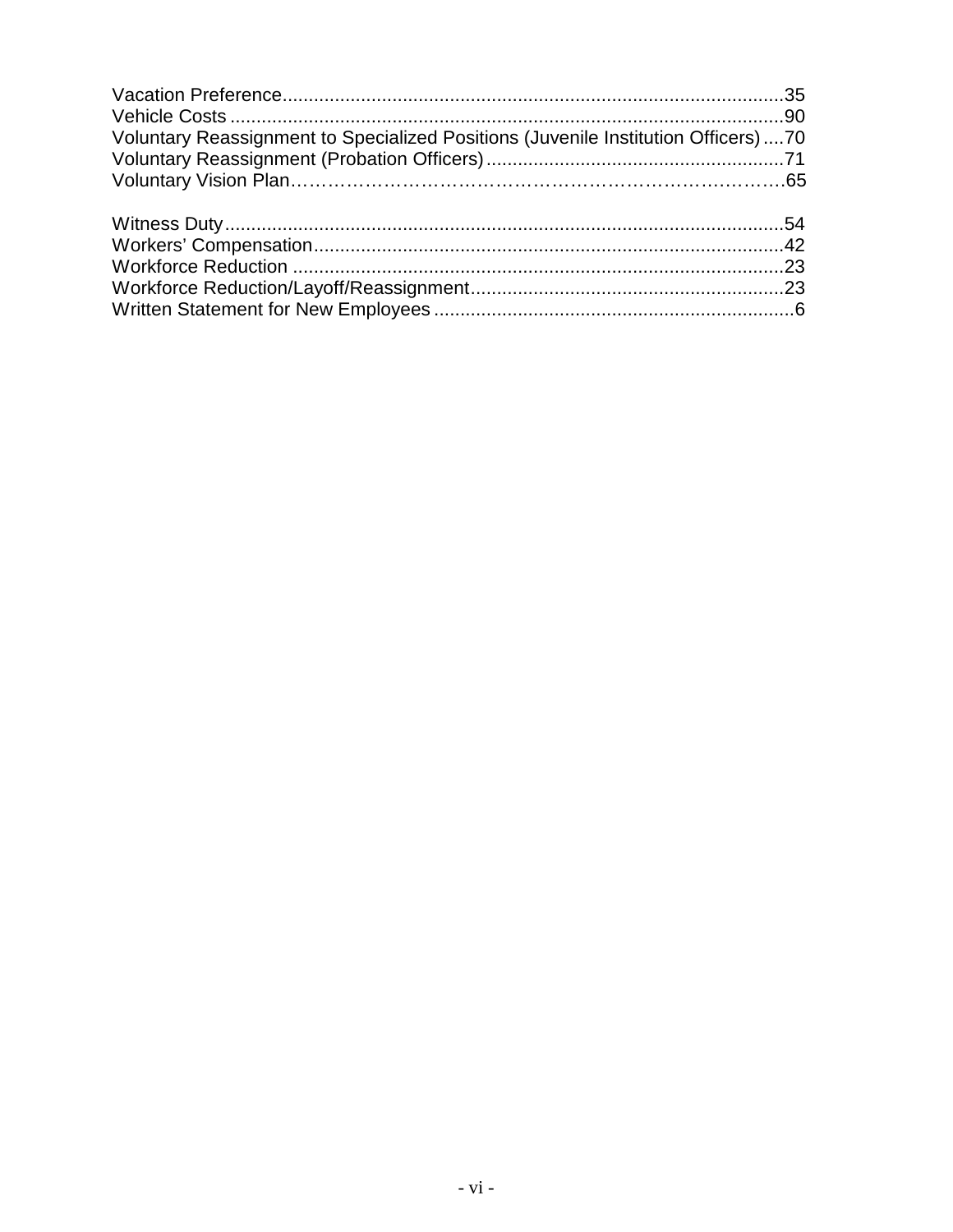Vacation Preference................................................................................................35
Vehicle Costs .........................................................................................................90
Voluntary Reassignment to Specialized Positions (Juvenile Institution Officers)....70
Voluntary Reassignment (Probation Officers).........................................................71
Voluntary Vision Plan…………………………………………………………………….65

Witness Duty..........................................................................................................54
Workers' Compensation.........................................................................................42
Workforce Reduction .............................................................................................23
Workforce Reduction/Layoff/Reassignment...........................................................23
Written Statement for New Employees ....................................................................6